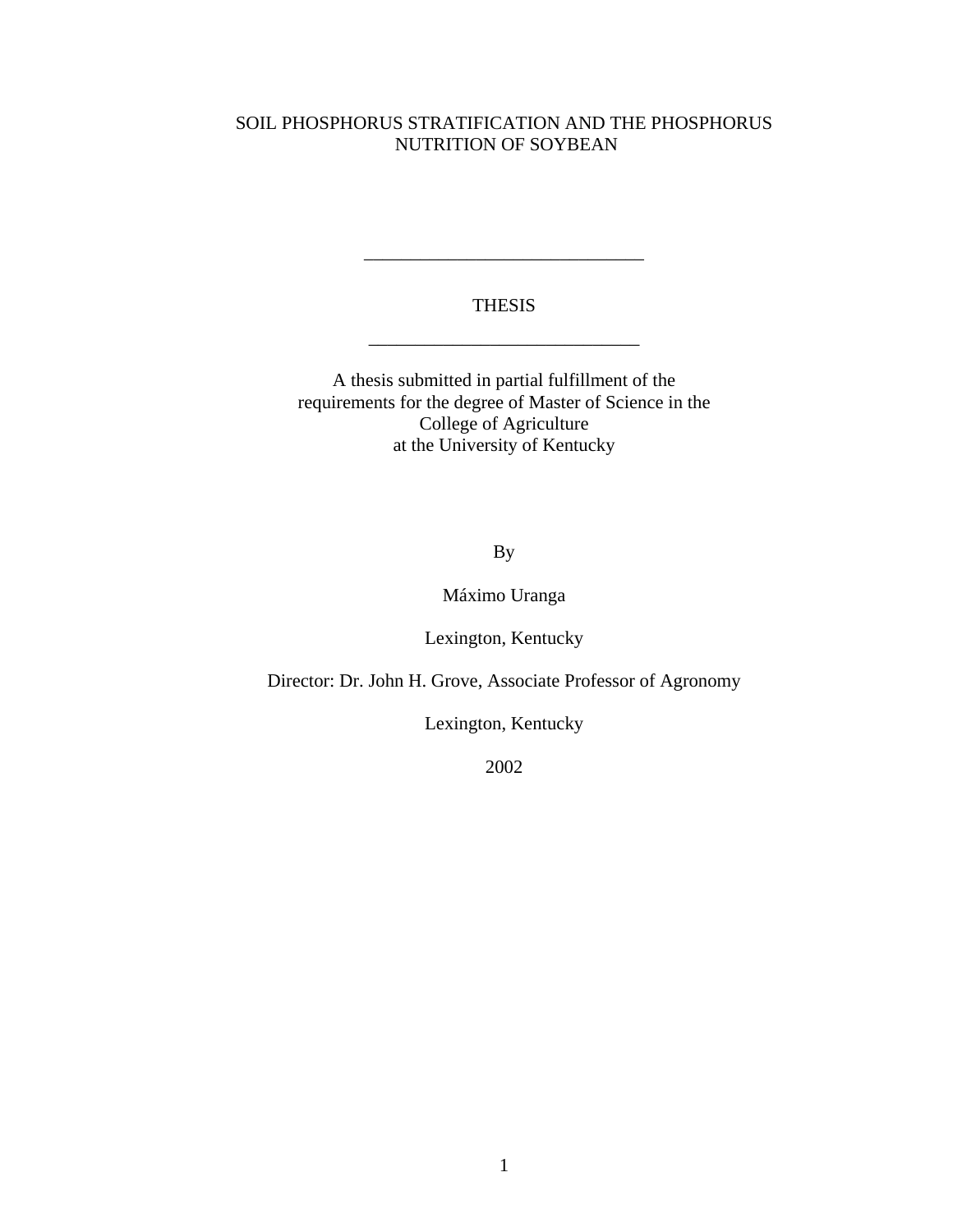# SOIL PHOSPHORUS STRATIFICATION AND THE PHOSPHORUS NUTRITION OF SOYBEAN

---

THESIS

---

A thesis submitted in partial fulfillment of the requirements for the degree of Master of Science in the College of Agriculture at the University of Kentucky

By

Máximo Uranga

Lexington, Kentucky

Director: Dr. John H. Grove, Associate Professor of Agronomy

Lexington, Kentucky

2002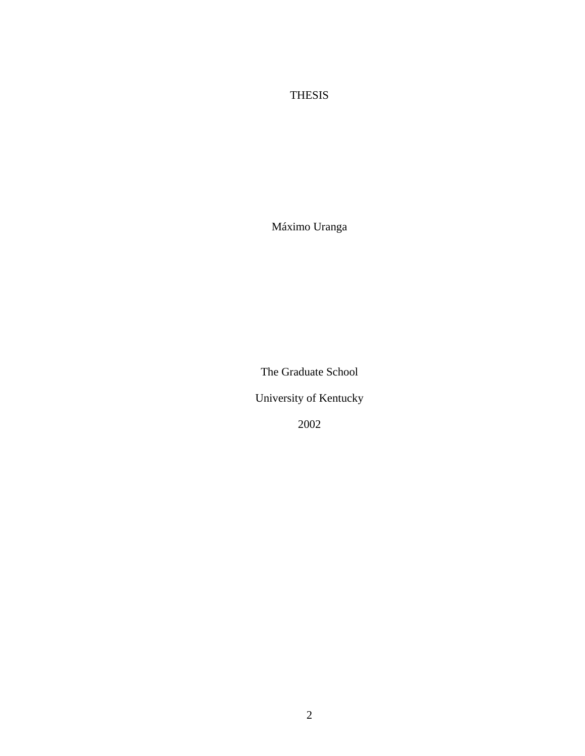THESIS

Máximo Uranga

The Graduate School

University of Kentucky

2002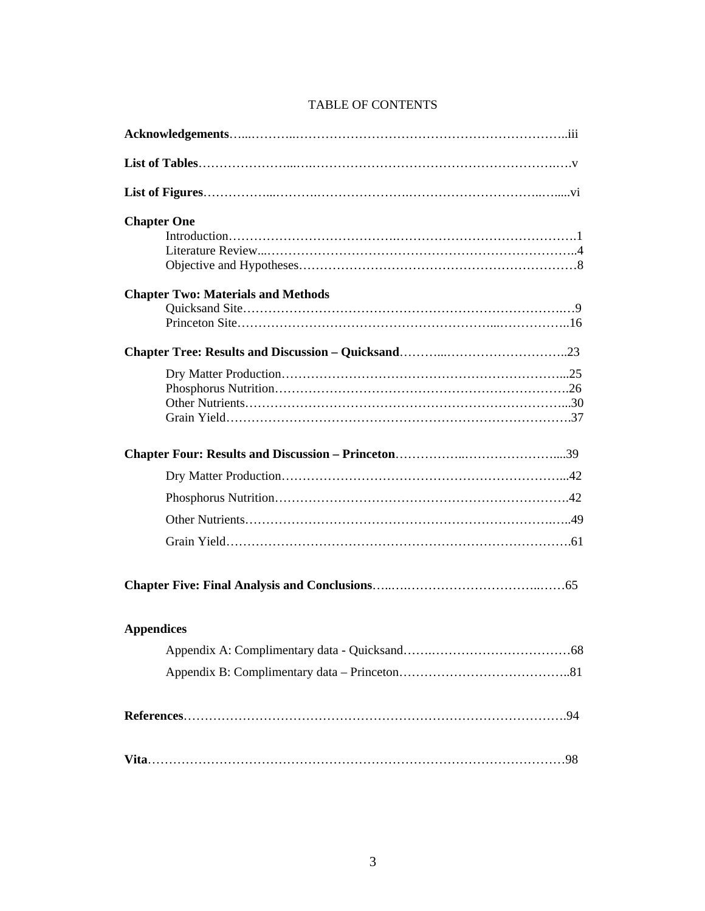# TABLE OF CONTENTS

**Acknowledgements**…...………..…………………………………………………………..iii

**List of Tables**…………………...…..…………………………………………………….….v

**List of Figures**……………...……….………………….…………………………..…....vi

**Chapter One**

- Introduction…………………………………………………………………………….1
- Literature Review...………………………………………………………………..4
- Objective and Hypotheses………………………………………………………8

**Chapter Two: Materials and Methods**

- Quicksand Site………………………………………………………….……….…9
- Princeton Site…………………………………………………...……………..16

**Chapter Tree: Results and Discussion – Quicksand**………...………………………..23

- Dry Matter Production……………………………………………………………...25
- Phosphorus Nutrition…………………………………………………………….26
- Other Nutrients…………………………………………………………………...30
- Grain Yield……………………………………………………………………….37

**Chapter Four: Results and Discussion – Princeton**……………..…………………....39

- Dry Matter Production……………………………………………………………...42
- Phosphorus Nutrition…………………………………………………………….42
- Other Nutrients……………………………………………………………….…..49
- Grain Yield……………………………………………………………………….61

**Chapter Five: Final Analysis and Conclusions**…..….………………………………..……65

**Appendices**

- Appendix A: Complimentary data - Quicksand…….……………………………68
- Appendix B: Complimentary data – Princeton………………………………..81

**References**……………………………………………………………………………….94

**Vita**……………………………………………………………………………………98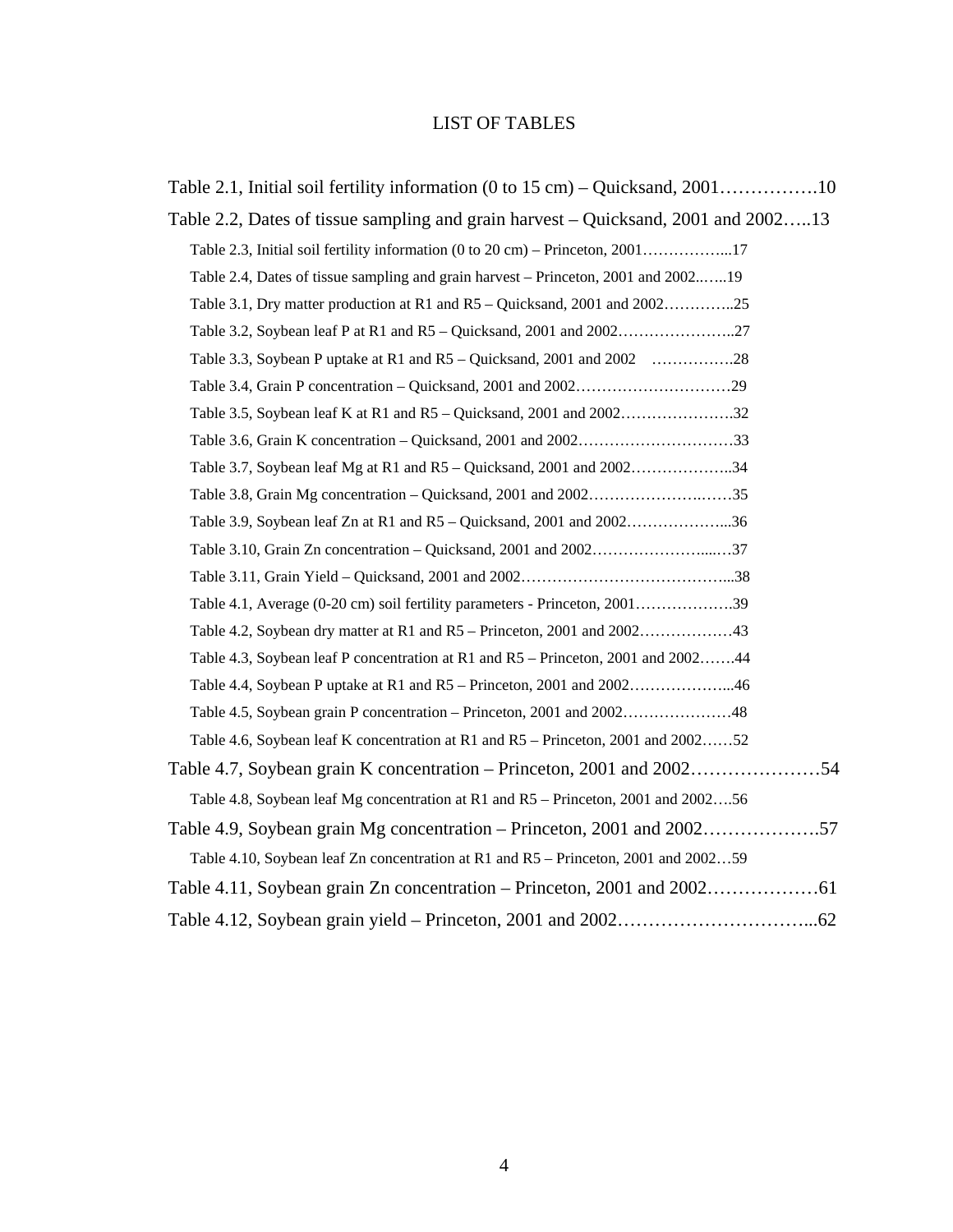# LIST OF TABLES

Table 2.1, Initial soil fertility information (0 to 15 cm) – Quicksand, 2001…………….10

Table 2.2, Dates of tissue sampling and grain harvest – Quicksand, 2001 and 2002…..13

Table 2.3, Initial soil fertility information (0 to 20 cm) – Princeton, 2001……………...17

Table 2.4, Dates of tissue sampling and grain harvest – Princeton, 2001 and 2002..…..19

Table 3.1, Dry matter production at R1 and R5 – Quicksand, 2001 and 2002…………..25

Table 3.2, Soybean leaf P at R1 and R5 – Quicksand, 2001 and 2002…………………..27

Table 3.3, Soybean P uptake at R1 and R5 – Quicksand, 2001 and 2002 …………….28

Table 3.4, Grain P concentration – Quicksand, 2001 and 2002…………………………29

Table 3.5, Soybean leaf K at R1 and R5 – Quicksand, 2001 and 2002………………….32

Table 3.6, Grain K concentration – Quicksand, 2001 and 2002…………………………33

Table 3.7, Soybean leaf Mg at R1 and R5 – Quicksand, 2001 and 2002………………..34

Table 3.8, Grain Mg concentration – Quicksand, 2001 and 2002……………….……35

Table 3.9, Soybean leaf Zn at R1 and R5 – Quicksand, 2001 and 2002………………...36

Table 3.10, Grain Zn concentration – Quicksand, 2001 and 2002…………………....…37

Table 3.11, Grain Yield – Quicksand, 2001 and 2002…………………………………...38

Table 4.1, Average (0-20 cm) soil fertility parameters - Princeton, 2001……………….39

Table 4.2, Soybean dry matter at R1 and R5 – Princeton, 2001 and 2002………………43

Table 4.3, Soybean leaf P concentration at R1 and R5 – Princeton, 2001 and 2002…….44

Table 4.4, Soybean P uptake at R1 and R5 – Princeton, 2001 and 2002………………...46

Table 4.5, Soybean grain P concentration – Princeton, 2001 and 2002…………………48

Table 4.6, Soybean leaf K concentration at R1 and R5 – Princeton, 2001 and 2002……52

Table 4.7, Soybean grain K concentration – Princeton, 2001 and 2002…………………54

Table 4.8, Soybean leaf Mg concentration at R1 and R5 – Princeton, 2001 and 2002….56

Table 4.9, Soybean grain Mg concentration – Princeton, 2001 and 2002……………….57

Table 4.10, Soybean leaf Zn concentration at R1 and R5 – Princeton, 2001 and 2002…59

Table 4.11, Soybean grain Zn concentration – Princeton, 2001 and 2002………………61

Table 4.12, Soybean grain yield – Princeton, 2001 and 2002…………………………...62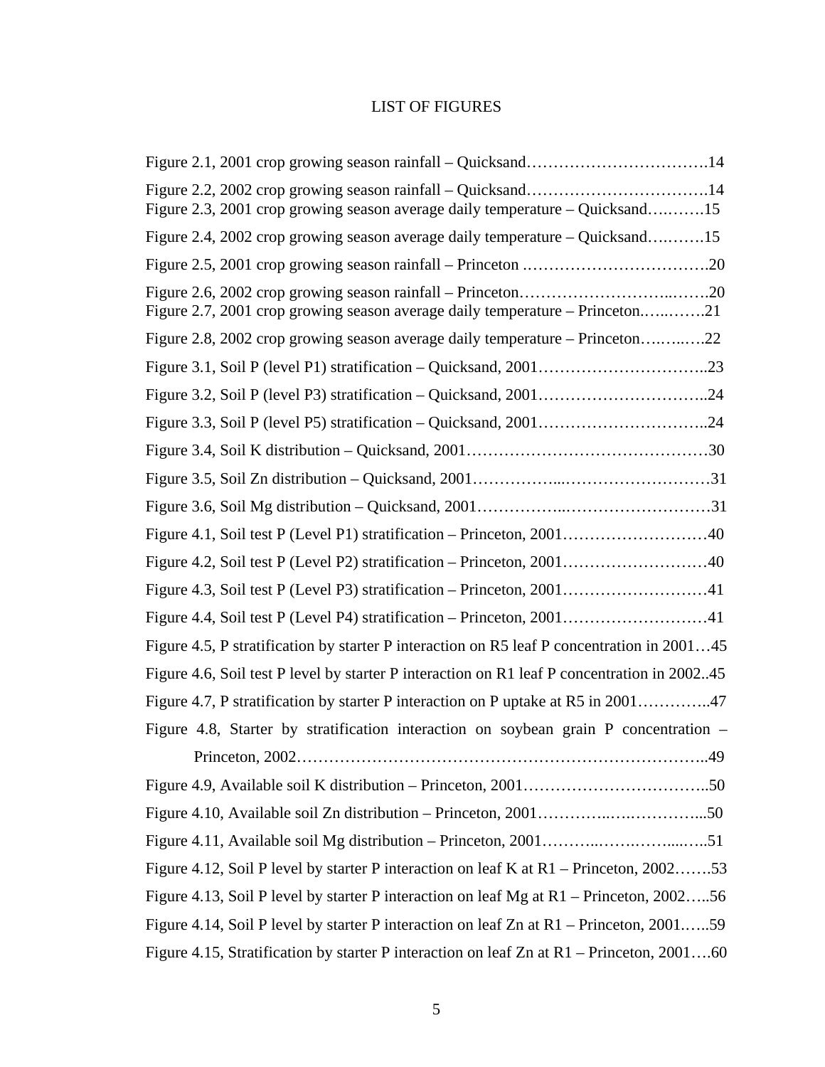# LIST OF FIGURES

Figure 2.1, 2001 crop growing season rainfall – Quicksand…………………………….14

Figure 2.2, 2002 crop growing season rainfall – Quicksand…………………………….14

Figure 2.3, 2001 crop growing season average daily temperature – Quicksand….…….15

Figure 2.4, 2002 crop growing season average daily temperature – Quicksand….…….15

Figure 2.5, 2001 crop growing season rainfall – Princeton .…………………………….20

Figure 2.6, 2002 crop growing season rainfall – Princeton……………………..…….20

Figure 2.7, 2001 crop growing season average daily temperature – Princeton.…..…….21

Figure 2.8, 2002 crop growing season average daily temperature – Princeton….…..….22

Figure 3.1, Soil P (level P1) stratification – Quicksand, 2001…………………………..23

Figure 3.2, Soil P (level P3) stratification – Quicksand, 2001…………………………..24

Figure 3.3, Soil P (level P5) stratification – Quicksand, 2001…………………………..24

Figure 3.4, Soil K distribution – Quicksand, 2001………………………………………30

Figure 3.5, Soil Zn distribution – Quicksand, 2001……………...………………………31

Figure 3.6, Soil Mg distribution – Quicksand, 2001……………..………………………31

Figure 4.1, Soil test P (Level P1) stratification – Princeton, 2001………………………40

Figure 4.2, Soil test P (Level P2) stratification – Princeton, 2001………………………40

Figure 4.3, Soil test P (Level P3) stratification – Princeton, 2001………………………41

Figure 4.4, Soil test P (Level P4) stratification – Princeton, 2001………………………41

Figure 4.5, P stratification by starter P interaction on R5 leaf P concentration in 2001…45

Figure 4.6, Soil test P level by starter P interaction on R1 leaf P concentration in 2002..45

Figure 4.7, P stratification by starter P interaction on P uptake at R5 in 2001…………..47

Figure 4.8, Starter by stratification interaction on soybean grain P concentration – Princeton, 2002………………………………………………………………..49

Figure 4.9, Available soil K distribution – Princeton, 2001……………………………..50

Figure 4.10, Available soil Zn distribution – Princeton, 2001…………..….…………...50

Figure 4.11, Available soil Mg distribution – Princeton, 2001………..…….……...…..51

Figure 4.12, Soil P level by starter P interaction on leaf K at R1 – Princeton, 2002…….53

Figure 4.13, Soil P level by starter P interaction on leaf Mg at R1 – Princeton, 2002…..56

Figure 4.14, Soil P level by starter P interaction on leaf Zn at R1 – Princeton, 2001.…..59

Figure 4.15, Stratification by starter P interaction on leaf Zn at R1 – Princeton, 2001….60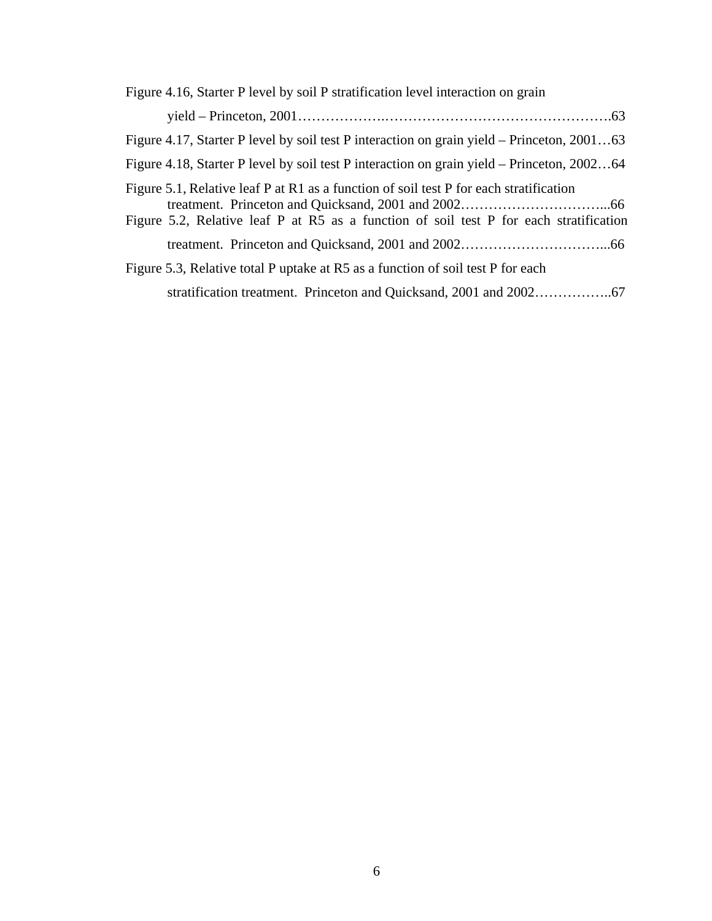Figure 4.16, Starter P level by soil P stratification level interaction on grain yield – Princeton, 2001……………….………………………………………….63

Figure 4.17, Starter P level by soil test P interaction on grain yield – Princeton, 2001…63

Figure 4.18, Starter P level by soil test P interaction on grain yield – Princeton, 2002…64

Figure 5.1, Relative leaf P at R1 as a function of soil test P for each stratification treatment. Princeton and Quicksand, 2001 and 2002…………………………...66

Figure 5.2, Relative leaf P at R5 as a function of soil test P for each stratification treatment. Princeton and Quicksand, 2001 and 2002…………………………...66

Figure 5.3, Relative total P uptake at R5 as a function of soil test P for each stratification treatment. Princeton and Quicksand, 2001 and 2002……………..67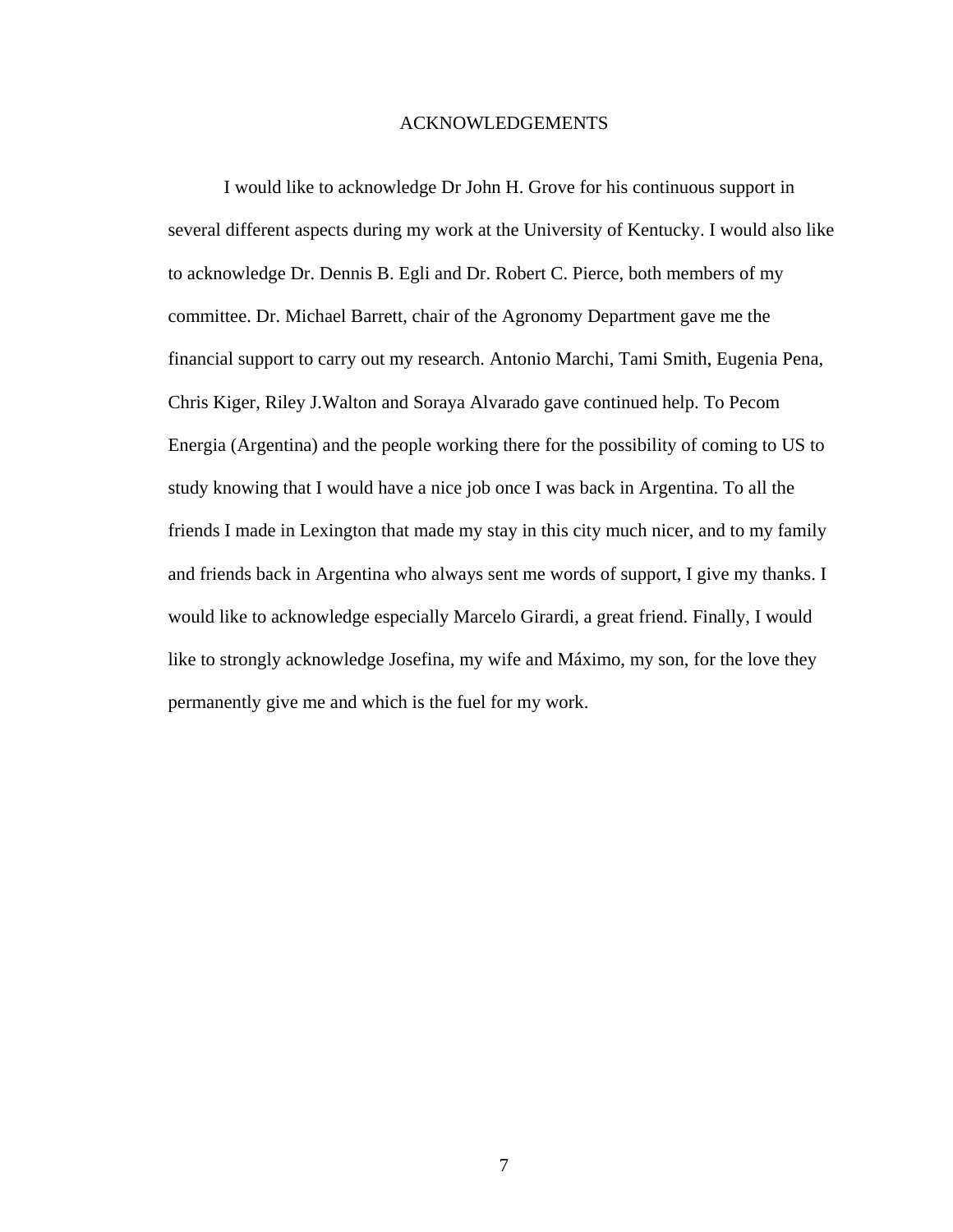# ACKNOWLEDGEMENTS

I would like to acknowledge Dr John H. Grove for his continuous support in several different aspects during my work at the University of Kentucky. I would also like to acknowledge Dr. Dennis B. Egli and Dr. Robert C. Pierce, both members of my committee. Dr. Michael Barrett, chair of the Agronomy Department gave me the financial support to carry out my research. Antonio Marchi, Tami Smith, Eugenia Pena, Chris Kiger, Riley J.Walton and Soraya Alvarado gave continued help. To Pecom Energia (Argentina) and the people working there for the possibility of coming to US to study knowing that I would have a nice job once I was back in Argentina. To all the friends I made in Lexington that made my stay in this city much nicer, and to my family and friends back in Argentina who always sent me words of support, I give my thanks. I would like to acknowledge especially Marcelo Girardi, a great friend. Finally, I would like to strongly acknowledge Josefina, my wife and Máximo, my son, for the love they permanently give me and which is the fuel for my work.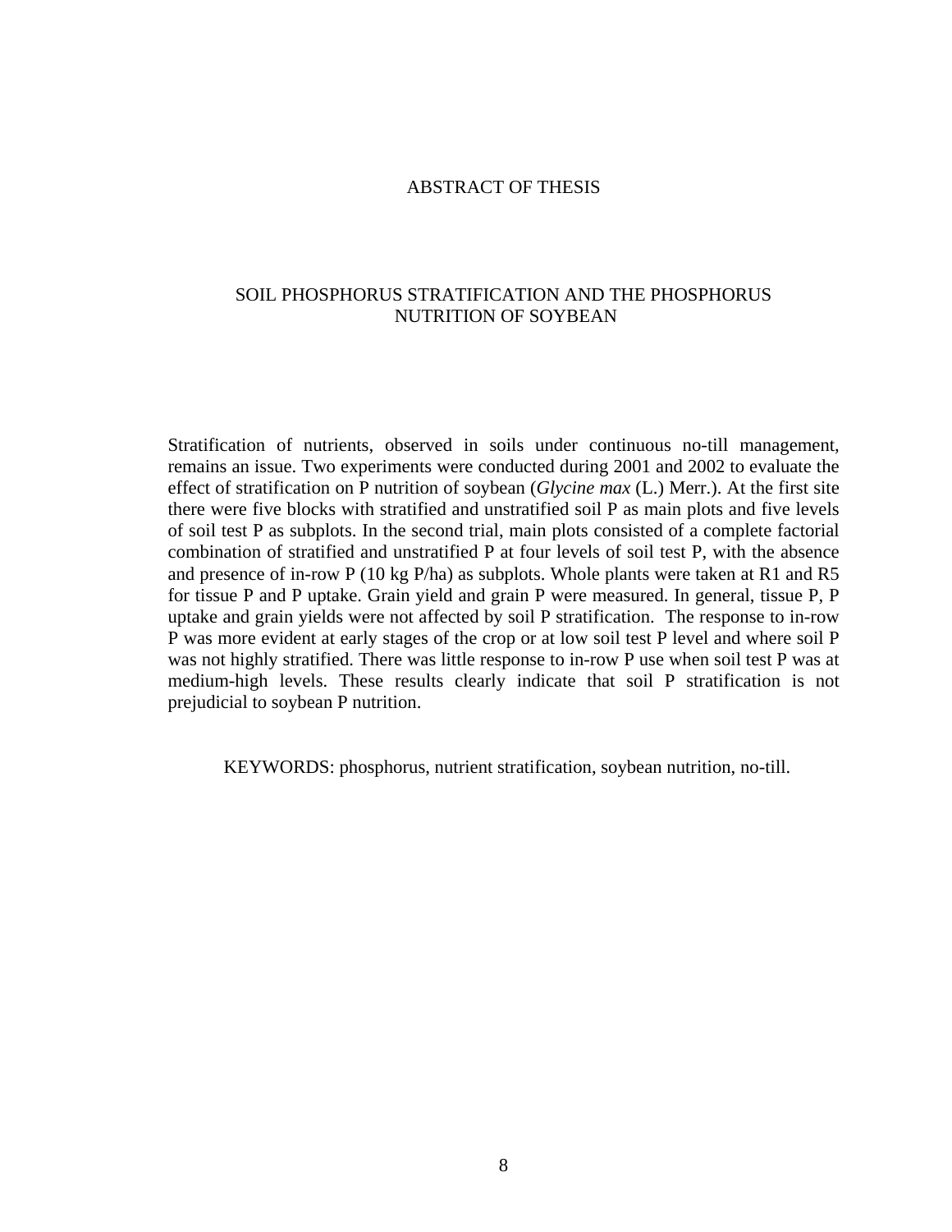# ABSTRACT OF THESIS

## SOIL PHOSPHORUS STRATIFICATION AND THE PHOSPHORUS NUTRITION OF SOYBEAN

Stratification of nutrients, observed in soils under continuous no-till management, remains an issue. Two experiments were conducted during 2001 and 2002 to evaluate the effect of stratification on P nutrition of soybean (*Glycine max* (L.) Merr.). At the first site there were five blocks with stratified and unstratified soil P as main plots and five levels of soil test P as subplots. In the second trial, main plots consisted of a complete factorial combination of stratified and unstratified P at four levels of soil test P, with the absence and presence of in-row P (10 kg P/ha) as subplots. Whole plants were taken at R1 and R5 for tissue P and P uptake. Grain yield and grain P were measured. In general, tissue P, P uptake and grain yields were not affected by soil P stratification. The response to in-row P was more evident at early stages of the crop or at low soil test P level and where soil P was not highly stratified. There was little response to in-row P use when soil test P was at medium-high levels. These results clearly indicate that soil P stratification is not prejudicial to soybean P nutrition.

KEYWORDS: phosphorus, nutrient stratification, soybean nutrition, no-till.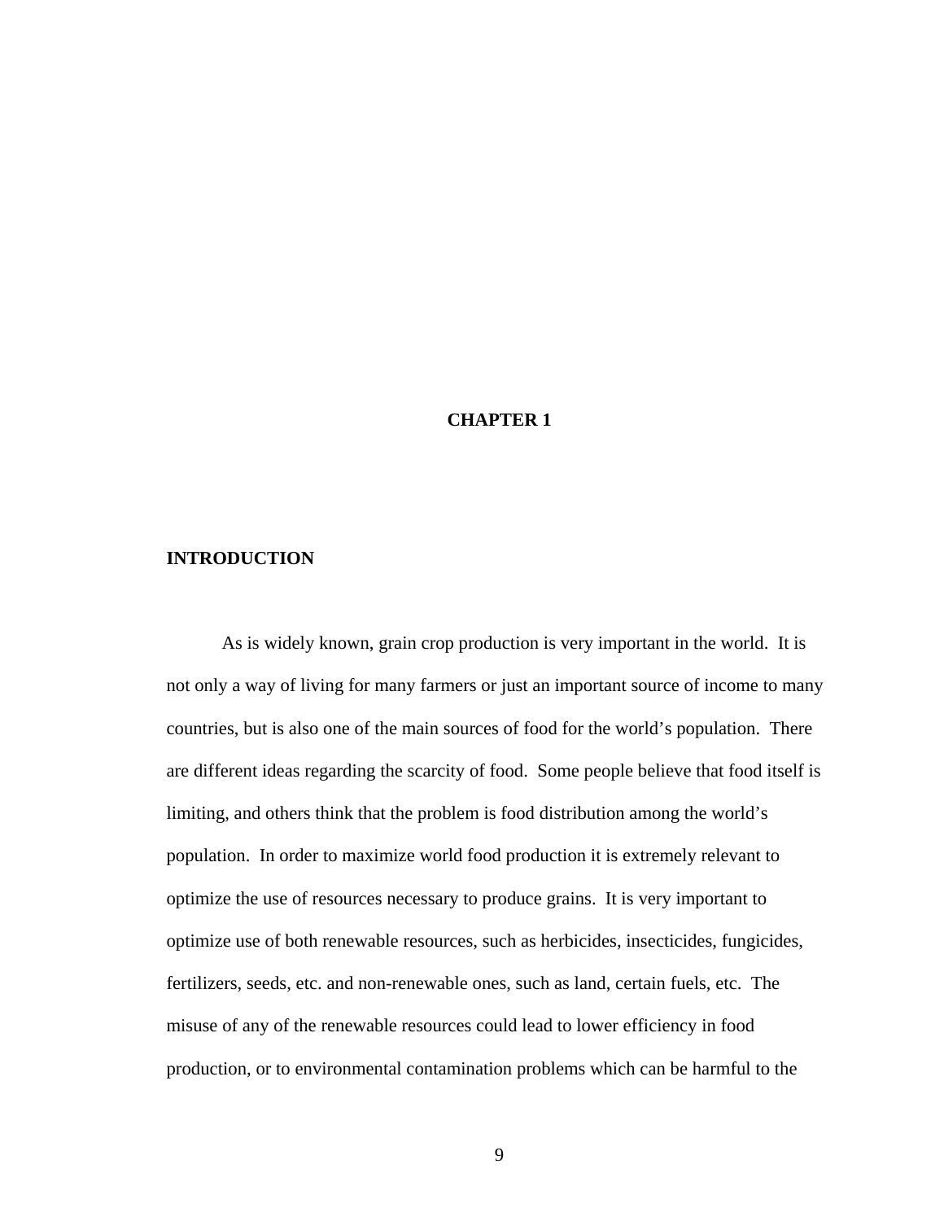# CHAPTER 1

## INTRODUCTION

As is widely known, grain crop production is very important in the world. It is not only a way of living for many farmers or just an important source of income to many countries, but is also one of the main sources of food for the world's population. There are different ideas regarding the scarcity of food. Some people believe that food itself is limiting, and others think that the problem is food distribution among the world's population. In order to maximize world food production it is extremely relevant to optimize the use of resources necessary to produce grains. It is very important to optimize use of both renewable resources, such as herbicides, insecticides, fungicides, fertilizers, seeds, etc. and non-renewable ones, such as land, certain fuels, etc. The misuse of any of the renewable resources could lead to lower efficiency in food production, or to environmental contamination problems which can be harmful to the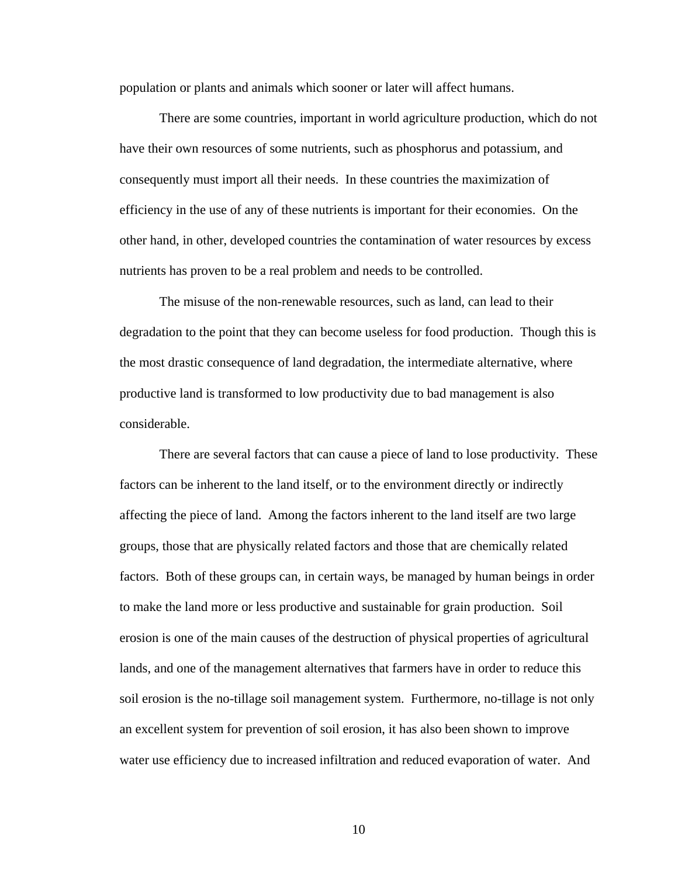population or plants and animals which sooner or later will affect humans.

There are some countries, important in world agriculture production, which do not have their own resources of some nutrients, such as phosphorus and potassium, and consequently must import all their needs. In these countries the maximization of efficiency in the use of any of these nutrients is important for their economies. On the other hand, in other, developed countries the contamination of water resources by excess nutrients has proven to be a real problem and needs to be controlled.

The misuse of the non-renewable resources, such as land, can lead to their degradation to the point that they can become useless for food production. Though this is the most drastic consequence of land degradation, the intermediate alternative, where productive land is transformed to low productivity due to bad management is also considerable.

There are several factors that can cause a piece of land to lose productivity. These factors can be inherent to the land itself, or to the environment directly or indirectly affecting the piece of land. Among the factors inherent to the land itself are two large groups, those that are physically related factors and those that are chemically related factors. Both of these groups can, in certain ways, be managed by human beings in order to make the land more or less productive and sustainable for grain production. Soil erosion is one of the main causes of the destruction of physical properties of agricultural lands, and one of the management alternatives that farmers have in order to reduce this soil erosion is the no-tillage soil management system. Furthermore, no-tillage is not only an excellent system for prevention of soil erosion, it has also been shown to improve water use efficiency due to increased infiltration and reduced evaporation of water. And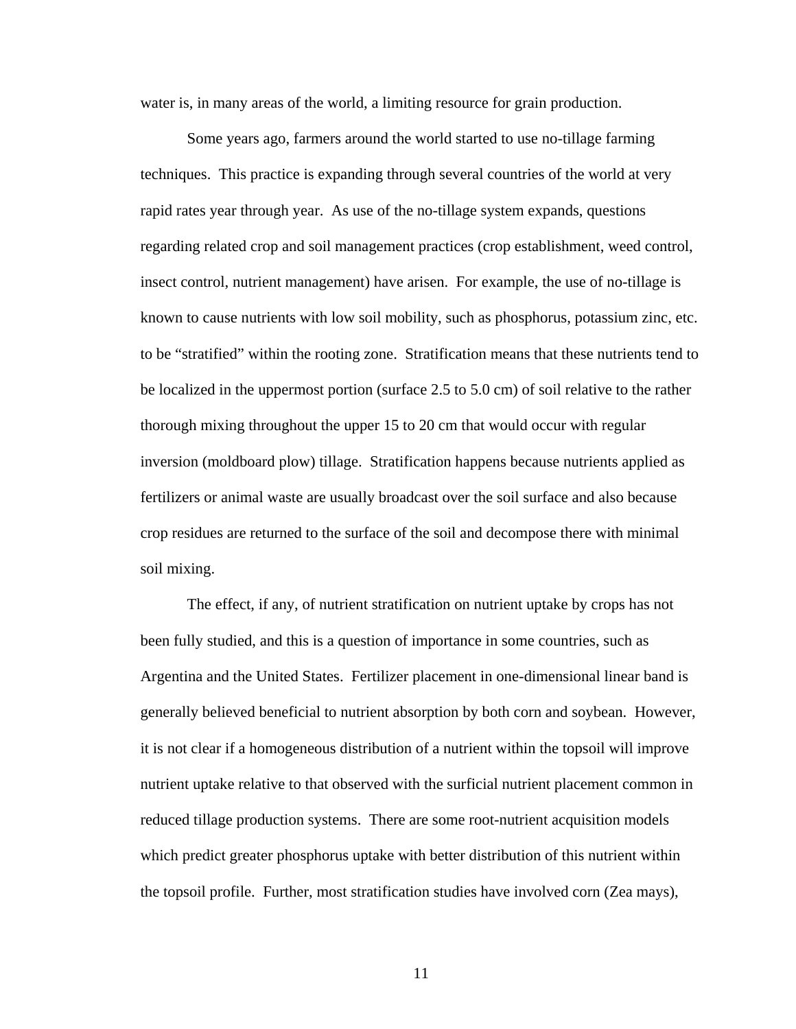water is, in many areas of the world, a limiting resource for grain production.

Some years ago, farmers around the world started to use no-tillage farming techniques. This practice is expanding through several countries of the world at very rapid rates year through year. As use of the no-tillage system expands, questions regarding related crop and soil management practices (crop establishment, weed control, insect control, nutrient management) have arisen. For example, the use of no-tillage is known to cause nutrients with low soil mobility, such as phosphorus, potassium zinc, etc. to be "stratified" within the rooting zone. Stratification means that these nutrients tend to be localized in the uppermost portion (surface 2.5 to 5.0 cm) of soil relative to the rather thorough mixing throughout the upper 15 to 20 cm that would occur with regular inversion (moldboard plow) tillage. Stratification happens because nutrients applied as fertilizers or animal waste are usually broadcast over the soil surface and also because crop residues are returned to the surface of the soil and decompose there with minimal soil mixing.

The effect, if any, of nutrient stratification on nutrient uptake by crops has not been fully studied, and this is a question of importance in some countries, such as Argentina and the United States. Fertilizer placement in one-dimensional linear band is generally believed beneficial to nutrient absorption by both corn and soybean. However, it is not clear if a homogeneous distribution of a nutrient within the topsoil will improve nutrient uptake relative to that observed with the surficial nutrient placement common in reduced tillage production systems. There are some root-nutrient acquisition models which predict greater phosphorus uptake with better distribution of this nutrient within the topsoil profile. Further, most stratification studies have involved corn (Zea mays),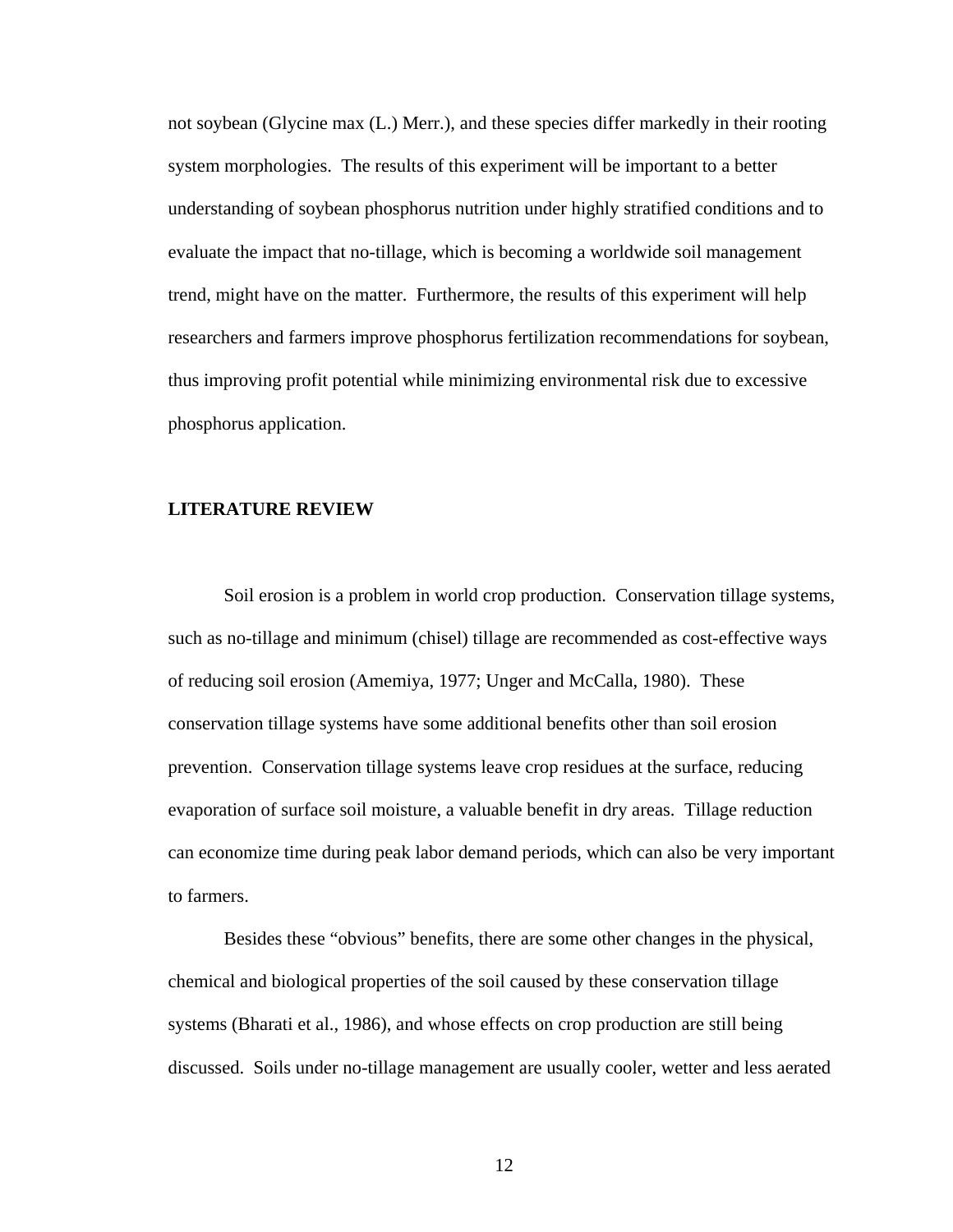not soybean (Glycine max (L.) Merr.), and these species differ markedly in their rooting system morphologies. The results of this experiment will be important to a better understanding of soybean phosphorus nutrition under highly stratified conditions and to evaluate the impact that no-tillage, which is becoming a worldwide soil management trend, might have on the matter. Furthermore, the results of this experiment will help researchers and farmers improve phosphorus fertilization recommendations for soybean, thus improving profit potential while minimizing environmental risk due to excessive phosphorus application.

## LITERATURE REVIEW

Soil erosion is a problem in world crop production. Conservation tillage systems, such as no-tillage and minimum (chisel) tillage are recommended as cost-effective ways of reducing soil erosion (Amemiya, 1977; Unger and McCalla, 1980). These conservation tillage systems have some additional benefits other than soil erosion prevention. Conservation tillage systems leave crop residues at the surface, reducing evaporation of surface soil moisture, a valuable benefit in dry areas. Tillage reduction can economize time during peak labor demand periods, which can also be very important to farmers.

Besides these "obvious" benefits, there are some other changes in the physical, chemical and biological properties of the soil caused by these conservation tillage systems (Bharati et al., 1986), and whose effects on crop production are still being discussed. Soils under no-tillage management are usually cooler, wetter and less aerated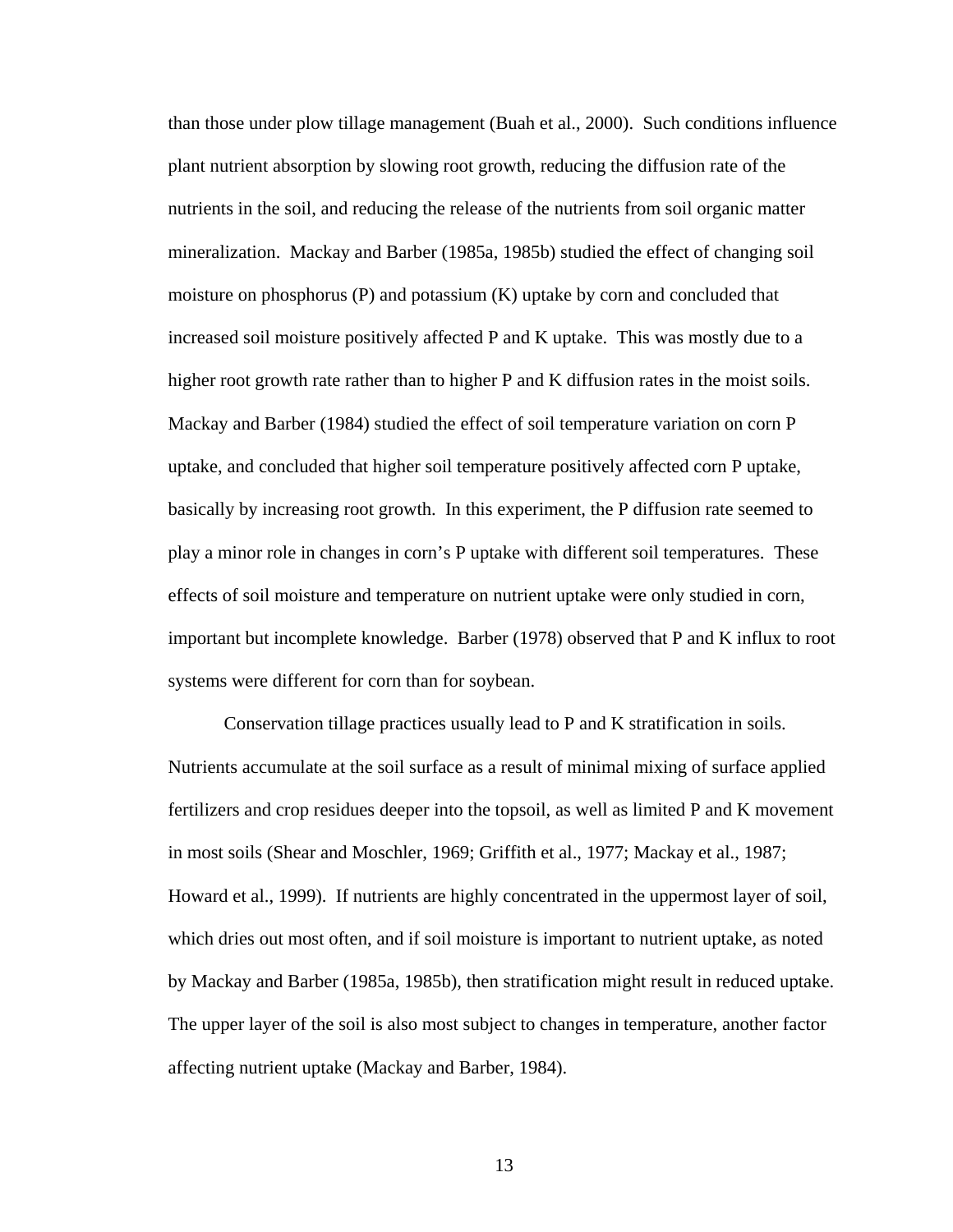than those under plow tillage management (Buah et al., 2000). Such conditions influence plant nutrient absorption by slowing root growth, reducing the diffusion rate of the nutrients in the soil, and reducing the release of the nutrients from soil organic matter mineralization. Mackay and Barber (1985a, 1985b) studied the effect of changing soil moisture on phosphorus (P) and potassium (K) uptake by corn and concluded that increased soil moisture positively affected P and K uptake. This was mostly due to a higher root growth rate rather than to higher P and K diffusion rates in the moist soils. Mackay and Barber (1984) studied the effect of soil temperature variation on corn P uptake, and concluded that higher soil temperature positively affected corn P uptake, basically by increasing root growth. In this experiment, the P diffusion rate seemed to play a minor role in changes in corn's P uptake with different soil temperatures. These effects of soil moisture and temperature on nutrient uptake were only studied in corn, important but incomplete knowledge. Barber (1978) observed that P and K influx to root systems were different for corn than for soybean.

Conservation tillage practices usually lead to P and K stratification in soils. Nutrients accumulate at the soil surface as a result of minimal mixing of surface applied fertilizers and crop residues deeper into the topsoil, as well as limited P and K movement in most soils (Shear and Moschler, 1969; Griffith et al., 1977; Mackay et al., 1987; Howard et al., 1999). If nutrients are highly concentrated in the uppermost layer of soil, which dries out most often, and if soil moisture is important to nutrient uptake, as noted by Mackay and Barber (1985a, 1985b), then stratification might result in reduced uptake. The upper layer of the soil is also most subject to changes in temperature, another factor affecting nutrient uptake (Mackay and Barber, 1984).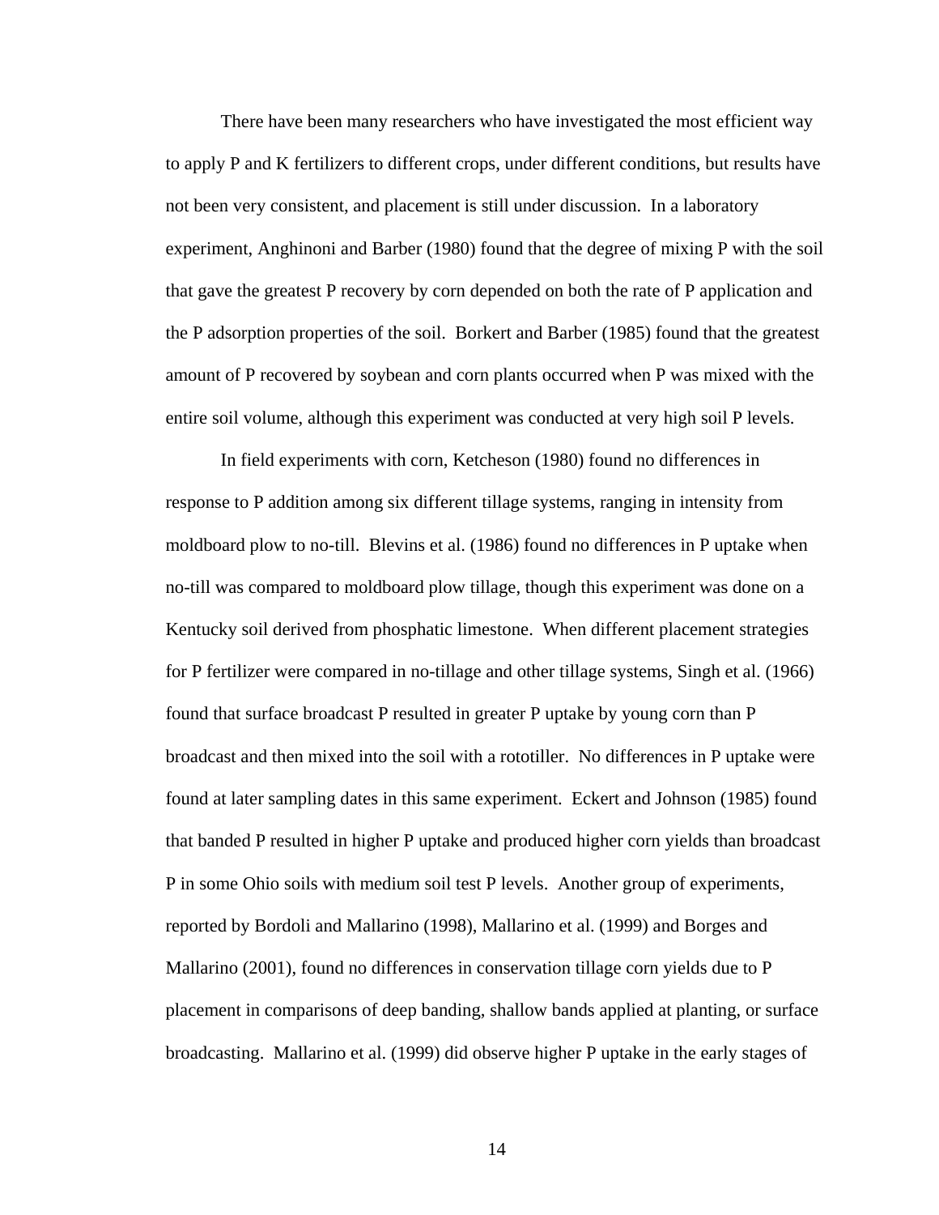There have been many researchers who have investigated the most efficient way to apply P and K fertilizers to different crops, under different conditions, but results have not been very consistent, and placement is still under discussion. In a laboratory experiment, Anghinoni and Barber (1980) found that the degree of mixing P with the soil that gave the greatest P recovery by corn depended on both the rate of P application and the P adsorption properties of the soil. Borkert and Barber (1985) found that the greatest amount of P recovered by soybean and corn plants occurred when P was mixed with the entire soil volume, although this experiment was conducted at very high soil P levels.

In field experiments with corn, Ketcheson (1980) found no differences in response to P addition among six different tillage systems, ranging in intensity from moldboard plow to no-till. Blevins et al. (1986) found no differences in P uptake when no-till was compared to moldboard plow tillage, though this experiment was done on a Kentucky soil derived from phosphatic limestone. When different placement strategies for P fertilizer were compared in no-tillage and other tillage systems, Singh et al. (1966) found that surface broadcast P resulted in greater P uptake by young corn than P broadcast and then mixed into the soil with a rototiller. No differences in P uptake were found at later sampling dates in this same experiment. Eckert and Johnson (1985) found that banded P resulted in higher P uptake and produced higher corn yields than broadcast P in some Ohio soils with medium soil test P levels. Another group of experiments, reported by Bordoli and Mallarino (1998), Mallarino et al. (1999) and Borges and Mallarino (2001), found no differences in conservation tillage corn yields due to P placement in comparisons of deep banding, shallow bands applied at planting, or surface broadcasting. Mallarino et al. (1999) did observe higher P uptake in the early stages of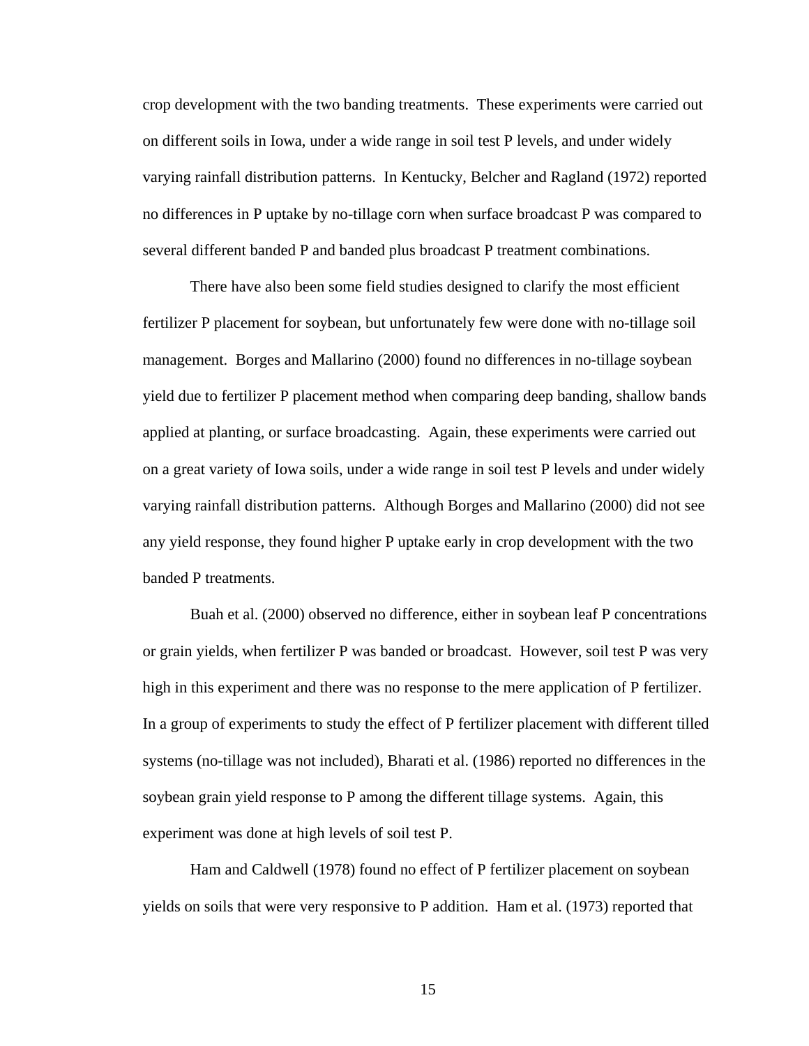crop development with the two banding treatments. These experiments were carried out on different soils in Iowa, under a wide range in soil test P levels, and under widely varying rainfall distribution patterns. In Kentucky, Belcher and Ragland (1972) reported no differences in P uptake by no-tillage corn when surface broadcast P was compared to several different banded P and banded plus broadcast P treatment combinations.

There have also been some field studies designed to clarify the most efficient fertilizer P placement for soybean, but unfortunately few were done with no-tillage soil management. Borges and Mallarino (2000) found no differences in no-tillage soybean yield due to fertilizer P placement method when comparing deep banding, shallow bands applied at planting, or surface broadcasting. Again, these experiments were carried out on a great variety of Iowa soils, under a wide range in soil test P levels and under widely varying rainfall distribution patterns. Although Borges and Mallarino (2000) did not see any yield response, they found higher P uptake early in crop development with the two banded P treatments.

Buah et al. (2000) observed no difference, either in soybean leaf P concentrations or grain yields, when fertilizer P was banded or broadcast. However, soil test P was very high in this experiment and there was no response to the mere application of P fertilizer. In a group of experiments to study the effect of P fertilizer placement with different tilled systems (no-tillage was not included), Bharati et al. (1986) reported no differences in the soybean grain yield response to P among the different tillage systems. Again, this experiment was done at high levels of soil test P.

Ham and Caldwell (1978) found no effect of P fertilizer placement on soybean yields on soils that were very responsive to P addition. Ham et al. (1973) reported that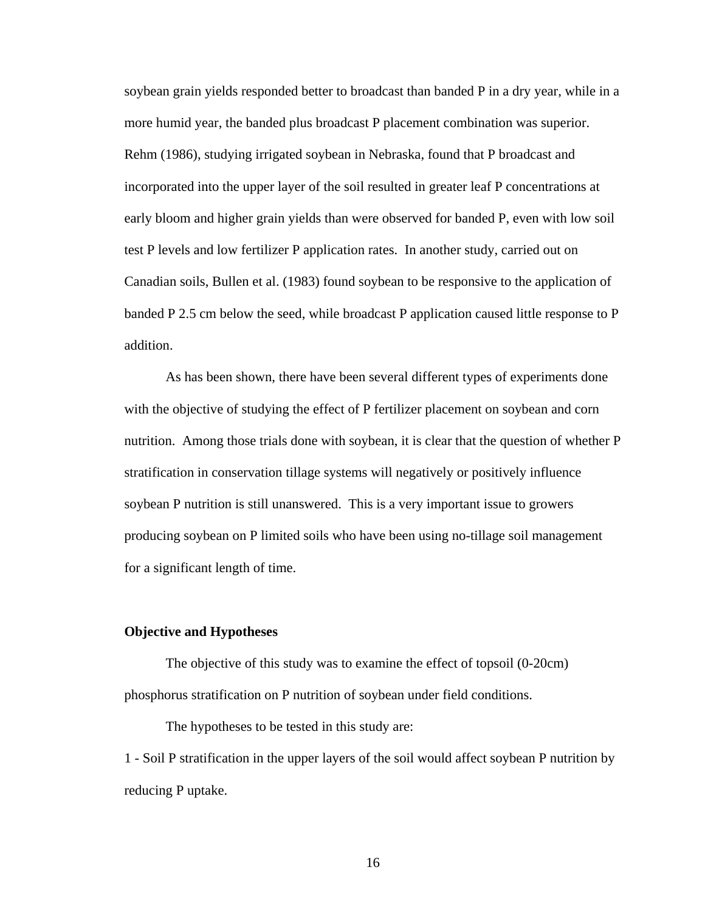soybean grain yields responded better to broadcast than banded P in a dry year, while in a more humid year, the banded plus broadcast P placement combination was superior. Rehm (1986), studying irrigated soybean in Nebraska, found that P broadcast and incorporated into the upper layer of the soil resulted in greater leaf P concentrations at early bloom and higher grain yields than were observed for banded P, even with low soil test P levels and low fertilizer P application rates. In another study, carried out on Canadian soils, Bullen et al. (1983) found soybean to be responsive to the application of banded P 2.5 cm below the seed, while broadcast P application caused little response to P addition.

As has been shown, there have been several different types of experiments done with the objective of studying the effect of P fertilizer placement on soybean and corn nutrition. Among those trials done with soybean, it is clear that the question of whether P stratification in conservation tillage systems will negatively or positively influence soybean P nutrition is still unanswered. This is a very important issue to growers producing soybean on P limited soils who have been using no-tillage soil management for a significant length of time.

**Objective and Hypotheses**

The objective of this study was to examine the effect of topsoil (0-20cm) phosphorus stratification on P nutrition of soybean under field conditions.

The hypotheses to be tested in this study are:

1 - Soil P stratification in the upper layers of the soil would affect soybean P nutrition by reducing P uptake.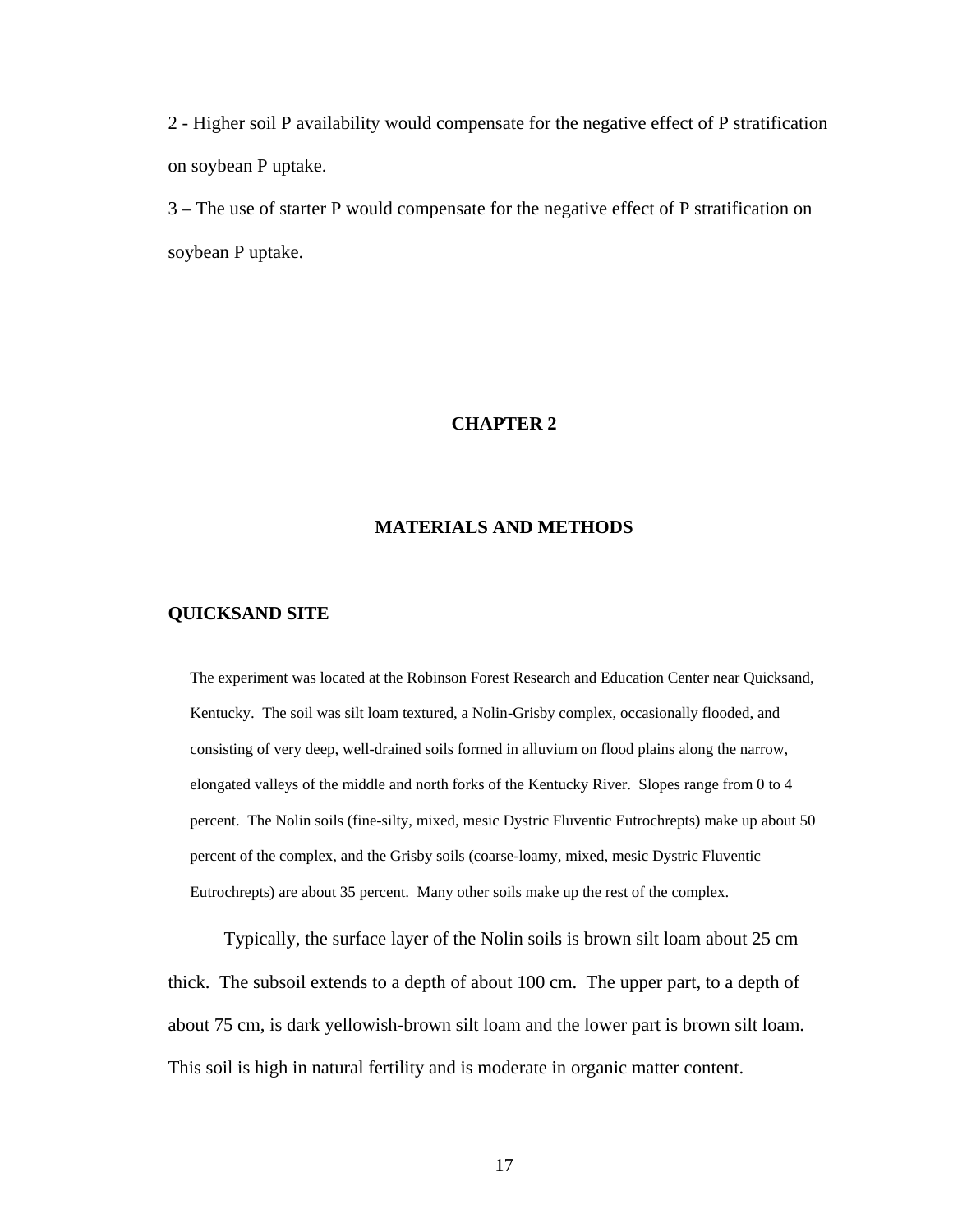2 - Higher soil P availability would compensate for the negative effect of P stratification on soybean P uptake.

3 – The use of starter P would compensate for the negative effect of P stratification on soybean P uptake.

# CHAPTER 2

# MATERIALS AND METHODS

## QUICKSAND SITE

The experiment was located at the Robinson Forest Research and Education Center near Quicksand, Kentucky. The soil was silt loam textured, a Nolin-Grisby complex, occasionally flooded, and consisting of very deep, well-drained soils formed in alluvium on flood plains along the narrow, elongated valleys of the middle and north forks of the Kentucky River. Slopes range from 0 to 4 percent. The Nolin soils (fine-silty, mixed, mesic Dystric Fluventic Eutrochrepts) make up about 50 percent of the complex, and the Grisby soils (coarse-loamy, mixed, mesic Dystric Fluventic Eutrochrepts) are about 35 percent. Many other soils make up the rest of the complex.

Typically, the surface layer of the Nolin soils is brown silt loam about 25 cm thick. The subsoil extends to a depth of about 100 cm. The upper part, to a depth of about 75 cm, is dark yellowish-brown silt loam and the lower part is brown silt loam. This soil is high in natural fertility and is moderate in organic matter content.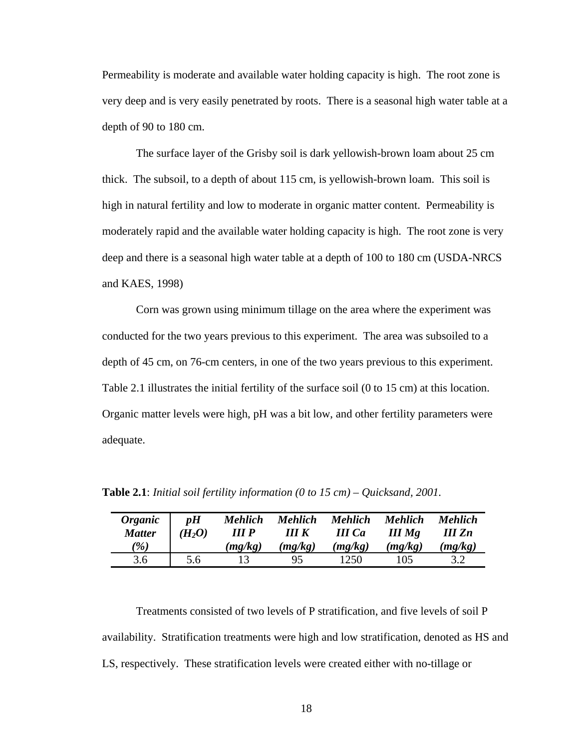Permeability is moderate and available water holding capacity is high. The root zone is very deep and is very easily penetrated by roots. There is a seasonal high water table at a depth of 90 to 180 cm.

The surface layer of the Grisby soil is dark yellowish-brown loam about 25 cm thick. The subsoil, to a depth of about 115 cm, is yellowish-brown loam. This soil is high in natural fertility and low to moderate in organic matter content. Permeability is moderately rapid and the available water holding capacity is high. The root zone is very deep and there is a seasonal high water table at a depth of 100 to 180 cm (USDA-NRCS and KAES, 1998)

Corn was grown using minimum tillage on the area where the experiment was conducted for the two years previous to this experiment. The area was subsoiled to a depth of 45 cm, on 76-cm centers, in one of the two years previous to this experiment. Table 2.1 illustrates the initial fertility of the surface soil (0 to 15 cm) at this location. Organic matter levels were high, pH was a bit low, and other fertility parameters were adequate.

**Table 2.1**: *Initial soil fertility information (0 to 15 cm) – Quicksand, 2001.*

| ***Organic Matter (%)*** | ***pH ($H_2O$)*** | ***Mehlich III P (mg/kg)*** | ***Mehlich III K (mg/kg)*** | ***Mehlich III Ca (mg/kg)*** | ***Mehlich III Mg (mg/kg)*** | ***Mehlich III Zn (mg/kg)*** |
|---|---|---|---|---|---|---|
| 3.6 | 5.6 | 13 | 95 | 1250 | 105 | 3.2 |

Treatments consisted of two levels of P stratification, and five levels of soil P availability. Stratification treatments were high and low stratification, denoted as HS and LS, respectively. These stratification levels were created either with no-tillage or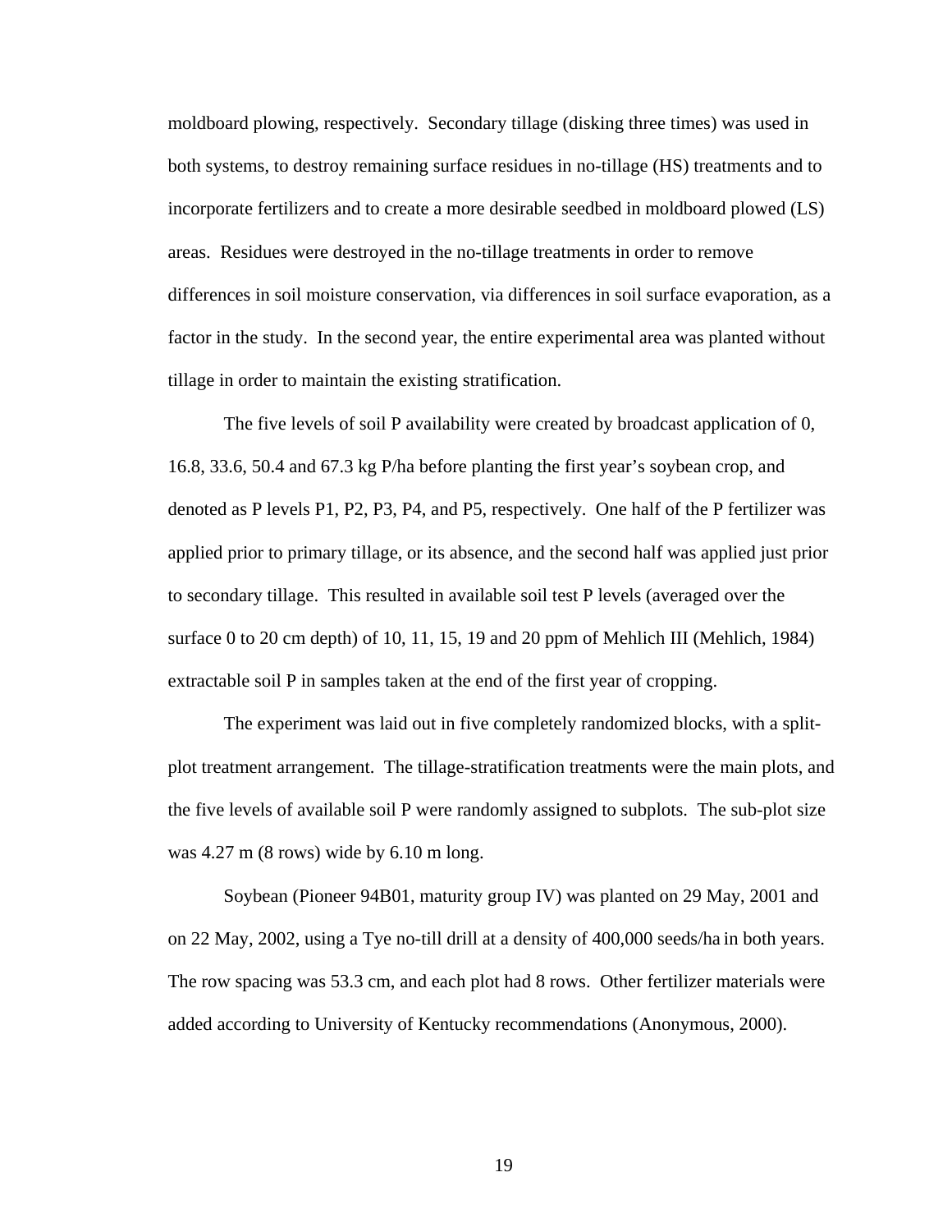moldboard plowing, respectively. Secondary tillage (disking three times) was used in both systems, to destroy remaining surface residues in no-tillage (HS) treatments and to incorporate fertilizers and to create a more desirable seedbed in moldboard plowed (LS) areas. Residues were destroyed in the no-tillage treatments in order to remove differences in soil moisture conservation, via differences in soil surface evaporation, as a factor in the study. In the second year, the entire experimental area was planted without tillage in order to maintain the existing stratification.

The five levels of soil P availability were created by broadcast application of 0, 16.8, 33.6, 50.4 and 67.3 kg P/ha before planting the first year's soybean crop, and denoted as P levels P1, P2, P3, P4, and P5, respectively. One half of the P fertilizer was applied prior to primary tillage, or its absence, and the second half was applied just prior to secondary tillage. This resulted in available soil test P levels (averaged over the surface 0 to 20 cm depth) of 10, 11, 15, 19 and 20 ppm of Mehlich III (Mehlich, 1984) extractable soil P in samples taken at the end of the first year of cropping.

The experiment was laid out in five completely randomized blocks, with a split-plot treatment arrangement. The tillage-stratification treatments were the main plots, and the five levels of available soil P were randomly assigned to subplots. The sub-plot size was 4.27 m (8 rows) wide by 6.10 m long.

Soybean (Pioneer 94B01, maturity group IV) was planted on 29 May, 2001 and on 22 May, 2002, using a Tye no-till drill at a density of 400,000 seeds/ha in both years. The row spacing was 53.3 cm, and each plot had 8 rows. Other fertilizer materials were added according to University of Kentucky recommendations (Anonymous, 2000).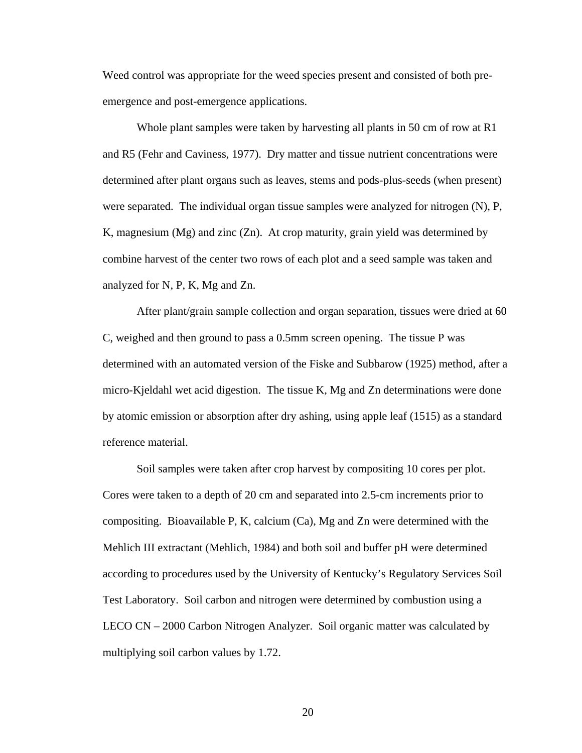Weed control was appropriate for the weed species present and consisted of both pre-emergence and post-emergence applications.

Whole plant samples were taken by harvesting all plants in 50 cm of row at R1 and R5 (Fehr and Caviness, 1977). Dry matter and tissue nutrient concentrations were determined after plant organs such as leaves, stems and pods-plus-seeds (when present) were separated. The individual organ tissue samples were analyzed for nitrogen (N), P, K, magnesium (Mg) and zinc (Zn). At crop maturity, grain yield was determined by combine harvest of the center two rows of each plot and a seed sample was taken and analyzed for N, P, K, Mg and Zn.

After plant/grain sample collection and organ separation, tissues were dried at 60 C, weighed and then ground to pass a 0.5mm screen opening. The tissue P was determined with an automated version of the Fiske and Subbarow (1925) method, after a micro-Kjeldahl wet acid digestion. The tissue K, Mg and Zn determinations were done by atomic emission or absorption after dry ashing, using apple leaf (1515) as a standard reference material.

Soil samples were taken after crop harvest by compositing 10 cores per plot. Cores were taken to a depth of 20 cm and separated into 2.5-cm increments prior to compositing. Bioavailable P, K, calcium (Ca), Mg and Zn were determined with the Mehlich III extractant (Mehlich, 1984) and both soil and buffer pH were determined according to procedures used by the University of Kentucky's Regulatory Services Soil Test Laboratory. Soil carbon and nitrogen were determined by combustion using a LECO CN – 2000 Carbon Nitrogen Analyzer. Soil organic matter was calculated by multiplying soil carbon values by 1.72.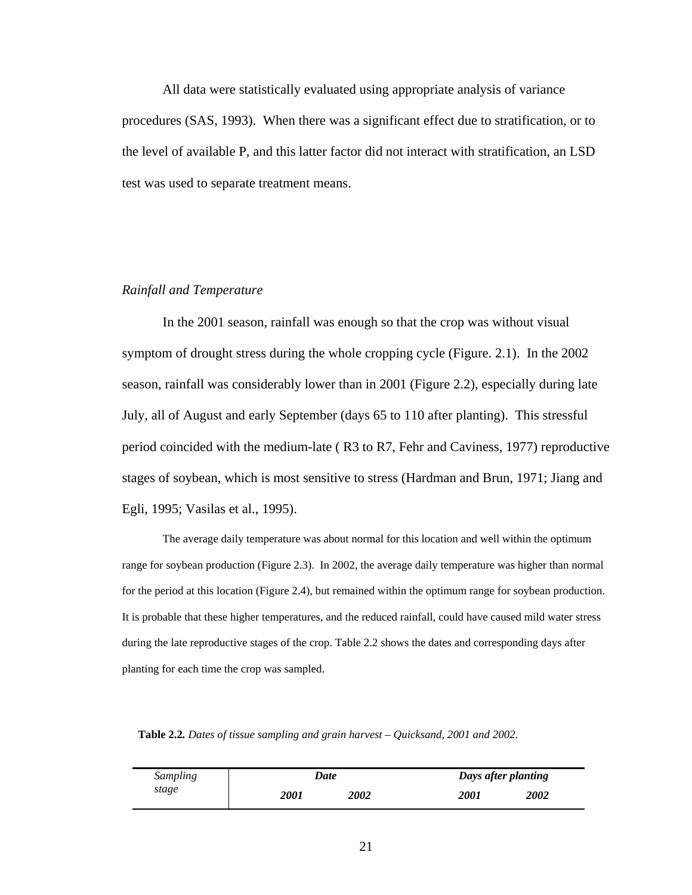All data were statistically evaluated using appropriate analysis of variance procedures (SAS, 1993). When there was a significant effect due to stratification, or to the level of available P, and this latter factor did not interact with stratification, an LSD test was used to separate treatment means.

*Rainfall and Temperature*

In the 2001 season, rainfall was enough so that the crop was without visual symptom of drought stress during the whole cropping cycle (Figure. 2.1). In the 2002 season, rainfall was considerably lower than in 2001 (Figure 2.2), especially during late July, all of August and early September (days 65 to 110 after planting). This stressful period coincided with the medium-late ( R3 to R7, Fehr and Caviness, 1977) reproductive stages of soybean, which is most sensitive to stress (Hardman and Brun, 1971; Jiang and Egli, 1995; Vasilas et al., 1995).

The average daily temperature was about normal for this location and well within the optimum range for soybean production (Figure 2.3). In 2002, the average daily temperature was higher than normal for the period at this location (Figure 2.4), but remained within the optimum range for soybean production. It is probable that these higher temperatures, and the reduced rainfall, could have caused mild water stress during the late reproductive stages of the crop. Table 2.2 shows the dates and corresponding days after planting for each time the crop was sampled.

**Table 2.2.** *Dates of tissue sampling and grain harvest – Quicksand, 2001 and 2002.*

| *Sampling stage* | ***Date*** | | ***Days after planting*** | |
|---|---|---|---|---|
| | ***2001*** | ***2002*** | ***2001*** | ***2002*** |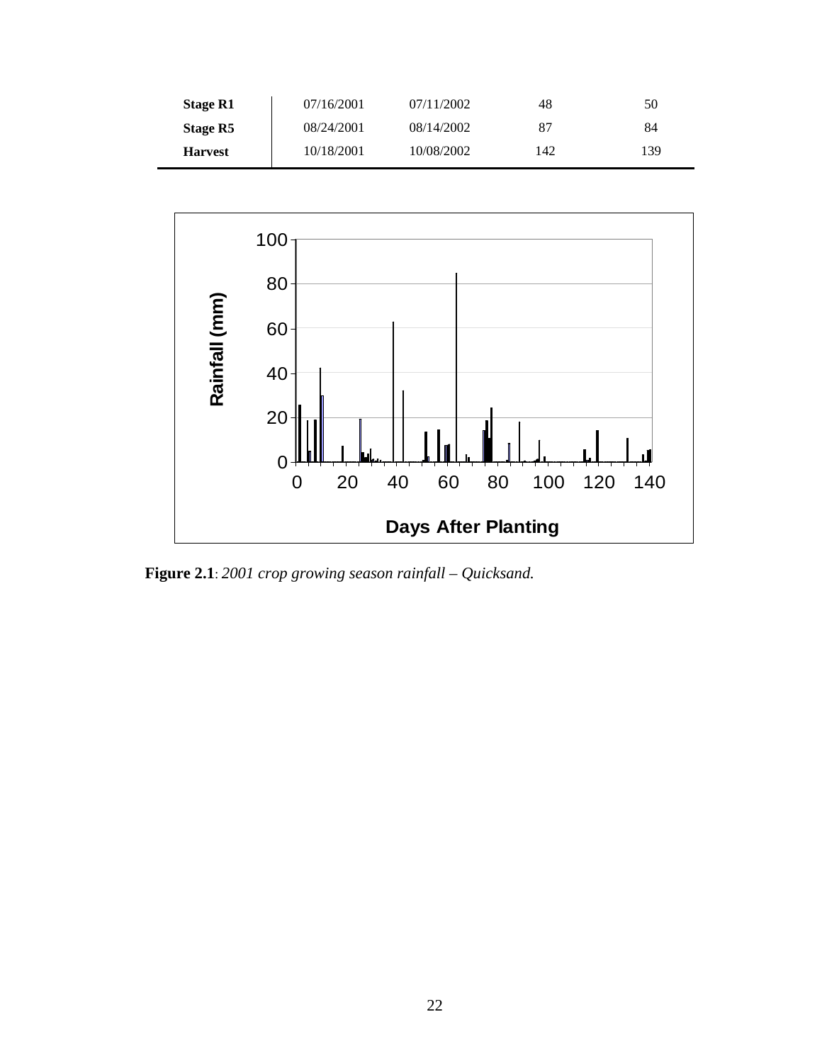| | | | | |
|---|---|---|---|---|
| **Stage R1** | 07/16/2001 | 07/11/2002 | 48 | 50 |
| **Stage R5** | 08/24/2001 | 08/14/2002 | 87 | 84 |
| **Harvest** | 10/18/2001 | 10/08/2002 | 142 | 139 |

**Figure 2.1**: *2001 crop growing season rainfall – Quicksand.*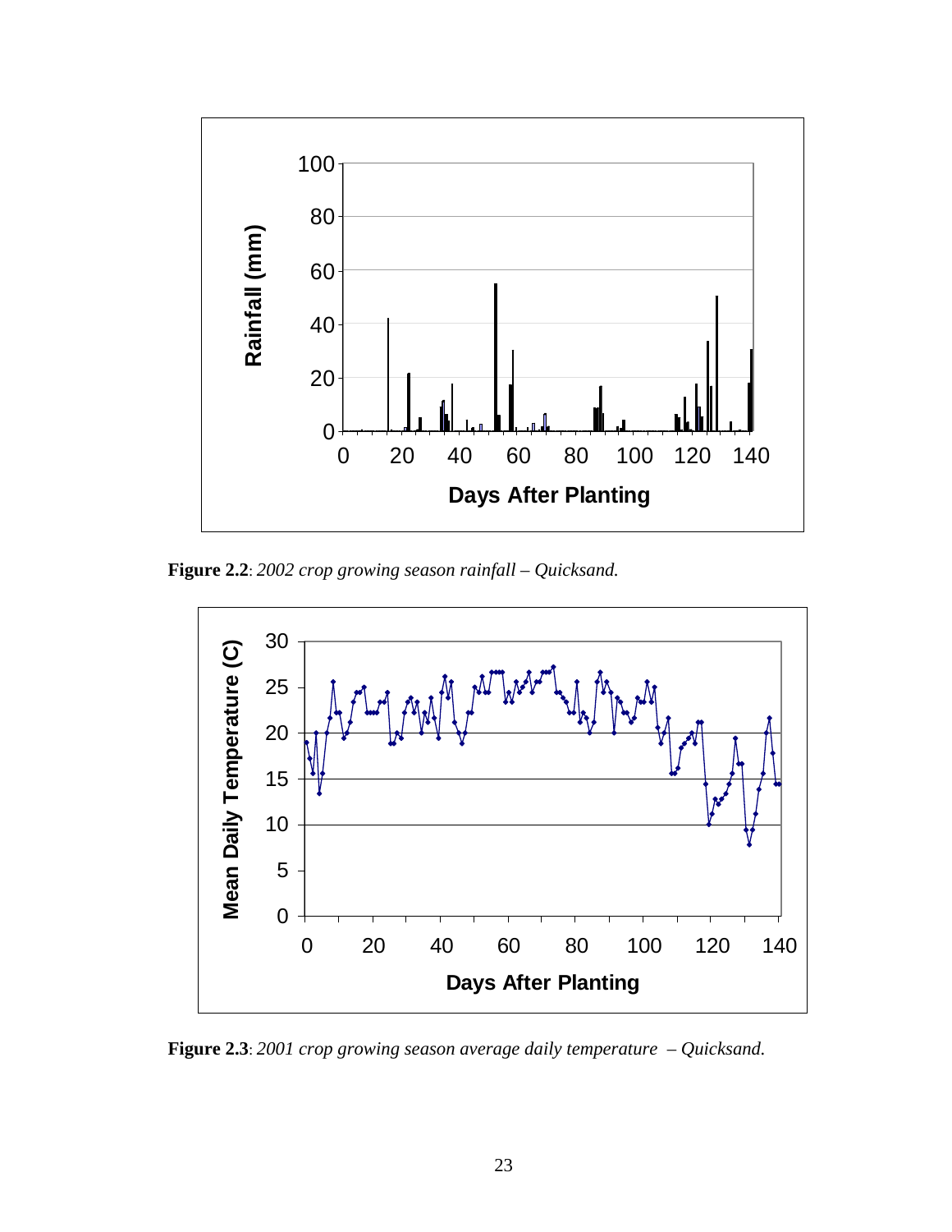**Figure 2.2**: *2002 crop growing season rainfall – Quicksand.*

**Figure 2.3**: *2001 crop growing season average daily temperature – Quicksand.*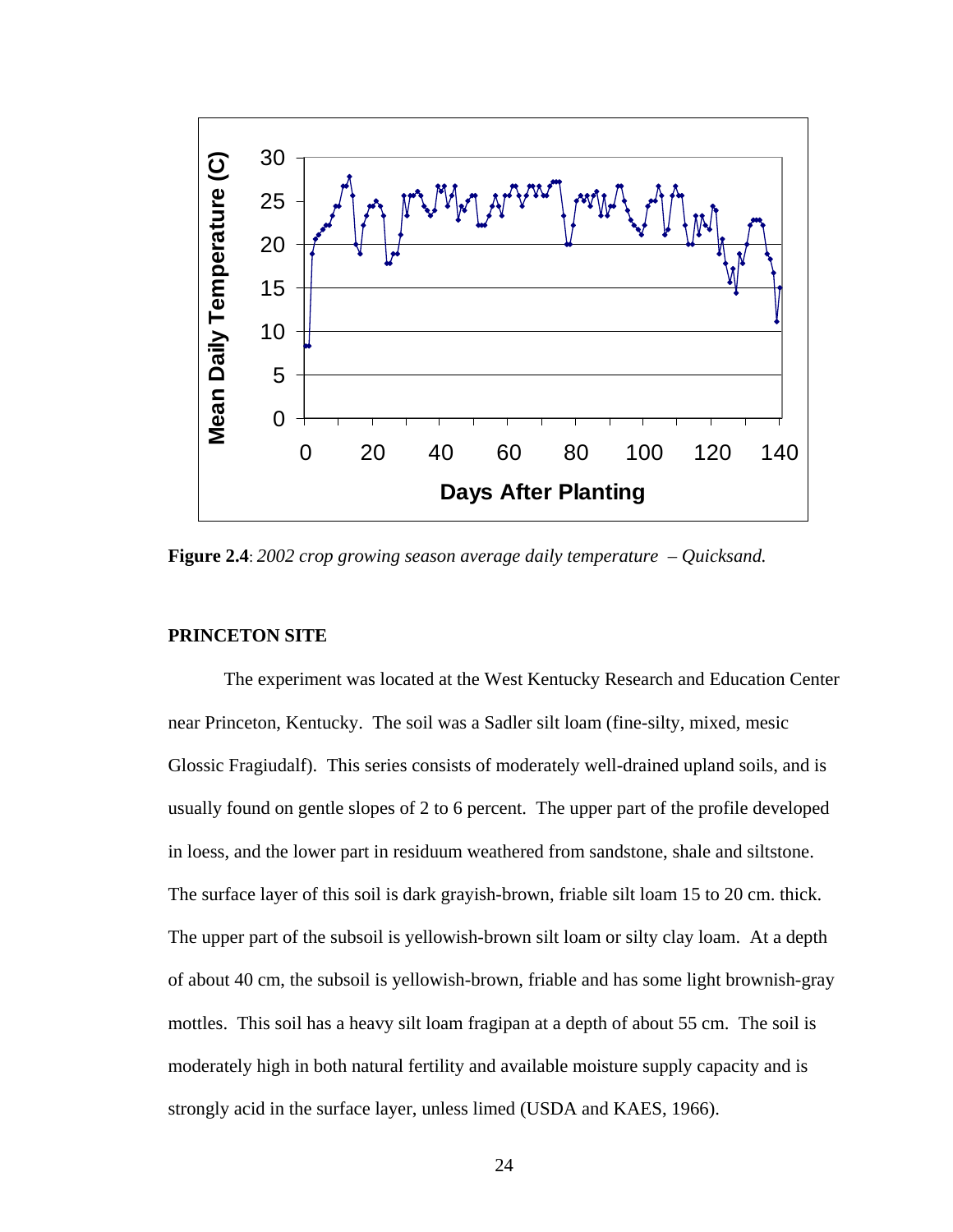**Figure 2.4**: *2002 crop growing season average daily temperature – Quicksand.*

**PRINCETON SITE**

The experiment was located at the West Kentucky Research and Education Center near Princeton, Kentucky. The soil was a Sadler silt loam (fine-silty, mixed, mesic Glossic Fragiudalf). This series consists of moderately well-drained upland soils, and is usually found on gentle slopes of 2 to 6 percent. The upper part of the profile developed in loess, and the lower part in residuum weathered from sandstone, shale and siltstone. The surface layer of this soil is dark grayish-brown, friable silt loam 15 to 20 cm. thick. The upper part of the subsoil is yellowish-brown silt loam or silty clay loam. At a depth of about 40 cm, the subsoil is yellowish-brown, friable and has some light brownish-gray mottles. This soil has a heavy silt loam fragipan at a depth of about 55 cm. The soil is moderately high in both natural fertility and available moisture supply capacity and is strongly acid in the surface layer, unless limed (USDA and KAES, 1966).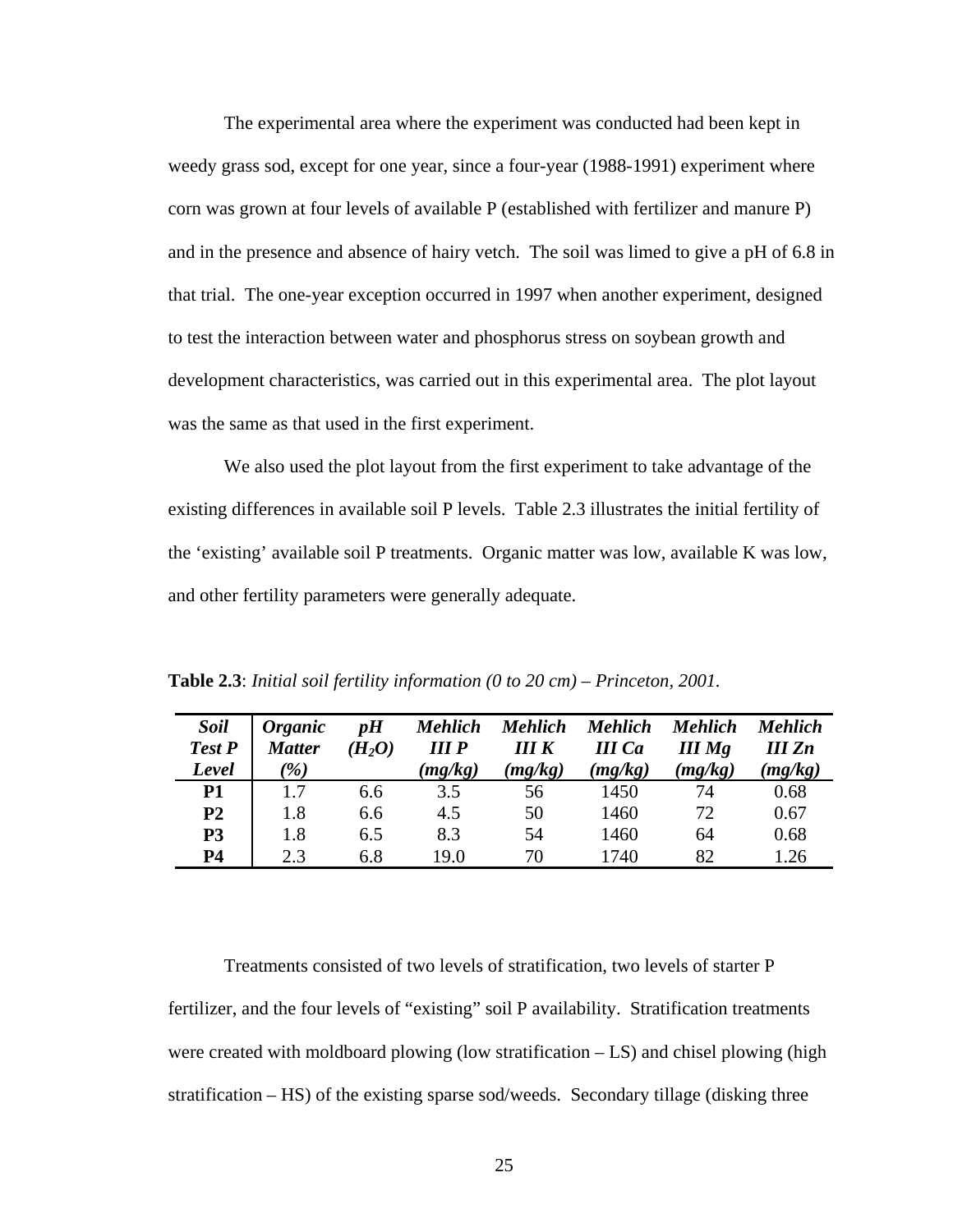The experimental area where the experiment was conducted had been kept in weedy grass sod, except for one year, since a four-year (1988-1991) experiment where corn was grown at four levels of available P (established with fertilizer and manure P) and in the presence and absence of hairy vetch. The soil was limed to give a pH of 6.8 in that trial. The one-year exception occurred in 1997 when another experiment, designed to test the interaction between water and phosphorus stress on soybean growth and development characteristics, was carried out in this experimental area. The plot layout was the same as that used in the first experiment.

We also used the plot layout from the first experiment to take advantage of the existing differences in available soil P levels. Table 2.3 illustrates the initial fertility of the 'existing' available soil P treatments. Organic matter was low, available K was low, and other fertility parameters were generally adequate.

**Table 2.3**: *Initial soil fertility information (0 to 20 cm) – Princeton, 2001.*

| *Soil Test P Level* | *Organic Matter (%)* | *pH ($H_2O$)* | *Mehlich III P (mg/kg)* | *Mehlich III K (mg/kg)* | *Mehlich III Ca (mg/kg)* | *Mehlich III Mg (mg/kg)* | *Mehlich III Zn (mg/kg)* |
|---|---|---|---|---|---|---|---|
| **P1** | 1.7 | 6.6 | 3.5 | 56 | 1450 | 74 | 0.68 |
| **P2** | 1.8 | 6.6 | 4.5 | 50 | 1460 | 72 | 0.67 |
| **P3** | 1.8 | 6.5 | 8.3 | 54 | 1460 | 64 | 0.68 |
| **P4** | 2.3 | 6.8 | 19.0 | 70 | 1740 | 82 | 1.26 |

Treatments consisted of two levels of stratification, two levels of starter P fertilizer, and the four levels of "existing" soil P availability. Stratification treatments were created with moldboard plowing (low stratification – LS) and chisel plowing (high stratification – HS) of the existing sparse sod/weeds. Secondary tillage (disking three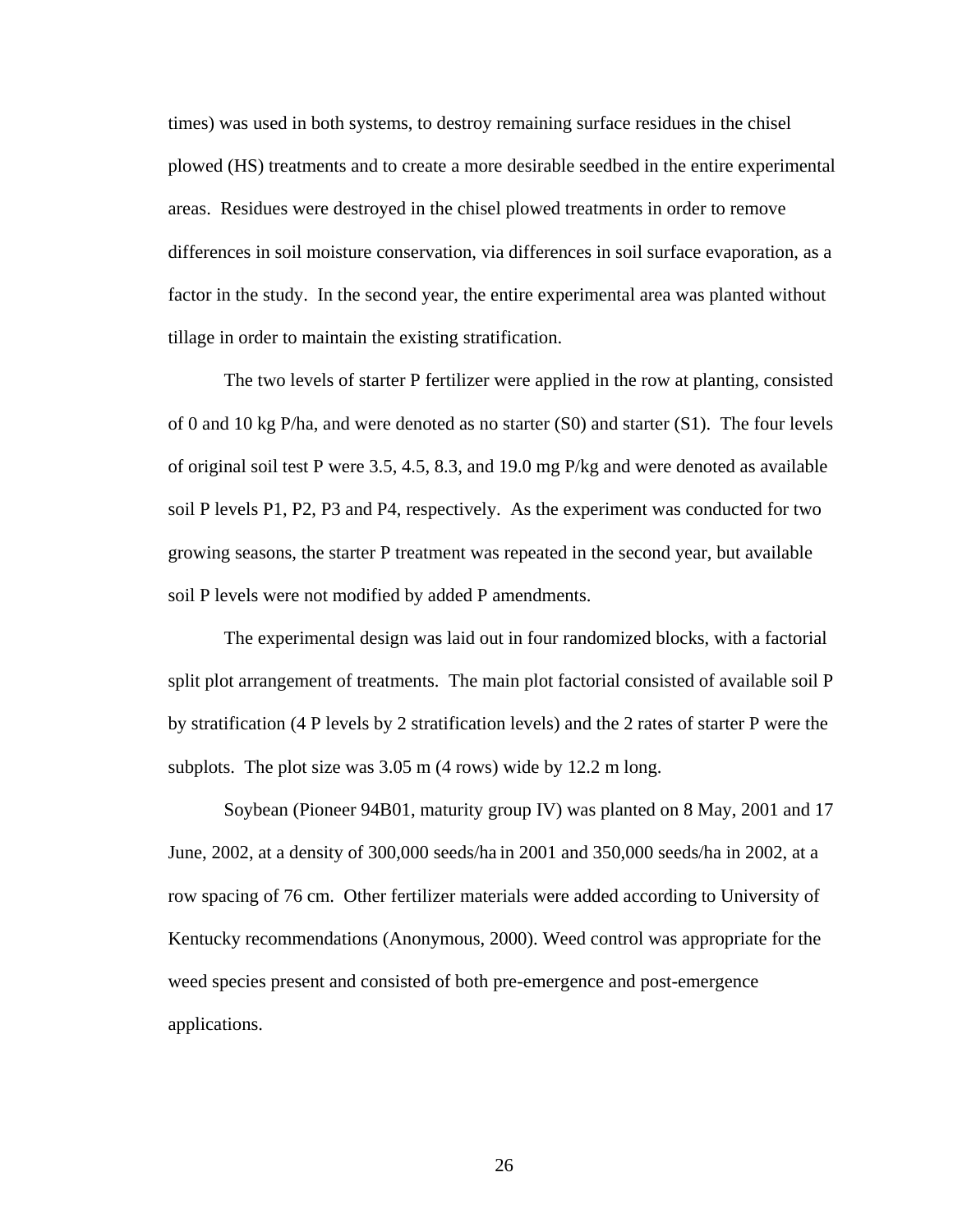times) was used in both systems, to destroy remaining surface residues in the chisel plowed (HS) treatments and to create a more desirable seedbed in the entire experimental areas. Residues were destroyed in the chisel plowed treatments in order to remove differences in soil moisture conservation, via differences in soil surface evaporation, as a factor in the study. In the second year, the entire experimental area was planted without tillage in order to maintain the existing stratification.

The two levels of starter P fertilizer were applied in the row at planting, consisted of 0 and 10 kg P/ha, and were denoted as no starter (S0) and starter (S1). The four levels of original soil test P were 3.5, 4.5, 8.3, and 19.0 mg P/kg and were denoted as available soil P levels P1, P2, P3 and P4, respectively. As the experiment was conducted for two growing seasons, the starter P treatment was repeated in the second year, but available soil P levels were not modified by added P amendments.

The experimental design was laid out in four randomized blocks, with a factorial split plot arrangement of treatments. The main plot factorial consisted of available soil P by stratification (4 P levels by 2 stratification levels) and the 2 rates of starter P were the subplots. The plot size was 3.05 m (4 rows) wide by 12.2 m long.

Soybean (Pioneer 94B01, maturity group IV) was planted on 8 May, 2001 and 17 June, 2002, at a density of 300,000 seeds/ha in 2001 and 350,000 seeds/ha in 2002, at a row spacing of 76 cm. Other fertilizer materials were added according to University of Kentucky recommendations (Anonymous, 2000). Weed control was appropriate for the weed species present and consisted of both pre-emergence and post-emergence applications.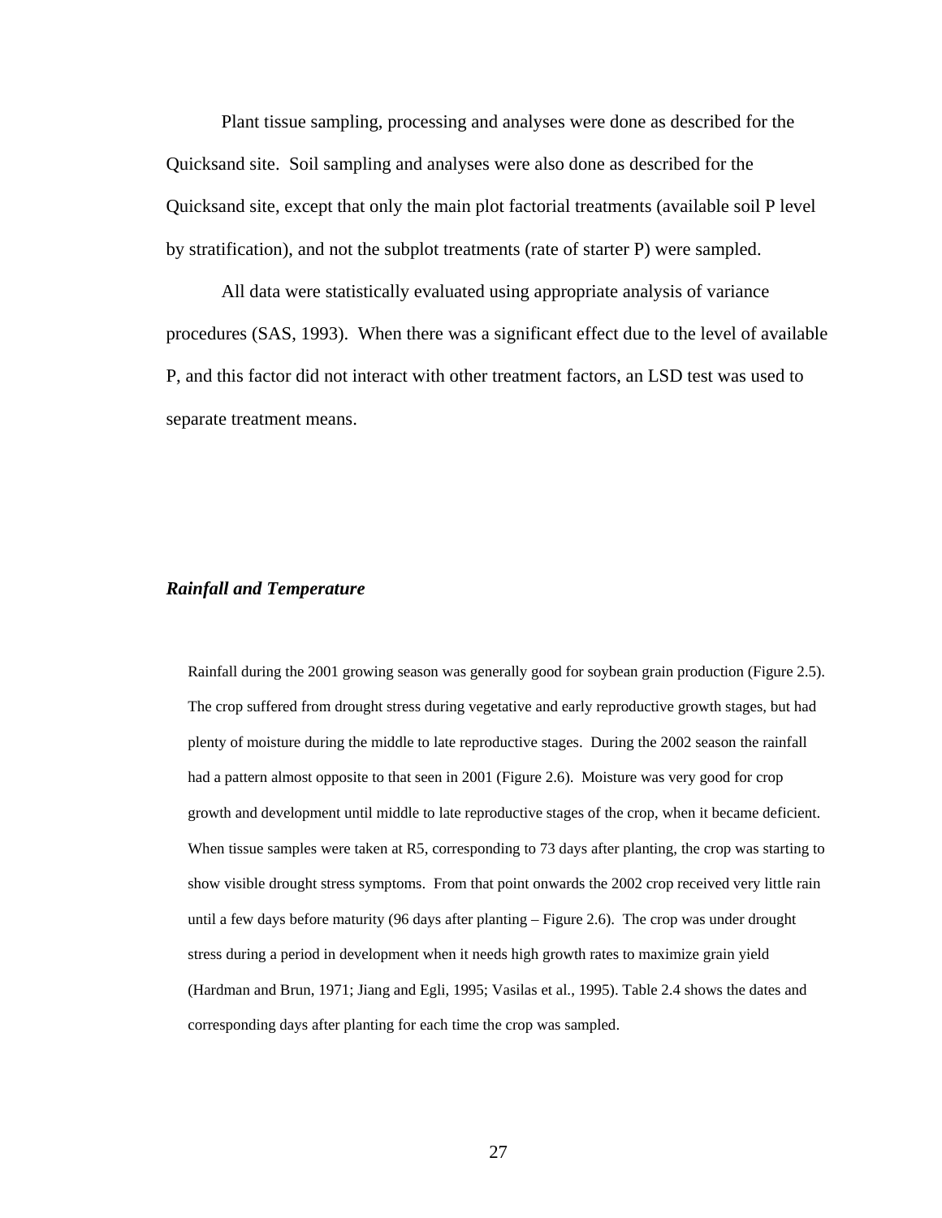Plant tissue sampling, processing and analyses were done as described for the Quicksand site. Soil sampling and analyses were also done as described for the Quicksand site, except that only the main plot factorial treatments (available soil P level by stratification), and not the subplot treatments (rate of starter P) were sampled.

All data were statistically evaluated using appropriate analysis of variance procedures (SAS, 1993). When there was a significant effect due to the level of available P, and this factor did not interact with other treatment factors, an LSD test was used to separate treatment means.

### *Rainfall and Temperature*

Rainfall during the 2001 growing season was generally good for soybean grain production (Figure 2.5). The crop suffered from drought stress during vegetative and early reproductive growth stages, but had plenty of moisture during the middle to late reproductive stages. During the 2002 season the rainfall had a pattern almost opposite to that seen in 2001 (Figure 2.6). Moisture was very good for crop growth and development until middle to late reproductive stages of the crop, when it became deficient. When tissue samples were taken at R5, corresponding to 73 days after planting, the crop was starting to show visible drought stress symptoms. From that point onwards the 2002 crop received very little rain until a few days before maturity (96 days after planting – Figure 2.6). The crop was under drought stress during a period in development when it needs high growth rates to maximize grain yield (Hardman and Brun, 1971; Jiang and Egli, 1995; Vasilas et al., 1995). Table 2.4 shows the dates and corresponding days after planting for each time the crop was sampled.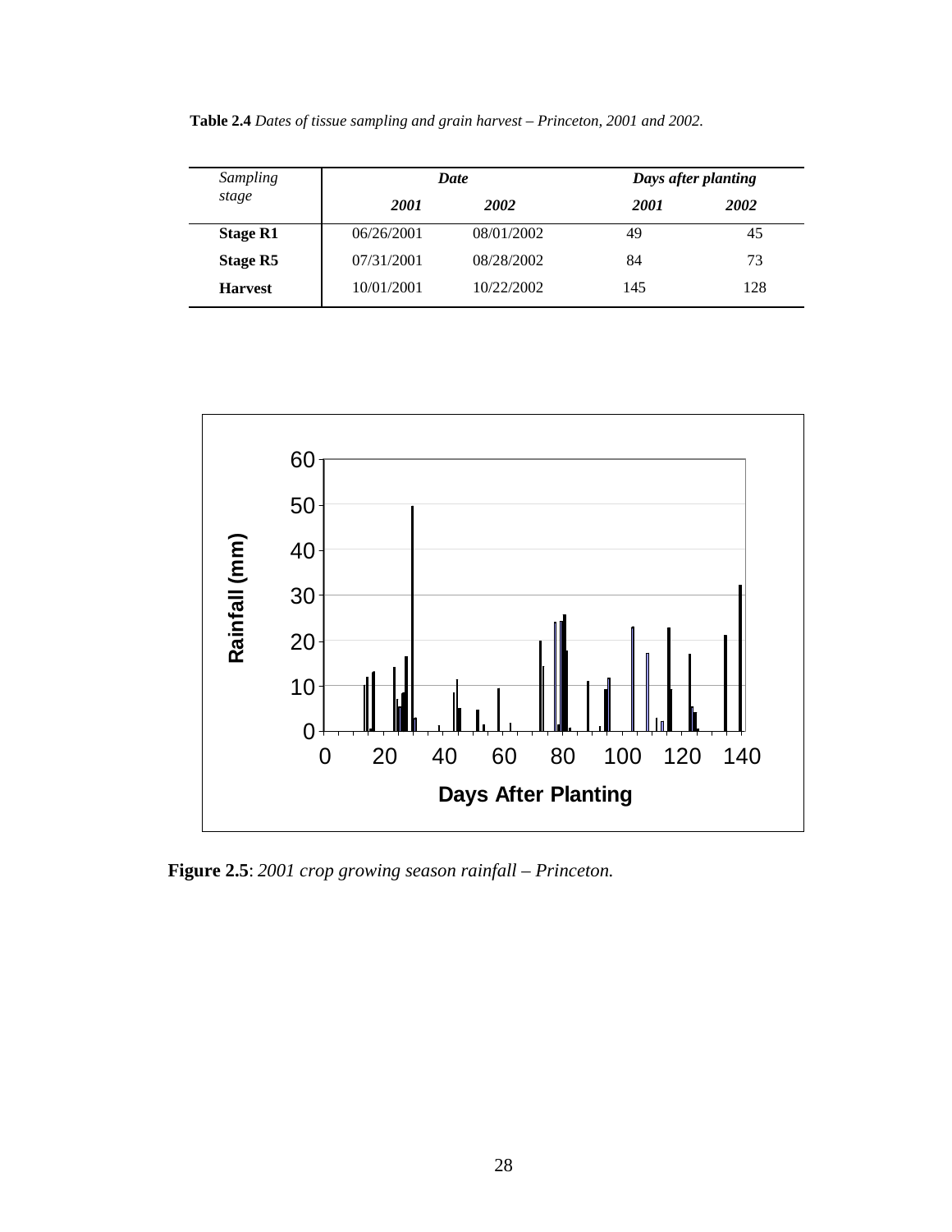**Table 2.4** *Dates of tissue sampling and grain harvest – Princeton, 2001 and 2002.*

| *Sampling stage* | *Date* | | *Days after planting* | |
|---|---|---|---|---|
| | ***2001*** | ***2002*** | ***2001*** | ***2002*** |
| **Stage R1** | 06/26/2001 | 08/01/2002 | 49 | 45 |
| **Stage R5** | 07/31/2001 | 08/28/2002 | 84 | 73 |
| **Harvest** | 10/01/2001 | 10/22/2002 | 145 | 128 |

**Figure 2.5**: *2001 crop growing season rainfall – Princeton.*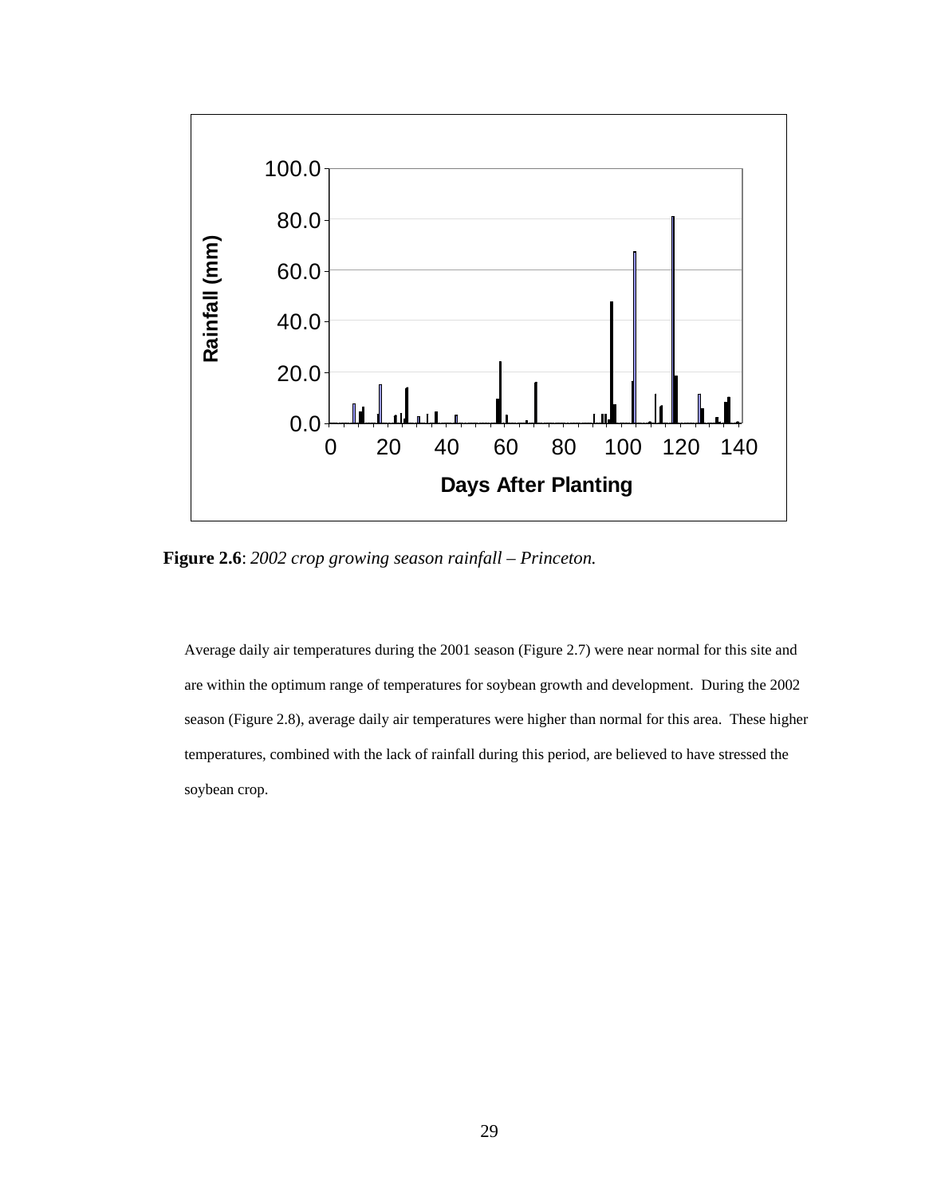**Figure 2.6**: *2002 crop growing season rainfall – Princeton.*

Average daily air temperatures during the 2001 season (Figure 2.7) were near normal for this site and are within the optimum range of temperatures for soybean growth and development. During the 2002 season (Figure 2.8), average daily air temperatures were higher than normal for this area. These higher temperatures, combined with the lack of rainfall during this period, are believed to have stressed the soybean crop.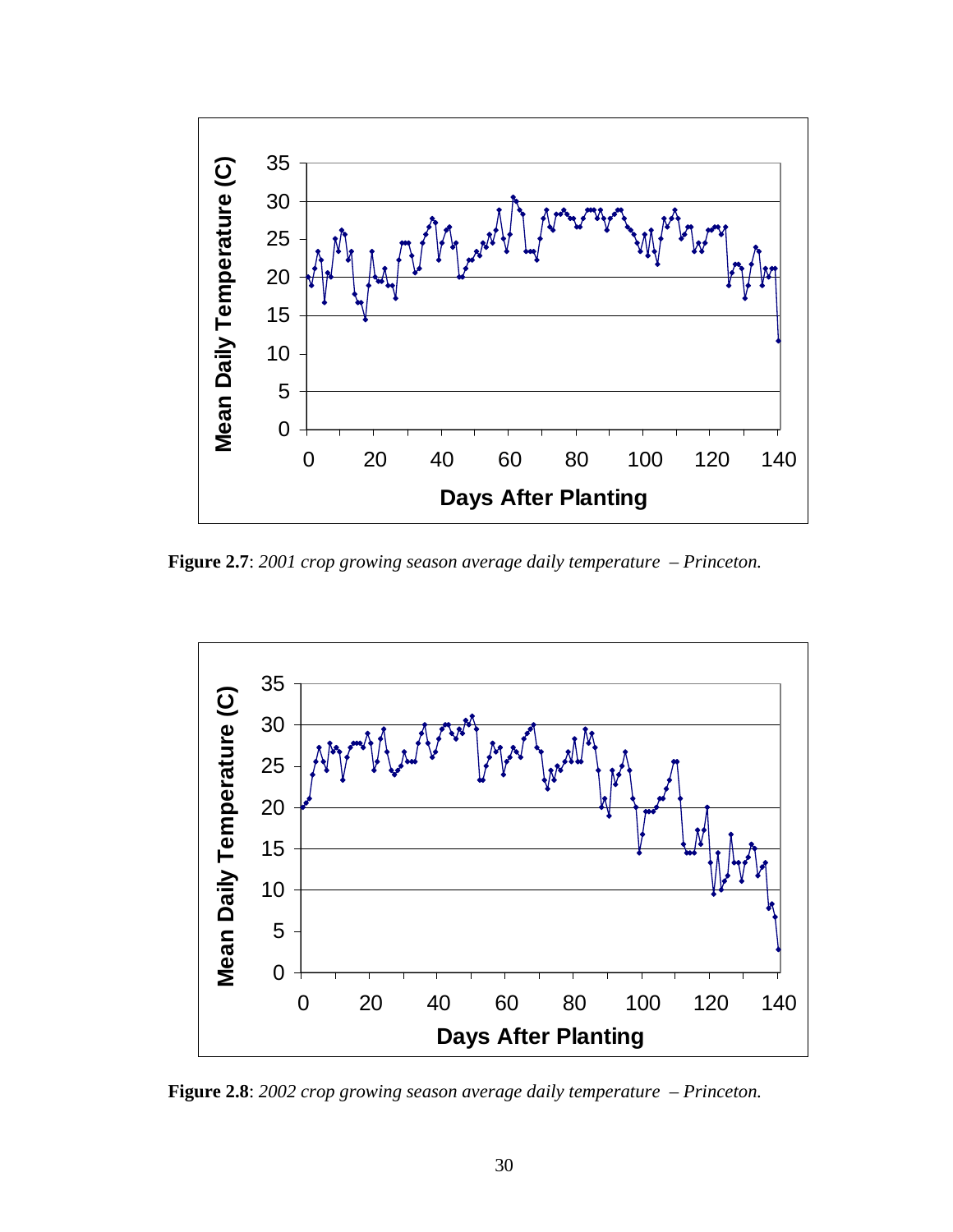**Figure 2.7**: *2001 crop growing season average daily temperature – Princeton.*

**Figure 2.8**: *2002 crop growing season average daily temperature – Princeton.*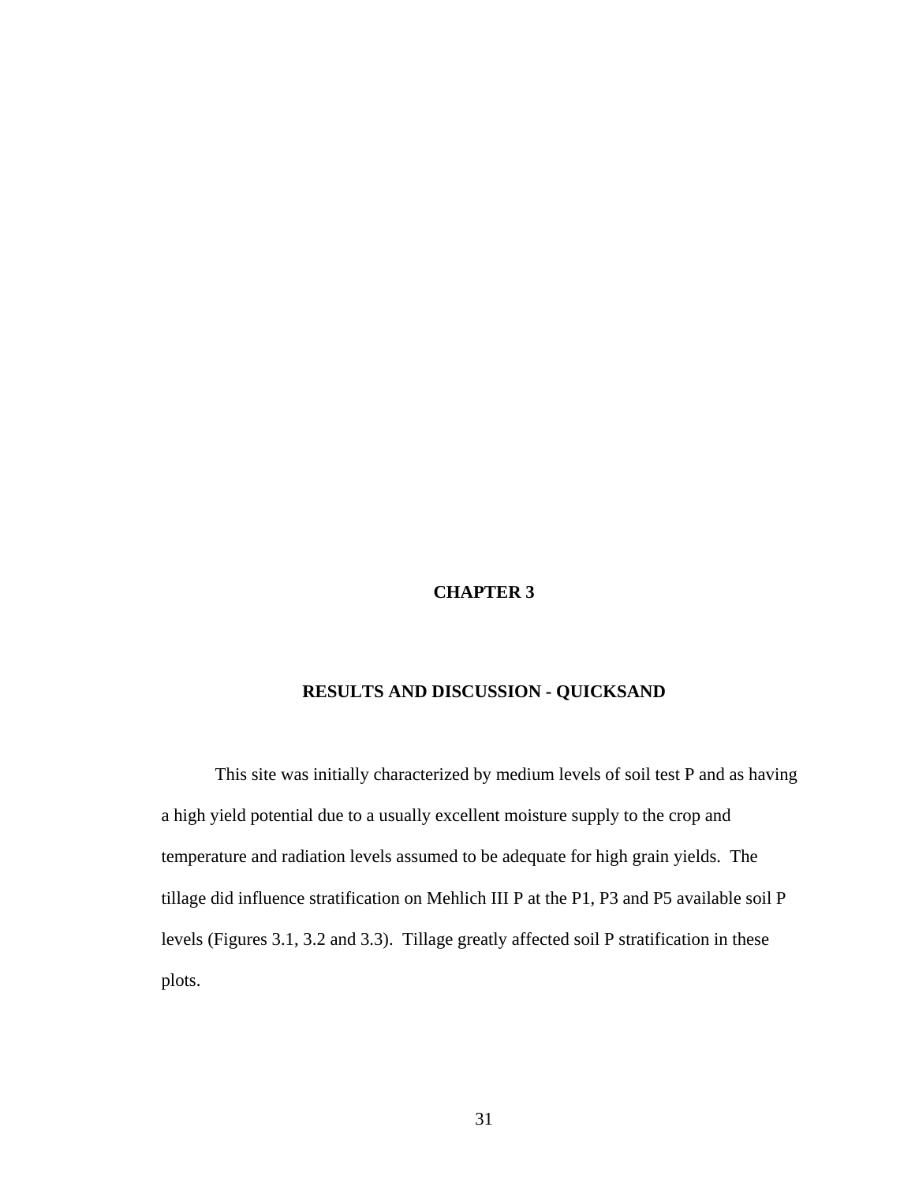# CHAPTER 3

## RESULTS AND DISCUSSION - QUICKSAND

This site was initially characterized by medium levels of soil test P and as having a high yield potential due to a usually excellent moisture supply to the crop and temperature and radiation levels assumed to be adequate for high grain yields. The tillage did influence stratification on Mehlich III P at the P1, P3 and P5 available soil P levels (Figures 3.1, 3.2 and 3.3). Tillage greatly affected soil P stratification in these plots.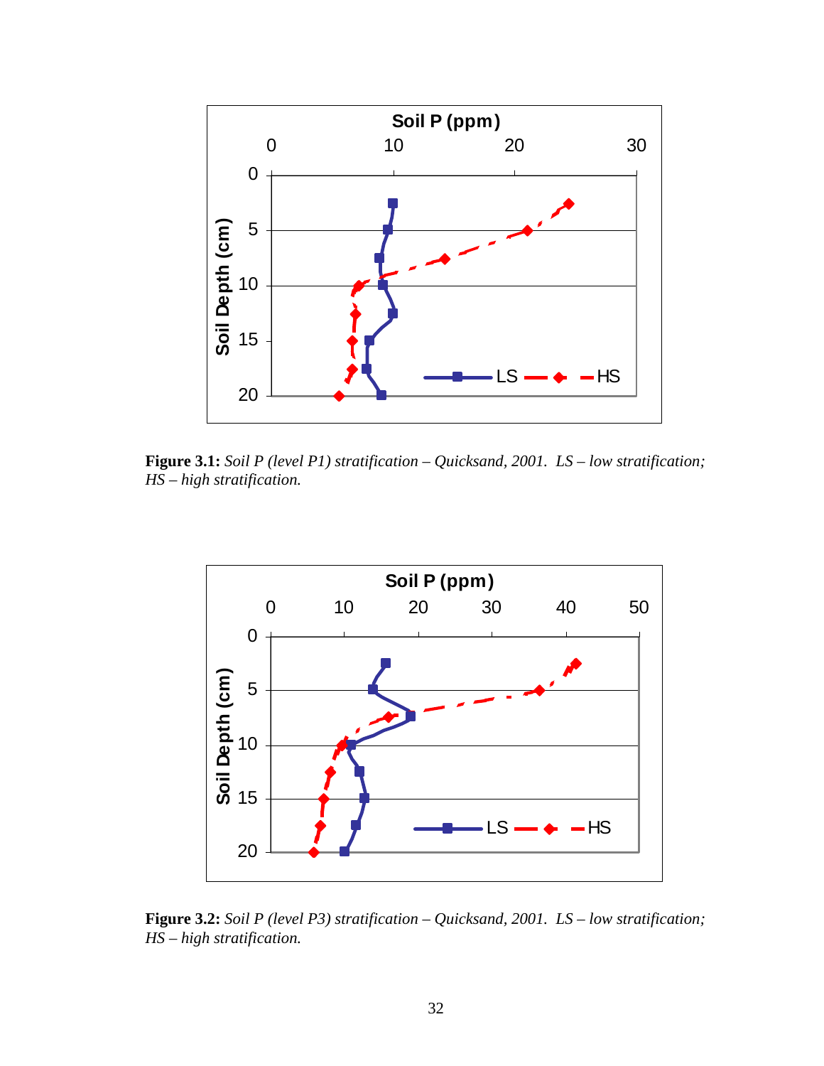**Figure 3.1:** *Soil P (level P1) stratification – Quicksand, 2001. LS – low stratification; HS – high stratification.*

**Figure 3.2:** *Soil P (level P3) stratification – Quicksand, 2001. LS – low stratification; HS – high stratification.*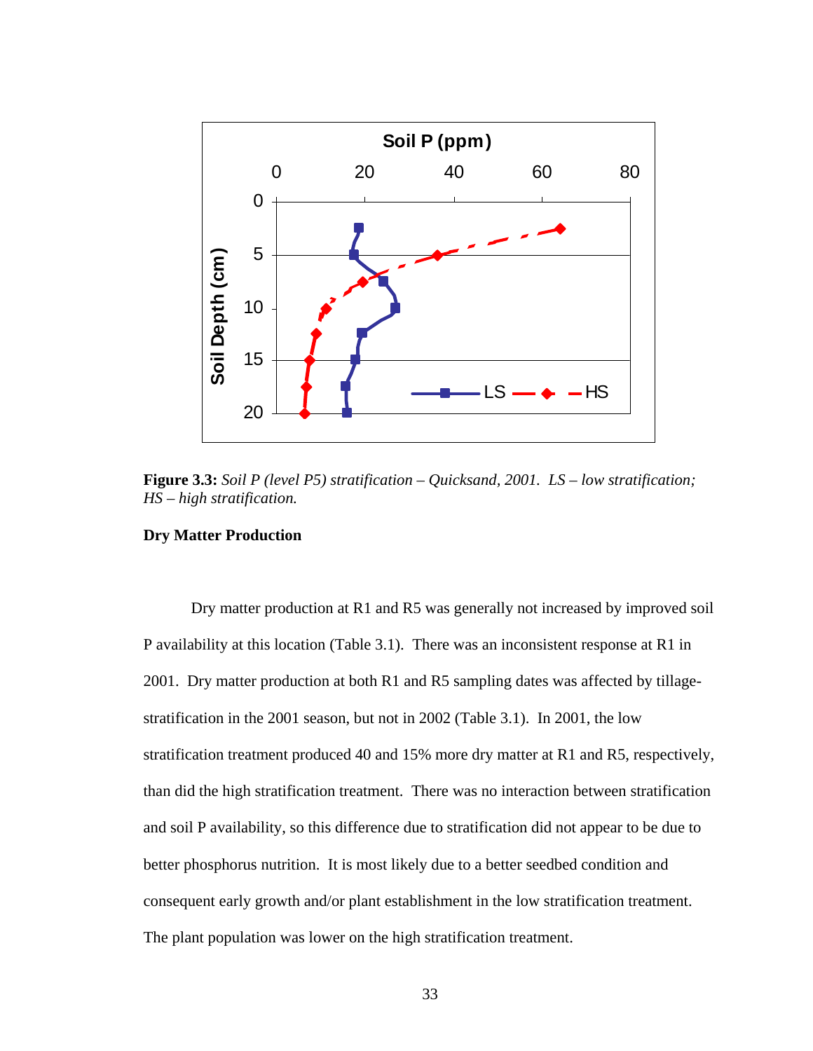**Figure 3.3:** *Soil P (level P5) stratification – Quicksand, 2001. LS – low stratification; HS – high stratification.*

**Dry Matter Production**

Dry matter production at R1 and R5 was generally not increased by improved soil P availability at this location (Table 3.1). There was an inconsistent response at R1 in 2001. Dry matter production at both R1 and R5 sampling dates was affected by tillage-stratification in the 2001 season, but not in 2002 (Table 3.1). In 2001, the low stratification treatment produced 40 and 15% more dry matter at R1 and R5, respectively, than did the high stratification treatment. There was no interaction between stratification and soil P availability, so this difference due to stratification did not appear to be due to better phosphorus nutrition. It is most likely due to a better seedbed condition and consequent early growth and/or plant establishment in the low stratification treatment. The plant population was lower on the high stratification treatment.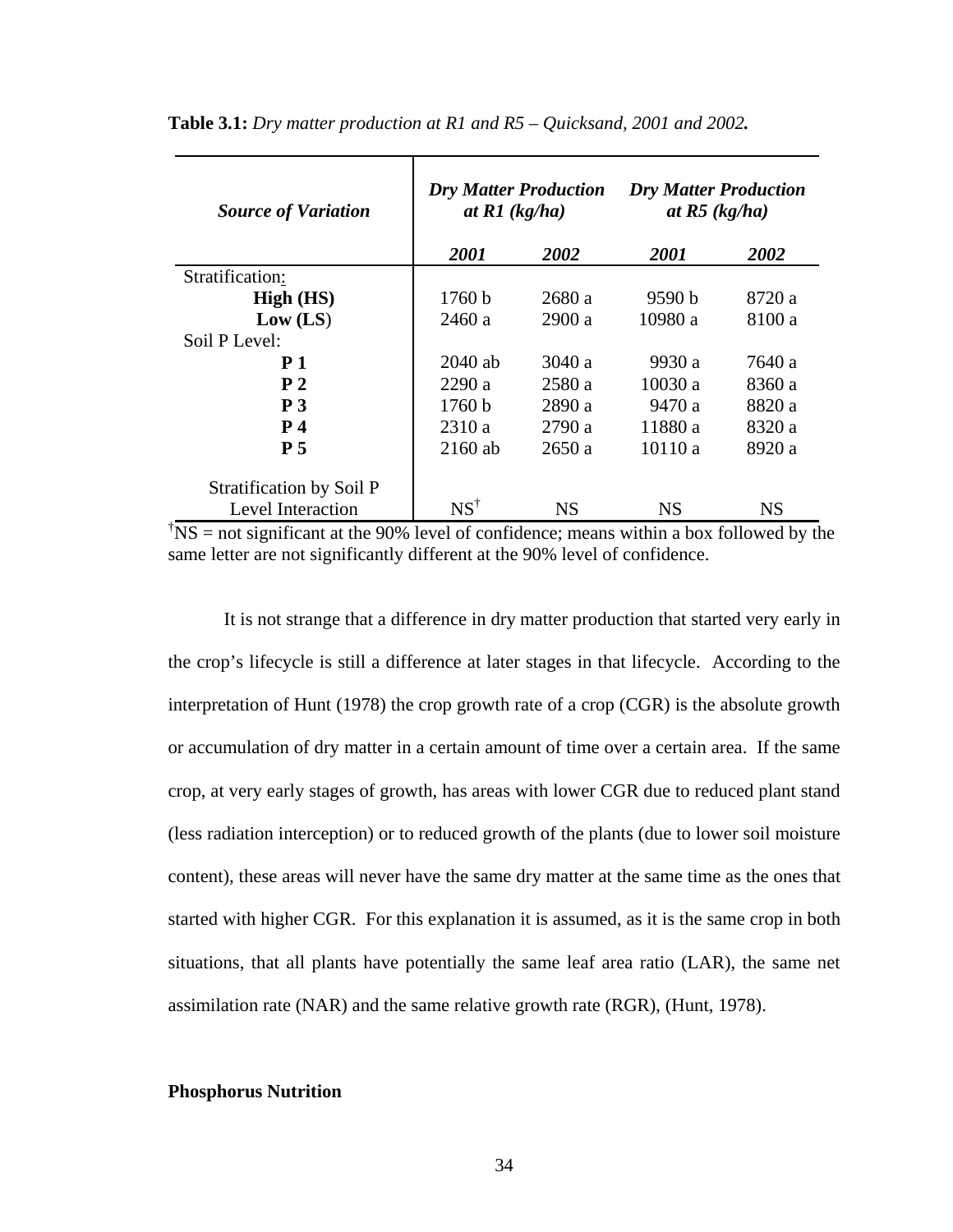**Table 3.1:** *Dry matter production at R1 and R5 – Quicksand, 2001 and 2002.*

| *Source of Variation* | *Dry Matter Production at R1 (kg/ha)* | | *Dry Matter Production at R5 (kg/ha)* | |
|---|---|---|---|---|
| | *2001* | *2002* | *2001* | *2002* |
| Stratification: | | | | |
| **High (HS)** | 1760 b | 2680 a | 9590 b | 8720 a |
| **Low (LS)** | 2460 a | 2900 a | 10980 a | 8100 a |
| Soil P Level: | | | | |
| **P 1** | 2040 ab | 3040 a | 9930 a | 7640 a |
| **P 2** | 2290 a | 2580 a | 10030 a | 8360 a |
| **P 3** | 1760 b | 2890 a | 9470 a | 8820 a |
| **P 4** | 2310 a | 2790 a | 11880 a | 8320 a |
| **P 5** | 2160 ab | 2650 a | 10110 a | 8920 a |
| Stratification by Soil P Level Interaction | NS[†] | NS | NS | NS |

[†]NS = not significant at the 90% level of confidence; means within a box followed by the same letter are not significantly different at the 90% level of confidence.

It is not strange that a difference in dry matter production that started very early in the crop's lifecycle is still a difference at later stages in that lifecycle. According to the interpretation of Hunt (1978) the crop growth rate of a crop (CGR) is the absolute growth or accumulation of dry matter in a certain amount of time over a certain area. If the same crop, at very early stages of growth, has areas with lower CGR due to reduced plant stand (less radiation interception) or to reduced growth of the plants (due to lower soil moisture content), these areas will never have the same dry matter at the same time as the ones that started with higher CGR. For this explanation it is assumed, as it is the same crop in both situations, that all plants have potentially the same leaf area ratio (LAR), the same net assimilation rate (NAR) and the same relative growth rate (RGR), (Hunt, 1978).

**Phosphorus Nutrition**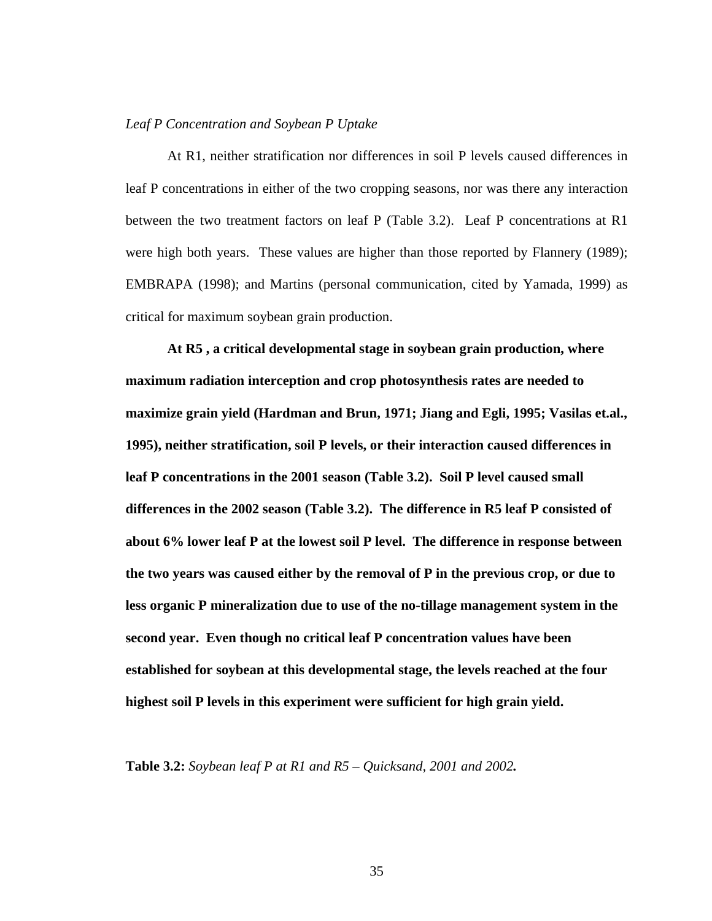*Leaf P Concentration and Soybean P Uptake*

At R1, neither stratification nor differences in soil P levels caused differences in leaf P concentrations in either of the two cropping seasons, nor was there any interaction between the two treatment factors on leaf P (Table 3.2). Leaf P concentrations at R1 were high both years. These values are higher than those reported by Flannery (1989); EMBRAPA (1998); and Martins (personal communication, cited by Yamada, 1999) as critical for maximum soybean grain production.

**At R5 , a critical developmental stage in soybean grain production, where maximum radiation interception and crop photosynthesis rates are needed to maximize grain yield (Hardman and Brun, 1971; Jiang and Egli, 1995; Vasilas et.al., 1995), neither stratification, soil P levels, or their interaction caused differences in leaf P concentrations in the 2001 season (Table 3.2). Soil P level caused small differences in the 2002 season (Table 3.2). The difference in R5 leaf P consisted of about 6% lower leaf P at the lowest soil P level. The difference in response between the two years was caused either by the removal of P in the previous crop, or due to less organic P mineralization due to use of the no-tillage management system in the second year. Even though no critical leaf P concentration values have been established for soybean at this developmental stage, the levels reached at the four highest soil P levels in this experiment were sufficient for high grain yield.**

**Table 3.2:** *Soybean leaf P at R1 and R5 – Quicksand, 2001 and 2002.*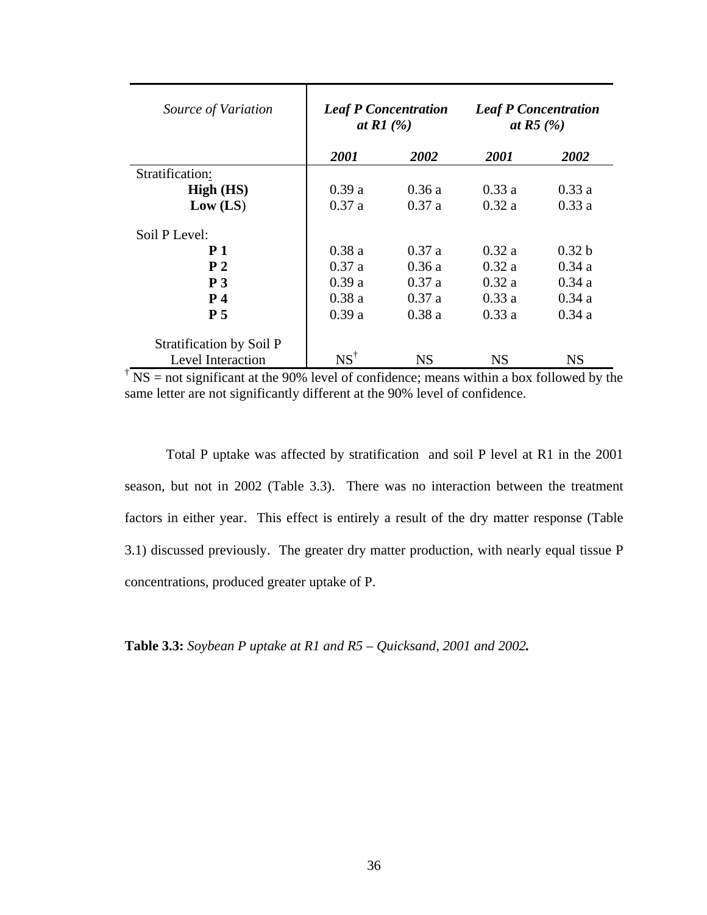| *Source of Variation* | ***Leaf P Concentration at R1 (%)*** | | ***Leaf P Concentration at R5 (%)*** | |
|---|---|---|---|---|
| | ***2001*** | ***2002*** | ***2001*** | ***2002*** |
| Stratification: | | | | |
| **High (HS)** | 0.39 a | 0.36 a | 0.33 a | 0.33 a |
| **Low (LS)** | 0.37 a | 0.37 a | 0.32 a | 0.33 a |
| Soil P Level: | | | | |
| **P 1** | 0.38 a | 0.37 a | 0.32 a | 0.32 b |
| **P 2** | 0.37 a | 0.36 a | 0.32 a | 0.34 a |
| **P 3** | 0.39 a | 0.37 a | 0.32 a | 0.34 a |
| **P 4** | 0.38 a | 0.37 a | 0.33 a | 0.34 a |
| **P 5** | 0.39 a | 0.38 a | 0.33 a | 0.34 a |
| Stratification by Soil P Level Interaction | NS[†] | NS | NS | NS |

[†] NS = not significant at the 90% level of confidence; means within a box followed by the same letter are not significantly different at the 90% level of confidence.

Total P uptake was affected by stratification and soil P level at R1 in the 2001 season, but not in 2002 (Table 3.3). There was no interaction between the treatment factors in either year. This effect is entirely a result of the dry matter response (Table 3.1) discussed previously. The greater dry matter production, with nearly equal tissue P concentrations, produced greater uptake of P.

**Table 3.3:** *Soybean P uptake at R1 and R5 – Quicksand, 2001 and 2002.*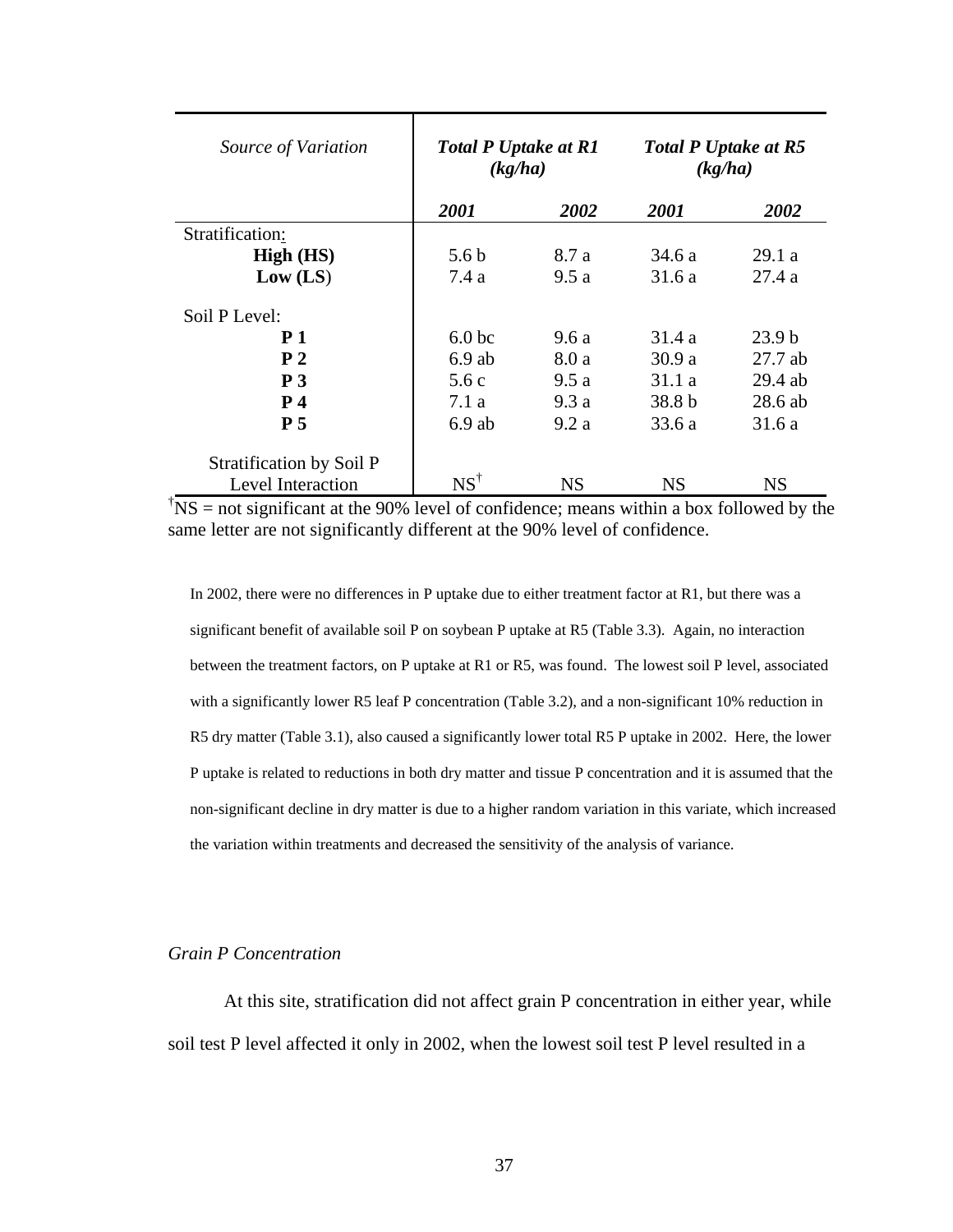| *Source of Variation* | ***Total P Uptake at R1 (kg/ha)*** | | ***Total P Uptake at R5 (kg/ha)*** | |
|---|---|---|---|---|
| | ***2001*** | ***2002*** | ***2001*** | ***2002*** |
| Stratification: | | | | |
| **High (HS)** | 5.6 b | 8.7 a | 34.6 a | 29.1 a |
| **Low (LS)** | 7.4 a | 9.5 a | 31.6 a | 27.4 a |
| Soil P Level: | | | | |
| **P 1** | 6.0 bc | 9.6 a | 31.4 a | 23.9 b |
| **P 2** | 6.9 ab | 8.0 a | 30.9 a | 27.7 ab |
| **P 3** | 5.6 c | 9.5 a | 31.1 a | 29.4 ab |
| **P 4** | 7.1 a | 9.3 a | 38.8 b | 28.6 ab |
| **P 5** | 6.9 ab | 9.2 a | 33.6 a | 31.6 a |
| Stratification by Soil P Level Interaction | NS[†] | NS | NS | NS |

[†]NS = not significant at the 90% level of confidence; means within a box followed by the same letter are not significantly different at the 90% level of confidence.

In 2002, there were no differences in P uptake due to either treatment factor at R1, but there was a significant benefit of available soil P on soybean P uptake at R5 (Table 3.3). Again, no interaction between the treatment factors, on P uptake at R1 or R5, was found. The lowest soil P level, associated with a significantly lower R5 leaf P concentration (Table 3.2), and a non-significant 10% reduction in R5 dry matter (Table 3.1), also caused a significantly lower total R5 P uptake in 2002. Here, the lower P uptake is related to reductions in both dry matter and tissue P concentration and it is assumed that the non-significant decline in dry matter is due to a higher random variation in this variate, which increased the variation within treatments and decreased the sensitivity of the analysis of variance.

### *Grain P Concentration*

At this site, stratification did not affect grain P concentration in either year, while soil test P level affected it only in 2002, when the lowest soil test P level resulted in a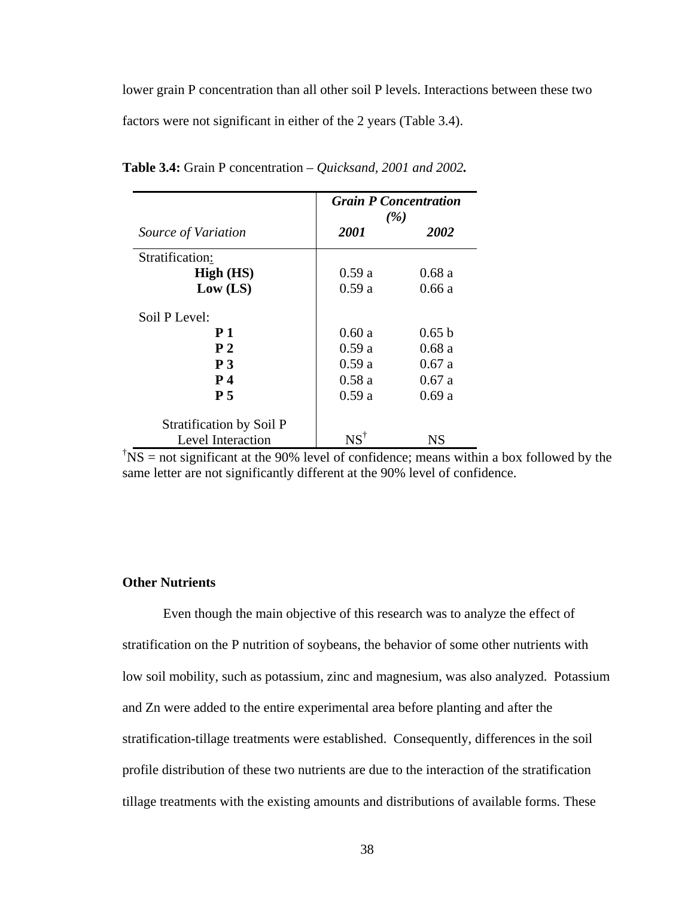lower grain P concentration than all other soil P levels. Interactions between these two factors were not significant in either of the 2 years (Table 3.4).

**Table 3.4:** Grain P concentration – *Quicksand, 2001 and 2002.*

| | ***Grain P Concentration (%)*** | |
|---|---|---|
| *Source of Variation* | ***2001*** | ***2002*** |
| Stratification: | | |
| **High (HS)** | 0.59 a | 0.68 a |
| **Low (LS)** | 0.59 a | 0.66 a |
| Soil P Level: | | |
| **P 1** | 0.60 a | 0.65 b |
| **P 2** | 0.59 a | 0.68 a |
| **P 3** | 0.59 a | 0.67 a |
| **P 4** | 0.58 a | 0.67 a |
| **P 5** | 0.59 a | 0.69 a |
| Stratification by Soil P Level Interaction | NS[†] | NS |

[†]NS = not significant at the 90% level of confidence; means within a box followed by the same letter are not significantly different at the 90% level of confidence.

**Other Nutrients**

Even though the main objective of this research was to analyze the effect of stratification on the P nutrition of soybeans, the behavior of some other nutrients with low soil mobility, such as potassium, zinc and magnesium, was also analyzed. Potassium and Zn were added to the entire experimental area before planting and after the stratification-tillage treatments were established. Consequently, differences in the soil profile distribution of these two nutrients are due to the interaction of the stratification tillage treatments with the existing amounts and distributions of available forms. These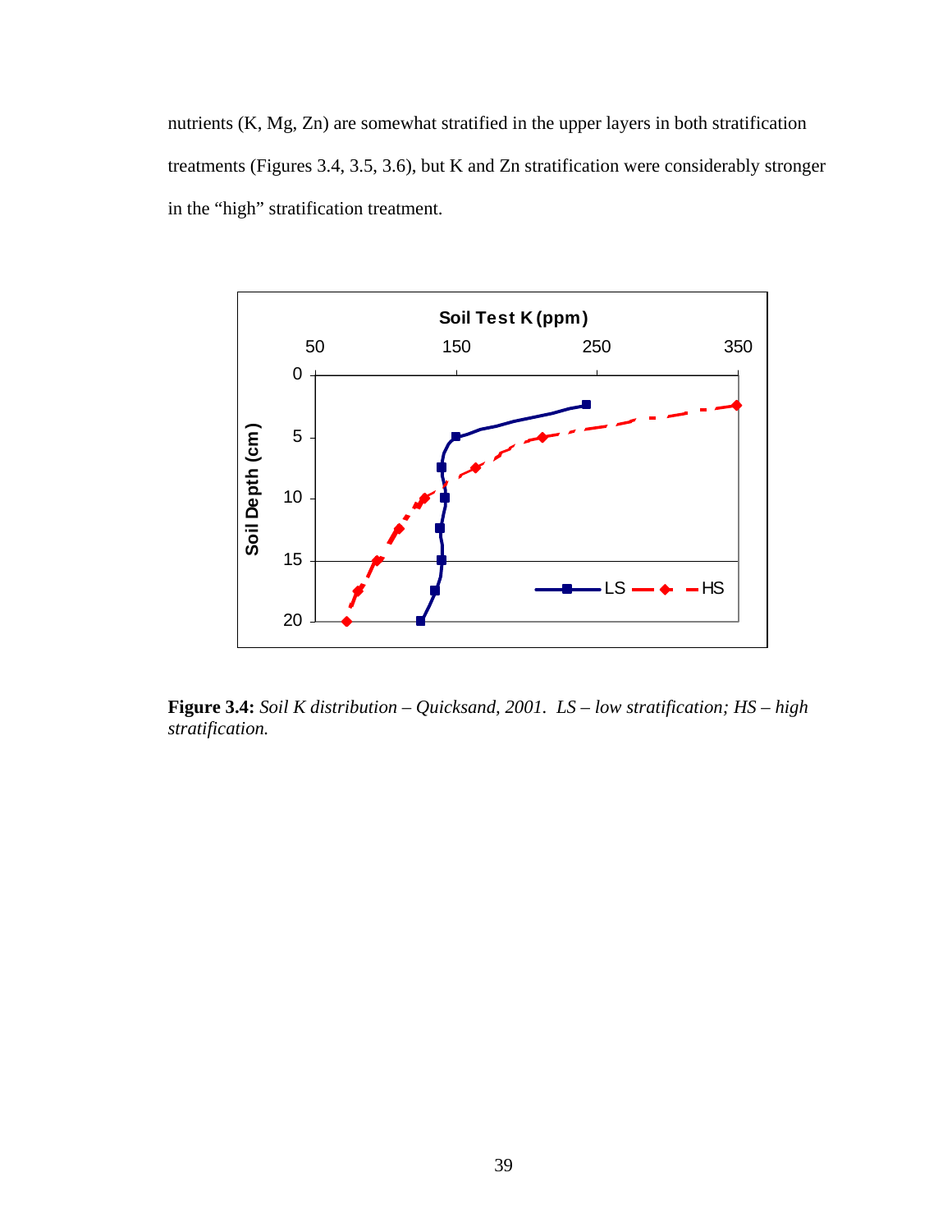nutrients (K, Mg, Zn) are somewhat stratified in the upper layers in both stratification treatments (Figures 3.4, 3.5, 3.6), but K and Zn stratification were considerably stronger in the “high” stratification treatment.

**Figure 3.4:** *Soil K distribution – Quicksand, 2001. LS – low stratification; HS – high stratification.*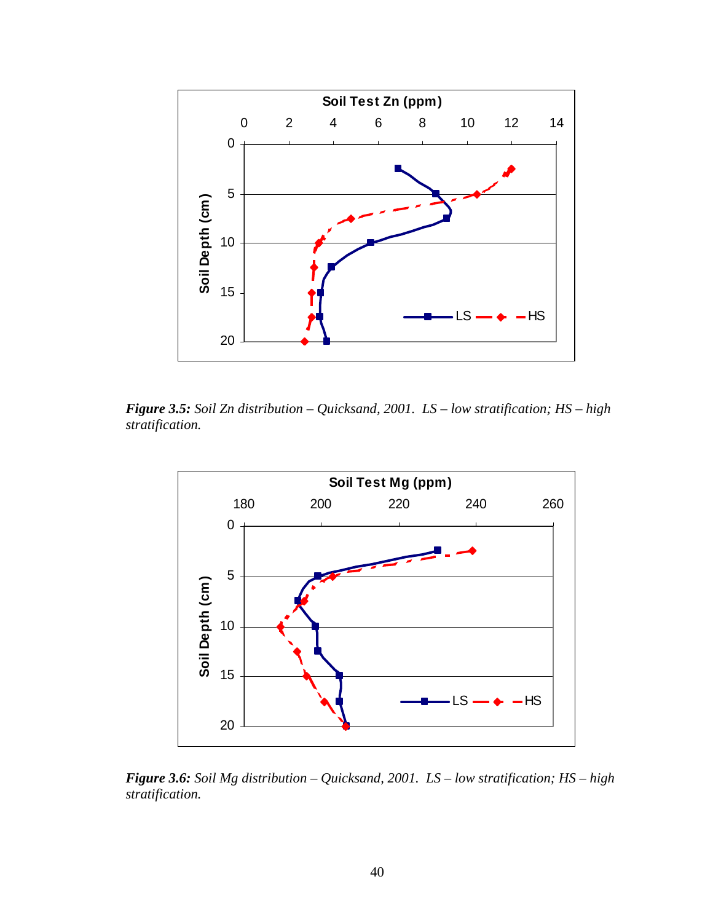***Figure 3.5:*** *Soil Zn distribution – Quicksand, 2001. LS – low stratification; HS – high stratification.*

***Figure 3.6:*** *Soil Mg distribution – Quicksand, 2001. LS – low stratification; HS – high stratification.*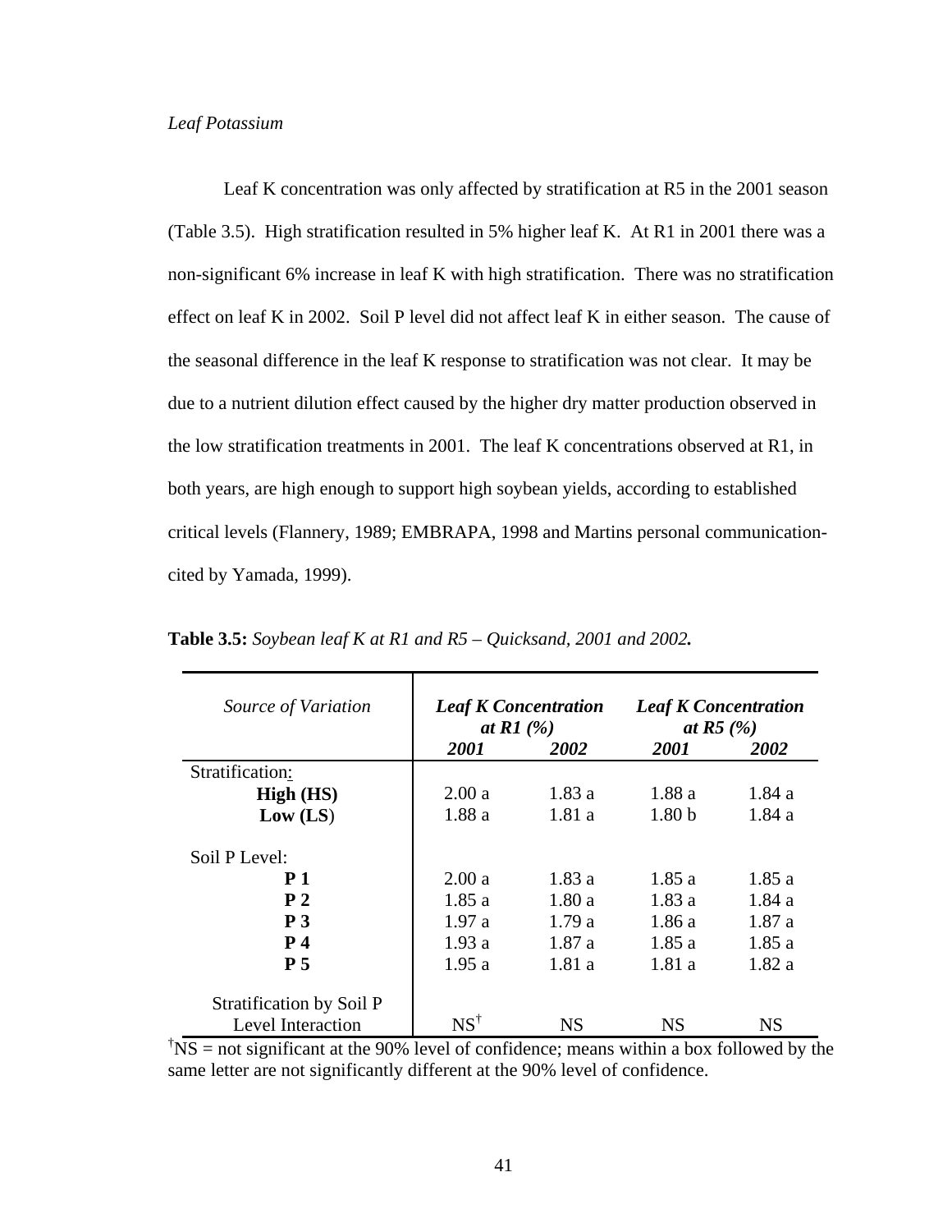*Leaf Potassium*

Leaf K concentration was only affected by stratification at R5 in the 2001 season (Table 3.5). High stratification resulted in 5% higher leaf K. At R1 in 2001 there was a non-significant 6% increase in leaf K with high stratification. There was no stratification effect on leaf K in 2002. Soil P level did not affect leaf K in either season. The cause of the seasonal difference in the leaf K response to stratification was not clear. It may be due to a nutrient dilution effect caused by the higher dry matter production observed in the low stratification treatments in 2001. The leaf K concentrations observed at R1, in both years, are high enough to support high soybean yields, according to established critical levels (Flannery, 1989; EMBRAPA, 1998 and Martins personal communication-cited by Yamada, 1999).

**Table 3.5:** *Soybean leaf K at R1 and R5 – Quicksand, 2001 and 2002.*

| *Source of Variation* | ***Leaf K Concentration at R1 (%)*** | | ***Leaf K Concentration at R5 (%)*** | |
|---|---|---|---|---|
| | ***2001*** | ***2002*** | ***2001*** | ***2002*** |
| Stratification: | | | | |
| **High (HS)** | 2.00 a | 1.83 a | 1.88 a | 1.84 a |
| **Low (LS)** | 1.88 a | 1.81 a | 1.80 b | 1.84 a |
| Soil P Level: | | | | |
| **P 1** | 2.00 a | 1.83 a | 1.85 a | 1.85 a |
| **P 2** | 1.85 a | 1.80 a | 1.83 a | 1.84 a |
| **P 3** | 1.97 a | 1.79 a | 1.86 a | 1.87 a |
| **P 4** | 1.93 a | 1.87 a | 1.85 a | 1.85 a |
| **P 5** | 1.95 a | 1.81 a | 1.81 a | 1.82 a |
| Stratification by Soil P Level Interaction | NS[†] | NS | NS | NS |

[†]NS = not significant at the 90% level of confidence; means within a box followed by the same letter are not significantly different at the 90% level of confidence.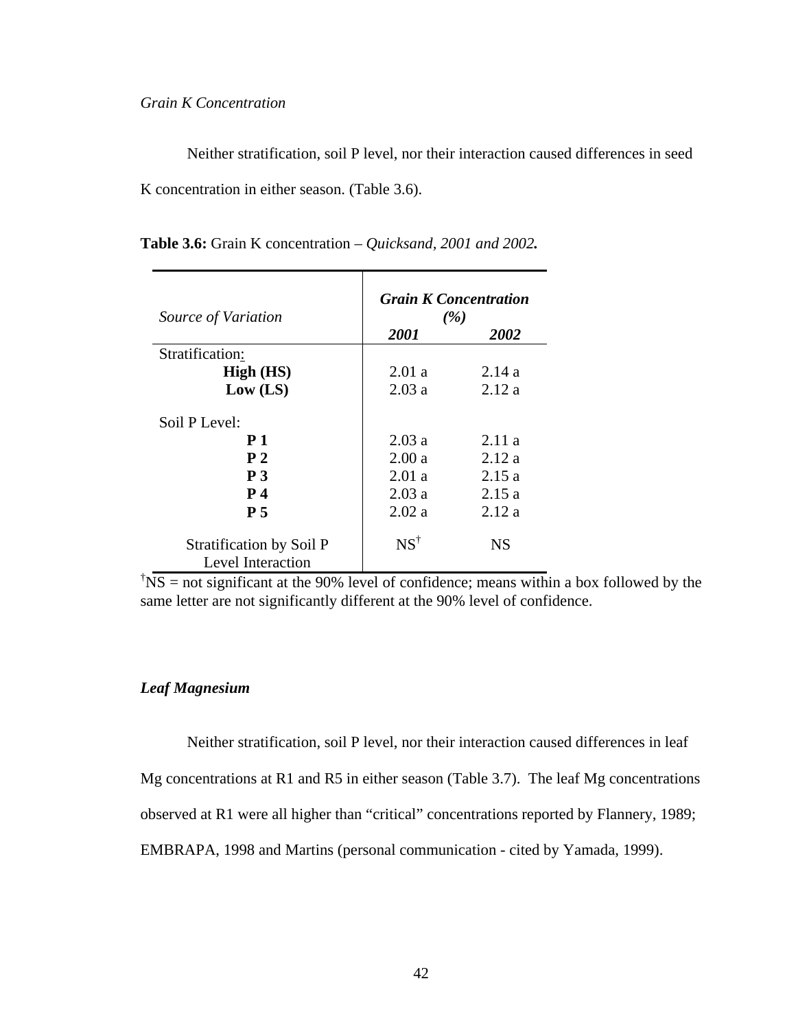*Grain K Concentration*

Neither stratification, soil P level, nor their interaction caused differences in seed K concentration in either season. (Table 3.6).

**Table 3.6:** Grain K concentration – *Quicksand, 2001 and 2002.*

| *Source of Variation* | ***Grain K Concentration (%)*** | |
|---|---|---|
| | ***2001*** | ***2002*** |
| Stratification: | | |
| **High (HS)** | 2.01 a | 2.14 a |
| **Low (LS)** | 2.03 a | 2.12 a |
| Soil P Level: | | |
| **P 1** | 2.03 a | 2.11 a |
| **P 2** | 2.00 a | 2.12 a |
| **P 3** | 2.01 a | 2.15 a |
| **P 4** | 2.03 a | 2.15 a |
| **P 5** | 2.02 a | 2.12 a |
| Stratification by Soil P Level Interaction | NS[†] | NS |

[†]NS = not significant at the 90% level of confidence; means within a box followed by the same letter are not significantly different at the 90% level of confidence.

***Leaf Magnesium***

Neither stratification, soil P level, nor their interaction caused differences in leaf Mg concentrations at R1 and R5 in either season (Table 3.7). The leaf Mg concentrations observed at R1 were all higher than "critical" concentrations reported by Flannery, 1989; EMBRAPA, 1998 and Martins (personal communication - cited by Yamada, 1999).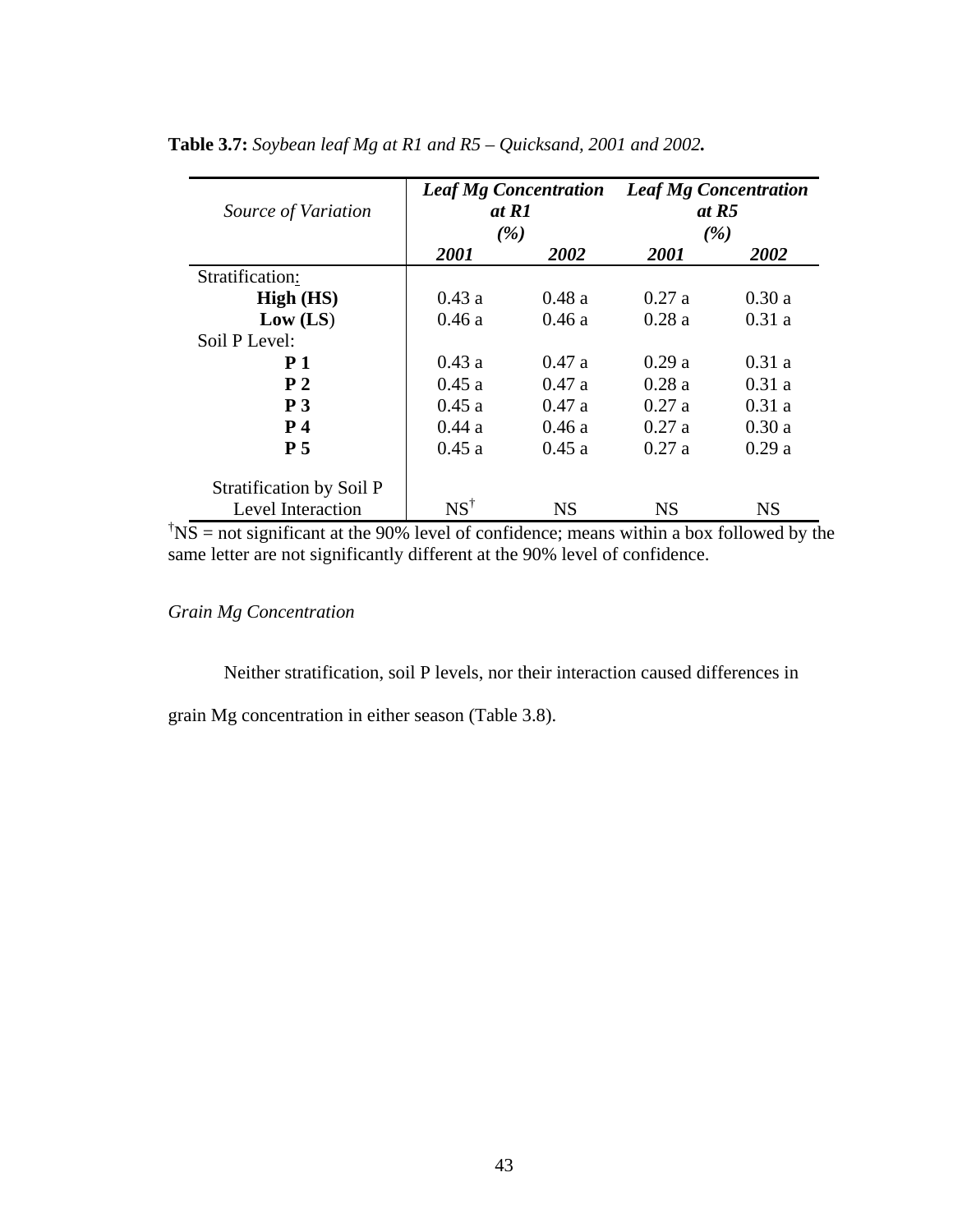**Table 3.7:** *Soybean leaf Mg at R1 and R5 – Quicksand, 2001 and 2002.*

| *Source of Variation* | ***Leaf Mg Concentration at R1 (%)*** | | ***Leaf Mg Concentration at R5 (%)*** | |
|---|---|---|---|---|
| | ***2001*** | ***2002*** | ***2001*** | ***2002*** |
| Stratification: | | | | |
| **High (HS)** | 0.43 a | 0.48 a | 0.27 a | 0.30 a |
| **Low (LS)** | 0.46 a | 0.46 a | 0.28 a | 0.31 a |
| Soil P Level: | | | | |
| **P 1** | 0.43 a | 0.47 a | 0.29 a | 0.31 a |
| **P 2** | 0.45 a | 0.47 a | 0.28 a | 0.31 a |
| **P 3** | 0.45 a | 0.47 a | 0.27 a | 0.31 a |
| **P 4** | 0.44 a | 0.46 a | 0.27 a | 0.30 a |
| **P 5** | 0.45 a | 0.45 a | 0.27 a | 0.29 a |
| Stratification by Soil P Level Interaction | NS[†] | NS | NS | NS |

[†]NS = not significant at the 90% level of confidence; means within a box followed by the same letter are not significantly different at the 90% level of confidence.

*Grain Mg Concentration*

Neither stratification, soil P levels, nor their interaction caused differences in grain Mg concentration in either season (Table 3.8).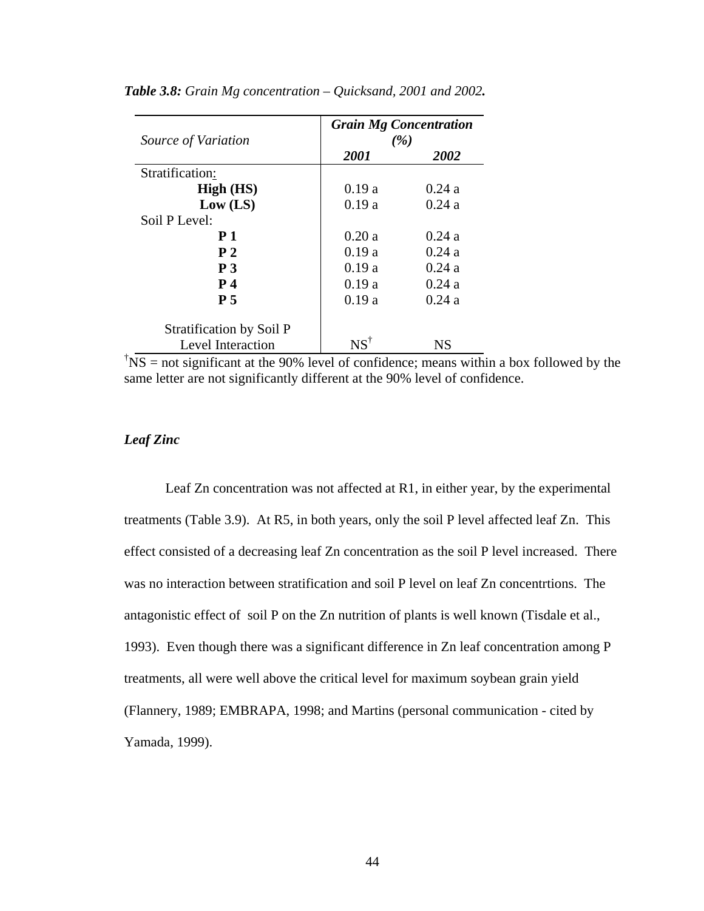***Table 3.8:*** *Grain Mg concentration – Quicksand, 2001 and 2002.*

| *Source of Variation* | ***Grain Mg Concentration (%)*** | |
|---|---|---|
| | ***2001*** | ***2002*** |
| Stratification: | | |
| **High (HS)** | 0.19 a | 0.24 a |
| **Low (LS)** | 0.19 a | 0.24 a |
| Soil P Level: | | |
| **P 1** | 0.20 a | 0.24 a |
| **P 2** | 0.19 a | 0.24 a |
| **P 3** | 0.19 a | 0.24 a |
| **P 4** | 0.19 a | 0.24 a |
| **P 5** | 0.19 a | 0.24 a |
| Stratification by Soil P Level Interaction | NS[†] | NS |

[†]NS = not significant at the 90% level of confidence; means within a box followed by the same letter are not significantly different at the 90% level of confidence.

### *Leaf Zinc*

Leaf Zn concentration was not affected at R1, in either year, by the experimental treatments (Table 3.9). At R5, in both years, only the soil P level affected leaf Zn. This effect consisted of a decreasing leaf Zn concentration as the soil P level increased. There was no interaction between stratification and soil P level on leaf Zn concentrtions. The antagonistic effect of soil P on the Zn nutrition of plants is well known (Tisdale et al., 1993). Even though there was a significant difference in Zn leaf concentration among P treatments, all were well above the critical level for maximum soybean grain yield (Flannery, 1989; EMBRAPA, 1998; and Martins (personal communication - cited by Yamada, 1999).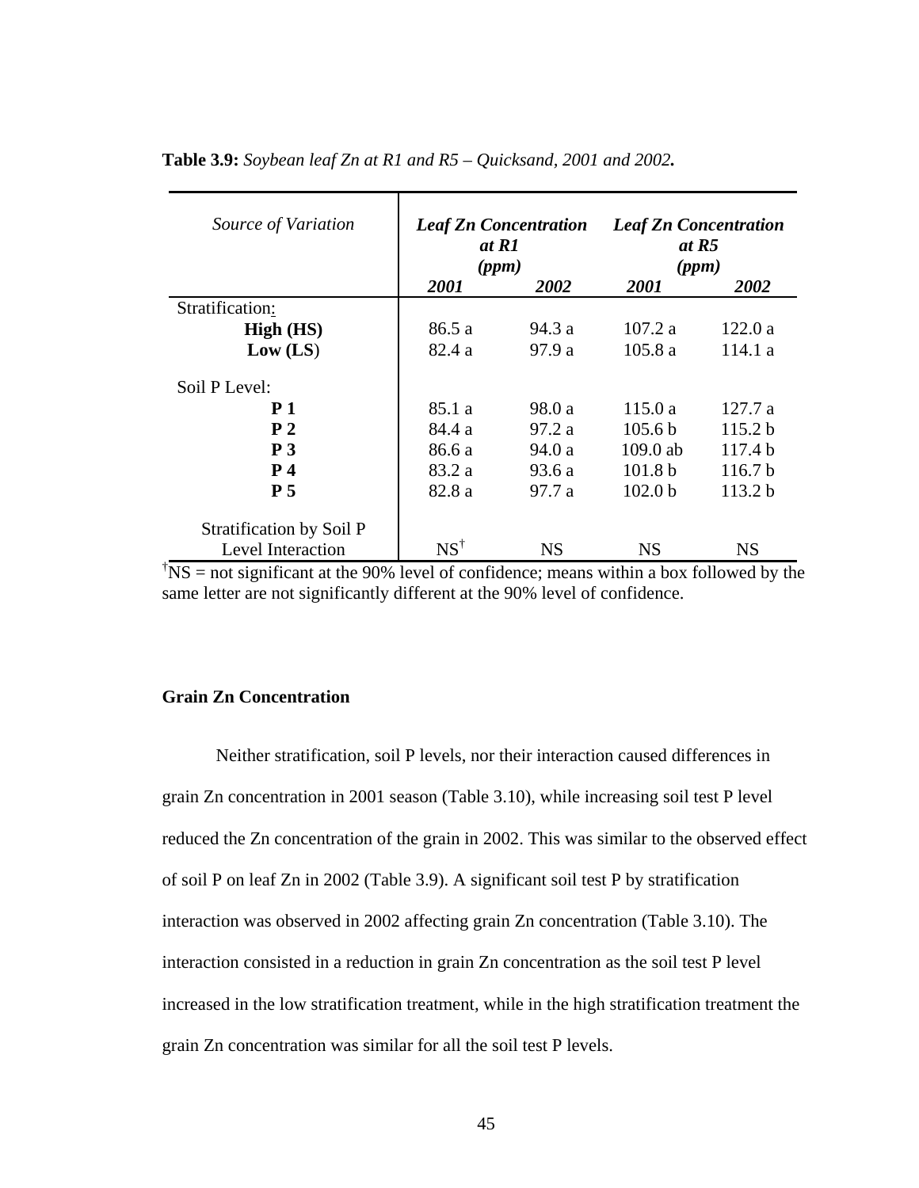**Table 3.9:** *Soybean leaf Zn at R1 and R5 – Quicksand, 2001 and 2002.*

| *Source of Variation* | ***Leaf Zn Concentration at R1 (ppm)*** | | ***Leaf Zn Concentration at R5 (ppm)*** | |
|---|---|---|---|---|
| | ***2001*** | ***2002*** | ***2001*** | ***2002*** |
| Stratification: | | | | |
| **High (HS)** | 86.5 a | 94.3 a | 107.2 a | 122.0 a |
| **Low (LS)** | 82.4 a | 97.9 a | 105.8 a | 114.1 a |
| Soil P Level: | | | | |
| **P 1** | 85.1 a | 98.0 a | 115.0 a | 127.7 a |
| **P 2** | 84.4 a | 97.2 a | 105.6 b | 115.2 b |
| **P 3** | 86.6 a | 94.0 a | 109.0 ab | 117.4 b |
| **P 4** | 83.2 a | 93.6 a | 101.8 b | 116.7 b |
| **P 5** | 82.8 a | 97.7 a | 102.0 b | 113.2 b |
| Stratification by Soil P Level Interaction | NS[†] | NS | NS | NS |

[†]NS = not significant at the 90% level of confidence; means within a box followed by the same letter are not significantly different at the 90% level of confidence.

### Grain Zn Concentration

Neither stratification, soil P levels, nor their interaction caused differences in grain Zn concentration in 2001 season (Table 3.10), while increasing soil test P level reduced the Zn concentration of the grain in 2002. This was similar to the observed effect of soil P on leaf Zn in 2002 (Table 3.9). A significant soil test P by stratification interaction was observed in 2002 affecting grain Zn concentration (Table 3.10). The interaction consisted in a reduction in grain Zn concentration as the soil test P level increased in the low stratification treatment, while in the high stratification treatment the grain Zn concentration was similar for all the soil test P levels.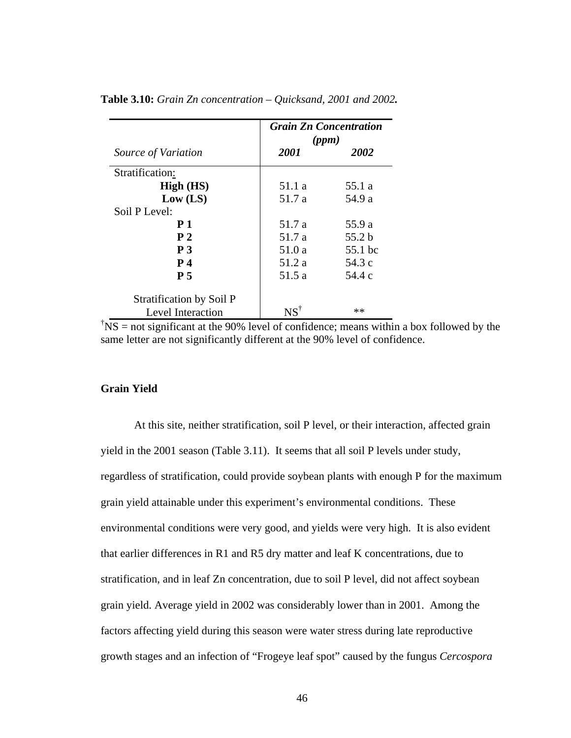**Table 3.10:** *Grain Zn concentration – Quicksand, 2001 and 2002.*

| *Source of Variation* | ***Grain Zn Concentration (ppm)*** ***2001*** | ***2002*** |
|---|---|---|
| Stratification: | | |
| **High (HS)** | 51.1 a | 55.1 a |
| **Low (LS)** | 51.7 a | 54.9 a |
| Soil P Level: | | |
| **P 1** | 51.7 a | 55.9 a |
| **P 2** | 51.7 a | 55.2 b |
| **P 3** | 51.0 a | 55.1 bc |
| **P 4** | 51.2 a | 54.3 c |
| **P 5** | 51.5 a | 54.4 c |
| Stratification by Soil P Level Interaction | NS† | ** |

†NS = not significant at the 90% level of confidence; means within a box followed by the same letter are not significantly different at the 90% level of confidence.

### Grain Yield

At this site, neither stratification, soil P level, or their interaction, affected grain yield in the 2001 season (Table 3.11). It seems that all soil P levels under study, regardless of stratification, could provide soybean plants with enough P for the maximum grain yield attainable under this experiment's environmental conditions. These environmental conditions were very good, and yields were very high. It is also evident that earlier differences in R1 and R5 dry matter and leaf K concentrations, due to stratification, and in leaf Zn concentration, due to soil P level, did not affect soybean grain yield. Average yield in 2002 was considerably lower than in 2001. Among the factors affecting yield during this season were water stress during late reproductive growth stages and an infection of "Frogeye leaf spot" caused by the fungus *Cercospora*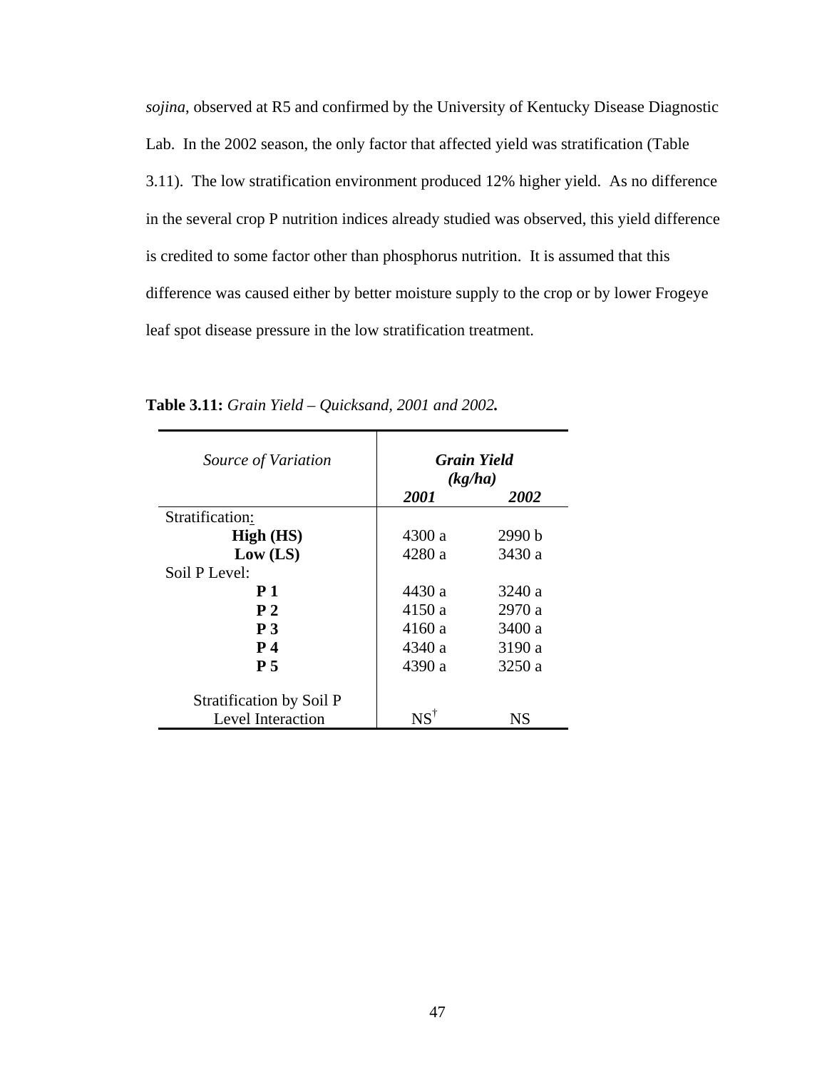*sojina*, observed at R5 and confirmed by the University of Kentucky Disease Diagnostic Lab. In the 2002 season, the only factor that affected yield was stratification (Table 3.11). The low stratification environment produced 12% higher yield. As no difference in the several crop P nutrition indices already studied was observed, this yield difference is credited to some factor other than phosphorus nutrition. It is assumed that this difference was caused either by better moisture supply to the crop or by lower Frogeye leaf spot disease pressure in the low stratification treatment.

**Table 3.11:** *Grain Yield – Quicksand, 2001 and 2002.*

| *Source of Variation* | ***Grain Yield (kg/ha)*** | |
|---|---|---|
| | ***2001*** | ***2002*** |
| Stratification: | | |
| **High (HS)** | 4300 a | 2990 b |
| **Low (LS)** | 4280 a | 3430 a |
| Soil P Level: | | |
| **P 1** | 4430 a | 3240 a |
| **P 2** | 4150 a | 2970 a |
| **P 3** | 4160 a | 3400 a |
| **P 4** | 4340 a | 3190 a |
| **P 5** | 4390 a | 3250 a |
| Stratification by Soil P Level Interaction | NS† | NS |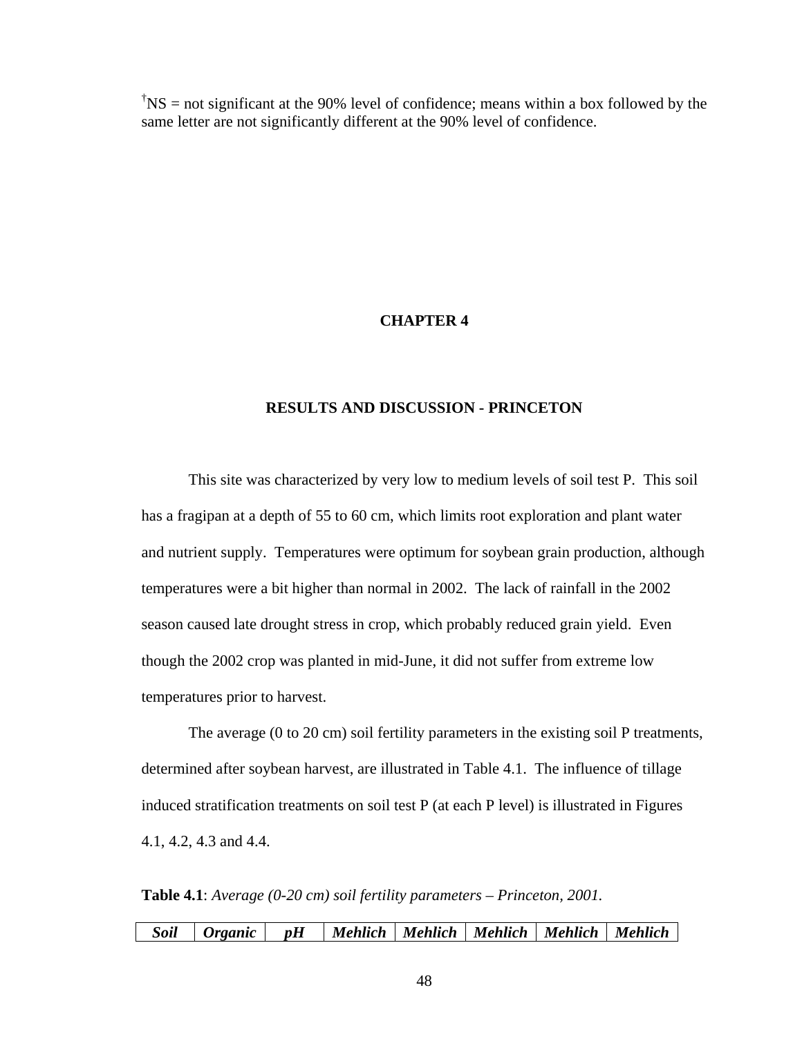[†]NS = not significant at the 90% level of confidence; means within a box followed by the same letter are not significantly different at the 90% level of confidence.

# CHAPTER 4

## RESULTS AND DISCUSSION - PRINCETON

This site was characterized by very low to medium levels of soil test P. This soil has a fragipan at a depth of 55 to 60 cm, which limits root exploration and plant water and nutrient supply. Temperatures were optimum for soybean grain production, although temperatures were a bit higher than normal in 2002. The lack of rainfall in the 2002 season caused late drought stress in crop, which probably reduced grain yield. Even though the 2002 crop was planted in mid-June, it did not suffer from extreme low temperatures prior to harvest.

The average (0 to 20 cm) soil fertility parameters in the existing soil P treatments, determined after soybean harvest, are illustrated in Table 4.1. The influence of tillage induced stratification treatments on soil test P (at each P level) is illustrated in Figures 4.1, 4.2, 4.3 and 4.4.

**Table 4.1**: *Average (0-20 cm) soil fertility parameters – Princeton, 2001.*

| ***Soil*** | ***Organic*** | ***pH*** | ***Mehlich*** | ***Mehlich*** | ***Mehlich*** | ***Mehlich*** | ***Mehlich*** |
|---|---|---|---|---|---|---|---|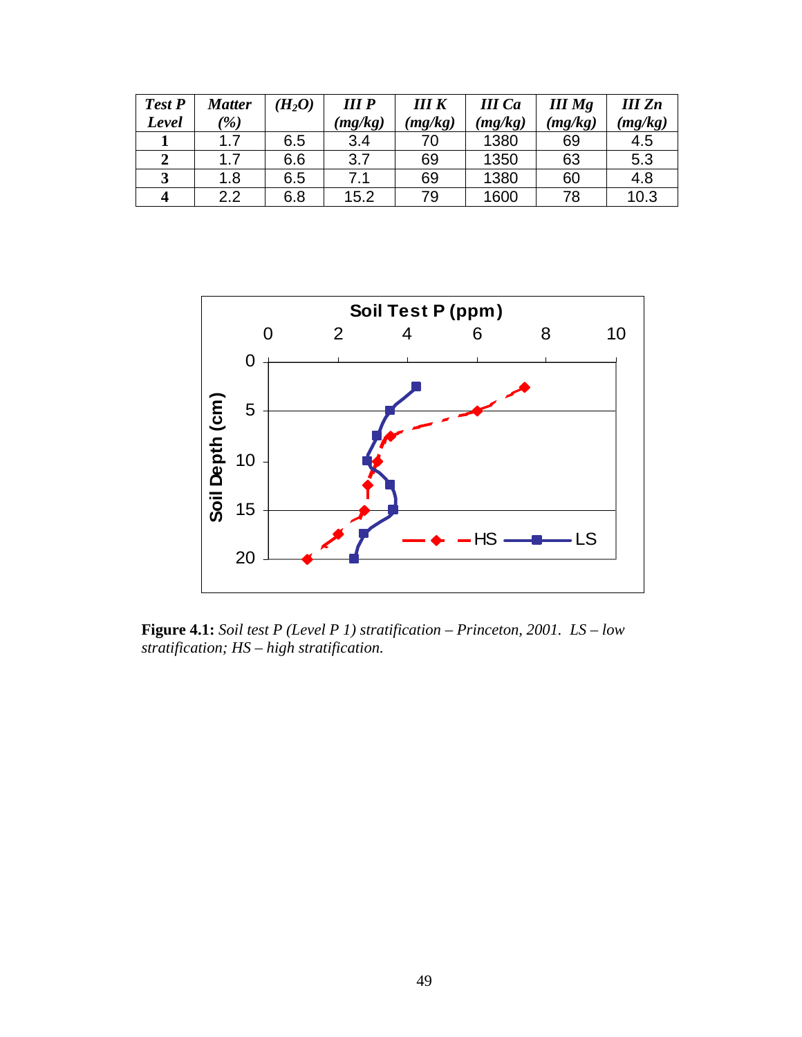| *Test P Level* | *Matter (%)* | *($H_2O$)* | *III P (mg/kg)* | *III K (mg/kg)* | *III Ca (mg/kg)* | *III Mg (mg/kg)* | *III Zn (mg/kg)* |
|---|---|---|---|---|---|---|---|
| **1** | 1.7 | 6.5 | 3.4 | 70 | 1380 | 69 | 4.5 |
| **2** | 1.7 | 6.6 | 3.7 | 69 | 1350 | 63 | 5.3 |
| **3** | 1.8 | 6.5 | 7.1 | 69 | 1380 | 60 | 4.8 |
| **4** | 2.2 | 6.8 | 15.2 | 79 | 1600 | 78 | 10.3 |

**Figure 4.1:** *Soil test P (Level P 1) stratification – Princeton, 2001. LS – low stratification; HS – high stratification.*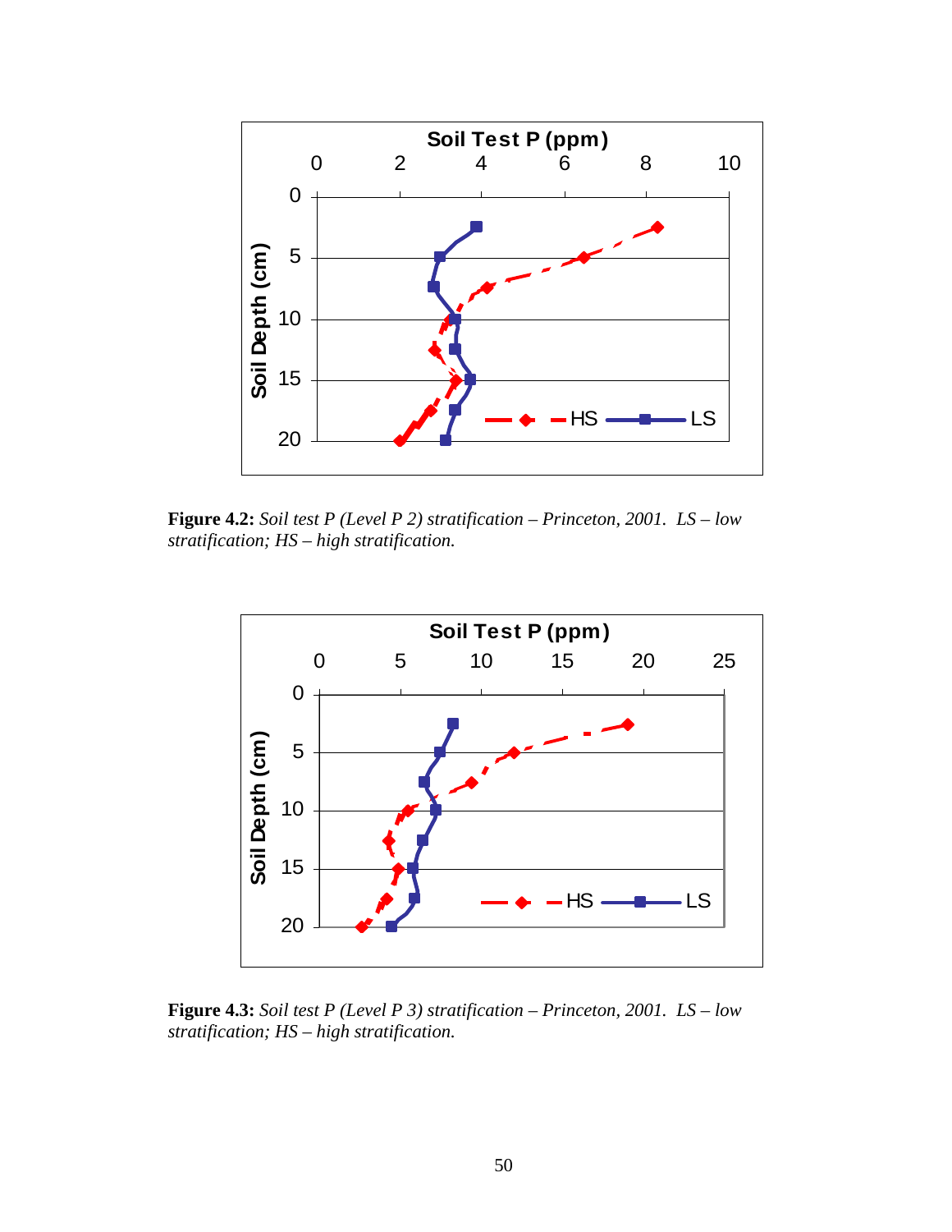**Figure 4.2:** *Soil test P (Level P 2) stratification – Princeton, 2001. LS – low stratification; HS – high stratification.*

**Figure 4.3:** *Soil test P (Level P 3) stratification – Princeton, 2001. LS – low stratification; HS – high stratification.*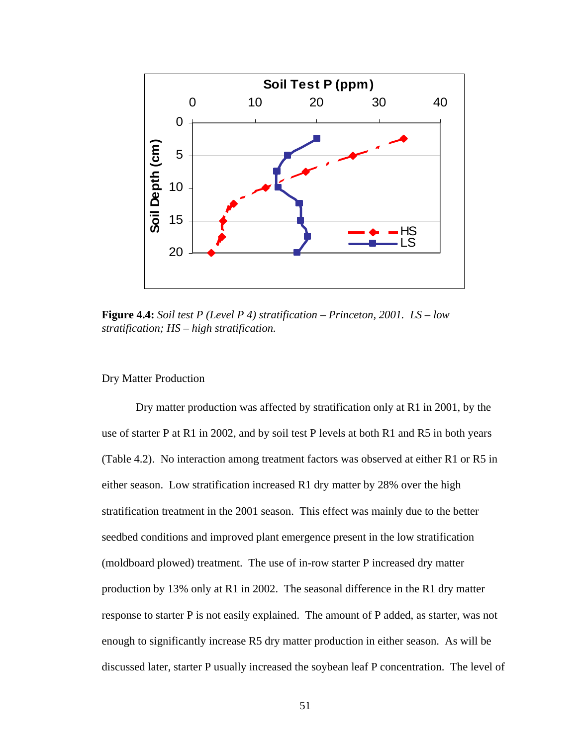**Figure 4.4:** *Soil test P (Level P 4) stratification – Princeton, 2001. LS – low stratification; HS – high stratification.*

Dry Matter Production

Dry matter production was affected by stratification only at R1 in 2001, by the use of starter P at R1 in 2002, and by soil test P levels at both R1 and R5 in both years (Table 4.2). No interaction among treatment factors was observed at either R1 or R5 in either season. Low stratification increased R1 dry matter by 28% over the high stratification treatment in the 2001 season. This effect was mainly due to the better seedbed conditions and improved plant emergence present in the low stratification (moldboard plowed) treatment. The use of in-row starter P increased dry matter production by 13% only at R1 in 2002. The seasonal difference in the R1 dry matter response to starter P is not easily explained. The amount of P added, as starter, was not enough to significantly increase R5 dry matter production in either season. As will be discussed later, starter P usually increased the soybean leaf P concentration. The level of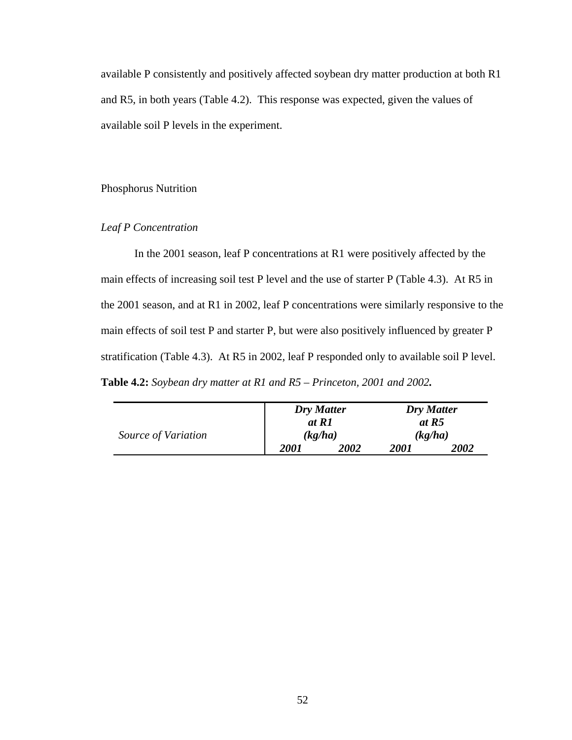available P consistently and positively affected soybean dry matter production at both R1 and R5, in both years (Table 4.2). This response was expected, given the values of available soil P levels in the experiment.

## Phosphorus Nutrition

### *Leaf P Concentration*

In the 2001 season, leaf P concentrations at R1 were positively affected by the main effects of increasing soil test P level and the use of starter P (Table 4.3). At R5 in the 2001 season, and at R1 in 2002, leaf P concentrations were similarly responsive to the main effects of soil test P and starter P, but were also positively influenced by greater P stratification (Table 4.3). At R5 in 2002, leaf P responded only to available soil P level.

**Table 4.2:** *Soybean dry matter at R1 and R5 – Princeton, 2001 and 2002.*

| *Source of Variation* | ***Dry Matter at R1 (kg/ha)*** | | ***Dry Matter at R5 (kg/ha)*** | |
|---|---|---|---|---|
| | ***2001*** | ***2002*** | ***2001*** | ***2002*** |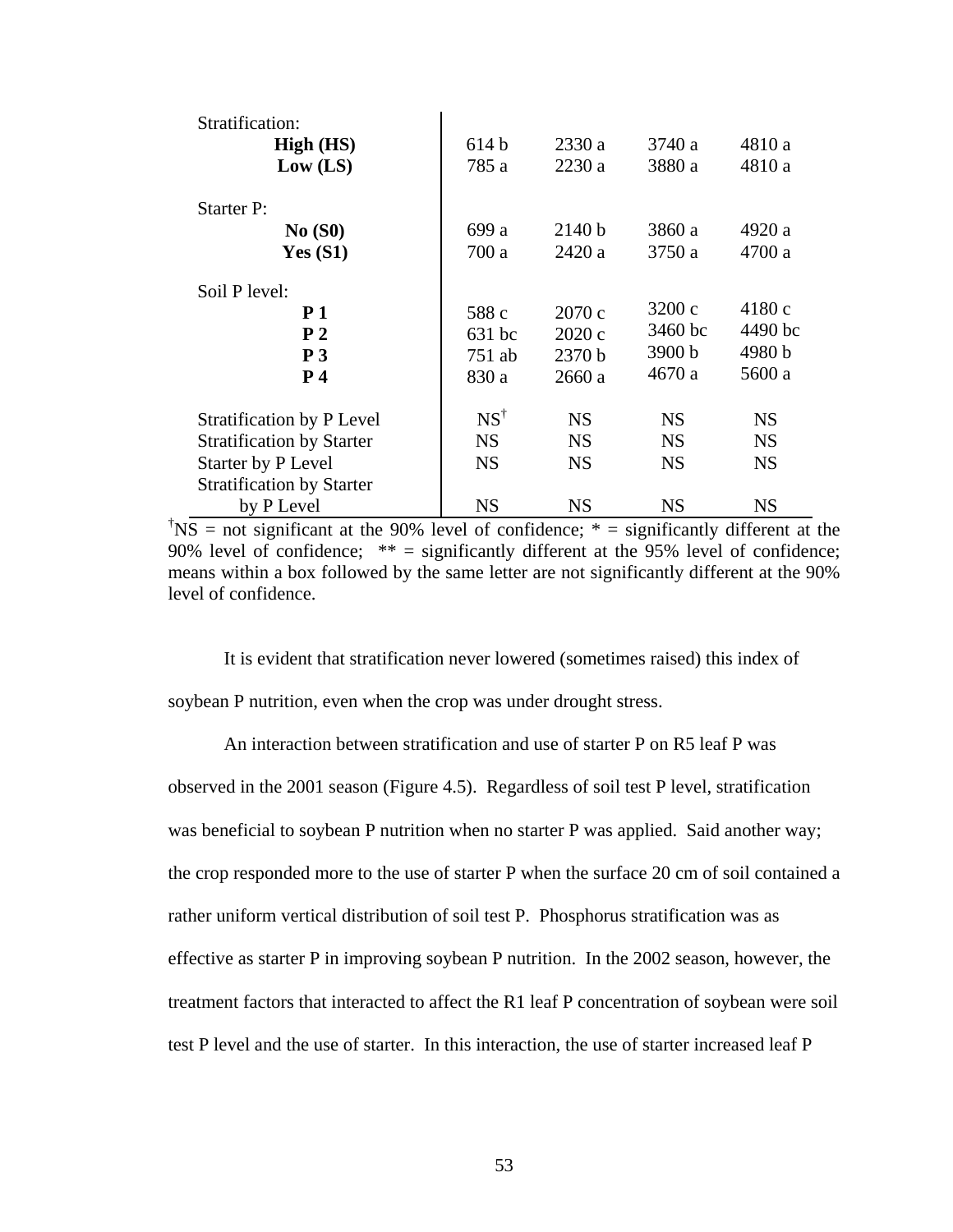| | | | | |
|---|---|---|---|---|
| Stratification: | | | | |
| **High (HS)** | 614 b | 2330 a | 3740 a | 4810 a |
| **Low (LS)** | 785 a | 2230 a | 3880 a | 4810 a |
| Starter P: | | | | |
| **No (S0)** | 699 a | 2140 b | 3860 a | 4920 a |
| **Yes (S1)** | 700 a | 2420 a | 3750 a | 4700 a |
| Soil P level: | | | | |
| **P 1** | 588 c | 2070 c | 3200 c | 4180 c |
| **P 2** | 631 bc | 2020 c | 3460 bc | 4490 bc |
| **P 3** | 751 ab | 2370 b | 3900 b | 4980 b |
| **P 4** | 830 a | 2660 a | 4670 a | 5600 a |
| Stratification by P Level | NS[†] | NS | NS | NS |
| Stratification by Starter | NS | NS | NS | NS |
| Starter by P Level | NS | NS | NS | NS |
| Stratification by Starter by P Level | NS | NS | NS | NS |

[†]NS = not significant at the 90% level of confidence; * = significantly different at the 90% level of confidence; ** = significantly different at the 95% level of confidence; means within a box followed by the same letter are not significantly different at the 90% level of confidence.

It is evident that stratification never lowered (sometimes raised) this index of soybean P nutrition, even when the crop was under drought stress.

An interaction between stratification and use of starter P on R5 leaf P was observed in the 2001 season (Figure 4.5). Regardless of soil test P level, stratification was beneficial to soybean P nutrition when no starter P was applied. Said another way; the crop responded more to the use of starter P when the surface 20 cm of soil contained a rather uniform vertical distribution of soil test P. Phosphorus stratification was as effective as starter P in improving soybean P nutrition. In the 2002 season, however, the treatment factors that interacted to affect the R1 leaf P concentration of soybean were soil test P level and the use of starter. In this interaction, the use of starter increased leaf P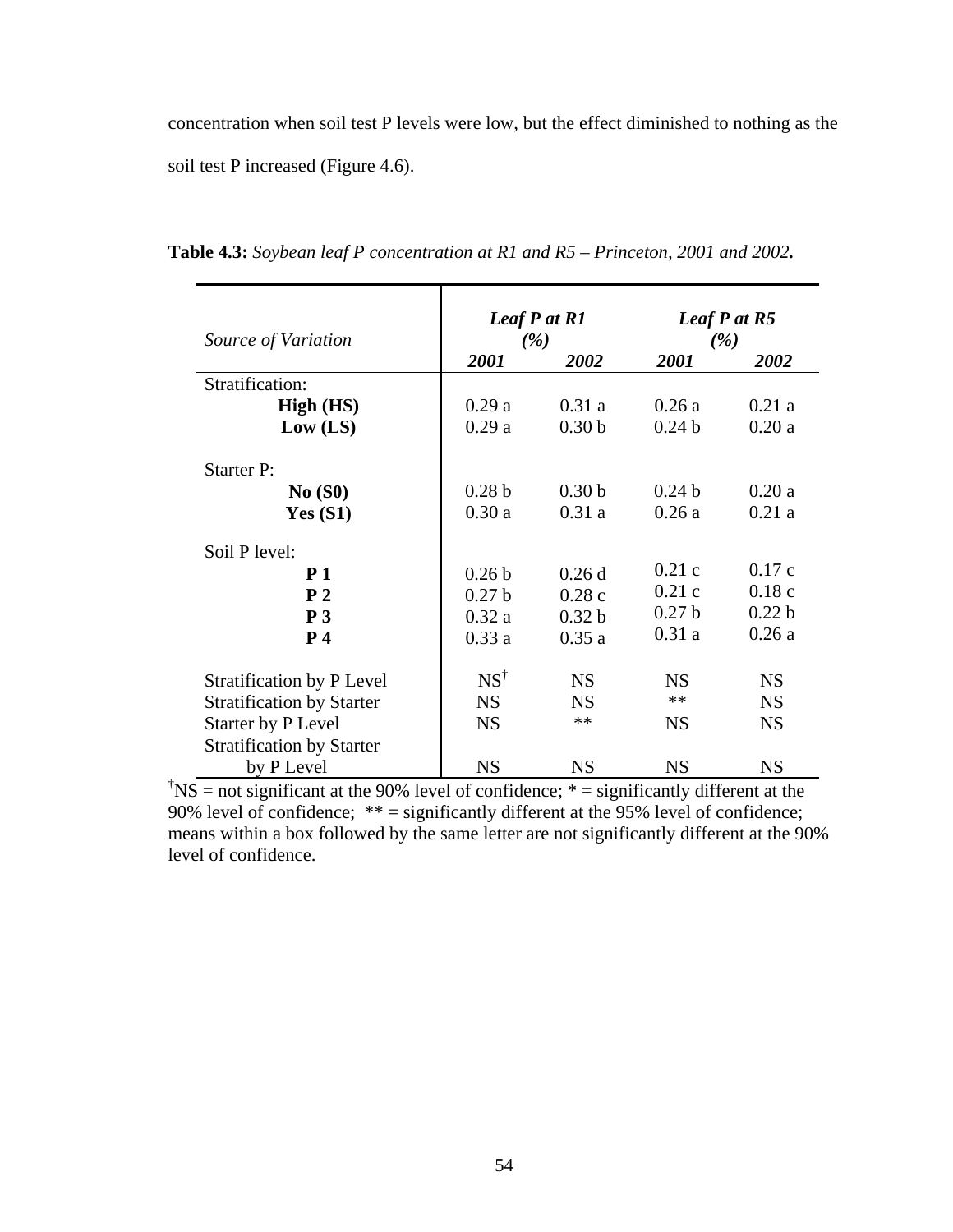concentration when soil test P levels were low, but the effect diminished to nothing as the soil test P increased (Figure 4.6).

**Table 4.3:** *Soybean leaf P concentration at R1 and R5 – Princeton, 2001 and 2002.*

| *Source of Variation* | ***Leaf P at R1 (%)*** | | ***Leaf P at R5 (%)*** | |
|---|---|---|---|---|
| | ***2001*** | ***2002*** | ***2001*** | ***2002*** |
| Stratification: | | | | |
| **High (HS)** | 0.29 a | 0.31 a | 0.26 a | 0.21 a |
| **Low (LS)** | 0.29 a | 0.30 b | 0.24 b | 0.20 a |
| Starter P: | | | | |
| **No (S0)** | 0.28 b | 0.30 b | 0.24 b | 0.20 a |
| **Yes (S1)** | 0.30 a | 0.31 a | 0.26 a | 0.21 a |
| Soil P level: | | | | |
| **P 1** | 0.26 b | 0.26 d | 0.21 c | 0.17 c |
| **P 2** | 0.27 b | 0.28 c | 0.21 c | 0.18 c |
| **P 3** | 0.32 a | 0.32 b | 0.27 b | 0.22 b |
| **P 4** | 0.33 a | 0.35 a | 0.31 a | 0.26 a |
| Stratification by P Level | NS† | NS | NS | NS |
| Stratification by Starter | NS | NS | ** | NS |
| Starter by P Level | NS | ** | NS | NS |
| Stratification by Starter by P Level | NS | NS | NS | NS |

†NS = not significant at the 90% level of confidence; * = significantly different at the 90% level of confidence; ** = significantly different at the 95% level of confidence; means within a box followed by the same letter are not significantly different at the 90% level of confidence.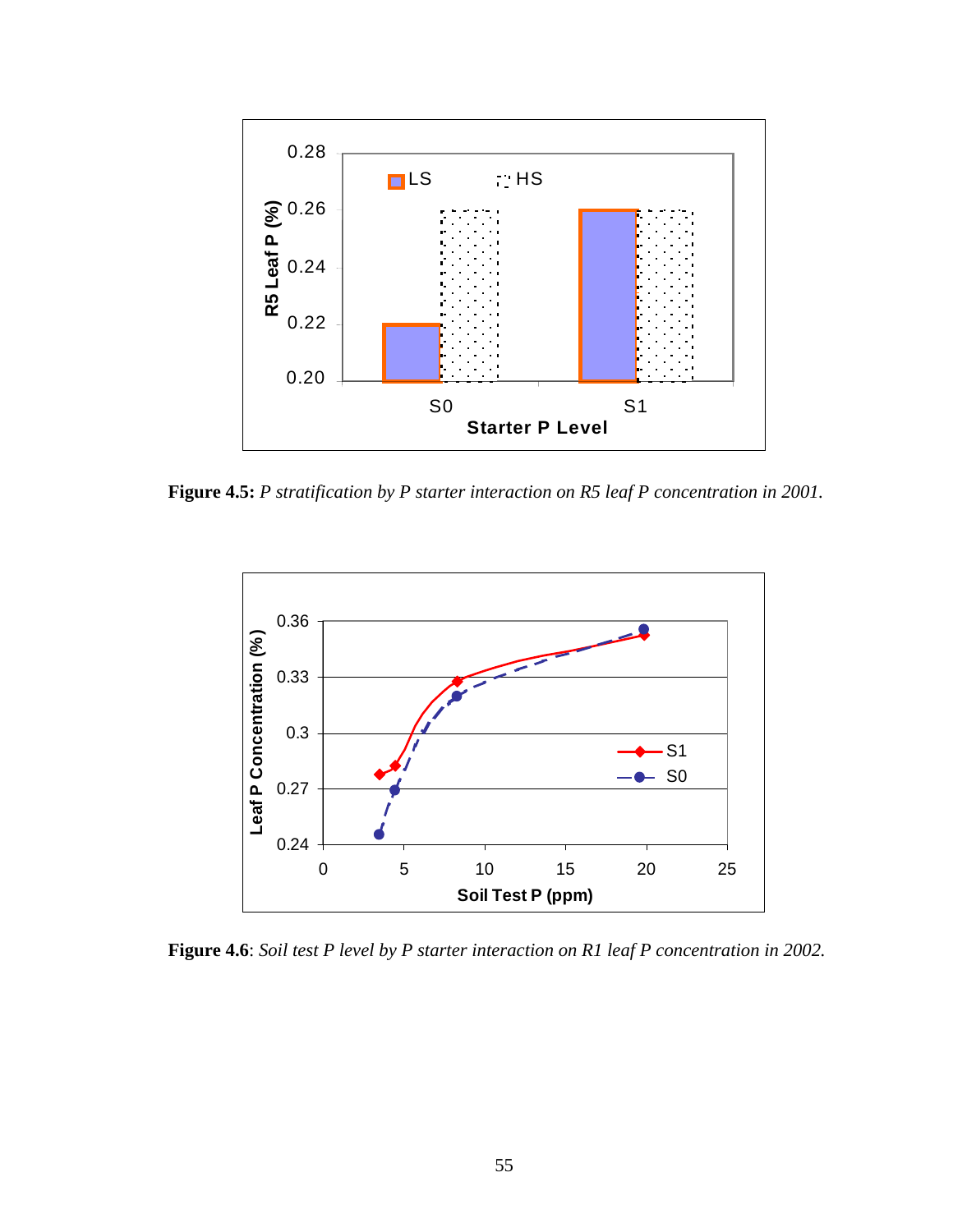**Figure 4.5:** *P stratification by P starter interaction on R5 leaf P concentration in 2001.*

**Figure 4.6**: *Soil test P level by P starter interaction on R1 leaf P concentration in 2002.*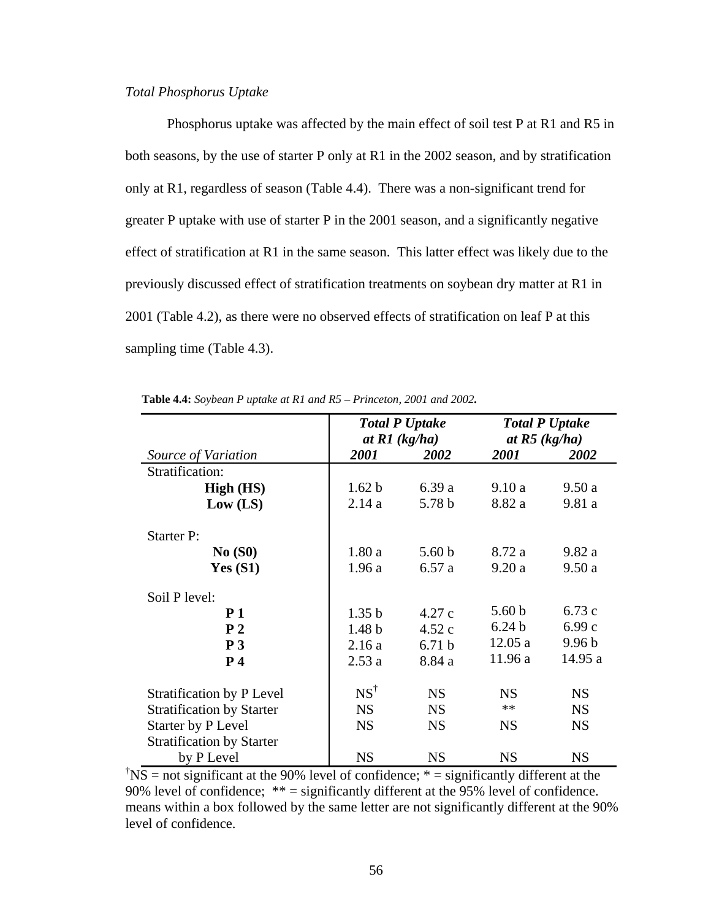*Total Phosphorus Uptake*

Phosphorus uptake was affected by the main effect of soil test P at R1 and R5 in both seasons, by the use of starter P only at R1 in the 2002 season, and by stratification only at R1, regardless of season (Table 4.4). There was a non-significant trend for greater P uptake with use of starter P in the 2001 season, and a significantly negative effect of stratification at R1 in the same season. This latter effect was likely due to the previously discussed effect of stratification treatments on soybean dry matter at R1 in 2001 (Table 4.2), as there were no observed effects of stratification on leaf P at this sampling time (Table 4.3).

**Table 4.4:** *Soybean P uptake at R1 and R5 – Princeton, 2001 and 2002.*

| | ***Total P Uptake at R1 (kg/ha)*** | | ***Total P Uptake at R5 (kg/ha)*** | |
|---|---|---|---|---|
| *Source of Variation* | ***2001*** | ***2002*** | ***2001*** | ***2002*** |
| Stratification: | | | | |
| **High (HS)** | 1.62 b | 6.39 a | 9.10 a | 9.50 a |
| **Low (LS)** | 2.14 a | 5.78 b | 8.82 a | 9.81 a |
| Starter P: | | | | |
| **No (S0)** | 1.80 a | 5.60 b | 8.72 a | 9.82 a |
| **Yes (S1)** | 1.96 a | 6.57 a | 9.20 a | 9.50 a |
| Soil P level: | | | | |
| **P 1** | 1.35 b | 4.27 c | 5.60 b | 6.73 c |
| **P 2** | 1.48 b | 4.52 c | 6.24 b | 6.99 c |
| **P 3** | 2.16 a | 6.71 b | 12.05 a | 9.96 b |
| **P 4** | 2.53 a | 8.84 a | 11.96 a | 14.95 a |
| Stratification by P Level | NS[†] | NS | NS | NS |
| Stratification by Starter | NS | NS | ** | NS |
| Starter by P Level | NS | NS | NS | NS |
| Stratification by Starter by P Level | NS | NS | NS | NS |

[†]NS = not significant at the 90% level of confidence; * = significantly different at the 90% level of confidence; ** = significantly different at the 95% level of confidence. means within a box followed by the same letter are not significantly different at the 90% level of confidence.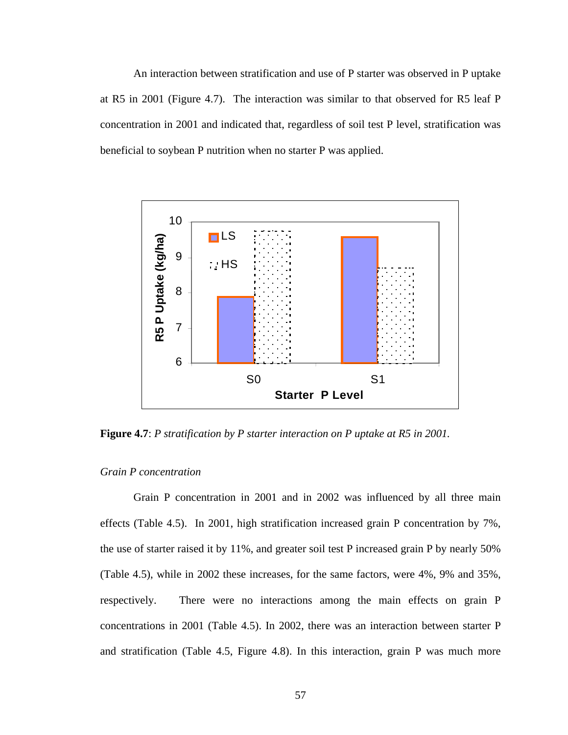An interaction between stratification and use of P starter was observed in P uptake at R5 in 2001 (Figure 4.7). The interaction was similar to that observed for R5 leaf P concentration in 2001 and indicated that, regardless of soil test P level, stratification was beneficial to soybean P nutrition when no starter P was applied.

**Figure 4.7**: *P stratification by P starter interaction on P uptake at R5 in 2001.*

*Grain P concentration*

Grain P concentration in 2001 and in 2002 was influenced by all three main effects (Table 4.5). In 2001, high stratification increased grain P concentration by 7%, the use of starter raised it by 11%, and greater soil test P increased grain P by nearly 50% (Table 4.5), while in 2002 these increases, for the same factors, were 4%, 9% and 35%, respectively. There were no interactions among the main effects on grain P concentrations in 2001 (Table 4.5). In 2002, there was an interaction between starter P and stratification (Table 4.5, Figure 4.8). In this interaction, grain P was much more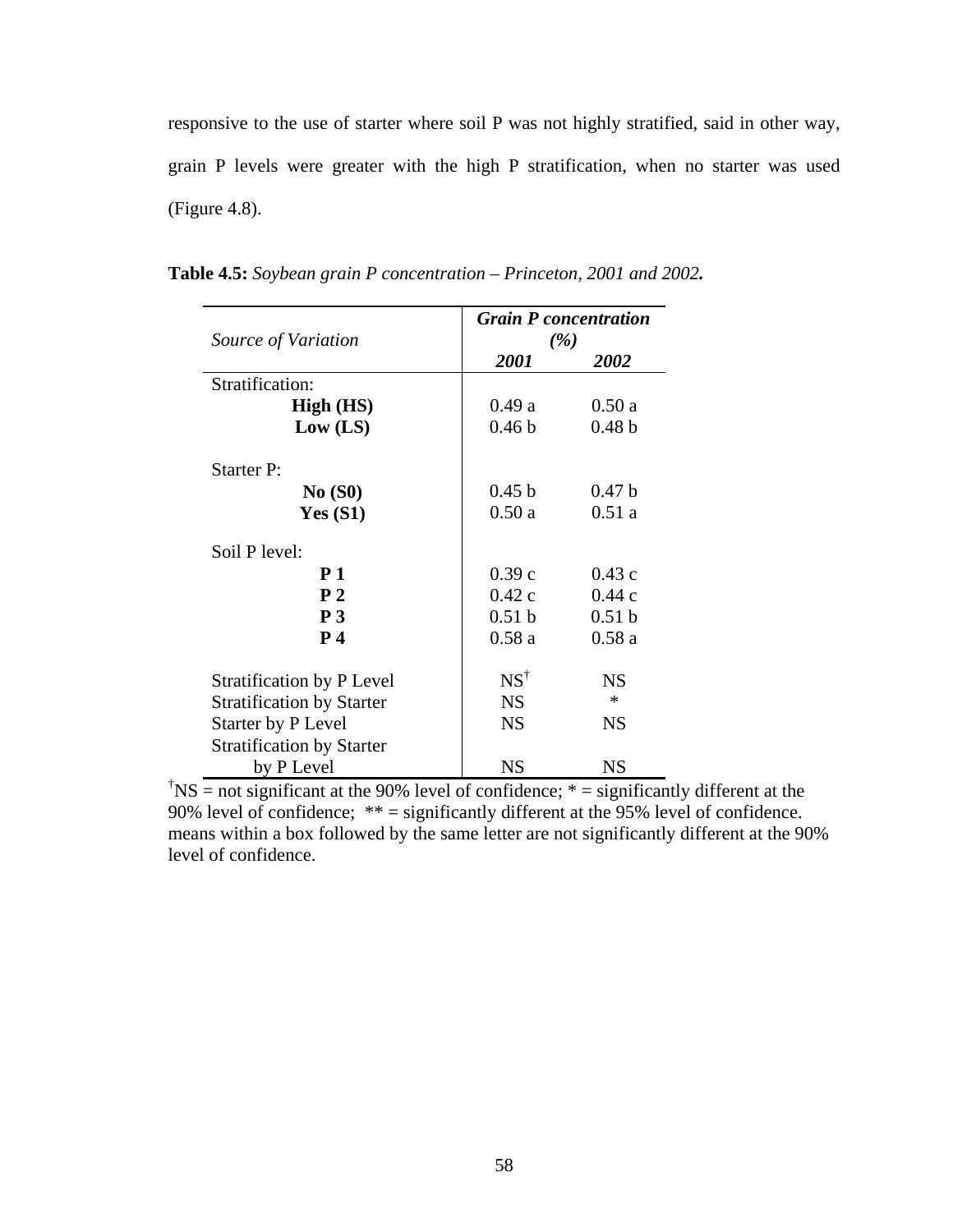responsive to the use of starter where soil P was not highly stratified, said in other way, grain P levels were greater with the high P stratification, when no starter was used (Figure 4.8).

**Table 4.5:** *Soybean grain P concentration – Princeton, 2001 and 2002.*

| *Source of Variation* | ***Grain P concentration (%)*** | |
|---|---|---|
| | ***2001*** | ***2002*** |
| Stratification: | | |
| **High (HS)** | 0.49 a | 0.50 a |
| **Low (LS)** | 0.46 b | 0.48 b |
| Starter P: | | |
| **No (S0)** | 0.45 b | 0.47 b |
| **Yes (S1)** | 0.50 a | 0.51 a |
| Soil P level: | | |
| **P 1** | 0.39 c | 0.43 c |
| **P 2** | 0.42 c | 0.44 c |
| **P 3** | 0.51 b | 0.51 b |
| **P 4** | 0.58 a | 0.58 a |
| Stratification by P Level | NS† | NS |
| Stratification by Starter | NS | * |
| Starter by P Level | NS | NS |
| Stratification by Starter by P Level | NS | NS |

†NS = not significant at the 90% level of confidence; * = significantly different at the 90% level of confidence; ** = significantly different at the 95% level of confidence. means within a box followed by the same letter are not significantly different at the 90% level of confidence.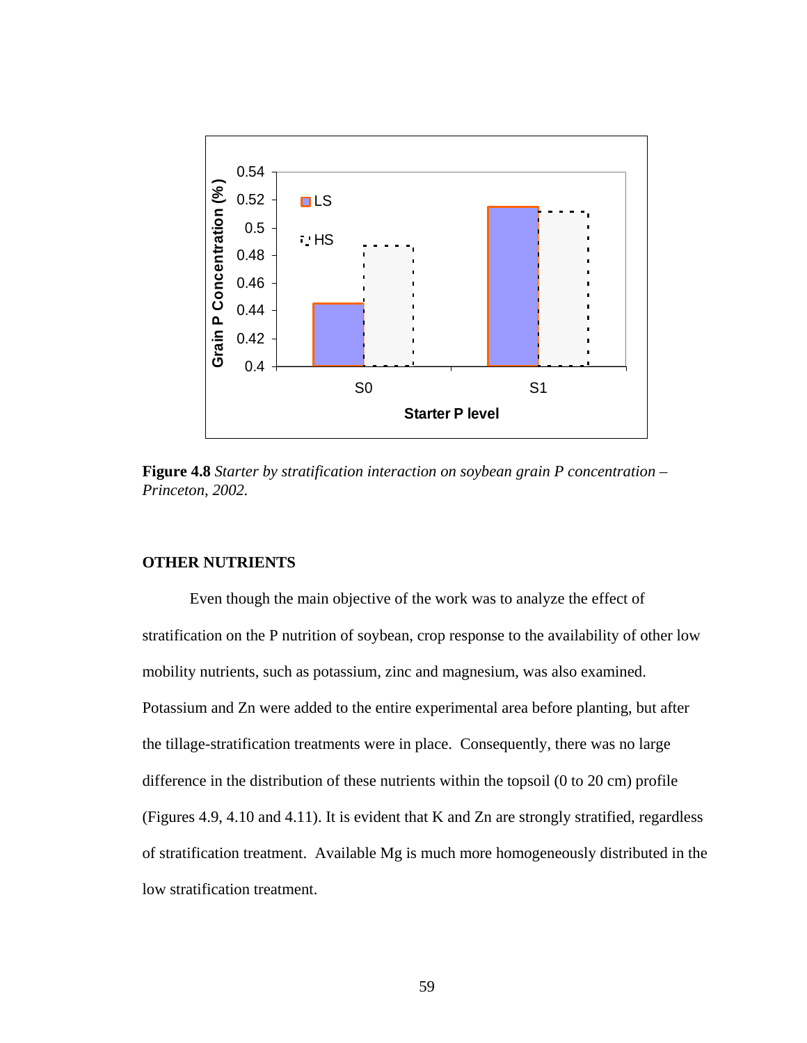**Figure 4.8** *Starter by stratification interaction on soybean grain P concentration – Princeton, 2002.*

## OTHER NUTRIENTS

Even though the main objective of the work was to analyze the effect of stratification on the P nutrition of soybean, crop response to the availability of other low mobility nutrients, such as potassium, zinc and magnesium, was also examined. Potassium and Zn were added to the entire experimental area before planting, but after the tillage-stratification treatments were in place. Consequently, there was no large difference in the distribution of these nutrients within the topsoil (0 to 20 cm) profile (Figures 4.9, 4.10 and 4.11). It is evident that K and Zn are strongly stratified, regardless of stratification treatment. Available Mg is much more homogeneously distributed in the low stratification treatment.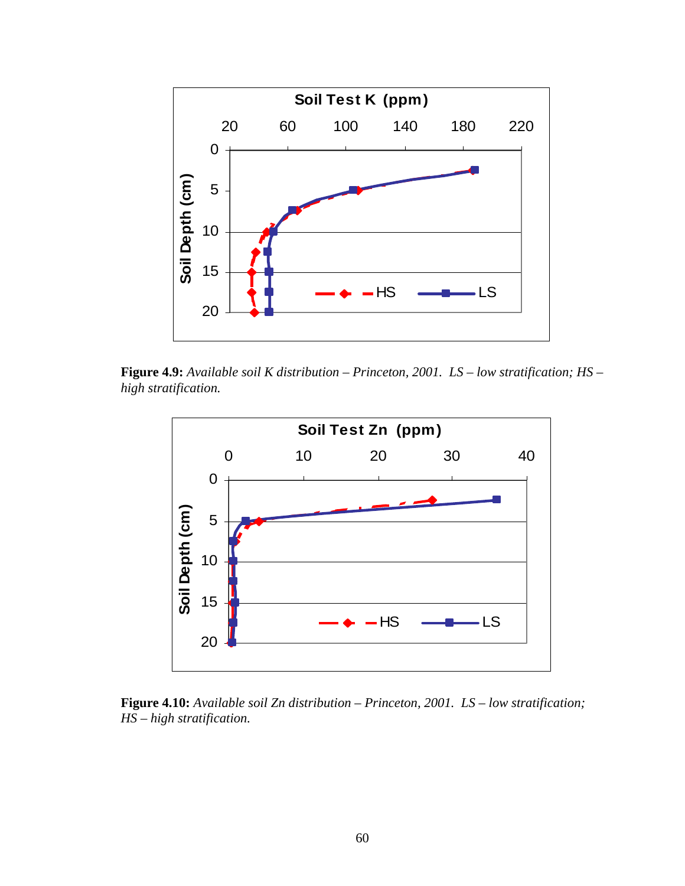**Figure 4.9:** *Available soil K distribution – Princeton, 2001. LS – low stratification; HS – high stratification.*

**Figure 4.10:** *Available soil Zn distribution – Princeton, 2001. LS – low stratification; HS – high stratification.*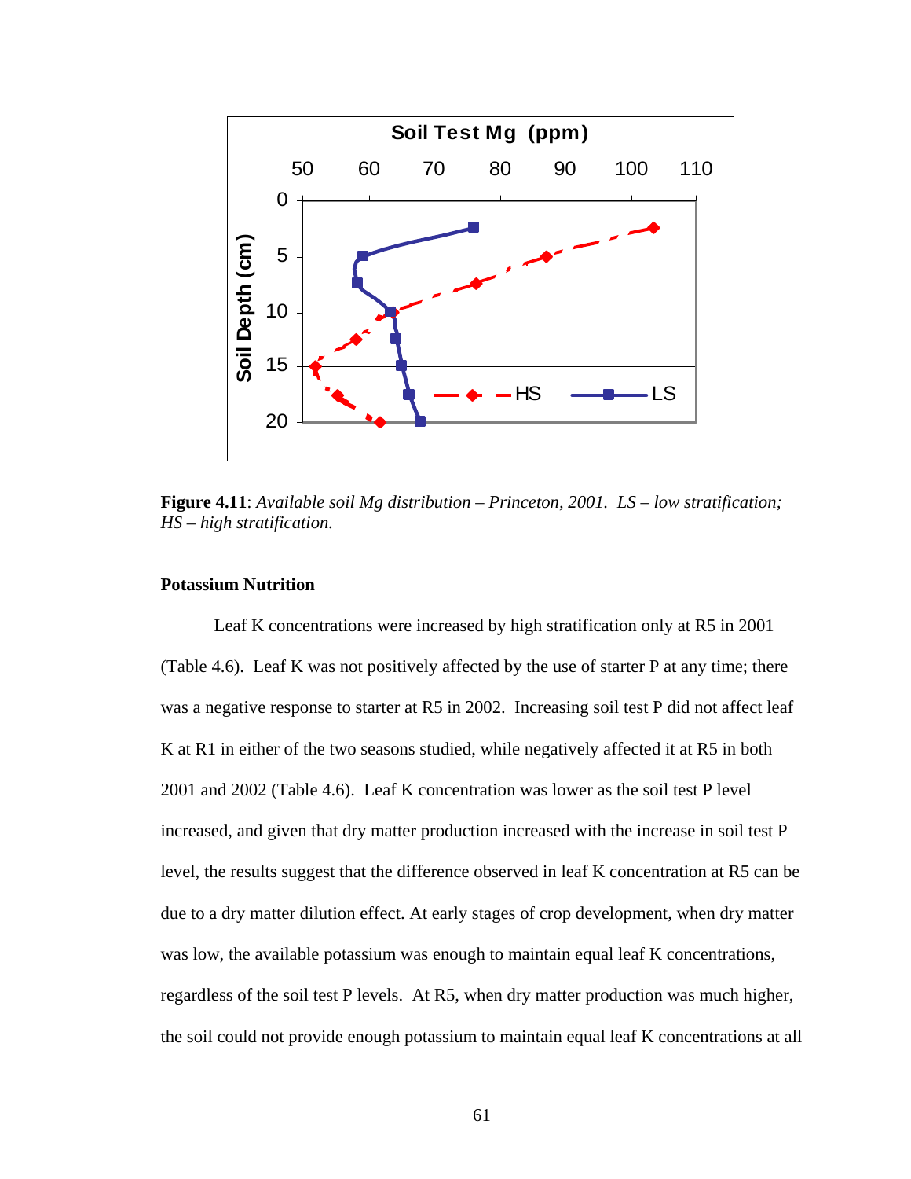**Figure 4.11**: *Available soil Mg distribution – Princeton, 2001. LS – low stratification; HS – high stratification.*

### Potassium Nutrition

Leaf K concentrations were increased by high stratification only at R5 in 2001 (Table 4.6). Leaf K was not positively affected by the use of starter P at any time; there was a negative response to starter at R5 in 2002. Increasing soil test P did not affect leaf K at R1 in either of the two seasons studied, while negatively affected it at R5 in both 2001 and 2002 (Table 4.6). Leaf K concentration was lower as the soil test P level increased, and given that dry matter production increased with the increase in soil test P level, the results suggest that the difference observed in leaf K concentration at R5 can be due to a dry matter dilution effect. At early stages of crop development, when dry matter was low, the available potassium was enough to maintain equal leaf K concentrations, regardless of the soil test P levels. At R5, when dry matter production was much higher, the soil could not provide enough potassium to maintain equal leaf K concentrations at all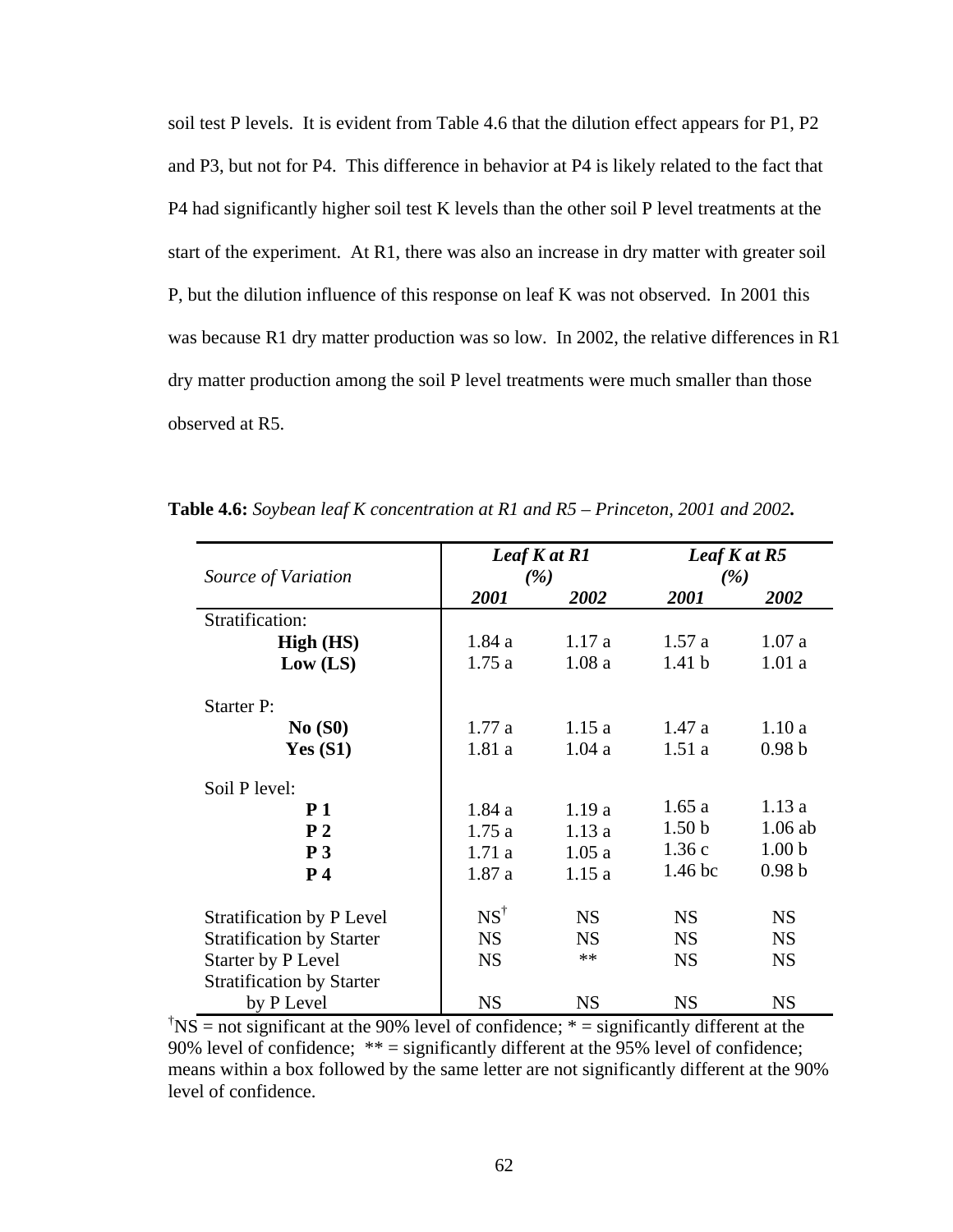soil test P levels. It is evident from Table 4.6 that the dilution effect appears for P1, P2 and P3, but not for P4. This difference in behavior at P4 is likely related to the fact that P4 had significantly higher soil test K levels than the other soil P level treatments at the start of the experiment. At R1, there was also an increase in dry matter with greater soil P, but the dilution influence of this response on leaf K was not observed. In 2001 this was because R1 dry matter production was so low. In 2002, the relative differences in R1 dry matter production among the soil P level treatments were much smaller than those observed at R5.

**Table 4.6:** *Soybean leaf K concentration at R1 and R5 – Princeton, 2001 and 2002.*

| *Source of Variation* | ***Leaf K at R1 (%)*** | | ***Leaf K at R5 (%)*** | |
|---|---|---|---|---|
| | ***2001*** | ***2002*** | ***2001*** | ***2002*** |
| Stratification: | | | | |
| **High (HS)** | 1.84 a | 1.17 a | 1.57 a | 1.07 a |
| **Low (LS)** | 1.75 a | 1.08 a | 1.41 b | 1.01 a |
| Starter P: | | | | |
| **No (S0)** | 1.77 a | 1.15 a | 1.47 a | 1.10 a |
| **Yes (S1)** | 1.81 a | 1.04 a | 1.51 a | 0.98 b |
| Soil P level: | | | | |
| **P 1** | 1.84 a | 1.19 a | 1.65 a | 1.13 a |
| **P 2** | 1.75 a | 1.13 a | 1.50 b | 1.06 ab |
| **P 3** | 1.71 a | 1.05 a | 1.36 c | 1.00 b |
| **P 4** | 1.87 a | 1.15 a | 1.46 bc | 0.98 b |
| Stratification by P Level | NS[†] | NS | NS | NS |
| Stratification by Starter | NS | NS | NS | NS |
| Starter by P Level | NS | ** | NS | NS |
| Stratification by Starter by P Level | NS | NS | NS | NS |

[†]NS = not significant at the 90% level of confidence; * = significantly different at the 90% level of confidence; ** = significantly different at the 95% level of confidence; means within a box followed by the same letter are not significantly different at the 90% level of confidence.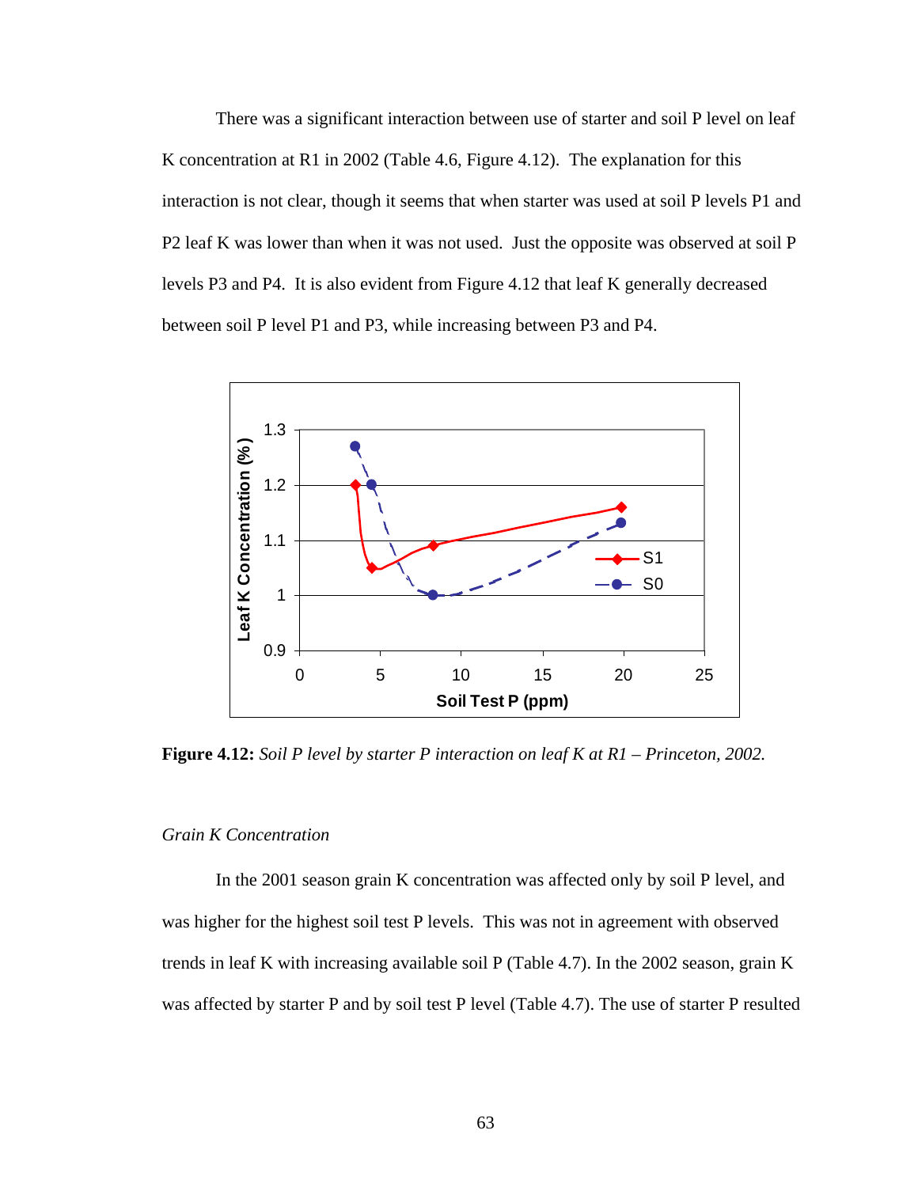There was a significant interaction between use of starter and soil P level on leaf K concentration at R1 in 2002 (Table 4.6, Figure 4.12). The explanation for this interaction is not clear, though it seems that when starter was used at soil P levels P1 and P2 leaf K was lower than when it was not used. Just the opposite was observed at soil P levels P3 and P4. It is also evident from Figure 4.12 that leaf K generally decreased between soil P level P1 and P3, while increasing between P3 and P4.

**Figure 4.12:** *Soil P level by starter P interaction on leaf K at R1 – Princeton, 2002.*

*Grain K Concentration*

In the 2001 season grain K concentration was affected only by soil P level, and was higher for the highest soil test P levels. This was not in agreement with observed trends in leaf K with increasing available soil P (Table 4.7). In the 2002 season, grain K was affected by starter P and by soil test P level (Table 4.7). The use of starter P resulted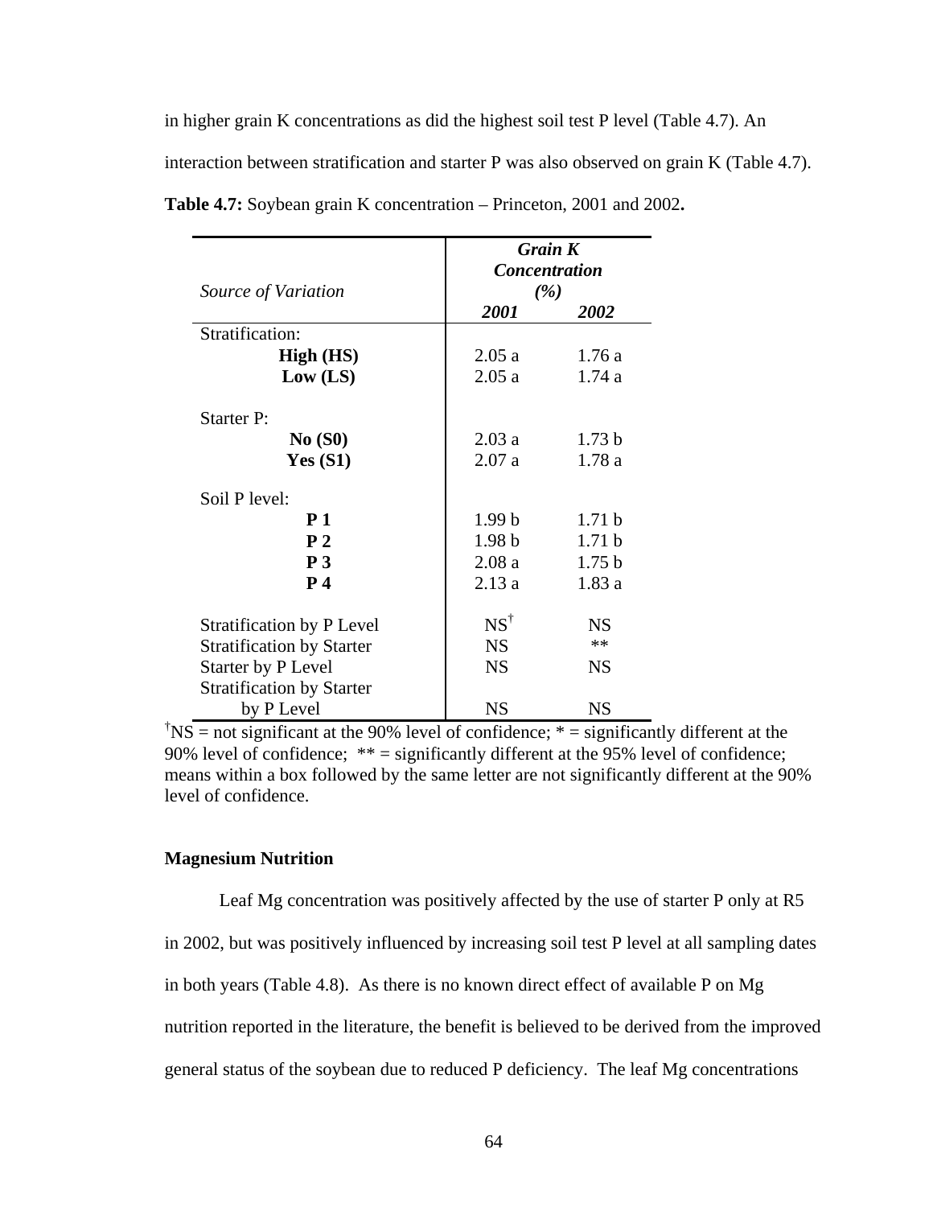in higher grain K concentrations as did the highest soil test P level (Table 4.7). An interaction between stratification and starter P was also observed on grain K (Table 4.7).

**Table 4.7:** Soybean grain K concentration – Princeton, 2001 and 2002**.**

| *Source of Variation* | ***Grain K Concentration (%)*** | |
|---|---|---|
| | ***2001*** | ***2002*** |
| Stratification: | | |
| **High (HS)** | 2.05 a | 1.76 a |
| **Low (LS)** | 2.05 a | 1.74 a |
| Starter P: | | |
| **No (S0)** | 2.03 a | 1.73 b |
| **Yes (S1)** | 2.07 a | 1.78 a |
| Soil P level: | | |
| **P 1** | 1.99 b | 1.71 b |
| **P 2** | 1.98 b | 1.71 b |
| **P 3** | 2.08 a | 1.75 b |
| **P 4** | 2.13 a | 1.83 a |
| Stratification by P Level | NS[†] | NS |
| Stratification by Starter | NS | ** |
| Starter by P Level | NS | NS |
| Stratification by Starter by P Level | NS | NS |

[†]NS = not significant at the 90% level of confidence; * = significantly different at the 90% level of confidence; ** = significantly different at the 95% level of confidence; means within a box followed by the same letter are not significantly different at the 90% level of confidence.

### Magnesium Nutrition

Leaf Mg concentration was positively affected by the use of starter P only at R5 in 2002, but was positively influenced by increasing soil test P level at all sampling dates in both years (Table 4.8). As there is no known direct effect of available P on Mg nutrition reported in the literature, the benefit is believed to be derived from the improved general status of the soybean due to reduced P deficiency. The leaf Mg concentrations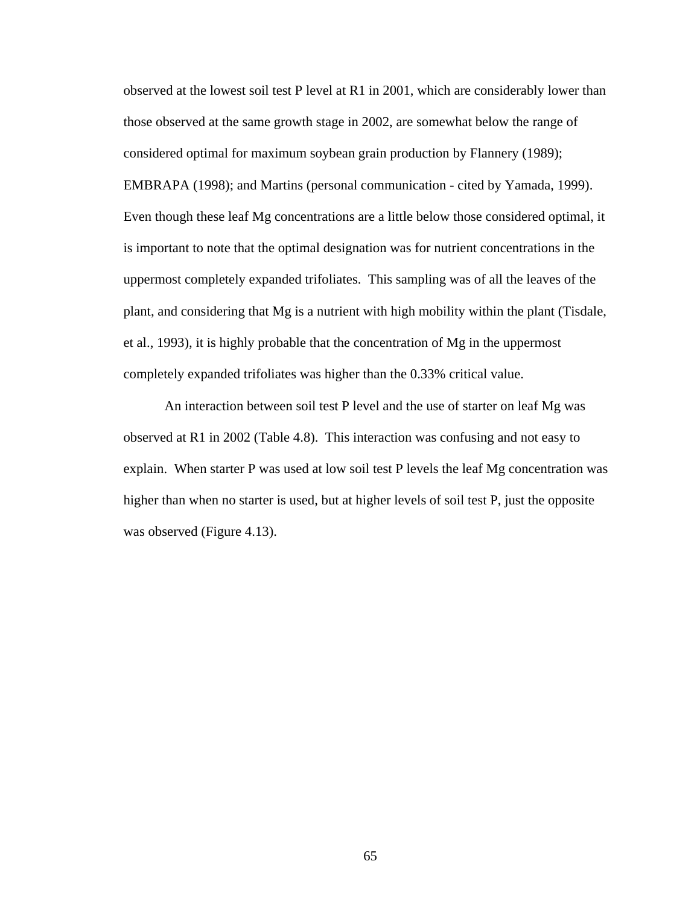observed at the lowest soil test P level at R1 in 2001, which are considerably lower than those observed at the same growth stage in 2002, are somewhat below the range of considered optimal for maximum soybean grain production by Flannery (1989); EMBRAPA (1998); and Martins (personal communication - cited by Yamada, 1999). Even though these leaf Mg concentrations are a little below those considered optimal, it is important to note that the optimal designation was for nutrient concentrations in the uppermost completely expanded trifoliates. This sampling was of all the leaves of the plant, and considering that Mg is a nutrient with high mobility within the plant (Tisdale, et al., 1993), it is highly probable that the concentration of Mg in the uppermost completely expanded trifoliates was higher than the 0.33% critical value.

An interaction between soil test P level and the use of starter on leaf Mg was observed at R1 in 2002 (Table 4.8). This interaction was confusing and not easy to explain. When starter P was used at low soil test P levels the leaf Mg concentration was higher than when no starter is used, but at higher levels of soil test P, just the opposite was observed (Figure 4.13).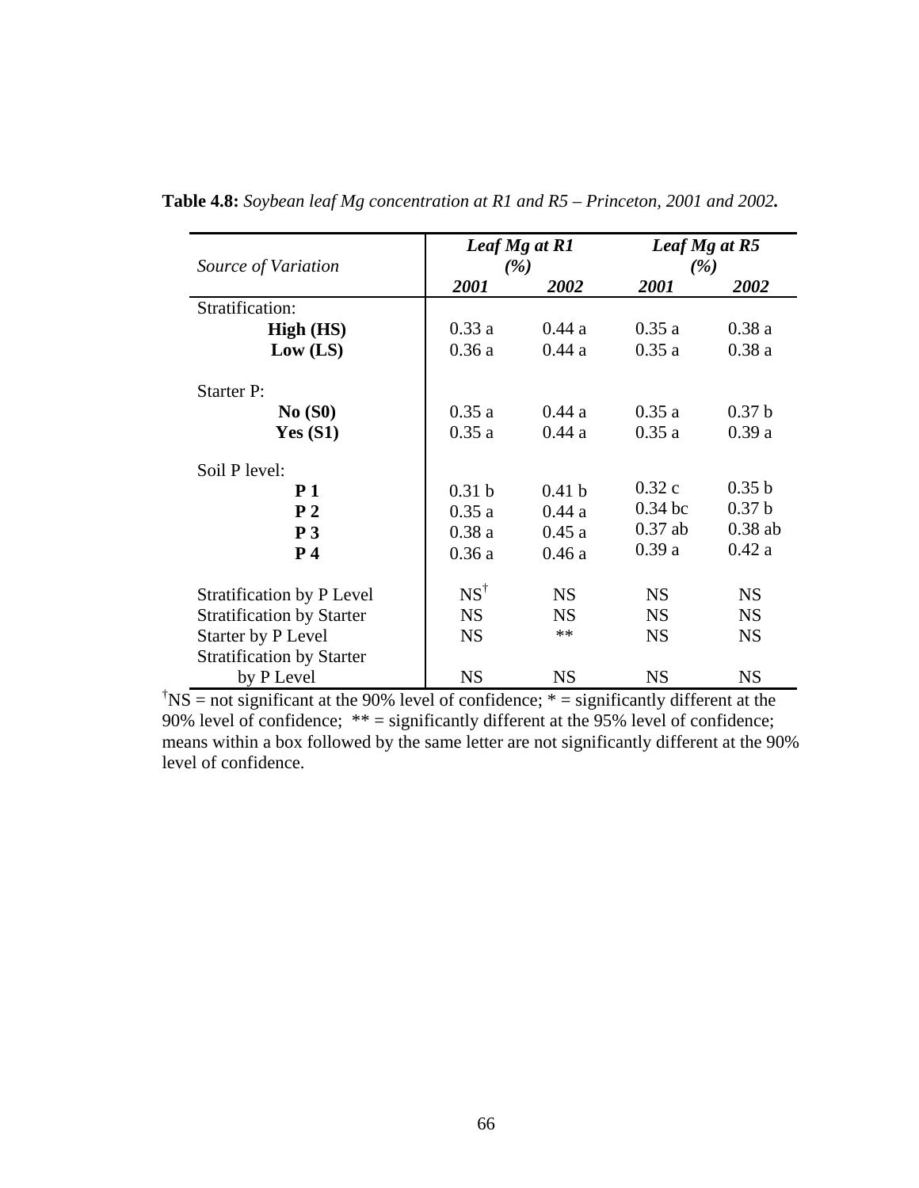**Table 4.8:** *Soybean leaf Mg concentration at R1 and R5 – Princeton, 2001 and 2002.*

| *Source of Variation* | ***Leaf Mg at R1 (%)*** | | ***Leaf Mg at R5 (%)*** | |
|---|---|---|---|---|
| | ***2001*** | ***2002*** | ***2001*** | ***2002*** |
| Stratification: | | | | |
| **High (HS)** | 0.33 a | 0.44 a | 0.35 a | 0.38 a |
| **Low (LS)** | 0.36 a | 0.44 a | 0.35 a | 0.38 a |
| Starter P: | | | | |
| **No (S0)** | 0.35 a | 0.44 a | 0.35 a | 0.37 b |
| **Yes (S1)** | 0.35 a | 0.44 a | 0.35 a | 0.39 a |
| Soil P level: | | | | |
| **P 1** | 0.31 b | 0.41 b | 0.32 c | 0.35 b |
| **P 2** | 0.35 a | 0.44 a | 0.34 bc | 0.37 b |
| **P 3** | 0.38 a | 0.45 a | 0.37 ab | 0.38 ab |
| **P 4** | 0.36 a | 0.46 a | 0.39 a | 0.42 a |
| Stratification by P Level | NS[†] | NS | NS | NS |
| Stratification by Starter | NS | NS | NS | NS |
| Starter by P Level | NS | ** | NS | NS |
| Stratification by Starter by P Level | NS | NS | NS | NS |

[†]NS = not significant at the 90% level of confidence; * = significantly different at the 90% level of confidence; ** = significantly different at the 95% level of confidence; means within a box followed by the same letter are not significantly different at the 90% level of confidence.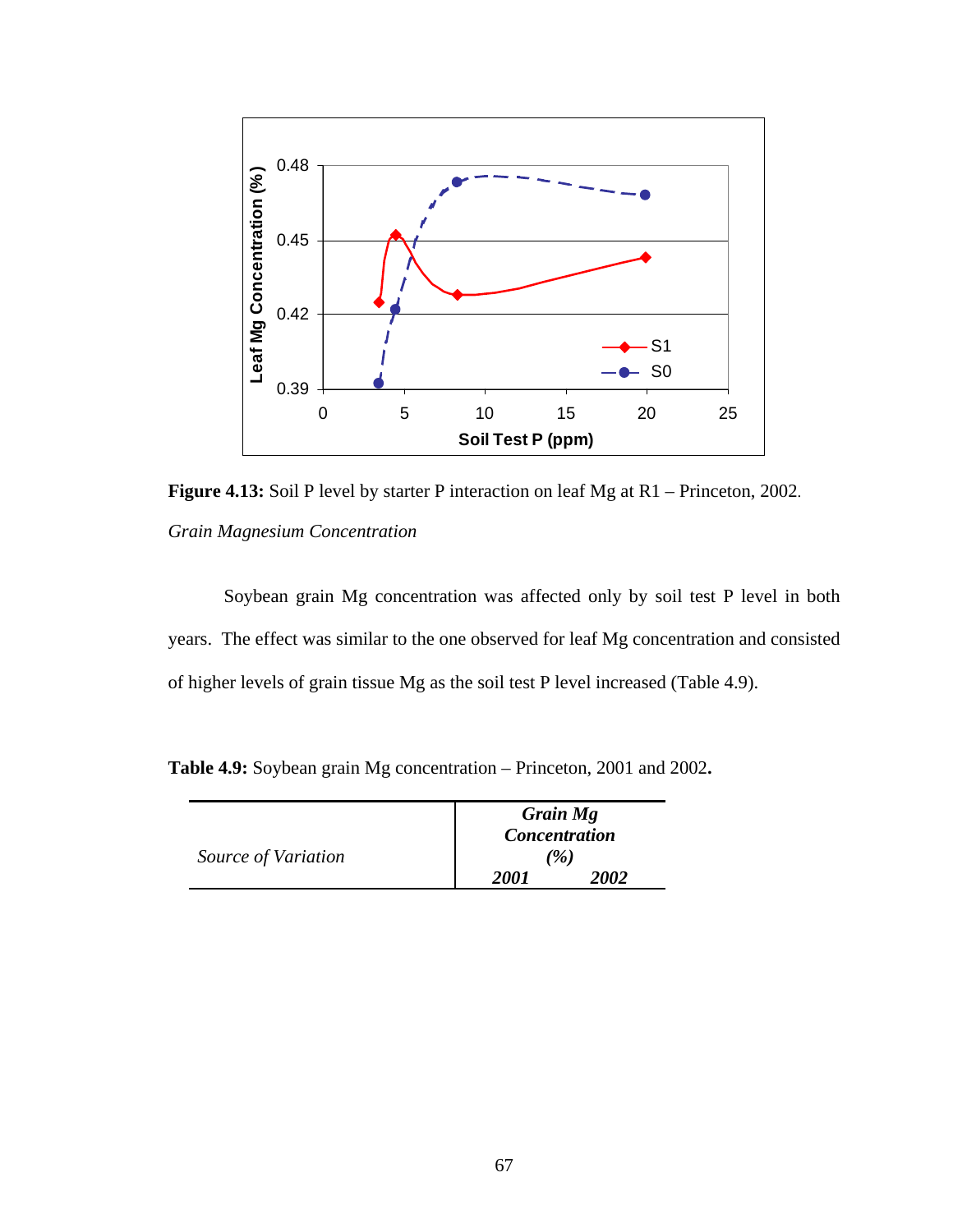**Figure 4.13:** Soil P level by starter P interaction on leaf Mg at R1 – Princeton, 2002.

*Grain Magnesium Concentration*

Soybean grain Mg concentration was affected only by soil test P level in both years. The effect was similar to the one observed for leaf Mg concentration and consisted of higher levels of grain tissue Mg as the soil test P level increased (Table 4.9).

**Table 4.9:** Soybean grain Mg concentration – Princeton, 2001 and 2002**.**

| *Source of Variation* | ***Grain Mg Concentration (%)*** | |
|---|---|---|
| | ***2001*** | ***2002*** |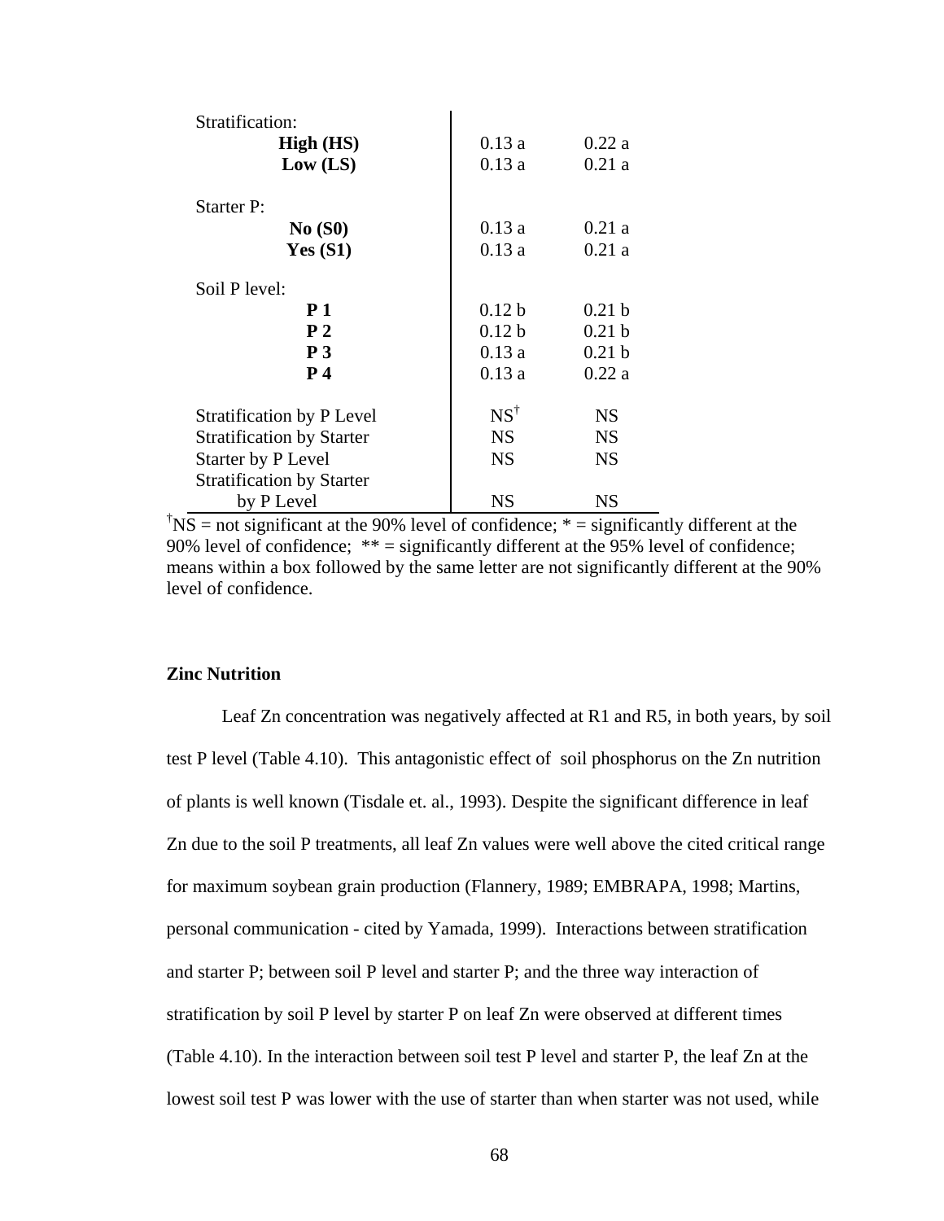| | | |
|---|---|---|
| Stratification: | | |
| **High (HS)** | 0.13 a | 0.22 a |
| **Low (LS)** | 0.13 a | 0.21 a |
| Starter P: | | |
| **No (S0)** | 0.13 a | 0.21 a |
| **Yes (S1)** | 0.13 a | 0.21 a |
| Soil P level: | | |
| **P 1** | 0.12 b | 0.21 b |
| **P 2** | 0.12 b | 0.21 b |
| **P 3** | 0.13 a | 0.21 b |
| **P 4** | 0.13 a | 0.22 a |
| Stratification by P Level | NS[†] | NS |
| Stratification by Starter | NS | NS |
| Starter by P Level | NS | NS |
| Stratification by Starter by P Level | NS | NS |

[†]NS = not significant at the 90% level of confidence; * = significantly different at the 90% level of confidence; ** = significantly different at the 95% level of confidence; means within a box followed by the same letter are not significantly different at the 90% level of confidence.

### Zinc Nutrition

Leaf Zn concentration was negatively affected at R1 and R5, in both years, by soil test P level (Table 4.10). This antagonistic effect of soil phosphorus on the Zn nutrition of plants is well known (Tisdale et. al., 1993). Despite the significant difference in leaf Zn due to the soil P treatments, all leaf Zn values were well above the cited critical range for maximum soybean grain production (Flannery, 1989; EMBRAPA, 1998; Martins, personal communication - cited by Yamada, 1999). Interactions between stratification and starter P; between soil P level and starter P; and the three way interaction of stratification by soil P level by starter P on leaf Zn were observed at different times (Table 4.10). In the interaction between soil test P level and starter P, the leaf Zn at the lowest soil test P was lower with the use of starter than when starter was not used, while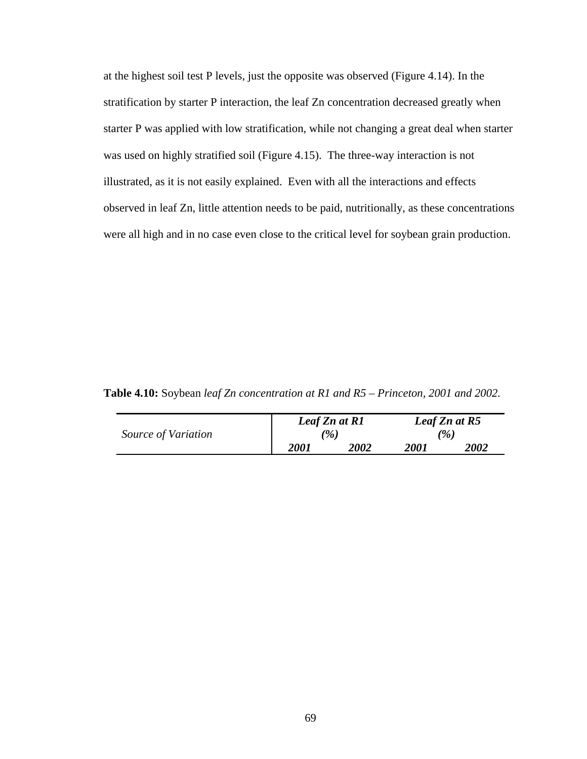at the highest soil test P levels, just the opposite was observed (Figure 4.14). In the stratification by starter P interaction, the leaf Zn concentration decreased greatly when starter P was applied with low stratification, while not changing a great deal when starter was used on highly stratified soil (Figure 4.15). The three-way interaction is not illustrated, as it is not easily explained. Even with all the interactions and effects observed in leaf Zn, little attention needs to be paid, nutritionally, as these concentrations were all high and in no case even close to the critical level for soybean grain production.

**Table 4.10:** Soybean *leaf Zn concentration at R1 and R5 – Princeton, 2001 and 2002.*

| *Source of Variation* | ***Leaf Zn at R1 (%)*** | | ***Leaf Zn at R5 (%)*** | |
|---|---|---|---|---|
| | ***2001*** | ***2002*** | ***2001*** | ***2002*** |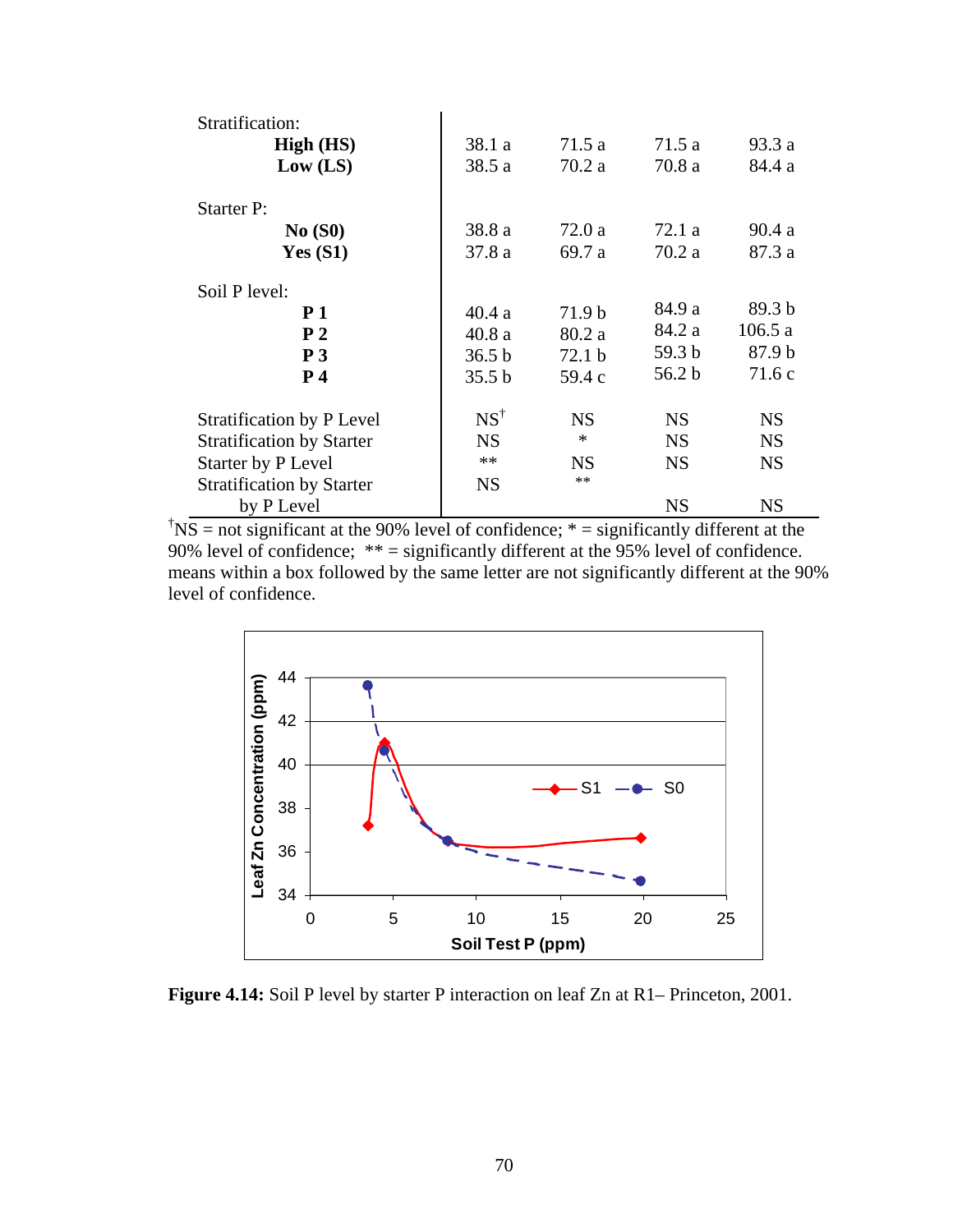| | | | | |
|---|---|---|---|---|
| Stratification: | | | | |
| **High (HS)** | 38.1 a | 71.5 a | 71.5 a | 93.3 a |
| **Low (LS)** | 38.5 a | 70.2 a | 70.8 a | 84.4 a |
| Starter P: | | | | |
| **No (S0)** | 38.8 a | 72.0 a | 72.1 a | 90.4 a |
| **Yes (S1)** | 37.8 a | 69.7 a | 70.2 a | 87.3 a |
| Soil P level: | | | | |
| **P 1** | 40.4 a | 71.9 b | 84.9 a | 89.3 b |
| **P 2** | 40.8 a | 80.2 a | 84.2 a | 106.5 a |
| **P 3** | 36.5 b | 72.1 b | 59.3 b | 87.9 b |
| **P 4** | 35.5 b | 59.4 c | 56.2 b | 71.6 c |
| Stratification by P Level | NS[†] | NS | NS | NS |
| Stratification by Starter | NS | * | NS | NS |
| Starter by P Level | ** | NS | NS | NS |
| Stratification by Starter by P Level | NS | ** | NS | NS |

[†]NS = not significant at the 90% level of confidence; * = significantly different at the 90% level of confidence; ** = significantly different at the 95% level of confidence. means within a box followed by the same letter are not significantly different at the 90% level of confidence.

**Figure 4.14:** Soil P level by starter P interaction on leaf Zn at R1– Princeton, 2001.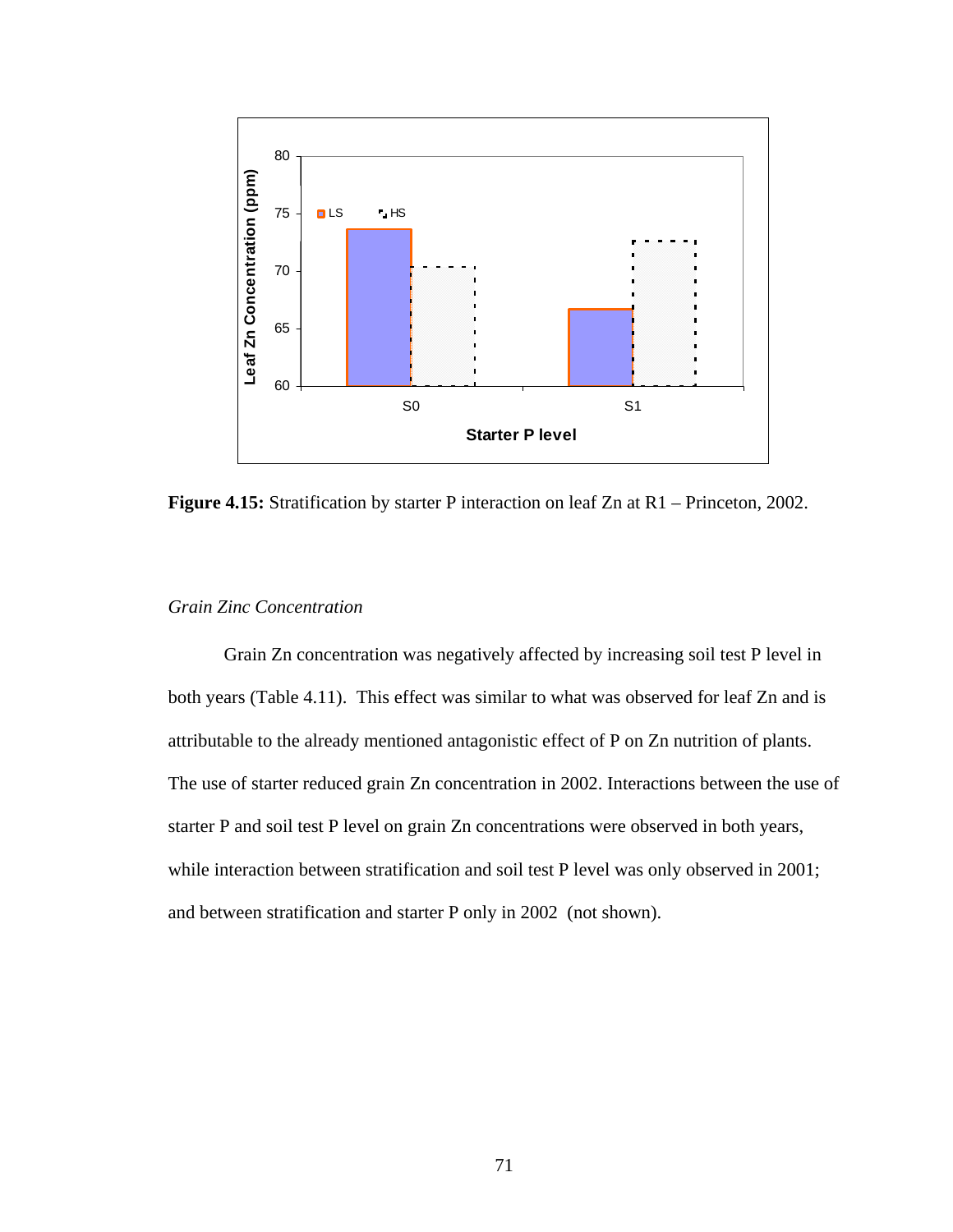**Figure 4.15:** Stratification by starter P interaction on leaf Zn at R1 – Princeton, 2002.

*Grain Zinc Concentration*

Grain Zn concentration was negatively affected by increasing soil test P level in both years (Table 4.11). This effect was similar to what was observed for leaf Zn and is attributable to the already mentioned antagonistic effect of P on Zn nutrition of plants. The use of starter reduced grain Zn concentration in 2002. Interactions between the use of starter P and soil test P level on grain Zn concentrations were observed in both years, while interaction between stratification and soil test P level was only observed in 2001; and between stratification and starter P only in 2002 (not shown).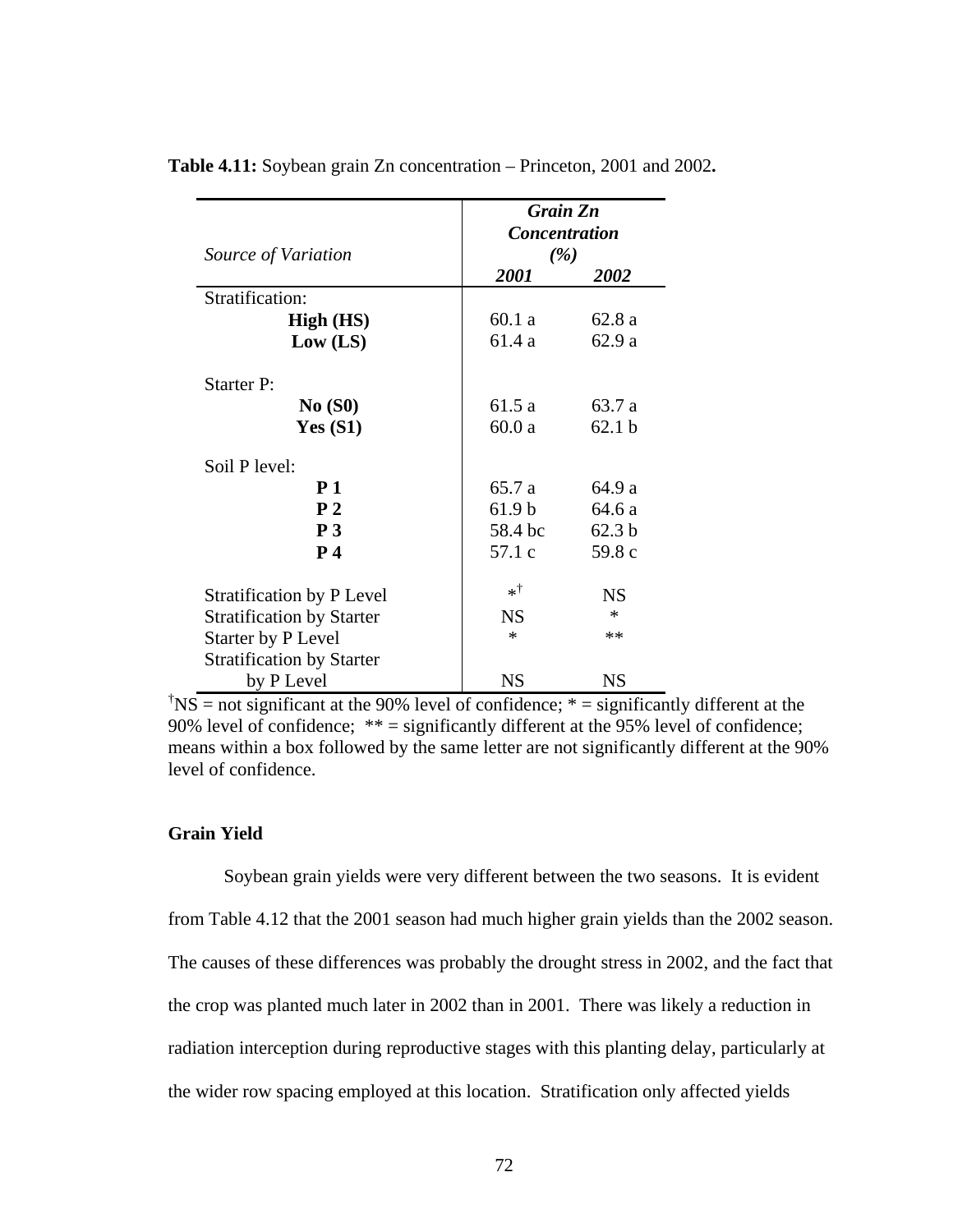**Table 4.11:** Soybean grain Zn concentration – Princeton, 2001 and 2002**.**

| *Source of Variation* | ***Grain Zn Concentration (%)*** | |
|---|---|---|
| | ***2001*** | ***2002*** |
| Stratification: | | |
| **High (HS)** | 60.1 a | 62.8 a |
| **Low (LS)** | 61.4 a | 62.9 a |
| Starter P: | | |
| **No (S0)** | 61.5 a | 63.7 a |
| **Yes (S1)** | 60.0 a | 62.1 b |
| Soil P level: | | |
| **P 1** | 65.7 a | 64.9 a |
| **P 2** | 61.9 b | 64.6 a |
| **P 3** | 58.4 bc | 62.3 b |
| **P 4** | 57.1 c | 59.8 c |
| Stratification by P Level | *[†] | NS |
| Stratification by Starter | NS | * |
| Starter by P Level | * | ** |
| Stratification by Starter by P Level | NS | NS |

[†]NS = not significant at the 90% level of confidence; * = significantly different at the 90% level of confidence; ** = significantly different at the 95% level of confidence; means within a box followed by the same letter are not significantly different at the 90% level of confidence.

**Grain Yield**

Soybean grain yields were very different between the two seasons. It is evident from Table 4.12 that the 2001 season had much higher grain yields than the 2002 season. The causes of these differences was probably the drought stress in 2002, and the fact that the crop was planted much later in 2002 than in 2001. There was likely a reduction in radiation interception during reproductive stages with this planting delay, particularly at the wider row spacing employed at this location. Stratification only affected yields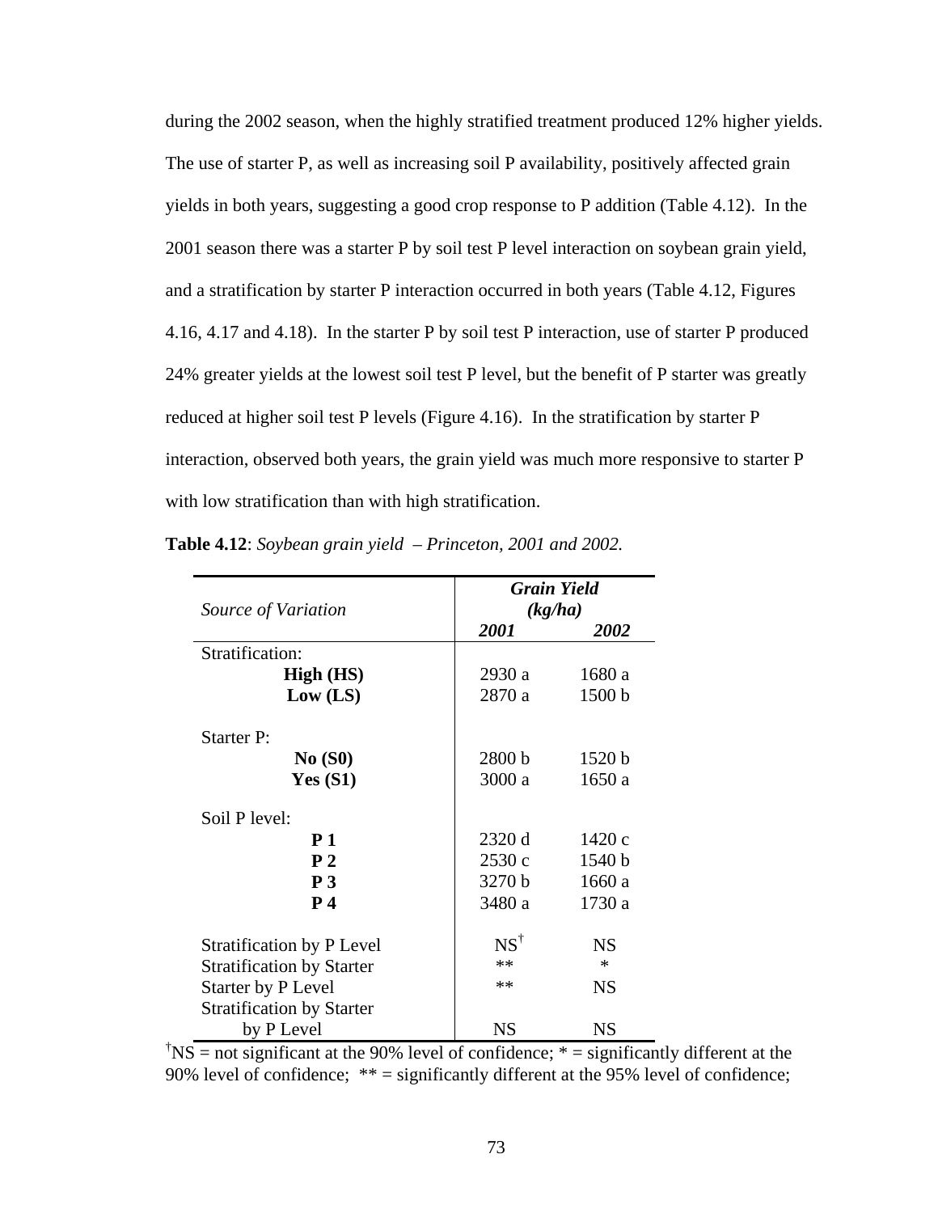during the 2002 season, when the highly stratified treatment produced 12% higher yields. The use of starter P, as well as increasing soil P availability, positively affected grain yields in both years, suggesting a good crop response to P addition (Table 4.12). In the 2001 season there was a starter P by soil test P level interaction on soybean grain yield, and a stratification by starter P interaction occurred in both years (Table 4.12, Figures 4.16, 4.17 and 4.18). In the starter P by soil test P interaction, use of starter P produced 24% greater yields at the lowest soil test P level, but the benefit of P starter was greatly reduced at higher soil test P levels (Figure 4.16). In the stratification by starter P interaction, observed both years, the grain yield was much more responsive to starter P with low stratification than with high stratification.

**Table 4.12**: *Soybean grain yield – Princeton, 2001 and 2002.*

| *Source of Variation* | ***Grain Yield (kg/ha)*** | |
|---|---|---|
| | ***2001*** | ***2002*** |
| Stratification: | | |
| **High (HS)** | 2930 a | 1680 a |
| **Low (LS)** | 2870 a | 1500 b |
| Starter P: | | |
| **No (S0)** | 2800 b | 1520 b |
| **Yes (S1)** | 3000 a | 1650 a |
| Soil P level: | | |
| **P 1** | 2320 d | 1420 c |
| **P 2** | 2530 c | 1540 b |
| **P 3** | 3270 b | 1660 a |
| **P 4** | 3480 a | 1730 a |
| Stratification by P Level | NS[†] | NS |
| Stratification by Starter | ** | * |
| Starter by P Level | ** | NS |
| Stratification by Starter by P Level | NS | NS |

[†]NS = not significant at the 90% level of confidence; * = significantly different at the 90% level of confidence; ** = significantly different at the 95% level of confidence;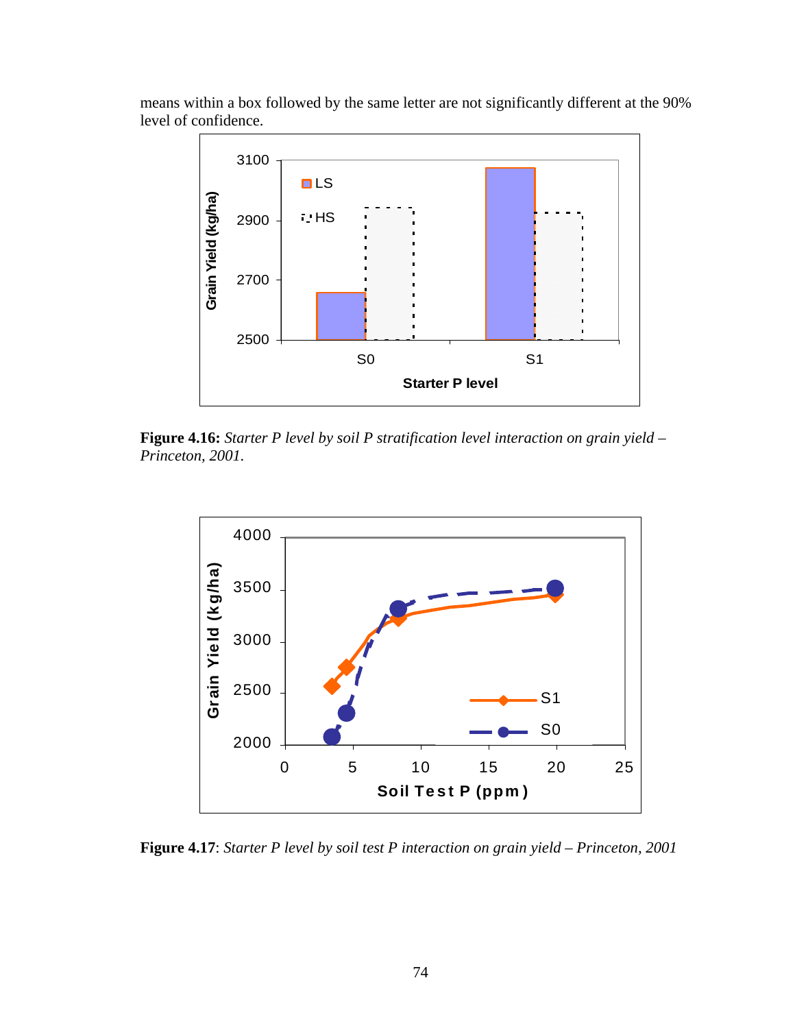means within a box followed by the same letter are not significantly different at the 90% level of confidence.

**Figure 4.16:** *Starter P level by soil P stratification level interaction on grain yield – Princeton, 2001.*

**Figure 4.17**: *Starter P level by soil test P interaction on grain yield – Princeton, 2001*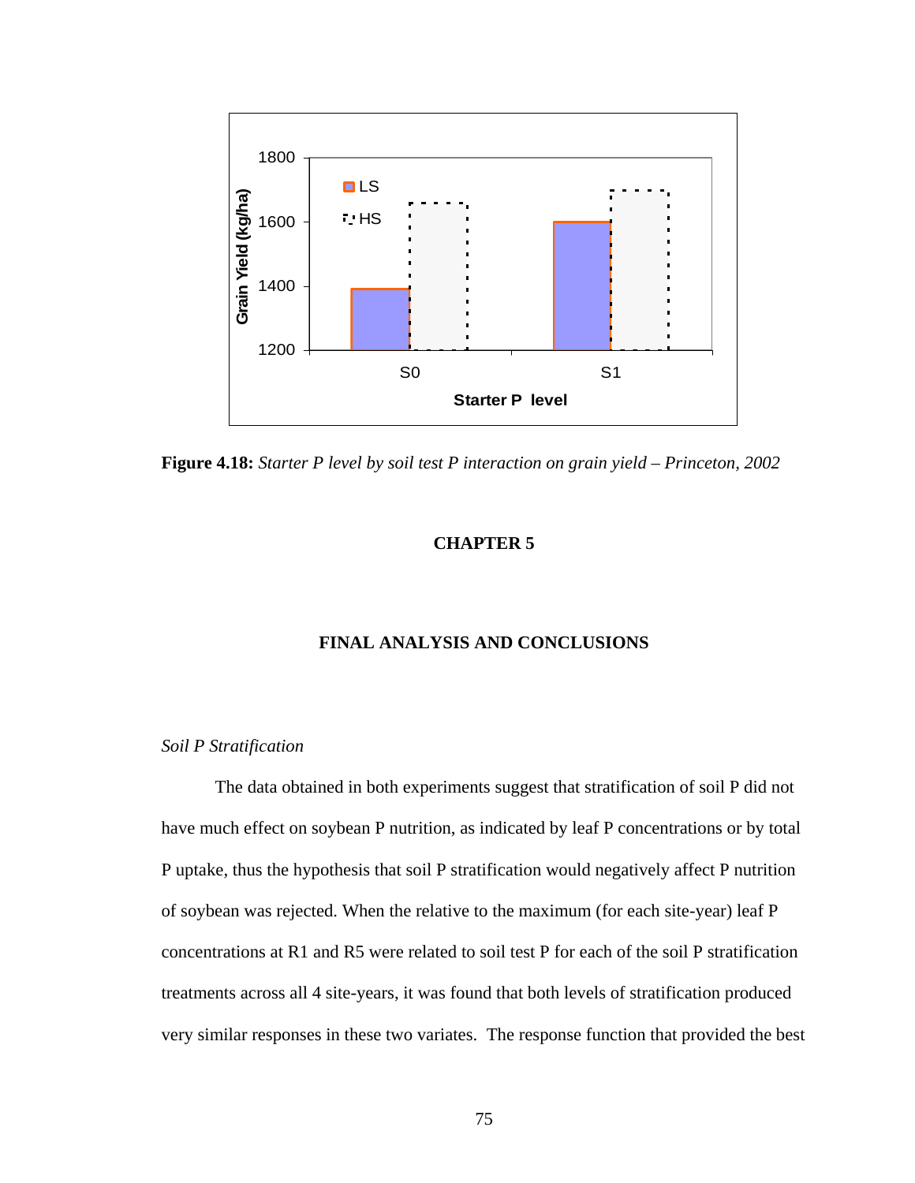**Figure 4.18:** *Starter P level by soil test P interaction on grain yield – Princeton, 2002*

# CHAPTER 5

# FINAL ANALYSIS AND CONCLUSIONS

*Soil P Stratification*

The data obtained in both experiments suggest that stratification of soil P did not have much effect on soybean P nutrition, as indicated by leaf P concentrations or by total P uptake, thus the hypothesis that soil P stratification would negatively affect P nutrition of soybean was rejected. When the relative to the maximum (for each site-year) leaf P concentrations at R1 and R5 were related to soil test P for each of the soil P stratification treatments across all 4 site-years, it was found that both levels of stratification produced very similar responses in these two variates. The response function that provided the best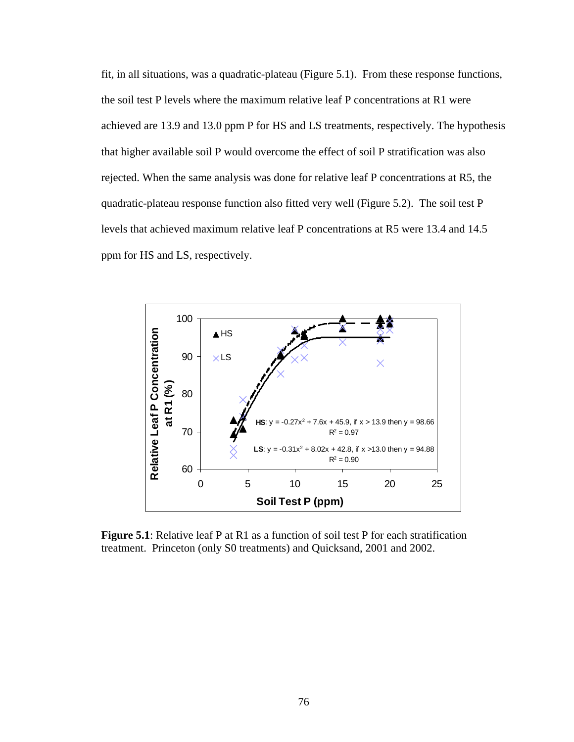fit, in all situations, was a quadratic-plateau (Figure 5.1). From these response functions, the soil test P levels where the maximum relative leaf P concentrations at R1 were achieved are 13.9 and 13.0 ppm P for HS and LS treatments, respectively. The hypothesis that higher available soil P would overcome the effect of soil P stratification was also rejected. When the same analysis was done for relative leaf P concentrations at R5, the quadratic-plateau response function also fitted very well (Figure 5.2). The soil test P levels that achieved maximum relative leaf P concentrations at R5 were 13.4 and 14.5 ppm for HS and LS, respectively.

**Figure 5.1**: Relative leaf P at R1 as a function of soil test P for each stratification treatment. Princeton (only S0 treatments) and Quicksand, 2001 and 2002.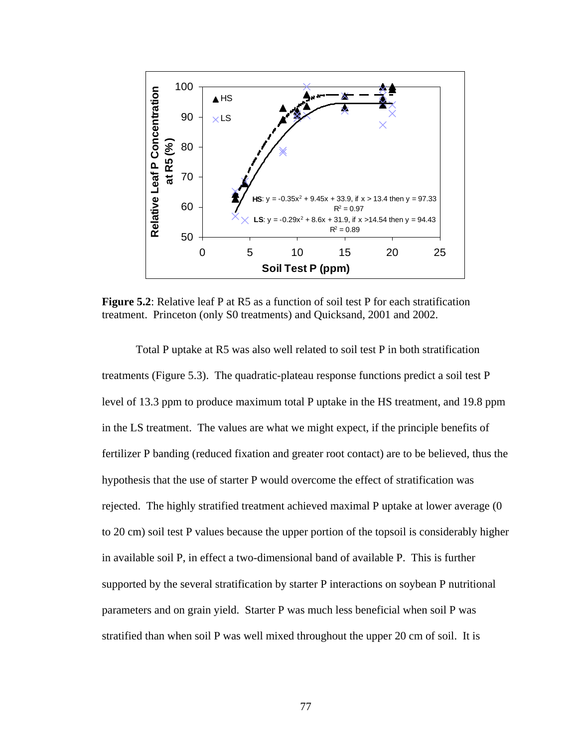**Figure 5.2**: Relative leaf P at R5 as a function of soil test P for each stratification treatment. Princeton (only S0 treatments) and Quicksand, 2001 and 2002.

Total P uptake at R5 was also well related to soil test P in both stratification treatments (Figure 5.3). The quadratic-plateau response functions predict a soil test P level of 13.3 ppm to produce maximum total P uptake in the HS treatment, and 19.8 ppm in the LS treatment. The values are what we might expect, if the principle benefits of fertilizer P banding (reduced fixation and greater root contact) are to be believed, thus the hypothesis that the use of starter P would overcome the effect of stratification was rejected. The highly stratified treatment achieved maximal P uptake at lower average (0 to 20 cm) soil test P values because the upper portion of the topsoil is considerably higher in available soil P, in effect a two-dimensional band of available P. This is further supported by the several stratification by starter P interactions on soybean P nutritional parameters and on grain yield. Starter P was much less beneficial when soil P was stratified than when soil P was well mixed throughout the upper 20 cm of soil. It is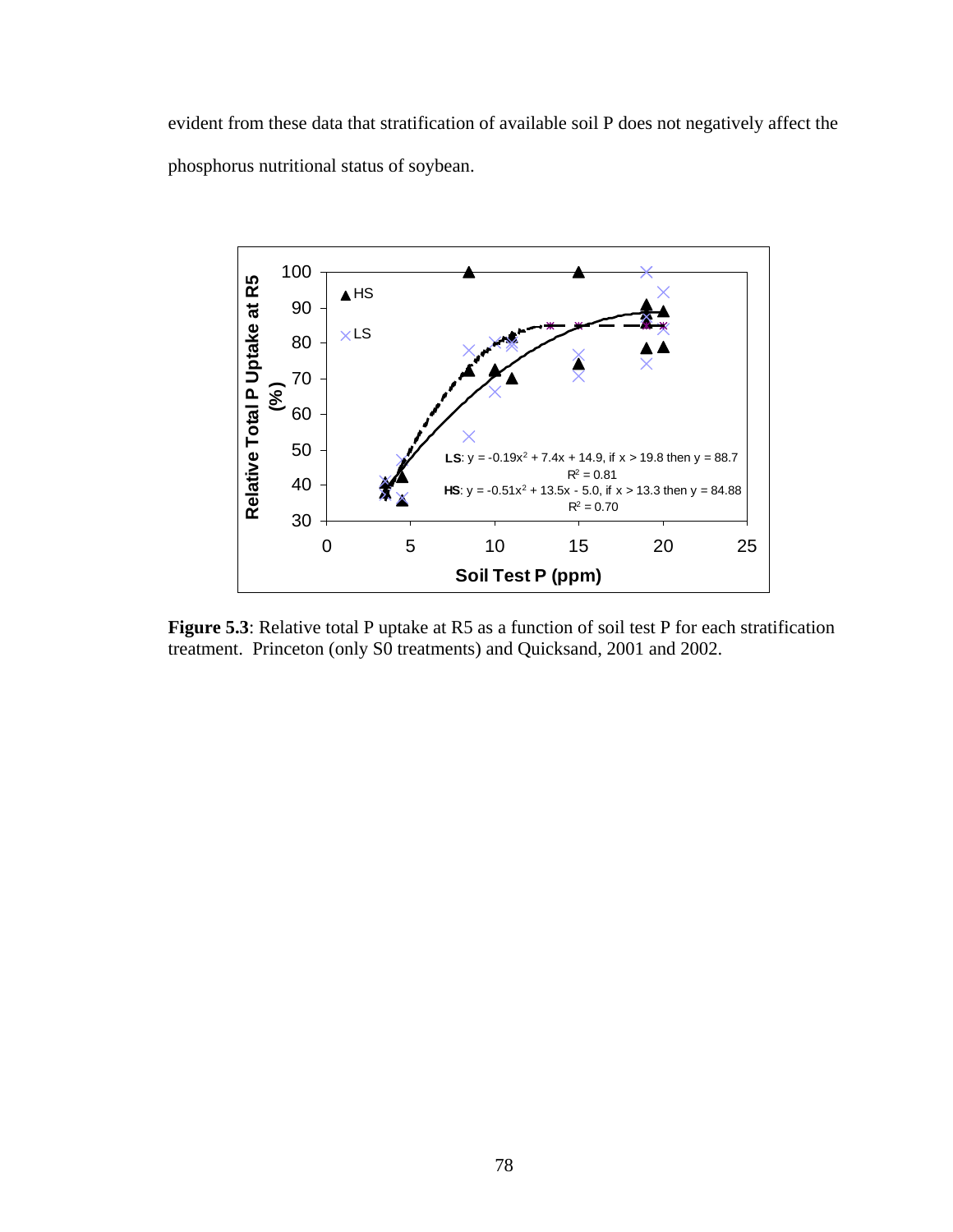evident from these data that stratification of available soil P does not negatively affect the phosphorus nutritional status of soybean.

**Figure 5.3**: Relative total P uptake at R5 as a function of soil test P for each stratification treatment. Princeton (only S0 treatments) and Quicksand, 2001 and 2002.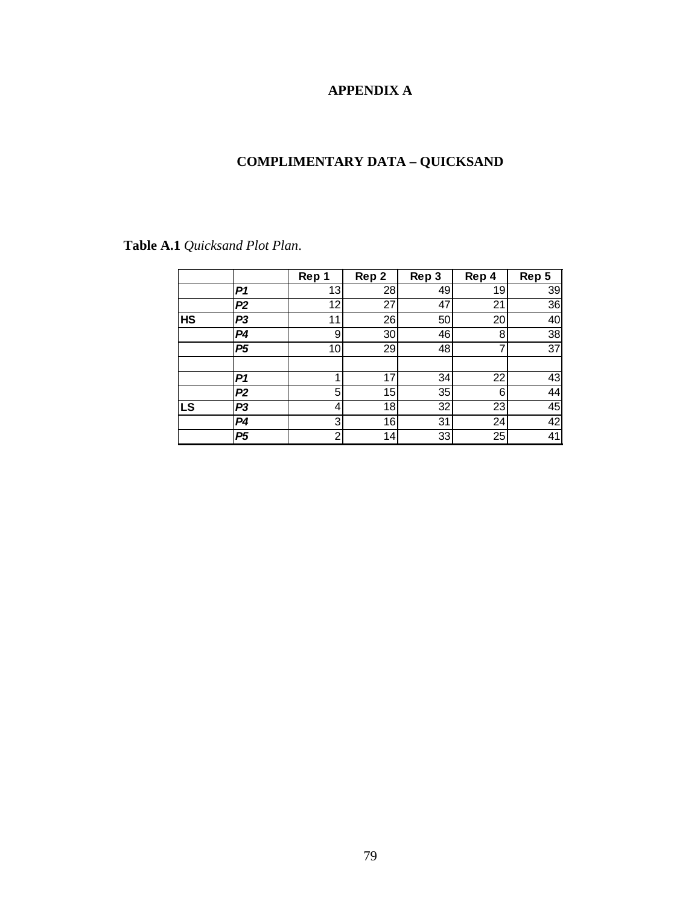# APPENDIX A

## COMPLIMENTARY DATA – QUICKSAND

**Table A.1** *Quicksand Plot Plan*.

| | | Rep 1 | Rep 2 | Rep 3 | Rep 4 | Rep 5 |
|---|---|---|---|---|---|---|
| | ***P1*** | 13 | 28 | 49 | 19 | 39 |
| | ***P2*** | 12 | 27 | 47 | 21 | 36 |
| **HS** | ***P3*** | 11 | 26 | 50 | 20 | 40 |
| | ***P4*** | 9 | 30 | 46 | 8 | 38 |
| | ***P5*** | 10 | 29 | 48 | 7 | 37 |
| | | | | | | |
| | ***P1*** | 1 | 17 | 34 | 22 | 43 |
| | ***P2*** | 5 | 15 | 35 | 6 | 44 |
| **LS** | ***P3*** | 4 | 18 | 32 | 23 | 45 |
| | ***P4*** | 3 | 16 | 31 | 24 | 42 |
| | ***P5*** | 2 | 14 | 33 | 25 | 41 |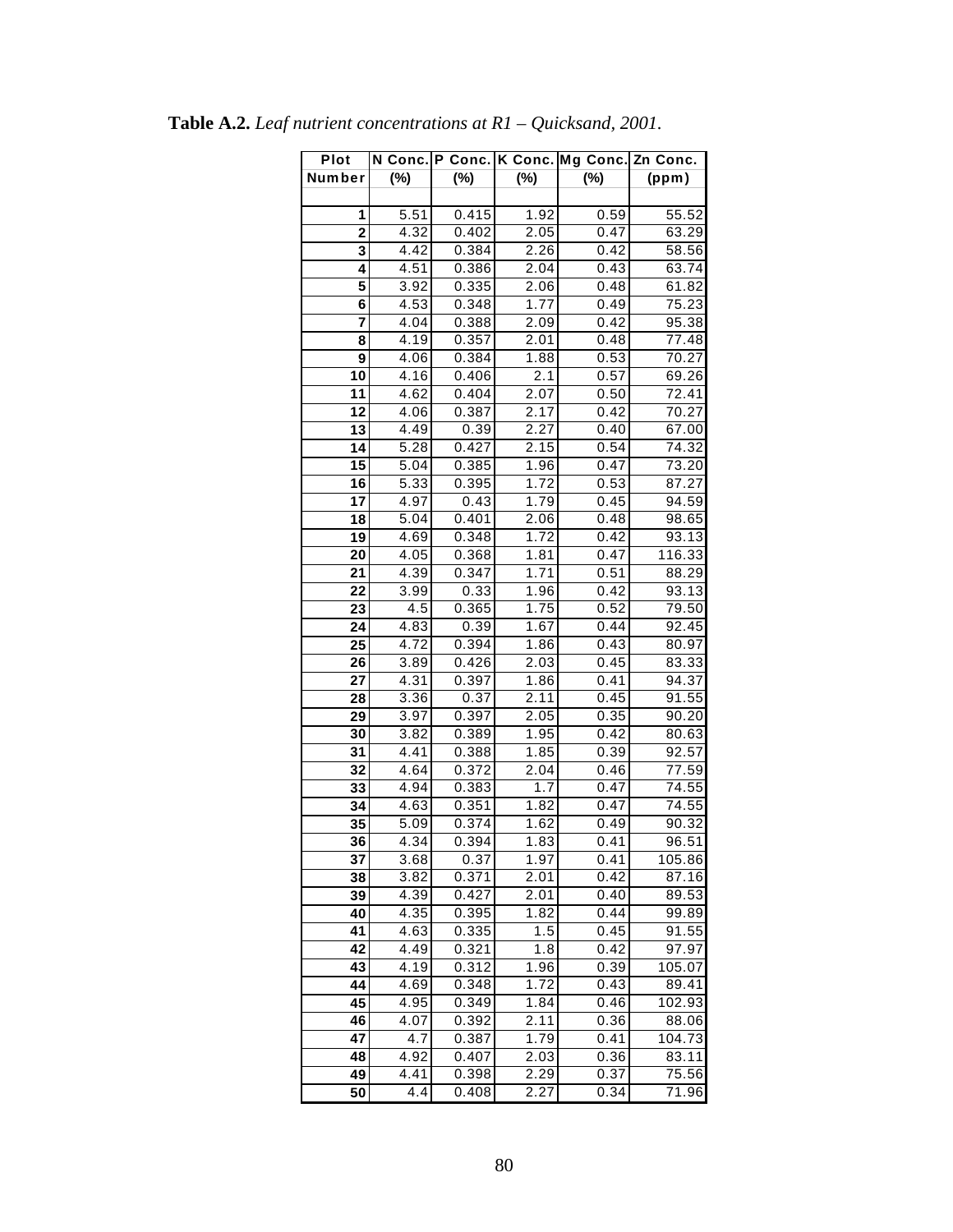**Table A.2.** *Leaf nutrient concentrations at R1 – Quicksand, 2001.*

| Plot Number | N Conc. (%) | P Conc. (%) | K Conc. (%) | Mg Conc. (%) | Zn Conc. (ppm) |
|---|---|---|---|---|---|
| 1 | 5.51 | 0.415 | 1.92 | 0.59 | 55.52 |
| 2 | 4.32 | 0.402 | 2.05 | 0.47 | 63.29 |
| 3 | 4.42 | 0.384 | 2.26 | 0.42 | 58.56 |
| 4 | 4.51 | 0.386 | 2.04 | 0.43 | 63.74 |
| 5 | 3.92 | 0.335 | 2.06 | 0.48 | 61.82 |
| 6 | 4.53 | 0.348 | 1.77 | 0.49 | 75.23 |
| 7 | 4.04 | 0.388 | 2.09 | 0.42 | 95.38 |
| 8 | 4.19 | 0.357 | 2.01 | 0.48 | 77.48 |
| 9 | 4.06 | 0.384 | 1.88 | 0.53 | 70.27 |
| 10 | 4.16 | 0.406 | 2.1 | 0.57 | 69.26 |
| 11 | 4.62 | 0.404 | 2.07 | 0.50 | 72.41 |
| 12 | 4.06 | 0.387 | 2.17 | 0.42 | 70.27 |
| 13 | 4.49 | 0.39 | 2.27 | 0.40 | 67.00 |
| 14 | 5.28 | 0.427 | 2.15 | 0.54 | 74.32 |
| 15 | 5.04 | 0.385 | 1.96 | 0.47 | 73.20 |
| 16 | 5.33 | 0.395 | 1.72 | 0.53 | 87.27 |
| 17 | 4.97 | 0.43 | 1.79 | 0.45 | 94.59 |
| 18 | 5.04 | 0.401 | 2.06 | 0.48 | 98.65 |
| 19 | 4.69 | 0.348 | 1.72 | 0.42 | 93.13 |
| 20 | 4.05 | 0.368 | 1.81 | 0.47 | 116.33 |
| 21 | 4.39 | 0.347 | 1.71 | 0.51 | 88.29 |
| 22 | 3.99 | 0.33 | 1.96 | 0.42 | 93.13 |
| 23 | 4.5 | 0.365 | 1.75 | 0.52 | 79.50 |
| 24 | 4.83 | 0.39 | 1.67 | 0.44 | 92.45 |
| 25 | 4.72 | 0.394 | 1.86 | 0.43 | 80.97 |
| 26 | 3.89 | 0.426 | 2.03 | 0.45 | 83.33 |
| 27 | 4.31 | 0.397 | 1.86 | 0.41 | 94.37 |
| 28 | 3.36 | 0.37 | 2.11 | 0.45 | 91.55 |
| 29 | 3.97 | 0.397 | 2.05 | 0.35 | 90.20 |
| 30 | 3.82 | 0.389 | 1.95 | 0.42 | 80.63 |
| 31 | 4.41 | 0.388 | 1.85 | 0.39 | 92.57 |
| 32 | 4.64 | 0.372 | 2.04 | 0.46 | 77.59 |
| 33 | 4.94 | 0.383 | 1.7 | 0.47 | 74.55 |
| 34 | 4.63 | 0.351 | 1.82 | 0.47 | 74.55 |
| 35 | 5.09 | 0.374 | 1.62 | 0.49 | 90.32 |
| 36 | 4.34 | 0.394 | 1.83 | 0.41 | 96.51 |
| 37 | 3.68 | 0.37 | 1.97 | 0.41 | 105.86 |
| 38 | 3.82 | 0.371 | 2.01 | 0.42 | 87.16 |
| 39 | 4.39 | 0.427 | 2.01 | 0.40 | 89.53 |
| 40 | 4.35 | 0.395 | 1.82 | 0.44 | 99.89 |
| 41 | 4.63 | 0.335 | 1.5 | 0.45 | 91.55 |
| 42 | 4.49 | 0.321 | 1.8 | 0.42 | 97.97 |
| 43 | 4.19 | 0.312 | 1.96 | 0.39 | 105.07 |
| 44 | 4.69 | 0.348 | 1.72 | 0.43 | 89.41 |
| 45 | 4.95 | 0.349 | 1.84 | 0.46 | 102.93 |
| 46 | 4.07 | 0.392 | 2.11 | 0.36 | 88.06 |
| 47 | 4.7 | 0.387 | 1.79 | 0.41 | 104.73 |
| 48 | 4.92 | 0.407 | 2.03 | 0.36 | 83.11 |
| 49 | 4.41 | 0.398 | 2.29 | 0.37 | 75.56 |
| 50 | 4.4 | 0.408 | 2.27 | 0.34 | 71.96 |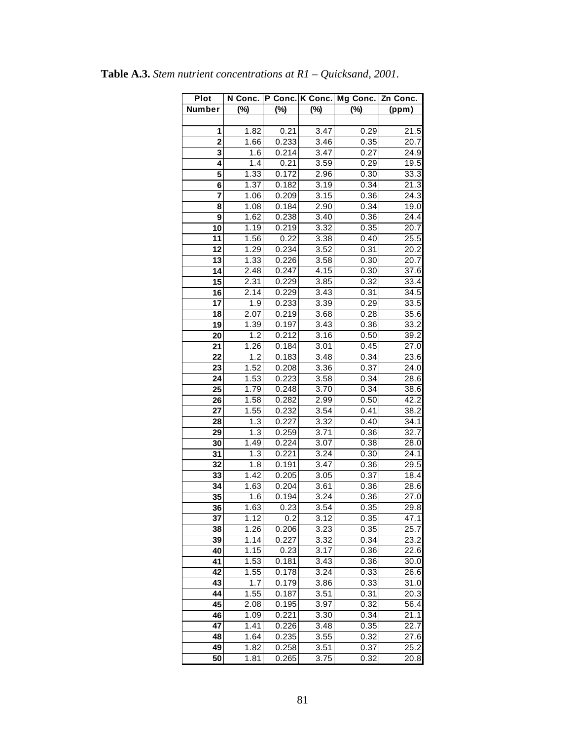**Table A.3.** *Stem nutrient concentrations at R1 – Quicksand, 2001.*

| Plot Number | N Conc. (%) | P Conc. (%) | K Conc. (%) | Mg Conc. (%) | Zn Conc. (ppm) |
|---|---|---|---|---|---|
| 1 | 1.82 | 0.21 | 3.47 | 0.29 | 21.5 |
| 2 | 1.66 | 0.233 | 3.46 | 0.35 | 20.7 |
| 3 | 1.6 | 0.214 | 3.47 | 0.27 | 24.9 |
| 4 | 1.4 | 0.21 | 3.59 | 0.29 | 19.5 |
| 5 | 1.33 | 0.172 | 2.96 | 0.30 | 33.3 |
| 6 | 1.37 | 0.182 | 3.19 | 0.34 | 21.3 |
| 7 | 1.06 | 0.209 | 3.15 | 0.36 | 24.3 |
| 8 | 1.08 | 0.184 | 2.90 | 0.34 | 19.0 |
| 9 | 1.62 | 0.238 | 3.40 | 0.36 | 24.4 |
| 10 | 1.19 | 0.219 | 3.32 | 0.35 | 20.7 |
| 11 | 1.56 | 0.22 | 3.38 | 0.40 | 25.5 |
| 12 | 1.29 | 0.234 | 3.52 | 0.31 | 20.2 |
| 13 | 1.33 | 0.226 | 3.58 | 0.30 | 20.7 |
| 14 | 2.48 | 0.247 | 4.15 | 0.30 | 37.6 |
| 15 | 2.31 | 0.229 | 3.85 | 0.32 | 33.4 |
| 16 | 2.14 | 0.229 | 3.43 | 0.31 | 34.5 |
| 17 | 1.9 | 0.233 | 3.39 | 0.29 | 33.5 |
| 18 | 2.07 | 0.219 | 3.68 | 0.28 | 35.6 |
| 19 | 1.39 | 0.197 | 3.43 | 0.36 | 33.2 |
| 20 | 1.2 | 0.212 | 3.16 | 0.50 | 39.2 |
| 21 | 1.26 | 0.184 | 3.01 | 0.45 | 27.0 |
| 22 | 1.2 | 0.183 | 3.48 | 0.34 | 23.6 |
| 23 | 1.52 | 0.208 | 3.36 | 0.37 | 24.0 |
| 24 | 1.53 | 0.223 | 3.58 | 0.34 | 28.6 |
| 25 | 1.79 | 0.248 | 3.70 | 0.34 | 38.6 |
| 26 | 1.58 | 0.282 | 2.99 | 0.50 | 42.2 |
| 27 | 1.55 | 0.232 | 3.54 | 0.41 | 38.2 |
| 28 | 1.3 | 0.227 | 3.32 | 0.40 | 34.1 |
| 29 | 1.3 | 0.259 | 3.71 | 0.36 | 32.7 |
| 30 | 1.49 | 0.224 | 3.07 | 0.38 | 28.0 |
| 31 | 1.3 | 0.221 | 3.24 | 0.30 | 24.1 |
| 32 | 1.8 | 0.191 | 3.47 | 0.36 | 29.5 |
| 33 | 1.42 | 0.205 | 3.05 | 0.37 | 18.4 |
| 34 | 1.63 | 0.204 | 3.61 | 0.36 | 28.6 |
| 35 | 1.6 | 0.194 | 3.24 | 0.36 | 27.0 |
| 36 | 1.63 | 0.23 | 3.54 | 0.35 | 29.8 |
| 37 | 1.12 | 0.2 | 3.12 | 0.35 | 47.1 |
| 38 | 1.26 | 0.206 | 3.23 | 0.35 | 25.7 |
| 39 | 1.14 | 0.227 | 3.32 | 0.34 | 23.2 |
| 40 | 1.15 | 0.23 | 3.17 | 0.36 | 22.6 |
| 41 | 1.53 | 0.181 | 3.43 | 0.36 | 30.0 |
| 42 | 1.55 | 0.178 | 3.24 | 0.33 | 26.6 |
| 43 | 1.7 | 0.179 | 3.86 | 0.33 | 31.0 |
| 44 | 1.55 | 0.187 | 3.51 | 0.31 | 20.3 |
| 45 | 2.08 | 0.195 | 3.97 | 0.32 | 56.4 |
| 46 | 1.09 | 0.221 | 3.30 | 0.34 | 21.1 |
| 47 | 1.41 | 0.226 | 3.48 | 0.35 | 22.7 |
| 48 | 1.64 | 0.235 | 3.55 | 0.32 | 27.6 |
| 49 | 1.82 | 0.258 | 3.51 | 0.37 | 25.2 |
| 50 | 1.81 | 0.265 | 3.75 | 0.32 | 20.8 |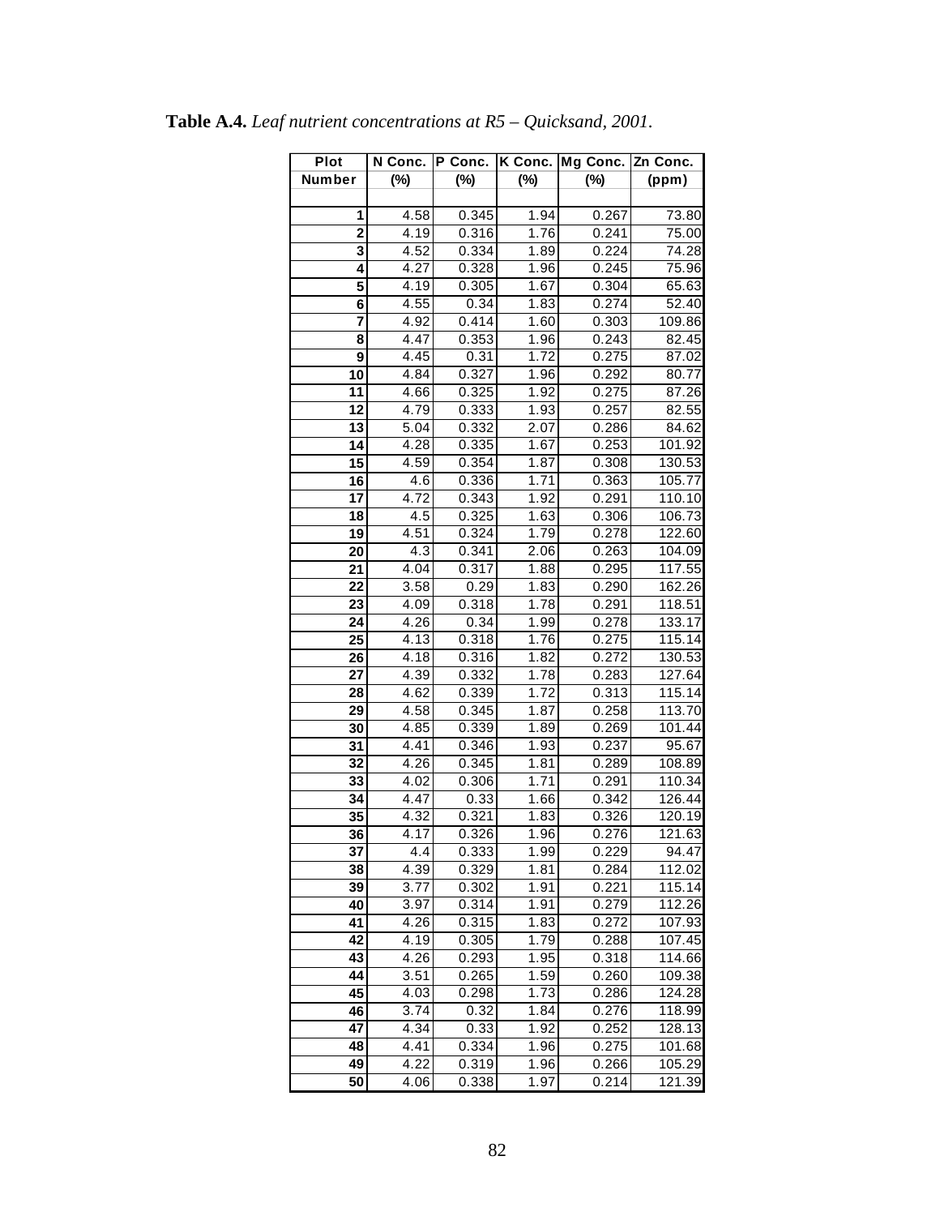**Table A.4.** *Leaf nutrient concentrations at R5 – Quicksand, 2001.*

| Plot Number | N Conc. (%) | P Conc. (%) | K Conc. (%) | Mg Conc. (%) | Zn Conc. (ppm) |
|---|---|---|---|---|---|
| 1 | 4.58 | 0.345 | 1.94 | 0.267 | 73.80 |
| 2 | 4.19 | 0.316 | 1.76 | 0.241 | 75.00 |
| 3 | 4.52 | 0.334 | 1.89 | 0.224 | 74.28 |
| 4 | 4.27 | 0.328 | 1.96 | 0.245 | 75.96 |
| 5 | 4.19 | 0.305 | 1.67 | 0.304 | 65.63 |
| 6 | 4.55 | 0.34 | 1.83 | 0.274 | 52.40 |
| 7 | 4.92 | 0.414 | 1.60 | 0.303 | 109.86 |
| 8 | 4.47 | 0.353 | 1.96 | 0.243 | 82.45 |
| 9 | 4.45 | 0.31 | 1.72 | 0.275 | 87.02 |
| 10 | 4.84 | 0.327 | 1.96 | 0.292 | 80.77 |
| 11 | 4.66 | 0.325 | 1.92 | 0.275 | 87.26 |
| 12 | 4.79 | 0.333 | 1.93 | 0.257 | 82.55 |
| 13 | 5.04 | 0.332 | 2.07 | 0.286 | 84.62 |
| 14 | 4.28 | 0.335 | 1.67 | 0.253 | 101.92 |
| 15 | 4.59 | 0.354 | 1.87 | 0.308 | 130.53 |
| 16 | 4.6 | 0.336 | 1.71 | 0.363 | 105.77 |
| 17 | 4.72 | 0.343 | 1.92 | 0.291 | 110.10 |
| 18 | 4.5 | 0.325 | 1.63 | 0.306 | 106.73 |
| 19 | 4.51 | 0.324 | 1.79 | 0.278 | 122.60 |
| 20 | 4.3 | 0.341 | 2.06 | 0.263 | 104.09 |
| 21 | 4.04 | 0.317 | 1.88 | 0.295 | 117.55 |
| 22 | 3.58 | 0.29 | 1.83 | 0.290 | 162.26 |
| 23 | 4.09 | 0.318 | 1.78 | 0.291 | 118.51 |
| 24 | 4.26 | 0.34 | 1.99 | 0.278 | 133.17 |
| 25 | 4.13 | 0.318 | 1.76 | 0.275 | 115.14 |
| 26 | 4.18 | 0.316 | 1.82 | 0.272 | 130.53 |
| 27 | 4.39 | 0.332 | 1.78 | 0.283 | 127.64 |
| 28 | 4.62 | 0.339 | 1.72 | 0.313 | 115.14 |
| 29 | 4.58 | 0.345 | 1.87 | 0.258 | 113.70 |
| 30 | 4.85 | 0.339 | 1.89 | 0.269 | 101.44 |
| 31 | 4.41 | 0.346 | 1.93 | 0.237 | 95.67 |
| 32 | 4.26 | 0.345 | 1.81 | 0.289 | 108.89 |
| 33 | 4.02 | 0.306 | 1.71 | 0.291 | 110.34 |
| 34 | 4.47 | 0.33 | 1.66 | 0.342 | 126.44 |
| 35 | 4.32 | 0.321 | 1.83 | 0.326 | 120.19 |
| 36 | 4.17 | 0.326 | 1.96 | 0.276 | 121.63 |
| 37 | 4.4 | 0.333 | 1.99 | 0.229 | 94.47 |
| 38 | 4.39 | 0.329 | 1.81 | 0.284 | 112.02 |
| 39 | 3.77 | 0.302 | 1.91 | 0.221 | 115.14 |
| 40 | 3.97 | 0.314 | 1.91 | 0.279 | 112.26 |
| 41 | 4.26 | 0.315 | 1.83 | 0.272 | 107.93 |
| 42 | 4.19 | 0.305 | 1.79 | 0.288 | 107.45 |
| 43 | 4.26 | 0.293 | 1.95 | 0.318 | 114.66 |
| 44 | 3.51 | 0.265 | 1.59 | 0.260 | 109.38 |
| 45 | 4.03 | 0.298 | 1.73 | 0.286 | 124.28 |
| 46 | 3.74 | 0.32 | 1.84 | 0.276 | 118.99 |
| 47 | 4.34 | 0.33 | 1.92 | 0.252 | 128.13 |
| 48 | 4.41 | 0.334 | 1.96 | 0.275 | 101.68 |
| 49 | 4.22 | 0.319 | 1.96 | 0.266 | 105.29 |
| 50 | 4.06 | 0.338 | 1.97 | 0.214 | 121.39 |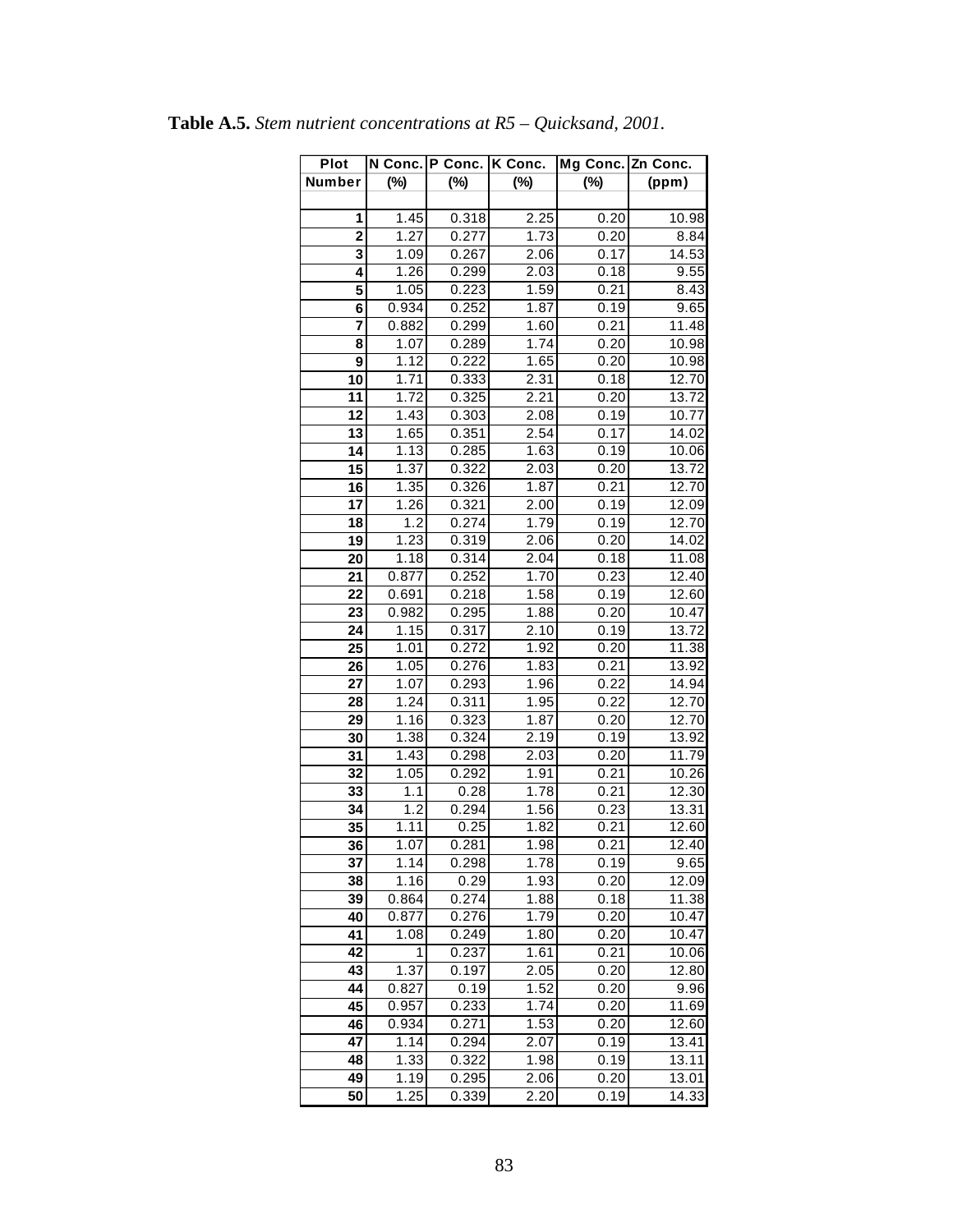**Table A.5.** *Stem nutrient concentrations at R5 – Quicksand, 2001.*

| Plot Number | N Conc. (%) | P Conc. (%) | K Conc. (%) | Mg Conc. (%) | Zn Conc. (ppm) |
|---|---|---|---|---|---|
| 1 | 1.45 | 0.318 | 2.25 | 0.20 | 10.98 |
| 2 | 1.27 | 0.277 | 1.73 | 0.20 | 8.84 |
| 3 | 1.09 | 0.267 | 2.06 | 0.17 | 14.53 |
| 4 | 1.26 | 0.299 | 2.03 | 0.18 | 9.55 |
| 5 | 1.05 | 0.223 | 1.59 | 0.21 | 8.43 |
| 6 | 0.934 | 0.252 | 1.87 | 0.19 | 9.65 |
| 7 | 0.882 | 0.299 | 1.60 | 0.21 | 11.48 |
| 8 | 1.07 | 0.289 | 1.74 | 0.20 | 10.98 |
| 9 | 1.12 | 0.222 | 1.65 | 0.20 | 10.98 |
| 10 | 1.71 | 0.333 | 2.31 | 0.18 | 12.70 |
| 11 | 1.72 | 0.325 | 2.21 | 0.20 | 13.72 |
| 12 | 1.43 | 0.303 | 2.08 | 0.19 | 10.77 |
| 13 | 1.65 | 0.351 | 2.54 | 0.17 | 14.02 |
| 14 | 1.13 | 0.285 | 1.63 | 0.19 | 10.06 |
| 15 | 1.37 | 0.322 | 2.03 | 0.20 | 13.72 |
| 16 | 1.35 | 0.326 | 1.87 | 0.21 | 12.70 |
| 17 | 1.26 | 0.321 | 2.00 | 0.19 | 12.09 |
| 18 | 1.2 | 0.274 | 1.79 | 0.19 | 12.70 |
| 19 | 1.23 | 0.319 | 2.06 | 0.20 | 14.02 |
| 20 | 1.18 | 0.314 | 2.04 | 0.18 | 11.08 |
| 21 | 0.877 | 0.252 | 1.70 | 0.23 | 12.40 |
| 22 | 0.691 | 0.218 | 1.58 | 0.19 | 12.60 |
| 23 | 0.982 | 0.295 | 1.88 | 0.20 | 10.47 |
| 24 | 1.15 | 0.317 | 2.10 | 0.19 | 13.72 |
| 25 | 1.01 | 0.272 | 1.92 | 0.20 | 11.38 |
| 26 | 1.05 | 0.276 | 1.83 | 0.21 | 13.92 |
| 27 | 1.07 | 0.293 | 1.96 | 0.22 | 14.94 |
| 28 | 1.24 | 0.311 | 1.95 | 0.22 | 12.70 |
| 29 | 1.16 | 0.323 | 1.87 | 0.20 | 12.70 |
| 30 | 1.38 | 0.324 | 2.19 | 0.19 | 13.92 |
| 31 | 1.43 | 0.298 | 2.03 | 0.20 | 11.79 |
| 32 | 1.05 | 0.292 | 1.91 | 0.21 | 10.26 |
| 33 | 1.1 | 0.28 | 1.78 | 0.21 | 12.30 |
| 34 | 1.2 | 0.294 | 1.56 | 0.23 | 13.31 |
| 35 | 1.11 | 0.25 | 1.82 | 0.21 | 12.60 |
| 36 | 1.07 | 0.281 | 1.98 | 0.21 | 12.40 |
| 37 | 1.14 | 0.298 | 1.78 | 0.19 | 9.65 |
| 38 | 1.16 | 0.29 | 1.93 | 0.20 | 12.09 |
| 39 | 0.864 | 0.274 | 1.88 | 0.18 | 11.38 |
| 40 | 0.877 | 0.276 | 1.79 | 0.20 | 10.47 |
| 41 | 1.08 | 0.249 | 1.80 | 0.20 | 10.47 |
| 42 | 1 | 0.237 | 1.61 | 0.21 | 10.06 |
| 43 | 1.37 | 0.197 | 2.05 | 0.20 | 12.80 |
| 44 | 0.827 | 0.19 | 1.52 | 0.20 | 9.96 |
| 45 | 0.957 | 0.233 | 1.74 | 0.20 | 11.69 |
| 46 | 0.934 | 0.271 | 1.53 | 0.20 | 12.60 |
| 47 | 1.14 | 0.294 | 2.07 | 0.19 | 13.41 |
| 48 | 1.33 | 0.322 | 1.98 | 0.19 | 13.11 |
| 49 | 1.19 | 0.295 | 2.06 | 0.20 | 13.01 |
| 50 | 1.25 | 0.339 | 2.20 | 0.19 | 14.33 |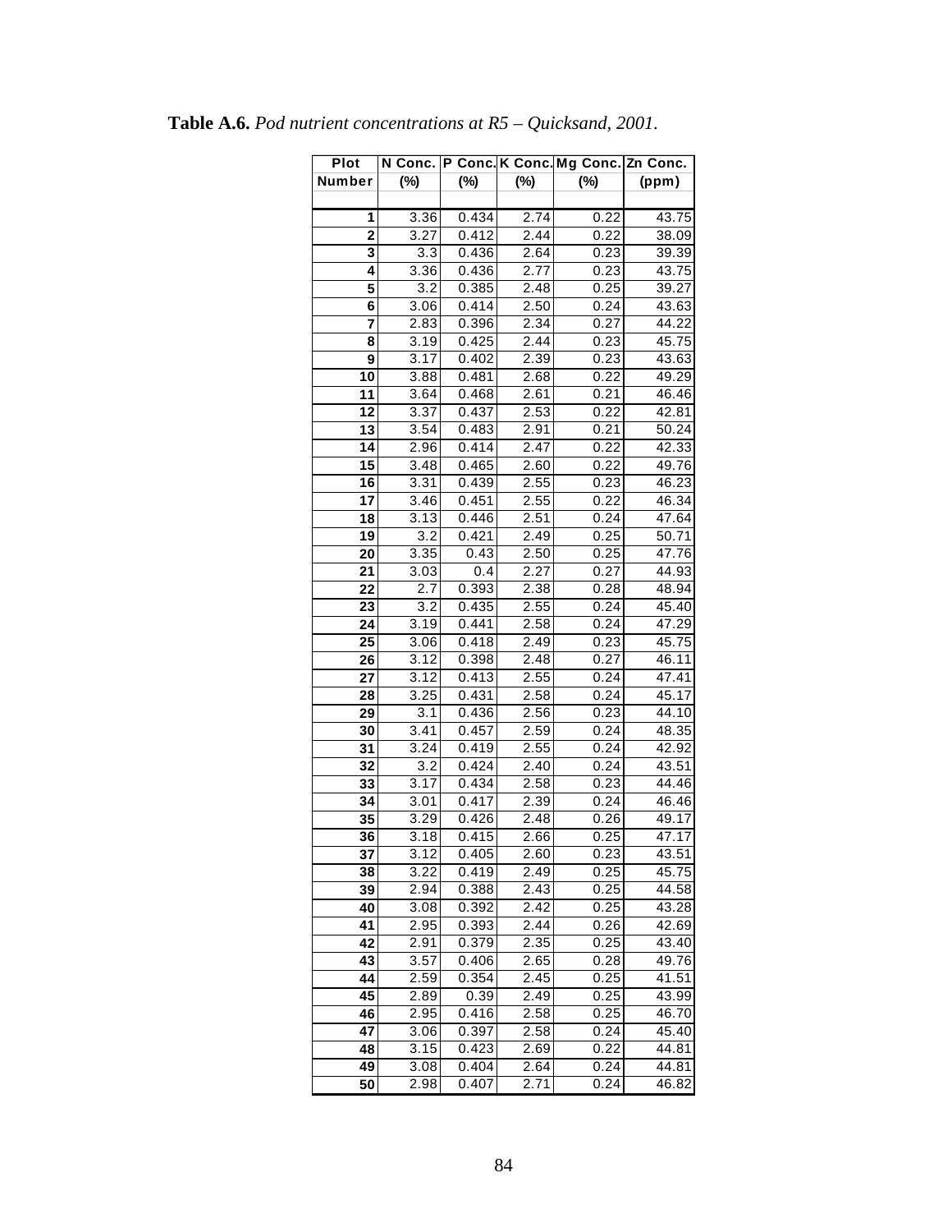**Table A.6.** *Pod nutrient concentrations at R5 – Quicksand, 2001.*

| Plot Number | N Conc. (%) | P Conc. (%) | K Conc. (%) | Mg Conc. (%) | Zn Conc. (ppm) |
|---|---|---|---|---|---|
| 1 | 3.36 | 0.434 | 2.74 | 0.22 | 43.75 |
| 2 | 3.27 | 0.412 | 2.44 | 0.22 | 38.09 |
| 3 | 3.3 | 0.436 | 2.64 | 0.23 | 39.39 |
| 4 | 3.36 | 0.436 | 2.77 | 0.23 | 43.75 |
| 5 | 3.2 | 0.385 | 2.48 | 0.25 | 39.27 |
| 6 | 3.06 | 0.414 | 2.50 | 0.24 | 43.63 |
| 7 | 2.83 | 0.396 | 2.34 | 0.27 | 44.22 |
| 8 | 3.19 | 0.425 | 2.44 | 0.23 | 45.75 |
| 9 | 3.17 | 0.402 | 2.39 | 0.23 | 43.63 |
| 10 | 3.88 | 0.481 | 2.68 | 0.22 | 49.29 |
| 11 | 3.64 | 0.468 | 2.61 | 0.21 | 46.46 |
| 12 | 3.37 | 0.437 | 2.53 | 0.22 | 42.81 |
| 13 | 3.54 | 0.483 | 2.91 | 0.21 | 50.24 |
| 14 | 2.96 | 0.414 | 2.47 | 0.22 | 42.33 |
| 15 | 3.48 | 0.465 | 2.60 | 0.22 | 49.76 |
| 16 | 3.31 | 0.439 | 2.55 | 0.23 | 46.23 |
| 17 | 3.46 | 0.451 | 2.55 | 0.22 | 46.34 |
| 18 | 3.13 | 0.446 | 2.51 | 0.24 | 47.64 |
| 19 | 3.2 | 0.421 | 2.49 | 0.25 | 50.71 |
| 20 | 3.35 | 0.43 | 2.50 | 0.25 | 47.76 |
| 21 | 3.03 | 0.4 | 2.27 | 0.27 | 44.93 |
| 22 | 2.7 | 0.393 | 2.38 | 0.28 | 48.94 |
| 23 | 3.2 | 0.435 | 2.55 | 0.24 | 45.40 |
| 24 | 3.19 | 0.441 | 2.58 | 0.24 | 47.29 |
| 25 | 3.06 | 0.418 | 2.49 | 0.23 | 45.75 |
| 26 | 3.12 | 0.398 | 2.48 | 0.27 | 46.11 |
| 27 | 3.12 | 0.413 | 2.55 | 0.24 | 47.41 |
| 28 | 3.25 | 0.431 | 2.58 | 0.24 | 45.17 |
| 29 | 3.1 | 0.436 | 2.56 | 0.23 | 44.10 |
| 30 | 3.41 | 0.457 | 2.59 | 0.24 | 48.35 |
| 31 | 3.24 | 0.419 | 2.55 | 0.24 | 42.92 |
| 32 | 3.2 | 0.424 | 2.40 | 0.24 | 43.51 |
| 33 | 3.17 | 0.434 | 2.58 | 0.23 | 44.46 |
| 34 | 3.01 | 0.417 | 2.39 | 0.24 | 46.46 |
| 35 | 3.29 | 0.426 | 2.48 | 0.26 | 49.17 |
| 36 | 3.18 | 0.415 | 2.66 | 0.25 | 47.17 |
| 37 | 3.12 | 0.405 | 2.60 | 0.23 | 43.51 |
| 38 | 3.22 | 0.419 | 2.49 | 0.25 | 45.75 |
| 39 | 2.94 | 0.388 | 2.43 | 0.25 | 44.58 |
| 40 | 3.08 | 0.392 | 2.42 | 0.25 | 43.28 |
| 41 | 2.95 | 0.393 | 2.44 | 0.26 | 42.69 |
| 42 | 2.91 | 0.379 | 2.35 | 0.25 | 43.40 |
| 43 | 3.57 | 0.406 | 2.65 | 0.28 | 49.76 |
| 44 | 2.59 | 0.354 | 2.45 | 0.25 | 41.51 |
| 45 | 2.89 | 0.39 | 2.49 | 0.25 | 43.99 |
| 46 | 2.95 | 0.416 | 2.58 | 0.25 | 46.70 |
| 47 | 3.06 | 0.397 | 2.58 | 0.24 | 45.40 |
| 48 | 3.15 | 0.423 | 2.69 | 0.22 | 44.81 |
| 49 | 3.08 | 0.404 | 2.64 | 0.24 | 44.81 |
| 50 | 2.98 | 0.407 | 2.71 | 0.24 | 46.82 |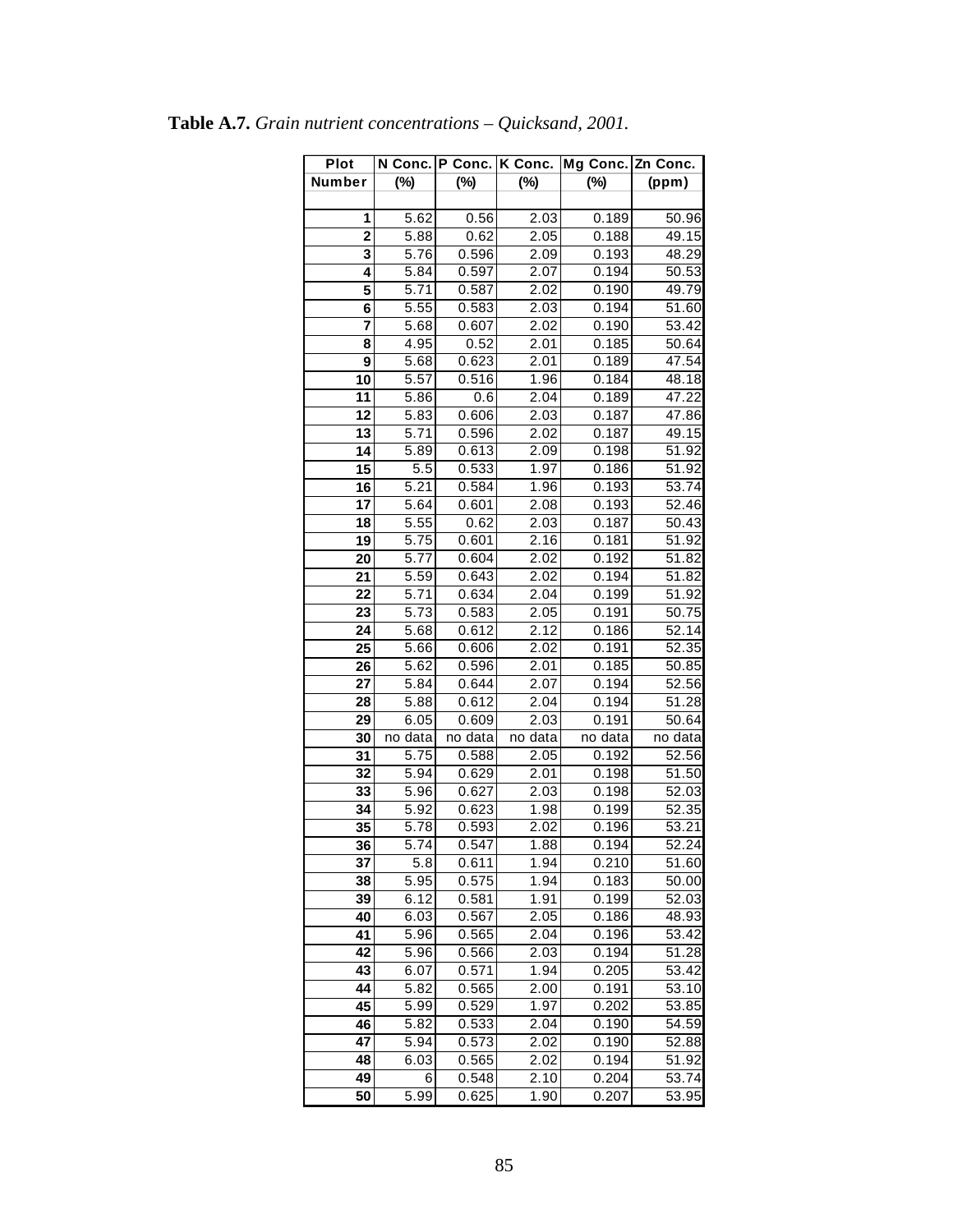**Table A.7.** *Grain nutrient concentrations – Quicksand, 2001.*

| Plot Number | N Conc. (%) | P Conc. (%) | K Conc. (%) | Mg Conc. (%) | Zn Conc. (ppm) |
|---|---|---|---|---|---|
| 1 | 5.62 | 0.56 | 2.03 | 0.189 | 50.96 |
| 2 | 5.88 | 0.62 | 2.05 | 0.188 | 49.15 |
| 3 | 5.76 | 0.596 | 2.09 | 0.193 | 48.29 |
| 4 | 5.84 | 0.597 | 2.07 | 0.194 | 50.53 |
| 5 | 5.71 | 0.587 | 2.02 | 0.190 | 49.79 |
| 6 | 5.55 | 0.583 | 2.03 | 0.194 | 51.60 |
| 7 | 5.68 | 0.607 | 2.02 | 0.190 | 53.42 |
| 8 | 4.95 | 0.52 | 2.01 | 0.185 | 50.64 |
| 9 | 5.68 | 0.623 | 2.01 | 0.189 | 47.54 |
| 10 | 5.57 | 0.516 | 1.96 | 0.184 | 48.18 |
| 11 | 5.86 | 0.6 | 2.04 | 0.189 | 47.22 |
| 12 | 5.83 | 0.606 | 2.03 | 0.187 | 47.86 |
| 13 | 5.71 | 0.596 | 2.02 | 0.187 | 49.15 |
| 14 | 5.89 | 0.613 | 2.09 | 0.198 | 51.92 |
| 15 | 5.5 | 0.533 | 1.97 | 0.186 | 51.92 |
| 16 | 5.21 | 0.584 | 1.96 | 0.193 | 53.74 |
| 17 | 5.64 | 0.601 | 2.08 | 0.193 | 52.46 |
| 18 | 5.55 | 0.62 | 2.03 | 0.187 | 50.43 |
| 19 | 5.75 | 0.601 | 2.16 | 0.181 | 51.92 |
| 20 | 5.77 | 0.604 | 2.02 | 0.192 | 51.82 |
| 21 | 5.59 | 0.643 | 2.02 | 0.194 | 51.82 |
| 22 | 5.71 | 0.634 | 2.04 | 0.199 | 51.92 |
| 23 | 5.73 | 0.583 | 2.05 | 0.191 | 50.75 |
| 24 | 5.68 | 0.612 | 2.12 | 0.186 | 52.14 |
| 25 | 5.66 | 0.606 | 2.02 | 0.191 | 52.35 |
| 26 | 5.62 | 0.596 | 2.01 | 0.185 | 50.85 |
| 27 | 5.84 | 0.644 | 2.07 | 0.194 | 52.56 |
| 28 | 5.88 | 0.612 | 2.04 | 0.194 | 51.28 |
| 29 | 6.05 | 0.609 | 2.03 | 0.191 | 50.64 |
| 30 | no data | no data | no data | no data | no data |
| 31 | 5.75 | 0.588 | 2.05 | 0.192 | 52.56 |
| 32 | 5.94 | 0.629 | 2.01 | 0.198 | 51.50 |
| 33 | 5.96 | 0.627 | 2.03 | 0.198 | 52.03 |
| 34 | 5.92 | 0.623 | 1.98 | 0.199 | 52.35 |
| 35 | 5.78 | 0.593 | 2.02 | 0.196 | 53.21 |
| 36 | 5.74 | 0.547 | 1.88 | 0.194 | 52.24 |
| 37 | 5.8 | 0.611 | 1.94 | 0.210 | 51.60 |
| 38 | 5.95 | 0.575 | 1.94 | 0.183 | 50.00 |
| 39 | 6.12 | 0.581 | 1.91 | 0.199 | 52.03 |
| 40 | 6.03 | 0.567 | 2.05 | 0.186 | 48.93 |
| 41 | 5.96 | 0.565 | 2.04 | 0.196 | 53.42 |
| 42 | 5.96 | 0.566 | 2.03 | 0.194 | 51.28 |
| 43 | 6.07 | 0.571 | 1.94 | 0.205 | 53.42 |
| 44 | 5.82 | 0.565 | 2.00 | 0.191 | 53.10 |
| 45 | 5.99 | 0.529 | 1.97 | 0.202 | 53.85 |
| 46 | 5.82 | 0.533 | 2.04 | 0.190 | 54.59 |
| 47 | 5.94 | 0.573 | 2.02 | 0.190 | 52.88 |
| 48 | 6.03 | 0.565 | 2.02 | 0.194 | 51.92 |
| 49 | 6 | 0.548 | 2.10 | 0.204 | 53.74 |
| 50 | 5.99 | 0.625 | 1.90 | 0.207 | 53.95 |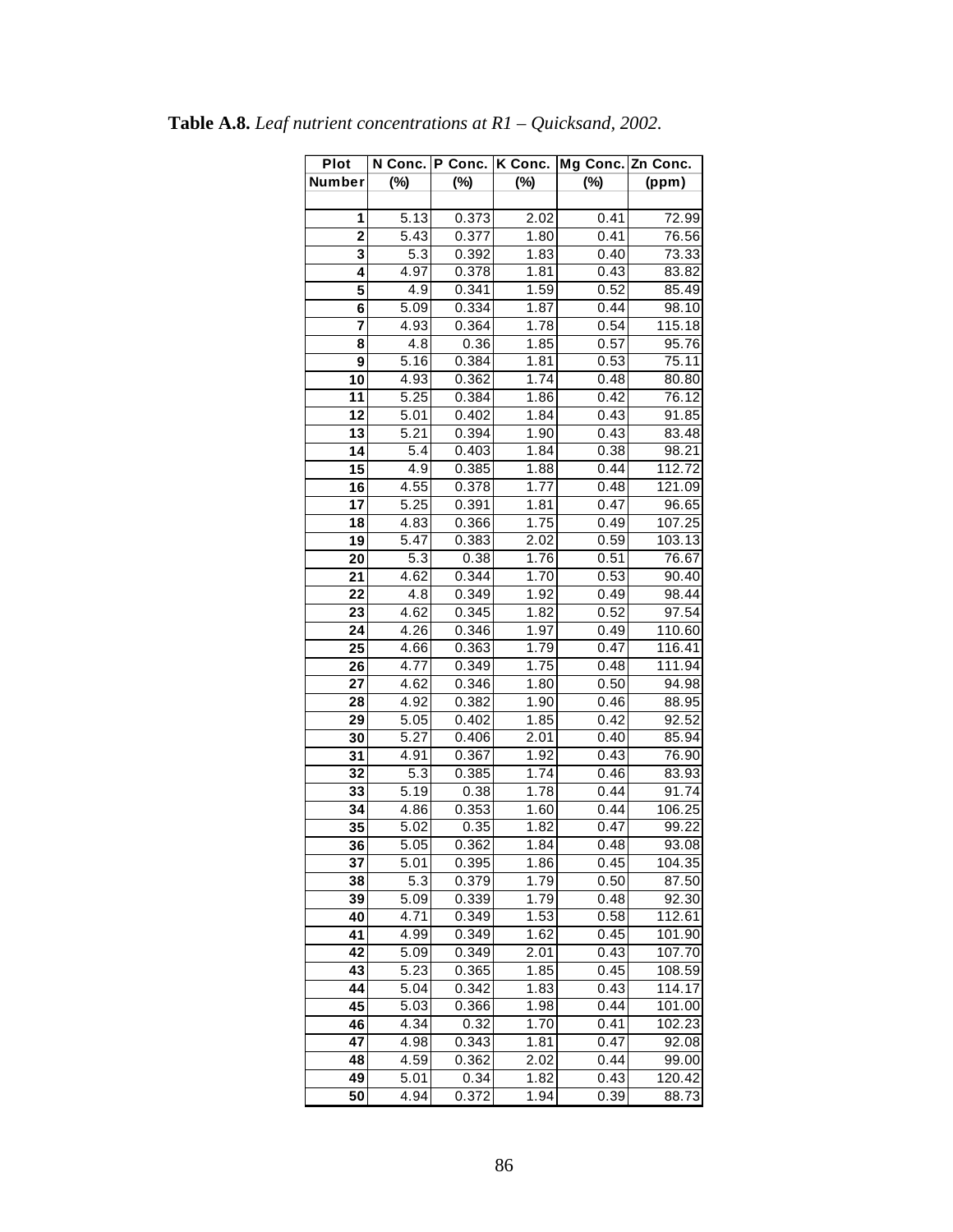**Table A.8.** *Leaf nutrient concentrations at R1 – Quicksand, 2002.*

| Plot Number | N Conc. (%) | P Conc. (%) | K Conc. (%) | Mg Conc. (%) | Zn Conc. (ppm) |
|---|---|---|---|---|---|
| 1 | 5.13 | 0.373 | 2.02 | 0.41 | 72.99 |
| 2 | 5.43 | 0.377 | 1.80 | 0.41 | 76.56 |
| 3 | 5.3 | 0.392 | 1.83 | 0.40 | 73.33 |
| 4 | 4.97 | 0.378 | 1.81 | 0.43 | 83.82 |
| 5 | 4.9 | 0.341 | 1.59 | 0.52 | 85.49 |
| 6 | 5.09 | 0.334 | 1.87 | 0.44 | 98.10 |
| 7 | 4.93 | 0.364 | 1.78 | 0.54 | 115.18 |
| 8 | 4.8 | 0.36 | 1.85 | 0.57 | 95.76 |
| 9 | 5.16 | 0.384 | 1.81 | 0.53 | 75.11 |
| 10 | 4.93 | 0.362 | 1.74 | 0.48 | 80.80 |
| 11 | 5.25 | 0.384 | 1.86 | 0.42 | 76.12 |
| 12 | 5.01 | 0.402 | 1.84 | 0.43 | 91.85 |
| 13 | 5.21 | 0.394 | 1.90 | 0.43 | 83.48 |
| 14 | 5.4 | 0.403 | 1.84 | 0.38 | 98.21 |
| 15 | 4.9 | 0.385 | 1.88 | 0.44 | 112.72 |
| 16 | 4.55 | 0.378 | 1.77 | 0.48 | 121.09 |
| 17 | 5.25 | 0.391 | 1.81 | 0.47 | 96.65 |
| 18 | 4.83 | 0.366 | 1.75 | 0.49 | 107.25 |
| 19 | 5.47 | 0.383 | 2.02 | 0.59 | 103.13 |
| 20 | 5.3 | 0.38 | 1.76 | 0.51 | 76.67 |
| 21 | 4.62 | 0.344 | 1.70 | 0.53 | 90.40 |
| 22 | 4.8 | 0.349 | 1.92 | 0.49 | 98.44 |
| 23 | 4.62 | 0.345 | 1.82 | 0.52 | 97.54 |
| 24 | 4.26 | 0.346 | 1.97 | 0.49 | 110.60 |
| 25 | 4.66 | 0.363 | 1.79 | 0.47 | 116.41 |
| 26 | 4.77 | 0.349 | 1.75 | 0.48 | 111.94 |
| 27 | 4.62 | 0.346 | 1.80 | 0.50 | 94.98 |
| 28 | 4.92 | 0.382 | 1.90 | 0.46 | 88.95 |
| 29 | 5.05 | 0.402 | 1.85 | 0.42 | 92.52 |
| 30 | 5.27 | 0.406 | 2.01 | 0.40 | 85.94 |
| 31 | 4.91 | 0.367 | 1.92 | 0.43 | 76.90 |
| 32 | 5.3 | 0.385 | 1.74 | 0.46 | 83.93 |
| 33 | 5.19 | 0.38 | 1.78 | 0.44 | 91.74 |
| 34 | 4.86 | 0.353 | 1.60 | 0.44 | 106.25 |
| 35 | 5.02 | 0.35 | 1.82 | 0.47 | 99.22 |
| 36 | 5.05 | 0.362 | 1.84 | 0.48 | 93.08 |
| 37 | 5.01 | 0.395 | 1.86 | 0.45 | 104.35 |
| 38 | 5.3 | 0.379 | 1.79 | 0.50 | 87.50 |
| 39 | 5.09 | 0.339 | 1.79 | 0.48 | 92.30 |
| 40 | 4.71 | 0.349 | 1.53 | 0.58 | 112.61 |
| 41 | 4.99 | 0.349 | 1.62 | 0.45 | 101.90 |
| 42 | 5.09 | 0.349 | 2.01 | 0.43 | 107.70 |
| 43 | 5.23 | 0.365 | 1.85 | 0.45 | 108.59 |
| 44 | 5.04 | 0.342 | 1.83 | 0.43 | 114.17 |
| 45 | 5.03 | 0.366 | 1.98 | 0.44 | 101.00 |
| 46 | 4.34 | 0.32 | 1.70 | 0.41 | 102.23 |
| 47 | 4.98 | 0.343 | 1.81 | 0.47 | 92.08 |
| 48 | 4.59 | 0.362 | 2.02 | 0.44 | 99.00 |
| 49 | 5.01 | 0.34 | 1.82 | 0.43 | 120.42 |
| 50 | 4.94 | 0.372 | 1.94 | 0.39 | 88.73 |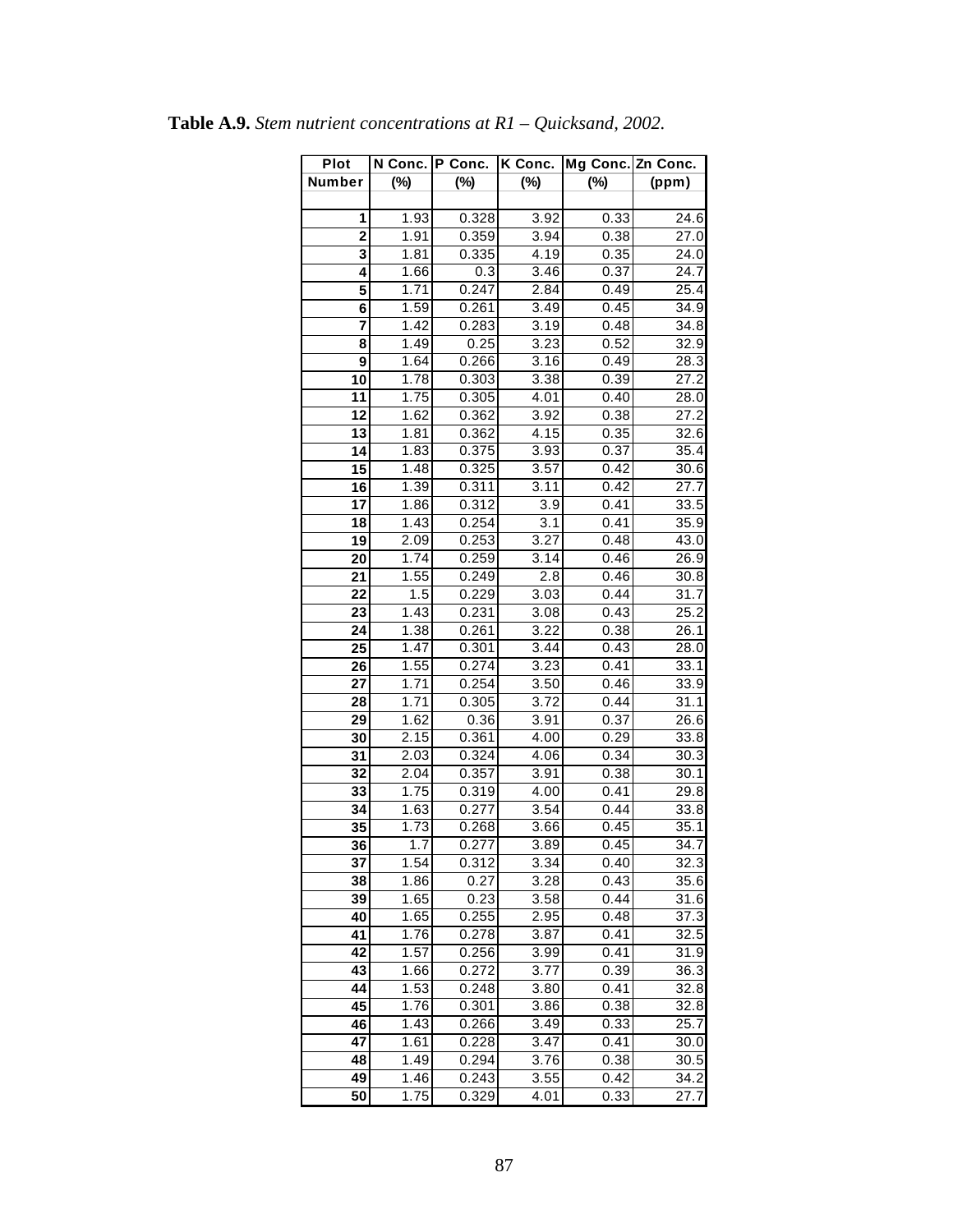**Table A.9.** *Stem nutrient concentrations at R1 – Quicksand, 2002.*

| Plot Number | N Conc. (%) | P Conc. (%) | K Conc. (%) | Mg Conc. (%) | Zn Conc. (ppm) |
|---|---|---|---|---|---|
| 1 | 1.93 | 0.328 | 3.92 | 0.33 | 24.6 |
| 2 | 1.91 | 0.359 | 3.94 | 0.38 | 27.0 |
| 3 | 1.81 | 0.335 | 4.19 | 0.35 | 24.0 |
| 4 | 1.66 | 0.3 | 3.46 | 0.37 | 24.7 |
| 5 | 1.71 | 0.247 | 2.84 | 0.49 | 25.4 |
| 6 | 1.59 | 0.261 | 3.49 | 0.45 | 34.9 |
| 7 | 1.42 | 0.283 | 3.19 | 0.48 | 34.8 |
| 8 | 1.49 | 0.25 | 3.23 | 0.52 | 32.9 |
| 9 | 1.64 | 0.266 | 3.16 | 0.49 | 28.3 |
| 10 | 1.78 | 0.303 | 3.38 | 0.39 | 27.2 |
| 11 | 1.75 | 0.305 | 4.01 | 0.40 | 28.0 |
| 12 | 1.62 | 0.362 | 3.92 | 0.38 | 27.2 |
| 13 | 1.81 | 0.362 | 4.15 | 0.35 | 32.6 |
| 14 | 1.83 | 0.375 | 3.93 | 0.37 | 35.4 |
| 15 | 1.48 | 0.325 | 3.57 | 0.42 | 30.6 |
| 16 | 1.39 | 0.311 | 3.11 | 0.42 | 27.7 |
| 17 | 1.86 | 0.312 | 3.9 | 0.41 | 33.5 |
| 18 | 1.43 | 0.254 | 3.1 | 0.41 | 35.9 |
| 19 | 2.09 | 0.253 | 3.27 | 0.48 | 43.0 |
| 20 | 1.74 | 0.259 | 3.14 | 0.46 | 26.9 |
| 21 | 1.55 | 0.249 | 2.8 | 0.46 | 30.8 |
| 22 | 1.5 | 0.229 | 3.03 | 0.44 | 31.7 |
| 23 | 1.43 | 0.231 | 3.08 | 0.43 | 25.2 |
| 24 | 1.38 | 0.261 | 3.22 | 0.38 | 26.1 |
| 25 | 1.47 | 0.301 | 3.44 | 0.43 | 28.0 |
| 26 | 1.55 | 0.274 | 3.23 | 0.41 | 33.1 |
| 27 | 1.71 | 0.254 | 3.50 | 0.46 | 33.9 |
| 28 | 1.71 | 0.305 | 3.72 | 0.44 | 31.1 |
| 29 | 1.62 | 0.36 | 3.91 | 0.37 | 26.6 |
| 30 | 2.15 | 0.361 | 4.00 | 0.29 | 33.8 |
| 31 | 2.03 | 0.324 | 4.06 | 0.34 | 30.3 |
| 32 | 2.04 | 0.357 | 3.91 | 0.38 | 30.1 |
| 33 | 1.75 | 0.319 | 4.00 | 0.41 | 29.8 |
| 34 | 1.63 | 0.277 | 3.54 | 0.44 | 33.8 |
| 35 | 1.73 | 0.268 | 3.66 | 0.45 | 35.1 |
| 36 | 1.7 | 0.277 | 3.89 | 0.45 | 34.7 |
| 37 | 1.54 | 0.312 | 3.34 | 0.40 | 32.3 |
| 38 | 1.86 | 0.27 | 3.28 | 0.43 | 35.6 |
| 39 | 1.65 | 0.23 | 3.58 | 0.44 | 31.6 |
| 40 | 1.65 | 0.255 | 2.95 | 0.48 | 37.3 |
| 41 | 1.76 | 0.278 | 3.87 | 0.41 | 32.5 |
| 42 | 1.57 | 0.256 | 3.99 | 0.41 | 31.9 |
| 43 | 1.66 | 0.272 | 3.77 | 0.39 | 36.3 |
| 44 | 1.53 | 0.248 | 3.80 | 0.41 | 32.8 |
| 45 | 1.76 | 0.301 | 3.86 | 0.38 | 32.8 |
| 46 | 1.43 | 0.266 | 3.49 | 0.33 | 25.7 |
| 47 | 1.61 | 0.228 | 3.47 | 0.41 | 30.0 |
| 48 | 1.49 | 0.294 | 3.76 | 0.38 | 30.5 |
| 49 | 1.46 | 0.243 | 3.55 | 0.42 | 34.2 |
| 50 | 1.75 | 0.329 | 4.01 | 0.33 | 27.7 |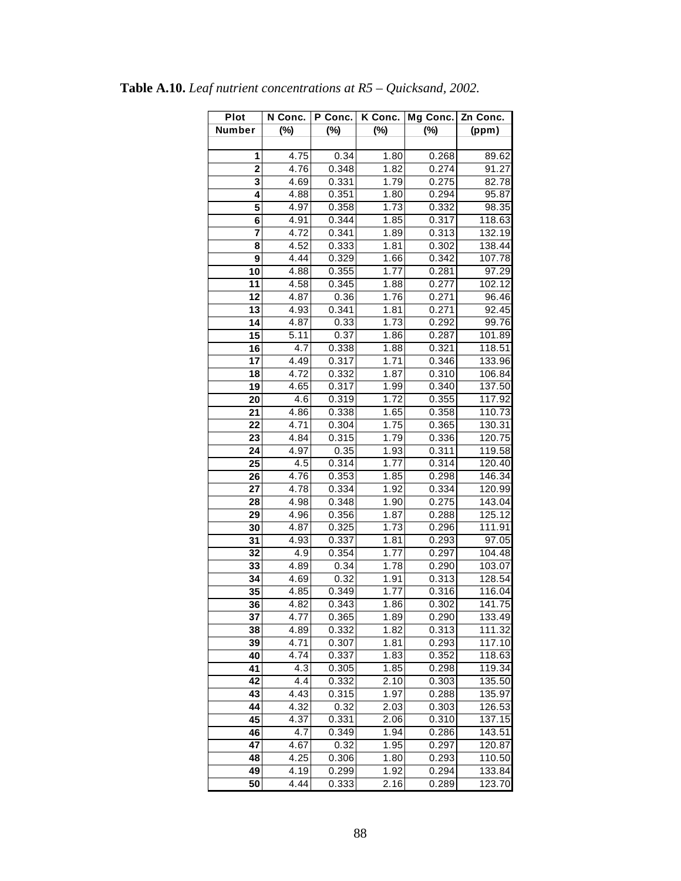**Table A.10.** *Leaf nutrient concentrations at R5 – Quicksand, 2002.*

| Plot Number | N Conc. (%) | P Conc. (%) | K Conc. (%) | Mg Conc. (%) | Zn Conc. (ppm) |
|---|---|---|---|---|---|
| 1 | 4.75 | 0.34 | 1.80 | 0.268 | 89.62 |
| 2 | 4.76 | 0.348 | 1.82 | 0.274 | 91.27 |
| 3 | 4.69 | 0.331 | 1.79 | 0.275 | 82.78 |
| 4 | 4.88 | 0.351 | 1.80 | 0.294 | 95.87 |
| 5 | 4.97 | 0.358 | 1.73 | 0.332 | 98.35 |
| 6 | 4.91 | 0.344 | 1.85 | 0.317 | 118.63 |
| 7 | 4.72 | 0.341 | 1.89 | 0.313 | 132.19 |
| 8 | 4.52 | 0.333 | 1.81 | 0.302 | 138.44 |
| 9 | 4.44 | 0.329 | 1.66 | 0.342 | 107.78 |
| 10 | 4.88 | 0.355 | 1.77 | 0.281 | 97.29 |
| 11 | 4.58 | 0.345 | 1.88 | 0.277 | 102.12 |
| 12 | 4.87 | 0.36 | 1.76 | 0.271 | 96.46 |
| 13 | 4.93 | 0.341 | 1.81 | 0.271 | 92.45 |
| 14 | 4.87 | 0.33 | 1.73 | 0.292 | 99.76 |
| 15 | 5.11 | 0.37 | 1.86 | 0.287 | 101.89 |
| 16 | 4.7 | 0.338 | 1.88 | 0.321 | 118.51 |
| 17 | 4.49 | 0.317 | 1.71 | 0.346 | 133.96 |
| 18 | 4.72 | 0.332 | 1.87 | 0.310 | 106.84 |
| 19 | 4.65 | 0.317 | 1.99 | 0.340 | 137.50 |
| 20 | 4.6 | 0.319 | 1.72 | 0.355 | 117.92 |
| 21 | 4.86 | 0.338 | 1.65 | 0.358 | 110.73 |
| 22 | 4.71 | 0.304 | 1.75 | 0.365 | 130.31 |
| 23 | 4.84 | 0.315 | 1.79 | 0.336 | 120.75 |
| 24 | 4.97 | 0.35 | 1.93 | 0.311 | 119.58 |
| 25 | 4.5 | 0.314 | 1.77 | 0.314 | 120.40 |
| 26 | 4.76 | 0.353 | 1.85 | 0.298 | 146.34 |
| 27 | 4.78 | 0.334 | 1.92 | 0.334 | 120.99 |
| 28 | 4.98 | 0.348 | 1.90 | 0.275 | 143.04 |
| 29 | 4.96 | 0.356 | 1.87 | 0.288 | 125.12 |
| 30 | 4.87 | 0.325 | 1.73 | 0.296 | 111.91 |
| 31 | 4.93 | 0.337 | 1.81 | 0.293 | 97.05 |
| 32 | 4.9 | 0.354 | 1.77 | 0.297 | 104.48 |
| 33 | 4.89 | 0.34 | 1.78 | 0.290 | 103.07 |
| 34 | 4.69 | 0.32 | 1.91 | 0.313 | 128.54 |
| 35 | 4.85 | 0.349 | 1.77 | 0.316 | 116.04 |
| 36 | 4.82 | 0.343 | 1.86 | 0.302 | 141.75 |
| 37 | 4.77 | 0.365 | 1.89 | 0.290 | 133.49 |
| 38 | 4.89 | 0.332 | 1.82 | 0.313 | 111.32 |
| 39 | 4.71 | 0.307 | 1.81 | 0.293 | 117.10 |
| 40 | 4.74 | 0.337 | 1.83 | 0.352 | 118.63 |
| 41 | 4.3 | 0.305 | 1.85 | 0.298 | 119.34 |
| 42 | 4.4 | 0.332 | 2.10 | 0.303 | 135.50 |
| 43 | 4.43 | 0.315 | 1.97 | 0.288 | 135.97 |
| 44 | 4.32 | 0.32 | 2.03 | 0.303 | 126.53 |
| 45 | 4.37 | 0.331 | 2.06 | 0.310 | 137.15 |
| 46 | 4.7 | 0.349 | 1.94 | 0.286 | 143.51 |
| 47 | 4.67 | 0.32 | 1.95 | 0.297 | 120.87 |
| 48 | 4.25 | 0.306 | 1.80 | 0.293 | 110.50 |
| 49 | 4.19 | 0.299 | 1.92 | 0.294 | 133.84 |
| 50 | 4.44 | 0.333 | 2.16 | 0.289 | 123.70 |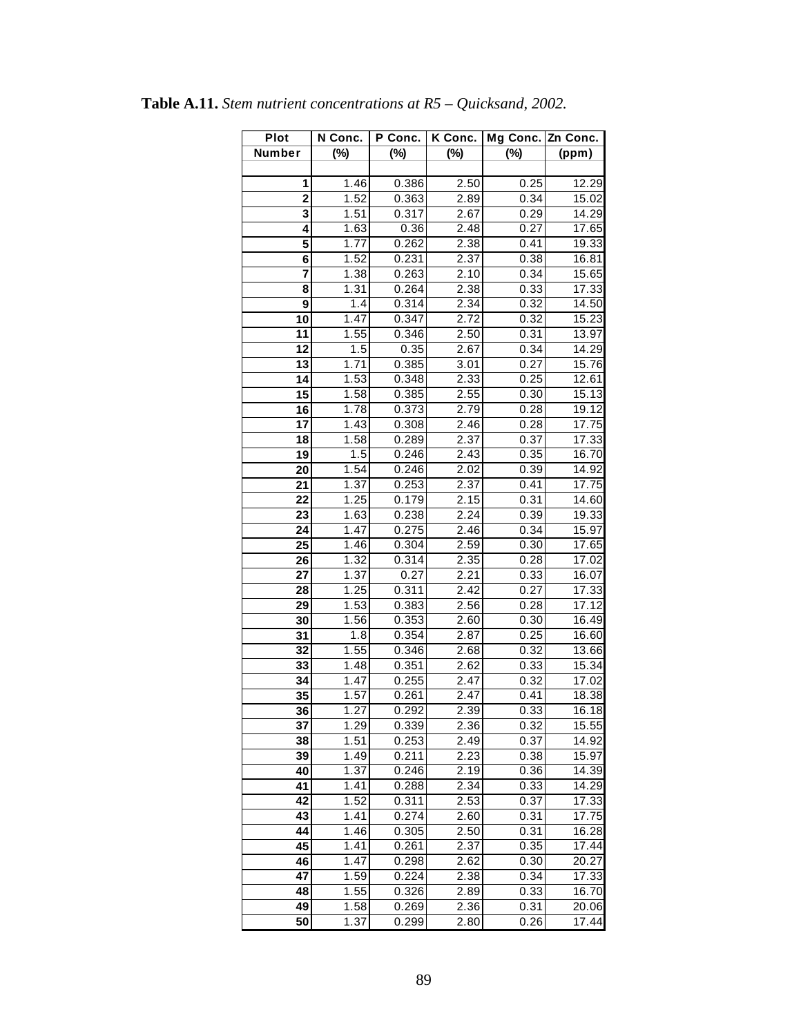**Table A.11.** *Stem nutrient concentrations at R5 – Quicksand, 2002.*

| Plot Number | N Conc. (%) | P Conc. (%) | K Conc. (%) | Mg Conc. (%) | Zn Conc. (ppm) |
|---|---|---|---|---|---|
| 1 | 1.46 | 0.386 | 2.50 | 0.25 | 12.29 |
| 2 | 1.52 | 0.363 | 2.89 | 0.34 | 15.02 |
| 3 | 1.51 | 0.317 | 2.67 | 0.29 | 14.29 |
| 4 | 1.63 | 0.36 | 2.48 | 0.27 | 17.65 |
| 5 | 1.77 | 0.262 | 2.38 | 0.41 | 19.33 |
| 6 | 1.52 | 0.231 | 2.37 | 0.38 | 16.81 |
| 7 | 1.38 | 0.263 | 2.10 | 0.34 | 15.65 |
| 8 | 1.31 | 0.264 | 2.38 | 0.33 | 17.33 |
| 9 | 1.4 | 0.314 | 2.34 | 0.32 | 14.50 |
| 10 | 1.47 | 0.347 | 2.72 | 0.32 | 15.23 |
| 11 | 1.55 | 0.346 | 2.50 | 0.31 | 13.97 |
| 12 | 1.5 | 0.35 | 2.67 | 0.34 | 14.29 |
| 13 | 1.71 | 0.385 | 3.01 | 0.27 | 15.76 |
| 14 | 1.53 | 0.348 | 2.33 | 0.25 | 12.61 |
| 15 | 1.58 | 0.385 | 2.55 | 0.30 | 15.13 |
| 16 | 1.78 | 0.373 | 2.79 | 0.28 | 19.12 |
| 17 | 1.43 | 0.308 | 2.46 | 0.28 | 17.75 |
| 18 | 1.58 | 0.289 | 2.37 | 0.37 | 17.33 |
| 19 | 1.5 | 0.246 | 2.43 | 0.35 | 16.70 |
| 20 | 1.54 | 0.246 | 2.02 | 0.39 | 14.92 |
| 21 | 1.37 | 0.253 | 2.37 | 0.41 | 17.75 |
| 22 | 1.25 | 0.179 | 2.15 | 0.31 | 14.60 |
| 23 | 1.63 | 0.238 | 2.24 | 0.39 | 19.33 |
| 24 | 1.47 | 0.275 | 2.46 | 0.34 | 15.97 |
| 25 | 1.46 | 0.304 | 2.59 | 0.30 | 17.65 |
| 26 | 1.32 | 0.314 | 2.35 | 0.28 | 17.02 |
| 27 | 1.37 | 0.27 | 2.21 | 0.33 | 16.07 |
| 28 | 1.25 | 0.311 | 2.42 | 0.27 | 17.33 |
| 29 | 1.53 | 0.383 | 2.56 | 0.28 | 17.12 |
| 30 | 1.56 | 0.353 | 2.60 | 0.30 | 16.49 |
| 31 | 1.8 | 0.354 | 2.87 | 0.25 | 16.60 |
| 32 | 1.55 | 0.346 | 2.68 | 0.32 | 13.66 |
| 33 | 1.48 | 0.351 | 2.62 | 0.33 | 15.34 |
| 34 | 1.47 | 0.255 | 2.47 | 0.32 | 17.02 |
| 35 | 1.57 | 0.261 | 2.47 | 0.41 | 18.38 |
| 36 | 1.27 | 0.292 | 2.39 | 0.33 | 16.18 |
| 37 | 1.29 | 0.339 | 2.36 | 0.32 | 15.55 |
| 38 | 1.51 | 0.253 | 2.49 | 0.37 | 14.92 |
| 39 | 1.49 | 0.211 | 2.23 | 0.38 | 15.97 |
| 40 | 1.37 | 0.246 | 2.19 | 0.36 | 14.39 |
| 41 | 1.41 | 0.288 | 2.34 | 0.33 | 14.29 |
| 42 | 1.52 | 0.311 | 2.53 | 0.37 | 17.33 |
| 43 | 1.41 | 0.274 | 2.60 | 0.31 | 17.75 |
| 44 | 1.46 | 0.305 | 2.50 | 0.31 | 16.28 |
| 45 | 1.41 | 0.261 | 2.37 | 0.35 | 17.44 |
| 46 | 1.47 | 0.298 | 2.62 | 0.30 | 20.27 |
| 47 | 1.59 | 0.224 | 2.38 | 0.34 | 17.33 |
| 48 | 1.55 | 0.326 | 2.89 | 0.33 | 16.70 |
| 49 | 1.58 | 0.269 | 2.36 | 0.31 | 20.06 |
| 50 | 1.37 | 0.299 | 2.80 | 0.26 | 17.44 |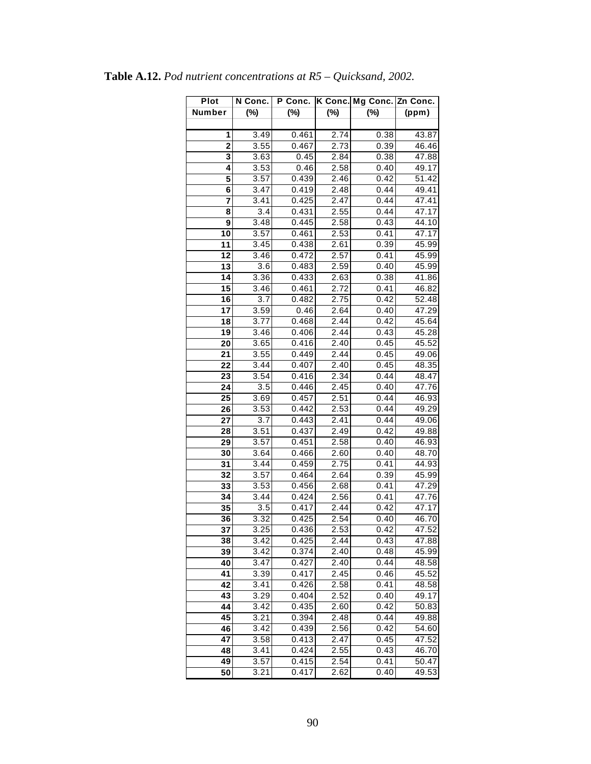**Table A.12.** *Pod nutrient concentrations at R5 – Quicksand, 2002.*

| Plot Number | N Conc. (%) | P Conc. (%) | K Conc. (%) | Mg Conc. (%) | Zn Conc. (ppm) |
|---|---|---|---|---|---|
| 1 | 3.49 | 0.461 | 2.74 | 0.38 | 43.87 |
| 2 | 3.55 | 0.467 | 2.73 | 0.39 | 46.46 |
| 3 | 3.63 | 0.45 | 2.84 | 0.38 | 47.88 |
| 4 | 3.53 | 0.46 | 2.58 | 0.40 | 49.17 |
| 5 | 3.57 | 0.439 | 2.46 | 0.42 | 51.42 |
| 6 | 3.47 | 0.419 | 2.48 | 0.44 | 49.41 |
| 7 | 3.41 | 0.425 | 2.47 | 0.44 | 47.41 |
| 8 | 3.4 | 0.431 | 2.55 | 0.44 | 47.17 |
| 9 | 3.48 | 0.445 | 2.58 | 0.43 | 44.10 |
| 10 | 3.57 | 0.461 | 2.53 | 0.41 | 47.17 |
| 11 | 3.45 | 0.438 | 2.61 | 0.39 | 45.99 |
| 12 | 3.46 | 0.472 | 2.57 | 0.41 | 45.99 |
| 13 | 3.6 | 0.483 | 2.59 | 0.40 | 45.99 |
| 14 | 3.36 | 0.433 | 2.63 | 0.38 | 41.86 |
| 15 | 3.46 | 0.461 | 2.72 | 0.41 | 46.82 |
| 16 | 3.7 | 0.482 | 2.75 | 0.42 | 52.48 |
| 17 | 3.59 | 0.46 | 2.64 | 0.40 | 47.29 |
| 18 | 3.77 | 0.468 | 2.44 | 0.42 | 45.64 |
| 19 | 3.46 | 0.406 | 2.44 | 0.43 | 45.28 |
| 20 | 3.65 | 0.416 | 2.40 | 0.45 | 45.52 |
| 21 | 3.55 | 0.449 | 2.44 | 0.45 | 49.06 |
| 22 | 3.44 | 0.407 | 2.40 | 0.45 | 48.35 |
| 23 | 3.54 | 0.416 | 2.34 | 0.44 | 48.47 |
| 24 | 3.5 | 0.446 | 2.45 | 0.40 | 47.76 |
| 25 | 3.69 | 0.457 | 2.51 | 0.44 | 46.93 |
| 26 | 3.53 | 0.442 | 2.53 | 0.44 | 49.29 |
| 27 | 3.7 | 0.443 | 2.41 | 0.44 | 49.06 |
| 28 | 3.51 | 0.437 | 2.49 | 0.42 | 49.88 |
| 29 | 3.57 | 0.451 | 2.58 | 0.40 | 46.93 |
| 30 | 3.64 | 0.466 | 2.60 | 0.40 | 48.70 |
| 31 | 3.44 | 0.459 | 2.75 | 0.41 | 44.93 |
| 32 | 3.57 | 0.464 | 2.64 | 0.39 | 45.99 |
| 33 | 3.53 | 0.456 | 2.68 | 0.41 | 47.29 |
| 34 | 3.44 | 0.424 | 2.56 | 0.41 | 47.76 |
| 35 | 3.5 | 0.417 | 2.44 | 0.42 | 47.17 |
| 36 | 3.32 | 0.425 | 2.54 | 0.40 | 46.70 |
| 37 | 3.25 | 0.436 | 2.53 | 0.42 | 47.52 |
| 38 | 3.42 | 0.425 | 2.44 | 0.43 | 47.88 |
| 39 | 3.42 | 0.374 | 2.40 | 0.48 | 45.99 |
| 40 | 3.47 | 0.427 | 2.40 | 0.44 | 48.58 |
| 41 | 3.39 | 0.417 | 2.45 | 0.46 | 45.52 |
| 42 | 3.41 | 0.426 | 2.58 | 0.41 | 48.58 |
| 43 | 3.29 | 0.404 | 2.52 | 0.40 | 49.17 |
| 44 | 3.42 | 0.435 | 2.60 | 0.42 | 50.83 |
| 45 | 3.21 | 0.394 | 2.48 | 0.44 | 49.88 |
| 46 | 3.42 | 0.439 | 2.56 | 0.42 | 54.60 |
| 47 | 3.58 | 0.413 | 2.47 | 0.45 | 47.52 |
| 48 | 3.41 | 0.424 | 2.55 | 0.43 | 46.70 |
| 49 | 3.57 | 0.415 | 2.54 | 0.41 | 50.47 |
| 50 | 3.21 | 0.417 | 2.62 | 0.40 | 49.53 |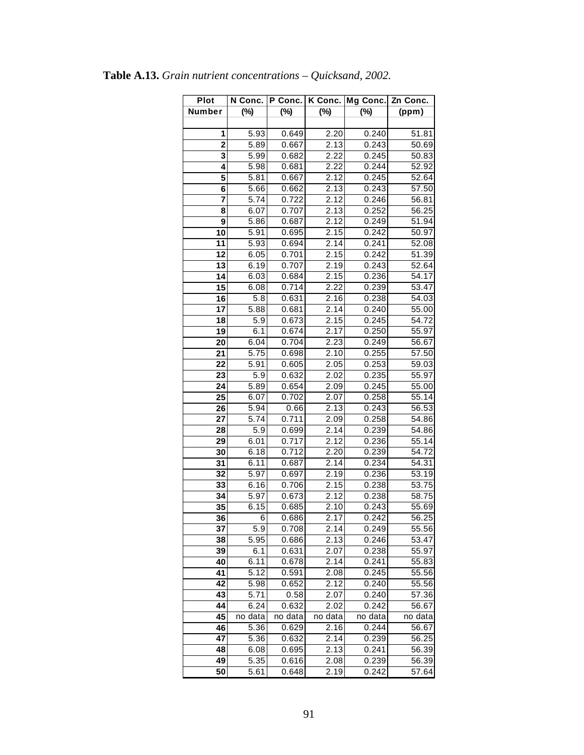**Table A.13.** *Grain nutrient concentrations – Quicksand, 2002.*

| Plot Number | N Conc. (%) | P Conc. (%) | K Conc. (%) | Mg Conc. (%) | Zn Conc. (ppm) |
|---|---|---|---|---|---|
| 1 | 5.93 | 0.649 | 2.20 | 0.240 | 51.81 |
| 2 | 5.89 | 0.667 | 2.13 | 0.243 | 50.69 |
| 3 | 5.99 | 0.682 | 2.22 | 0.245 | 50.83 |
| 4 | 5.98 | 0.681 | 2.22 | 0.244 | 52.92 |
| 5 | 5.81 | 0.667 | 2.12 | 0.245 | 52.64 |
| 6 | 5.66 | 0.662 | 2.13 | 0.243 | 57.50 |
| 7 | 5.74 | 0.722 | 2.12 | 0.246 | 56.81 |
| 8 | 6.07 | 0.707 | 2.13 | 0.252 | 56.25 |
| 9 | 5.86 | 0.687 | 2.12 | 0.249 | 51.94 |
| 10 | 5.91 | 0.695 | 2.15 | 0.242 | 50.97 |
| 11 | 5.93 | 0.694 | 2.14 | 0.241 | 52.08 |
| 12 | 6.05 | 0.701 | 2.15 | 0.242 | 51.39 |
| 13 | 6.19 | 0.707 | 2.19 | 0.243 | 52.64 |
| 14 | 6.03 | 0.684 | 2.15 | 0.236 | 54.17 |
| 15 | 6.08 | 0.714 | 2.22 | 0.239 | 53.47 |
| 16 | 5.8 | 0.631 | 2.16 | 0.238 | 54.03 |
| 17 | 5.88 | 0.681 | 2.14 | 0.240 | 55.00 |
| 18 | 5.9 | 0.673 | 2.15 | 0.245 | 54.72 |
| 19 | 6.1 | 0.674 | 2.17 | 0.250 | 55.97 |
| 20 | 6.04 | 0.704 | 2.23 | 0.249 | 56.67 |
| 21 | 5.75 | 0.698 | 2.10 | 0.255 | 57.50 |
| 22 | 5.91 | 0.605 | 2.05 | 0.253 | 59.03 |
| 23 | 5.9 | 0.632 | 2.02 | 0.235 | 55.97 |
| 24 | 5.89 | 0.654 | 2.09 | 0.245 | 55.00 |
| 25 | 6.07 | 0.702 | 2.07 | 0.258 | 55.14 |
| 26 | 5.94 | 0.66 | 2.13 | 0.243 | 56.53 |
| 27 | 5.74 | 0.711 | 2.09 | 0.258 | 54.86 |
| 28 | 5.9 | 0.699 | 2.14 | 0.239 | 54.86 |
| 29 | 6.01 | 0.717 | 2.12 | 0.236 | 55.14 |
| 30 | 6.18 | 0.712 | 2.20 | 0.239 | 54.72 |
| 31 | 6.11 | 0.687 | 2.14 | 0.234 | 54.31 |
| 32 | 5.97 | 0.697 | 2.19 | 0.236 | 53.19 |
| 33 | 6.16 | 0.706 | 2.15 | 0.238 | 53.75 |
| 34 | 5.97 | 0.673 | 2.12 | 0.238 | 58.75 |
| 35 | 6.15 | 0.685 | 2.10 | 0.243 | 55.69 |
| 36 | 6 | 0.686 | 2.17 | 0.242 | 56.25 |
| 37 | 5.9 | 0.708 | 2.14 | 0.249 | 55.56 |
| 38 | 5.95 | 0.686 | 2.13 | 0.246 | 53.47 |
| 39 | 6.1 | 0.631 | 2.07 | 0.238 | 55.97 |
| 40 | 6.11 | 0.678 | 2.14 | 0.241 | 55.83 |
| 41 | 5.12 | 0.591 | 2.08 | 0.245 | 55.56 |
| 42 | 5.98 | 0.652 | 2.12 | 0.240 | 55.56 |
| 43 | 5.71 | 0.58 | 2.07 | 0.240 | 57.36 |
| 44 | 6.24 | 0.632 | 2.02 | 0.242 | 56.67 |
| 45 | no data | no data | no data | no data | no data |
| 46 | 5.36 | 0.629 | 2.16 | 0.244 | 56.67 |
| 47 | 5.36 | 0.632 | 2.14 | 0.239 | 56.25 |
| 48 | 6.08 | 0.695 | 2.13 | 0.241 | 56.39 |
| 49 | 5.35 | 0.616 | 2.08 | 0.239 | 56.39 |
| 50 | 5.61 | 0.648 | 2.19 | 0.242 | 57.64 |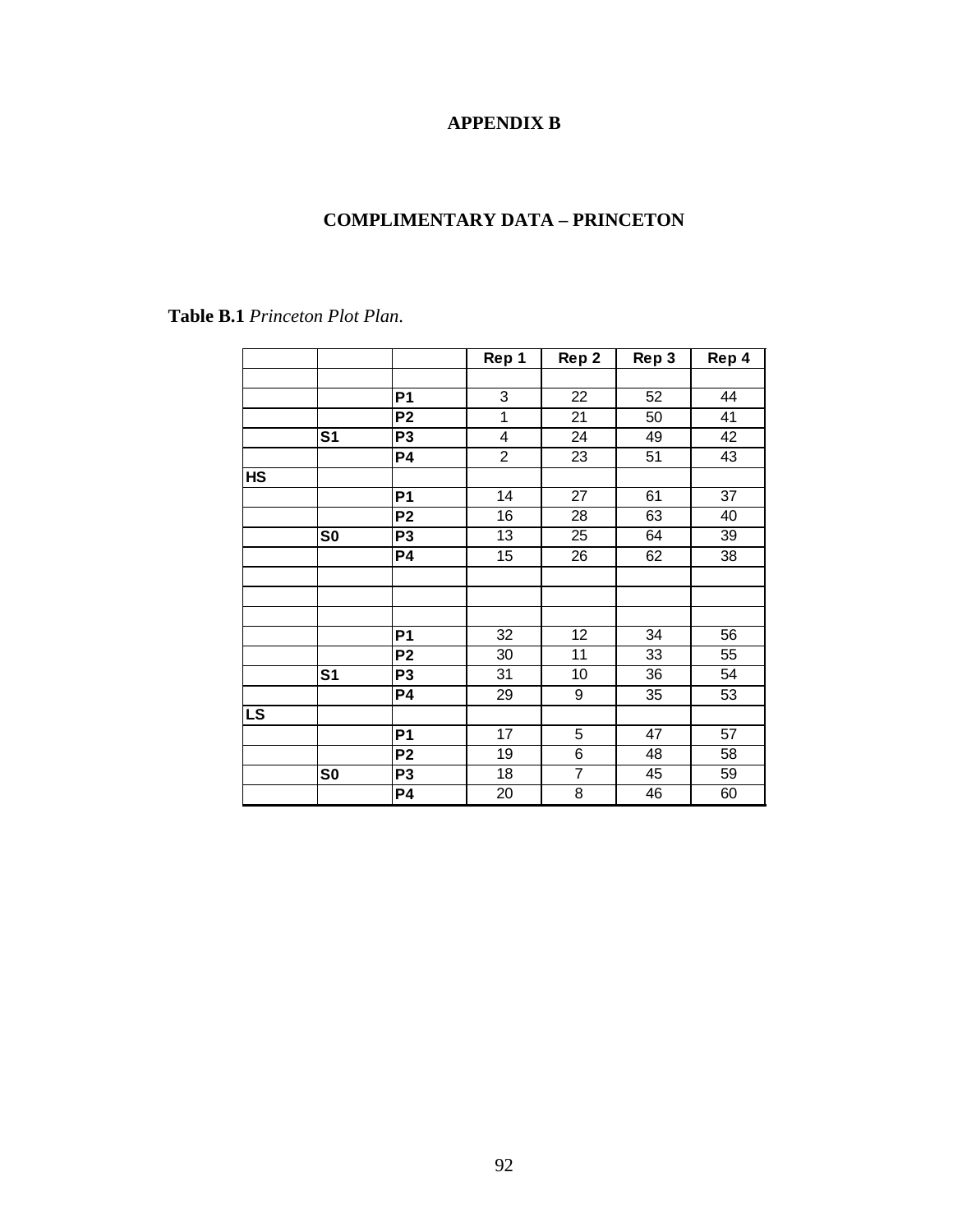# APPENDIX B

## COMPLIMENTARY DATA – PRINCETON

**Table B.1** *Princeton Plot Plan.*

| | | | Rep 1 | Rep 2 | Rep 3 | Rep 4 |
|---|---|---|---|---|---|---|
| | | | | | | |
| | | P1 | 3 | 22 | 52 | 44 |
| | | P2 | 1 | 21 | 50 | 41 |
| | S1 | P3 | 4 | 24 | 49 | 42 |
| | | P4 | 2 | 23 | 51 | 43 |
| HS | | | | | | |
| | | P1 | 14 | 27 | 61 | 37 |
| | | P2 | 16 | 28 | 63 | 40 |
| | S0 | P3 | 13 | 25 | 64 | 39 |
| | | P4 | 15 | 26 | 62 | 38 |
| | | | | | | |
| | | | | | | |
| | | | | | | |
| | | P1 | 32 | 12 | 34 | 56 |
| | | P2 | 30 | 11 | 33 | 55 |
| | S1 | P3 | 31 | 10 | 36 | 54 |
| | | P4 | 29 | 9 | 35 | 53 |
| LS | | | | | | |
| | | P1 | 17 | 5 | 47 | 57 |
| | | P2 | 19 | 6 | 48 | 58 |
| | S0 | P3 | 18 | 7 | 45 | 59 |
| | | P4 | 20 | 8 | 46 | 60 |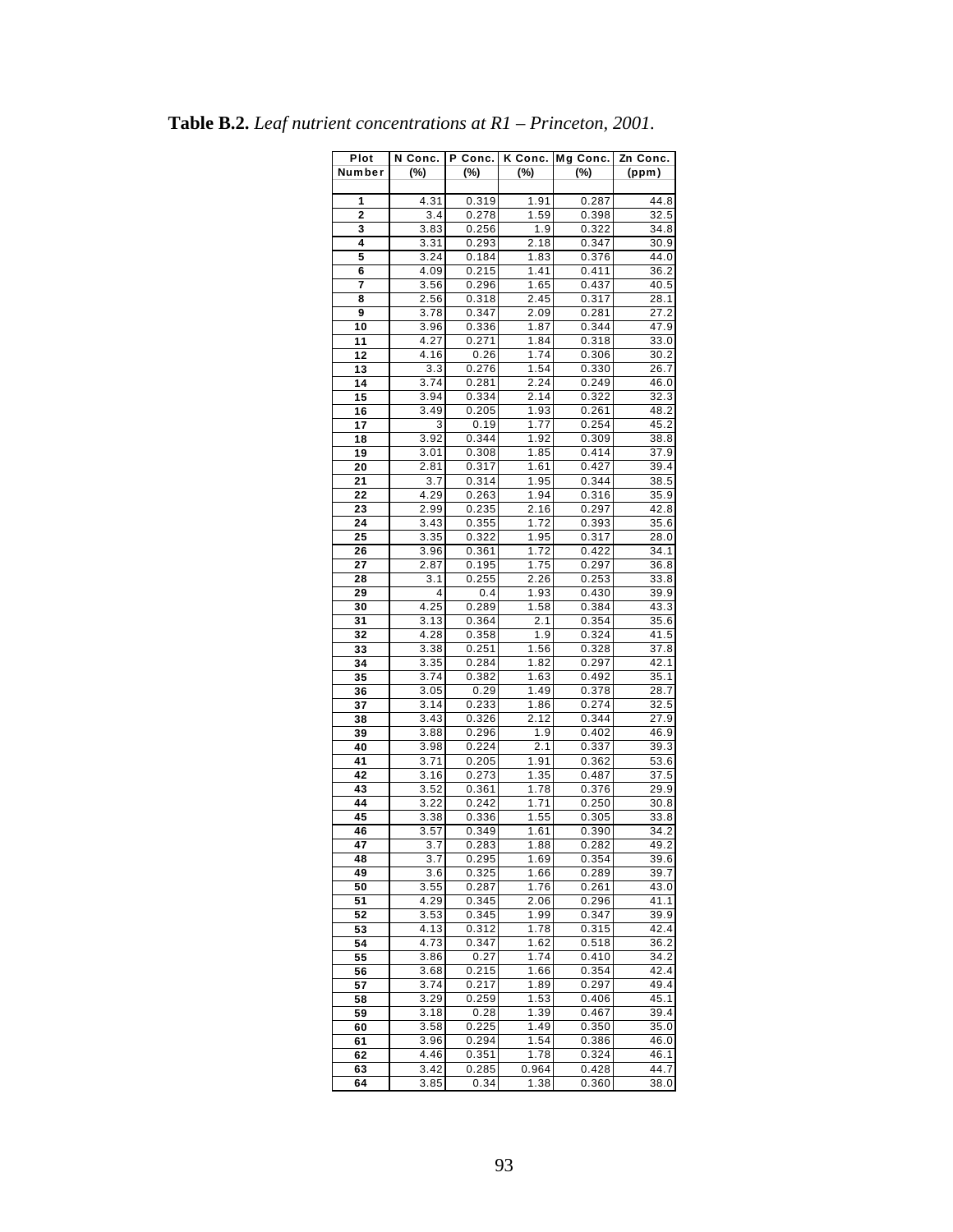**Table B.2.** *Leaf nutrient concentrations at R1 – Princeton, 2001.*

| Plot Number | N Conc. (%) | P Conc. (%) | K Conc. (%) | Mg Conc. (%) | Zn Conc. (ppm) |
|---|---|---|---|---|---|
| 1 | 4.31 | 0.319 | 1.91 | 0.287 | 44.8 |
| 2 | 3.4 | 0.278 | 1.59 | 0.398 | 32.5 |
| 3 | 3.83 | 0.256 | 1.9 | 0.322 | 34.8 |
| 4 | 3.31 | 0.293 | 2.18 | 0.347 | 30.9 |
| 5 | 3.24 | 0.184 | 1.83 | 0.376 | 44.0 |
| 6 | 4.09 | 0.215 | 1.41 | 0.411 | 36.2 |
| 7 | 3.56 | 0.296 | 1.65 | 0.437 | 40.5 |
| 8 | 2.56 | 0.318 | 2.45 | 0.317 | 28.1 |
| 9 | 3.78 | 0.347 | 2.09 | 0.281 | 27.2 |
| 10 | 3.96 | 0.336 | 1.87 | 0.344 | 47.9 |
| 11 | 4.27 | 0.271 | 1.84 | 0.318 | 33.0 |
| 12 | 4.16 | 0.26 | 1.74 | 0.306 | 30.2 |
| 13 | 3.3 | 0.276 | 1.54 | 0.330 | 26.7 |
| 14 | 3.74 | 0.281 | 2.24 | 0.249 | 46.0 |
| 15 | 3.94 | 0.334 | 2.14 | 0.322 | 32.3 |
| 16 | 3.49 | 0.205 | 1.93 | 0.261 | 48.2 |
| 17 | 3 | 0.19 | 1.77 | 0.254 | 45.2 |
| 18 | 3.92 | 0.344 | 1.92 | 0.309 | 38.8 |
| 19 | 3.01 | 0.308 | 1.85 | 0.414 | 37.9 |
| 20 | 2.81 | 0.317 | 1.61 | 0.427 | 39.4 |
| 21 | 3.7 | 0.314 | 1.95 | 0.344 | 38.5 |
| 22 | 4.29 | 0.263 | 1.94 | 0.316 | 35.9 |
| 23 | 2.99 | 0.235 | 2.16 | 0.297 | 42.8 |
| 24 | 3.43 | 0.355 | 1.72 | 0.393 | 35.6 |
| 25 | 3.35 | 0.322 | 1.95 | 0.317 | 28.0 |
| 26 | 3.96 | 0.361 | 1.72 | 0.422 | 34.1 |
| 27 | 2.87 | 0.195 | 1.75 | 0.297 | 36.8 |
| 28 | 3.1 | 0.255 | 2.26 | 0.253 | 33.8 |
| 29 | 4 | 0.4 | 1.93 | 0.430 | 39.9 |
| 30 | 4.25 | 0.289 | 1.58 | 0.384 | 43.3 |
| 31 | 3.13 | 0.364 | 2.1 | 0.354 | 35.6 |
| 32 | 4.28 | 0.358 | 1.9 | 0.324 | 41.5 |
| 33 | 3.38 | 0.251 | 1.56 | 0.328 | 37.8 |
| 34 | 3.35 | 0.284 | 1.82 | 0.297 | 42.1 |
| 35 | 3.74 | 0.382 | 1.63 | 0.492 | 35.1 |
| 36 | 3.05 | 0.29 | 1.49 | 0.378 | 28.7 |
| 37 | 3.14 | 0.233 | 1.86 | 0.274 | 32.5 |
| 38 | 3.43 | 0.326 | 2.12 | 0.344 | 27.9 |
| 39 | 3.88 | 0.296 | 1.9 | 0.402 | 46.9 |
| 40 | 3.98 | 0.224 | 2.1 | 0.337 | 39.3 |
| 41 | 3.71 | 0.205 | 1.91 | 0.362 | 53.6 |
| 42 | 3.16 | 0.273 | 1.35 | 0.487 | 37.5 |
| 43 | 3.52 | 0.361 | 1.78 | 0.376 | 29.9 |
| 44 | 3.22 | 0.242 | 1.71 | 0.250 | 30.8 |
| 45 | 3.38 | 0.336 | 1.55 | 0.305 | 33.8 |
| 46 | 3.57 | 0.349 | 1.61 | 0.390 | 34.2 |
| 47 | 3.7 | 0.283 | 1.88 | 0.282 | 49.2 |
| 48 | 3.7 | 0.295 | 1.69 | 0.354 | 39.6 |
| 49 | 3.6 | 0.325 | 1.66 | 0.289 | 39.7 |
| 50 | 3.55 | 0.287 | 1.76 | 0.261 | 43.0 |
| 51 | 4.29 | 0.345 | 2.06 | 0.296 | 41.1 |
| 52 | 3.53 | 0.345 | 1.99 | 0.347 | 39.9 |
| 53 | 4.13 | 0.312 | 1.78 | 0.315 | 42.4 |
| 54 | 4.73 | 0.347 | 1.62 | 0.518 | 36.2 |
| 55 | 3.86 | 0.27 | 1.74 | 0.410 | 34.2 |
| 56 | 3.68 | 0.215 | 1.66 | 0.354 | 42.4 |
| 57 | 3.74 | 0.217 | 1.89 | 0.297 | 49.4 |
| 58 | 3.29 | 0.259 | 1.53 | 0.406 | 45.1 |
| 59 | 3.18 | 0.28 | 1.39 | 0.467 | 39.4 |
| 60 | 3.58 | 0.225 | 1.49 | 0.350 | 35.0 |
| 61 | 3.96 | 0.294 | 1.54 | 0.386 | 46.0 |
| 62 | 4.46 | 0.351 | 1.78 | 0.324 | 46.1 |
| 63 | 3.42 | 0.285 | 0.964 | 0.428 | 44.7 |
| 64 | 3.85 | 0.34 | 1.38 | 0.360 | 38.0 |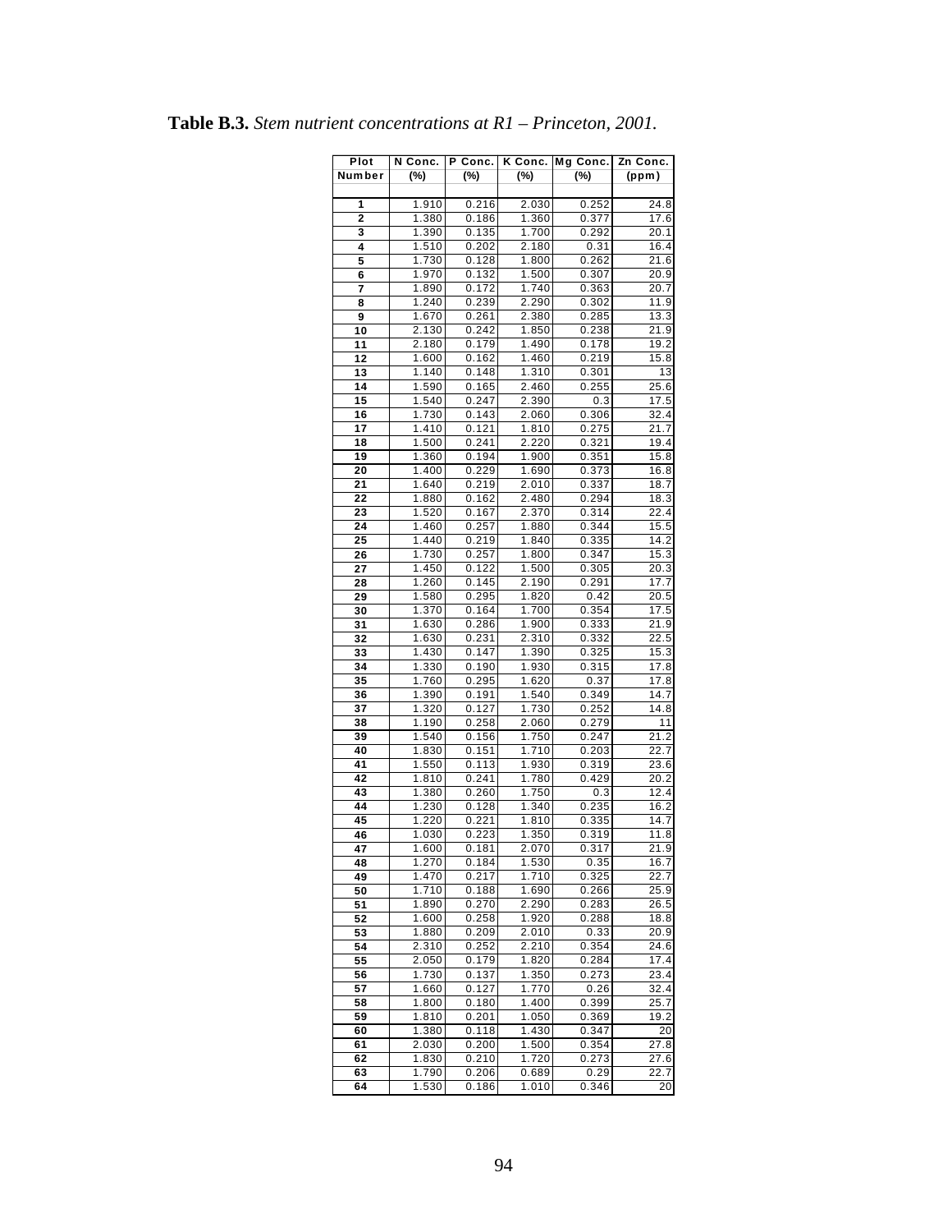**Table B.3.** *Stem nutrient concentrations at R1 – Princeton, 2001.*

| Plot Number | N Conc. (%) | P Conc. (%) | K Conc. (%) | Mg Conc. (%) | Zn Conc. (ppm) |
|---|---|---|---|---|---|
| 1 | 1.910 | 0.216 | 2.030 | 0.252 | 24.8 |
| 2 | 1.380 | 0.186 | 1.360 | 0.377 | 17.6 |
| 3 | 1.390 | 0.135 | 1.700 | 0.292 | 20.1 |
| 4 | 1.510 | 0.202 | 2.180 | 0.31 | 16.4 |
| 5 | 1.730 | 0.128 | 1.800 | 0.262 | 21.6 |
| 6 | 1.970 | 0.132 | 1.500 | 0.307 | 20.9 |
| 7 | 1.890 | 0.172 | 1.740 | 0.363 | 20.7 |
| 8 | 1.240 | 0.239 | 2.290 | 0.302 | 11.9 |
| 9 | 1.670 | 0.261 | 2.380 | 0.285 | 13.3 |
| 10 | 2.130 | 0.242 | 1.850 | 0.238 | 21.9 |
| 11 | 2.180 | 0.179 | 1.490 | 0.178 | 19.2 |
| 12 | 1.600 | 0.162 | 1.460 | 0.219 | 15.8 |
| 13 | 1.140 | 0.148 | 1.310 | 0.301 | 13 |
| 14 | 1.590 | 0.165 | 2.460 | 0.255 | 25.6 |
| 15 | 1.540 | 0.247 | 2.390 | 0.3 | 17.5 |
| 16 | 1.730 | 0.143 | 2.060 | 0.306 | 32.4 |
| 17 | 1.410 | 0.121 | 1.810 | 0.275 | 21.7 |
| 18 | 1.500 | 0.241 | 2.220 | 0.321 | 19.4 |
| 19 | 1.360 | 0.194 | 1.900 | 0.351 | 15.8 |
| 20 | 1.400 | 0.229 | 1.690 | 0.373 | 16.8 |
| 21 | 1.640 | 0.219 | 2.010 | 0.337 | 18.7 |
| 22 | 1.880 | 0.162 | 2.480 | 0.294 | 18.3 |
| 23 | 1.520 | 0.167 | 2.370 | 0.314 | 22.4 |
| 24 | 1.460 | 0.257 | 1.880 | 0.344 | 15.5 |
| 25 | 1.440 | 0.219 | 1.840 | 0.335 | 14.2 |
| 26 | 1.730 | 0.257 | 1.800 | 0.347 | 15.3 |
| 27 | 1.450 | 0.122 | 1.500 | 0.305 | 20.3 |
| 28 | 1.260 | 0.145 | 2.190 | 0.291 | 17.7 |
| 29 | 1.580 | 0.295 | 1.820 | 0.42 | 20.5 |
| 30 | 1.370 | 0.164 | 1.700 | 0.354 | 17.5 |
| 31 | 1.630 | 0.286 | 1.900 | 0.333 | 21.9 |
| 32 | 1.630 | 0.231 | 2.310 | 0.332 | 22.5 |
| 33 | 1.430 | 0.147 | 1.390 | 0.325 | 15.3 |
| 34 | 1.330 | 0.190 | 1.930 | 0.315 | 17.8 |
| 35 | 1.760 | 0.295 | 1.620 | 0.37 | 17.8 |
| 36 | 1.390 | 0.191 | 1.540 | 0.349 | 14.7 |
| 37 | 1.320 | 0.127 | 1.730 | 0.252 | 14.8 |
| 38 | 1.190 | 0.258 | 2.060 | 0.279 | 11 |
| 39 | 1.540 | 0.156 | 1.750 | 0.247 | 21.2 |
| 40 | 1.830 | 0.151 | 1.710 | 0.203 | 22.7 |
| 41 | 1.550 | 0.113 | 1.930 | 0.319 | 23.6 |
| 42 | 1.810 | 0.241 | 1.780 | 0.429 | 20.2 |
| 43 | 1.380 | 0.260 | 1.750 | 0.3 | 12.4 |
| 44 | 1.230 | 0.128 | 1.340 | 0.235 | 16.2 |
| 45 | 1.220 | 0.221 | 1.810 | 0.335 | 14.7 |
| 46 | 1.030 | 0.223 | 1.350 | 0.319 | 11.8 |
| 47 | 1.600 | 0.181 | 2.070 | 0.317 | 21.9 |
| 48 | 1.270 | 0.184 | 1.530 | 0.35 | 16.7 |
| 49 | 1.470 | 0.217 | 1.710 | 0.325 | 22.7 |
| 50 | 1.710 | 0.188 | 1.690 | 0.266 | 25.9 |
| 51 | 1.890 | 0.270 | 2.290 | 0.283 | 26.5 |
| 52 | 1.600 | 0.258 | 1.920 | 0.288 | 18.8 |
| 53 | 1.880 | 0.209 | 2.010 | 0.33 | 20.9 |
| 54 | 2.310 | 0.252 | 2.210 | 0.354 | 24.6 |
| 55 | 2.050 | 0.179 | 1.820 | 0.284 | 17.4 |
| 56 | 1.730 | 0.137 | 1.350 | 0.273 | 23.4 |
| 57 | 1.660 | 0.127 | 1.770 | 0.26 | 32.4 |
| 58 | 1.800 | 0.180 | 1.400 | 0.399 | 25.7 |
| 59 | 1.810 | 0.201 | 1.050 | 0.369 | 19.2 |
| 60 | 1.380 | 0.118 | 1.430 | 0.347 | 20 |
| 61 | 2.030 | 0.200 | 1.500 | 0.354 | 27.8 |
| 62 | 1.830 | 0.210 | 1.720 | 0.273 | 27.6 |
| 63 | 1.790 | 0.206 | 0.689 | 0.29 | 22.7 |
| 64 | 1.530 | 0.186 | 1.010 | 0.346 | 20 |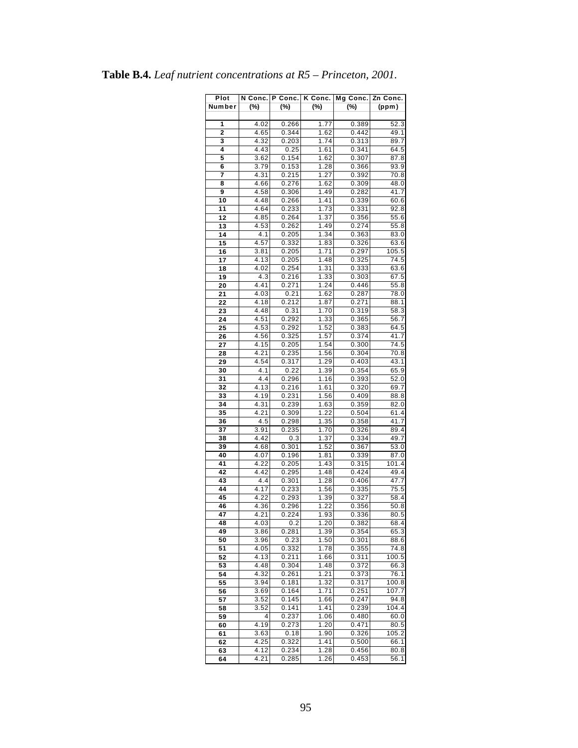**Table B.4.** *Leaf nutrient concentrations at R5 – Princeton, 2001.*

| Plot Number | N Conc. (%) | P Conc. (%) | K Conc. (%) | Mg Conc. (%) | Zn Conc. (ppm) |
|---|---|---|---|---|---|
| 1 | 4.02 | 0.266 | 1.77 | 0.389 | 52.3 |
| 2 | 4.65 | 0.344 | 1.62 | 0.442 | 49.1 |
| 3 | 4.32 | 0.203 | 1.74 | 0.313 | 89.7 |
| 4 | 4.43 | 0.25 | 1.61 | 0.341 | 64.5 |
| 5 | 3.62 | 0.154 | 1.62 | 0.307 | 87.8 |
| 6 | 3.79 | 0.153 | 1.28 | 0.366 | 93.9 |
| 7 | 4.31 | 0.215 | 1.27 | 0.392 | 70.8 |
| 8 | 4.66 | 0.276 | 1.62 | 0.309 | 48.0 |
| 9 | 4.58 | 0.306 | 1.49 | 0.282 | 41.7 |
| 10 | 4.48 | 0.266 | 1.41 | 0.339 | 60.6 |
| 11 | 4.64 | 0.233 | 1.73 | 0.331 | 92.8 |
| 12 | 4.85 | 0.264 | 1.37 | 0.356 | 55.6 |
| 13 | 4.53 | 0.262 | 1.49 | 0.274 | 55.8 |
| 14 | 4.1 | 0.205 | 1.34 | 0.363 | 83.0 |
| 15 | 4.57 | 0.332 | 1.83 | 0.326 | 63.6 |
| 16 | 3.81 | 0.205 | 1.71 | 0.297 | 105.5 |
| 17 | 4.13 | 0.205 | 1.48 | 0.325 | 74.5 |
| 18 | 4.02 | 0.254 | 1.31 | 0.333 | 63.6 |
| 19 | 4.3 | 0.216 | 1.33 | 0.303 | 67.5 |
| 20 | 4.41 | 0.271 | 1.24 | 0.446 | 55.8 |
| 21 | 4.03 | 0.21 | 1.62 | 0.287 | 78.0 |
| 22 | 4.18 | 0.212 | 1.87 | 0.271 | 88.1 |
| 23 | 4.48 | 0.31 | 1.70 | 0.319 | 58.3 |
| 24 | 4.51 | 0.292 | 1.33 | 0.365 | 56.7 |
| 25 | 4.53 | 0.292 | 1.52 | 0.383 | 64.5 |
| 26 | 4.56 | 0.325 | 1.57 | 0.374 | 41.7 |
| 27 | 4.15 | 0.205 | 1.54 | 0.300 | 74.5 |
| 28 | 4.21 | 0.235 | 1.56 | 0.304 | 70.8 |
| 29 | 4.54 | 0.317 | 1.29 | 0.403 | 43.1 |
| 30 | 4.1 | 0.22 | 1.39 | 0.354 | 65.9 |
| 31 | 4.4 | 0.296 | 1.16 | 0.393 | 52.0 |
| 32 | 4.13 | 0.216 | 1.61 | 0.320 | 69.7 |
| 33 | 4.19 | 0.231 | 1.56 | 0.409 | 88.8 |
| 34 | 4.31 | 0.239 | 1.63 | 0.359 | 82.0 |
| 35 | 4.21 | 0.309 | 1.22 | 0.504 | 61.4 |
| 36 | 4.5 | 0.298 | 1.35 | 0.358 | 41.7 |
| 37 | 3.91 | 0.235 | 1.70 | 0.326 | 89.4 |
| 38 | 4.42 | 0.3 | 1.37 | 0.334 | 49.7 |
| 39 | 4.68 | 0.301 | 1.52 | 0.367 | 53.0 |
| 40 | 4.07 | 0.196 | 1.81 | 0.339 | 87.0 |
| 41 | 4.22 | 0.205 | 1.43 | 0.315 | 101.4 |
| 42 | 4.42 | 0.295 | 1.48 | 0.424 | 49.4 |
| 43 | 4.4 | 0.301 | 1.28 | 0.406 | 47.7 |
| 44 | 4.17 | 0.233 | 1.56 | 0.335 | 75.5 |
| 45 | 4.22 | 0.293 | 1.39 | 0.327 | 58.4 |
| 46 | 4.36 | 0.296 | 1.22 | 0.356 | 50.8 |
| 47 | 4.21 | 0.224 | 1.93 | 0.336 | 80.5 |
| 48 | 4.03 | 0.2 | 1.20 | 0.382 | 68.4 |
| 49 | 3.86 | 0.281 | 1.39 | 0.354 | 65.3 |
| 50 | 3.96 | 0.23 | 1.50 | 0.301 | 88.6 |
| 51 | 4.05 | 0.332 | 1.78 | 0.355 | 74.8 |
| 52 | 4.13 | 0.211 | 1.66 | 0.311 | 100.5 |
| 53 | 4.48 | 0.304 | 1.48 | 0.372 | 66.3 |
| 54 | 4.32 | 0.261 | 1.21 | 0.373 | 76.1 |
| 55 | 3.94 | 0.181 | 1.32 | 0.317 | 100.8 |
| 56 | 3.69 | 0.164 | 1.71 | 0.251 | 107.7 |
| 57 | 3.52 | 0.145 | 1.66 | 0.247 | 94.8 |
| 58 | 3.52 | 0.141 | 1.41 | 0.239 | 104.4 |
| 59 | 4 | 0.237 | 1.06 | 0.480 | 60.0 |
| 60 | 4.19 | 0.273 | 1.20 | 0.471 | 80.5 |
| 61 | 3.63 | 0.18 | 1.90 | 0.326 | 105.2 |
| 62 | 4.25 | 0.322 | 1.41 | 0.500 | 66.1 |
| 63 | 4.12 | 0.234 | 1.28 | 0.456 | 80.8 |
| 64 | 4.21 | 0.285 | 1.26 | 0.453 | 56.1 |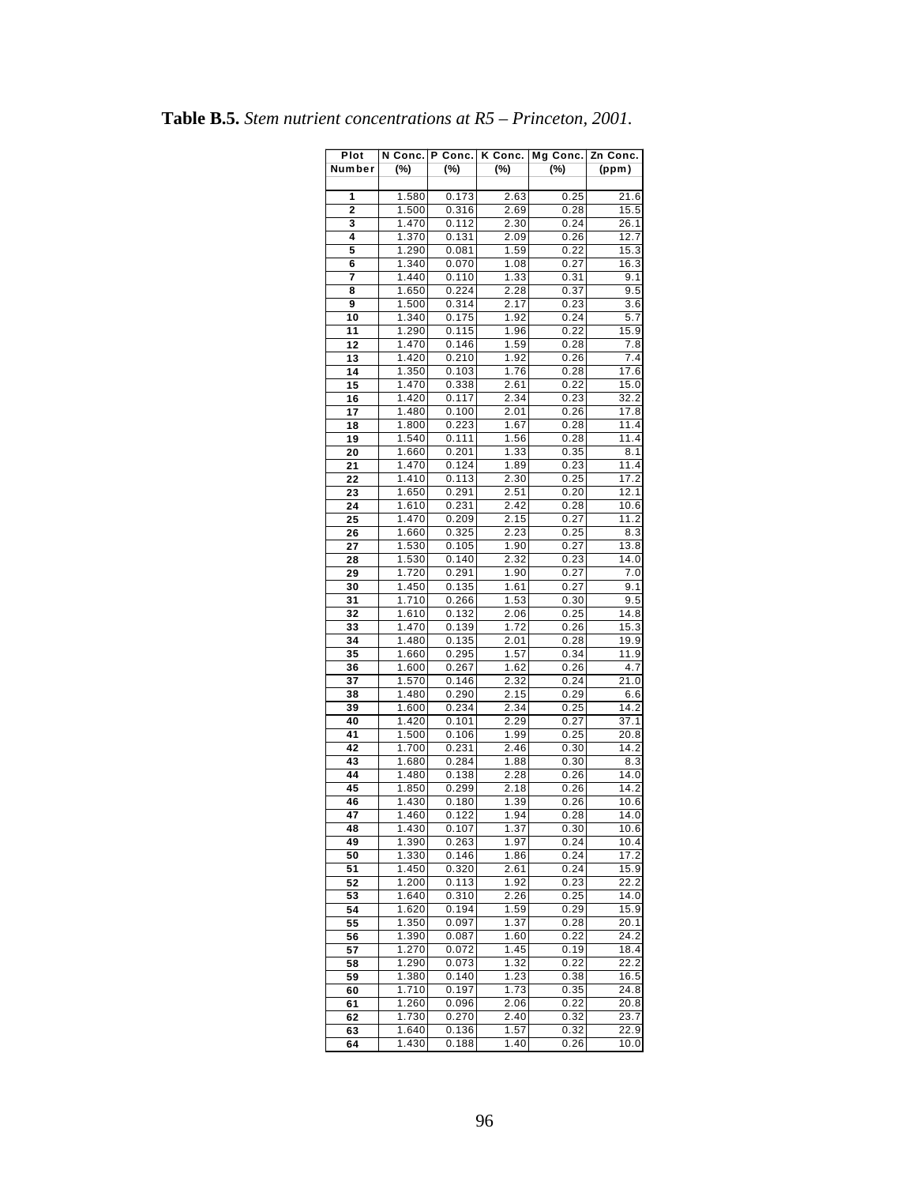**Table B.5.** *Stem nutrient concentrations at R5 – Princeton, 2001.*

| Plot Number | N Conc. (%) | P Conc. (%) | K Conc. (%) | Mg Conc. (%) | Zn Conc. (ppm) |
|---|---|---|---|---|---|
| 1 | 1.580 | 0.173 | 2.63 | 0.25 | 21.6 |
| 2 | 1.500 | 0.316 | 2.69 | 0.28 | 15.5 |
| 3 | 1.470 | 0.112 | 2.30 | 0.24 | 26.1 |
| 4 | 1.370 | 0.131 | 2.09 | 0.26 | 12.7 |
| 5 | 1.290 | 0.081 | 1.59 | 0.22 | 15.3 |
| 6 | 1.340 | 0.070 | 1.08 | 0.27 | 16.3 |
| 7 | 1.440 | 0.110 | 1.33 | 0.31 | 9.1 |
| 8 | 1.650 | 0.224 | 2.28 | 0.37 | 9.5 |
| 9 | 1.500 | 0.314 | 2.17 | 0.23 | 3.6 |
| 10 | 1.340 | 0.175 | 1.92 | 0.24 | 5.7 |
| 11 | 1.290 | 0.115 | 1.96 | 0.22 | 15.9 |
| 12 | 1.470 | 0.146 | 1.59 | 0.28 | 7.8 |
| 13 | 1.420 | 0.210 | 1.92 | 0.26 | 7.4 |
| 14 | 1.350 | 0.103 | 1.76 | 0.28 | 17.6 |
| 15 | 1.470 | 0.338 | 2.61 | 0.22 | 15.0 |
| 16 | 1.420 | 0.117 | 2.34 | 0.23 | 32.2 |
| 17 | 1.480 | 0.100 | 2.01 | 0.26 | 17.8 |
| 18 | 1.800 | 0.223 | 1.67 | 0.28 | 11.4 |
| 19 | 1.540 | 0.111 | 1.56 | 0.28 | 11.4 |
| 20 | 1.660 | 0.201 | 1.33 | 0.35 | 8.1 |
| 21 | 1.470 | 0.124 | 1.89 | 0.23 | 11.4 |
| 22 | 1.410 | 0.113 | 2.30 | 0.25 | 17.2 |
| 23 | 1.650 | 0.291 | 2.51 | 0.20 | 12.1 |
| 24 | 1.610 | 0.231 | 2.42 | 0.28 | 10.6 |
| 25 | 1.470 | 0.209 | 2.15 | 0.27 | 11.2 |
| 26 | 1.660 | 0.325 | 2.23 | 0.25 | 8.3 |
| 27 | 1.530 | 0.105 | 1.90 | 0.27 | 13.8 |
| 28 | 1.530 | 0.140 | 2.32 | 0.23 | 14.0 |
| 29 | 1.720 | 0.291 | 1.90 | 0.27 | 7.0 |
| 30 | 1.450 | 0.135 | 1.61 | 0.27 | 9.1 |
| 31 | 1.710 | 0.266 | 1.53 | 0.30 | 9.5 |
| 32 | 1.610 | 0.132 | 2.06 | 0.25 | 14.8 |
| 33 | 1.470 | 0.139 | 1.72 | 0.26 | 15.3 |
| 34 | 1.480 | 0.135 | 2.01 | 0.28 | 19.9 |
| 35 | 1.660 | 0.295 | 1.57 | 0.34 | 11.9 |
| 36 | 1.600 | 0.267 | 1.62 | 0.26 | 4.7 |
| 37 | 1.570 | 0.146 | 2.32 | 0.24 | 21.0 |
| 38 | 1.480 | 0.290 | 2.15 | 0.29 | 6.6 |
| 39 | 1.600 | 0.234 | 2.34 | 0.25 | 14.2 |
| 40 | 1.420 | 0.101 | 2.29 | 0.27 | 37.1 |
| 41 | 1.500 | 0.106 | 1.99 | 0.25 | 20.8 |
| 42 | 1.700 | 0.231 | 2.46 | 0.30 | 14.2 |
| 43 | 1.680 | 0.284 | 1.88 | 0.30 | 8.3 |
| 44 | 1.480 | 0.138 | 2.28 | 0.26 | 14.0 |
| 45 | 1.850 | 0.299 | 2.18 | 0.26 | 14.2 |
| 46 | 1.430 | 0.180 | 1.39 | 0.26 | 10.6 |
| 47 | 1.460 | 0.122 | 1.94 | 0.28 | 14.0 |
| 48 | 1.430 | 0.107 | 1.37 | 0.30 | 10.6 |
| 49 | 1.390 | 0.263 | 1.97 | 0.24 | 10.4 |
| 50 | 1.330 | 0.146 | 1.86 | 0.24 | 17.2 |
| 51 | 1.450 | 0.320 | 2.61 | 0.24 | 15.9 |
| 52 | 1.200 | 0.113 | 1.92 | 0.23 | 22.2 |
| 53 | 1.640 | 0.310 | 2.26 | 0.25 | 14.0 |
| 54 | 1.620 | 0.194 | 1.59 | 0.29 | 15.9 |
| 55 | 1.350 | 0.097 | 1.37 | 0.28 | 20.1 |
| 56 | 1.390 | 0.087 | 1.60 | 0.22 | 24.2 |
| 57 | 1.270 | 0.072 | 1.45 | 0.19 | 18.4 |
| 58 | 1.290 | 0.073 | 1.32 | 0.22 | 22.2 |
| 59 | 1.380 | 0.140 | 1.23 | 0.38 | 16.5 |
| 60 | 1.710 | 0.197 | 1.73 | 0.35 | 24.8 |
| 61 | 1.260 | 0.096 | 2.06 | 0.22 | 20.8 |
| 62 | 1.730 | 0.270 | 2.40 | 0.32 | 23.7 |
| 63 | 1.640 | 0.136 | 1.57 | 0.32 | 22.9 |
| 64 | 1.430 | 0.188 | 1.40 | 0.26 | 10.0 |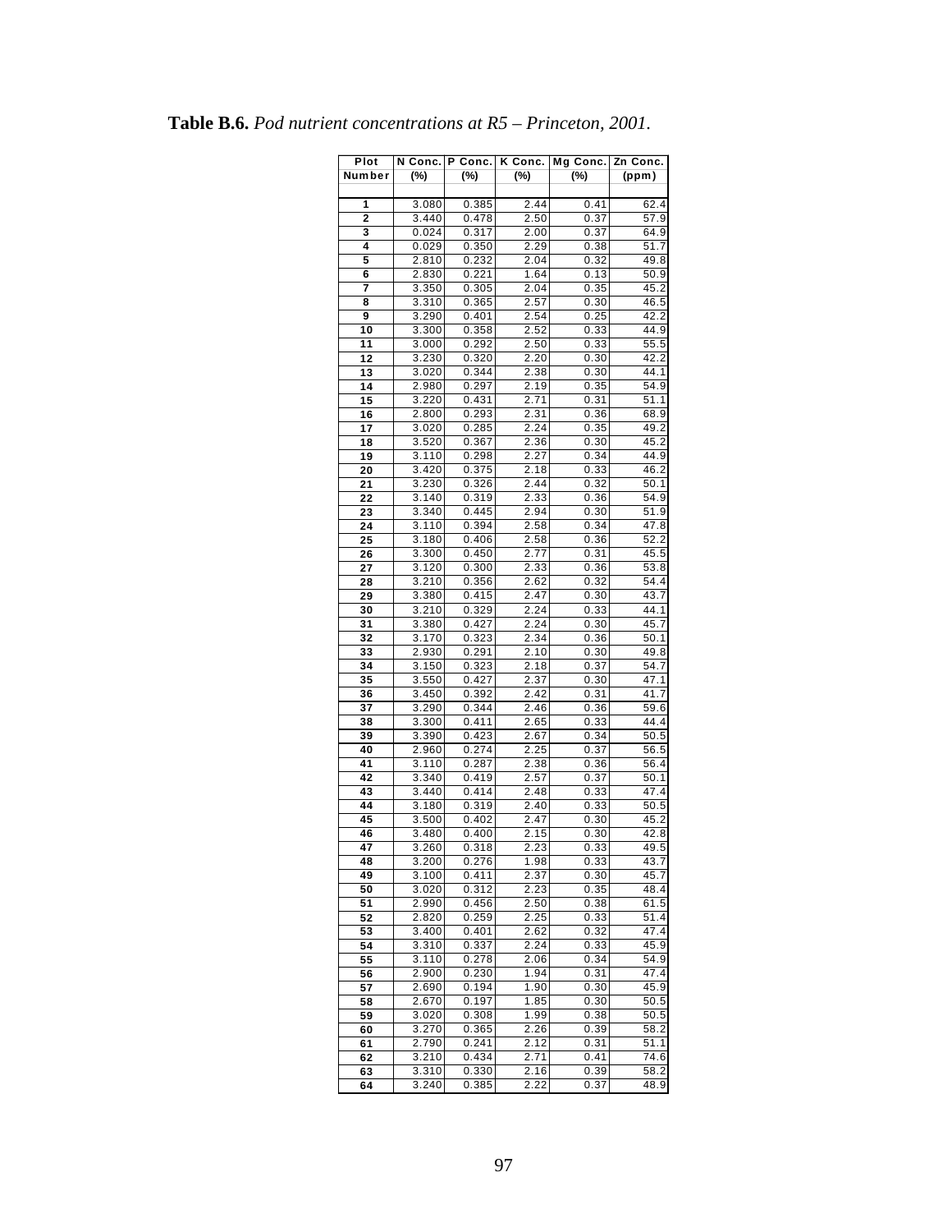**Table B.6.** *Pod nutrient concentrations at R5 – Princeton, 2001.*

| Plot Number | N Conc. (%) | P Conc. (%) | K Conc. (%) | Mg Conc. (%) | Zn Conc. (ppm) |
|---|---|---|---|---|---|
| 1 | 3.080 | 0.385 | 2.44 | 0.41 | 62.4 |
| 2 | 3.440 | 0.478 | 2.50 | 0.37 | 57.9 |
| 3 | 0.024 | 0.317 | 2.00 | 0.37 | 64.9 |
| 4 | 0.029 | 0.350 | 2.29 | 0.38 | 51.7 |
| 5 | 2.810 | 0.232 | 2.04 | 0.32 | 49.8 |
| 6 | 2.830 | 0.221 | 1.64 | 0.13 | 50.9 |
| 7 | 3.350 | 0.305 | 2.04 | 0.35 | 45.2 |
| 8 | 3.310 | 0.365 | 2.57 | 0.30 | 46.5 |
| 9 | 3.290 | 0.401 | 2.54 | 0.25 | 42.2 |
| 10 | 3.300 | 0.358 | 2.52 | 0.33 | 44.9 |
| 11 | 3.000 | 0.292 | 2.50 | 0.33 | 55.5 |
| 12 | 3.230 | 0.320 | 2.20 | 0.30 | 42.2 |
| 13 | 3.020 | 0.344 | 2.38 | 0.30 | 44.1 |
| 14 | 2.980 | 0.297 | 2.19 | 0.35 | 54.9 |
| 15 | 3.220 | 0.431 | 2.71 | 0.31 | 51.1 |
| 16 | 2.800 | 0.293 | 2.31 | 0.36 | 68.9 |
| 17 | 3.020 | 0.285 | 2.24 | 0.35 | 49.2 |
| 18 | 3.520 | 0.367 | 2.36 | 0.30 | 45.2 |
| 19 | 3.110 | 0.298 | 2.27 | 0.34 | 44.9 |
| 20 | 3.420 | 0.375 | 2.18 | 0.33 | 46.2 |
| 21 | 3.230 | 0.326 | 2.44 | 0.32 | 50.1 |
| 22 | 3.140 | 0.319 | 2.33 | 0.36 | 54.9 |
| 23 | 3.340 | 0.445 | 2.94 | 0.30 | 51.9 |
| 24 | 3.110 | 0.394 | 2.58 | 0.34 | 47.8 |
| 25 | 3.180 | 0.406 | 2.58 | 0.36 | 52.2 |
| 26 | 3.300 | 0.450 | 2.77 | 0.31 | 45.5 |
| 27 | 3.120 | 0.300 | 2.33 | 0.36 | 53.8 |
| 28 | 3.210 | 0.356 | 2.62 | 0.32 | 54.4 |
| 29 | 3.380 | 0.415 | 2.47 | 0.30 | 43.7 |
| 30 | 3.210 | 0.329 | 2.24 | 0.33 | 44.1 |
| 31 | 3.380 | 0.427 | 2.24 | 0.30 | 45.7 |
| 32 | 3.170 | 0.323 | 2.34 | 0.36 | 50.1 |
| 33 | 2.930 | 0.291 | 2.10 | 0.30 | 49.8 |
| 34 | 3.150 | 0.323 | 2.18 | 0.37 | 54.7 |
| 35 | 3.550 | 0.427 | 2.37 | 0.30 | 47.1 |
| 36 | 3.450 | 0.392 | 2.42 | 0.31 | 41.7 |
| 37 | 3.290 | 0.344 | 2.46 | 0.36 | 59.6 |
| 38 | 3.300 | 0.411 | 2.65 | 0.33 | 44.4 |
| 39 | 3.390 | 0.423 | 2.67 | 0.34 | 50.5 |
| 40 | 2.960 | 0.274 | 2.25 | 0.37 | 56.5 |
| 41 | 3.110 | 0.287 | 2.38 | 0.36 | 56.4 |
| 42 | 3.340 | 0.419 | 2.57 | 0.37 | 50.1 |
| 43 | 3.440 | 0.414 | 2.48 | 0.33 | 47.4 |
| 44 | 3.180 | 0.319 | 2.40 | 0.33 | 50.5 |
| 45 | 3.500 | 0.402 | 2.47 | 0.30 | 45.2 |
| 46 | 3.480 | 0.400 | 2.15 | 0.30 | 42.8 |
| 47 | 3.260 | 0.318 | 2.23 | 0.33 | 49.5 |
| 48 | 3.200 | 0.276 | 1.98 | 0.33 | 43.7 |
| 49 | 3.100 | 0.411 | 2.37 | 0.30 | 45.7 |
| 50 | 3.020 | 0.312 | 2.23 | 0.35 | 48.4 |
| 51 | 2.990 | 0.456 | 2.50 | 0.38 | 61.5 |
| 52 | 2.820 | 0.259 | 2.25 | 0.33 | 51.4 |
| 53 | 3.400 | 0.401 | 2.62 | 0.32 | 47.4 |
| 54 | 3.310 | 0.337 | 2.24 | 0.33 | 45.9 |
| 55 | 3.110 | 0.278 | 2.06 | 0.34 | 54.9 |
| 56 | 2.900 | 0.230 | 1.94 | 0.31 | 47.4 |
| 57 | 2.690 | 0.194 | 1.90 | 0.30 | 45.9 |
| 58 | 2.670 | 0.197 | 1.85 | 0.30 | 50.5 |
| 59 | 3.020 | 0.308 | 1.99 | 0.38 | 50.5 |
| 60 | 3.270 | 0.365 | 2.26 | 0.39 | 58.2 |
| 61 | 2.790 | 0.241 | 2.12 | 0.31 | 51.1 |
| 62 | 3.210 | 0.434 | 2.71 | 0.41 | 74.6 |
| 63 | 3.310 | 0.330 | 2.16 | 0.39 | 58.2 |
| 64 | 3.240 | 0.385 | 2.22 | 0.37 | 48.9 |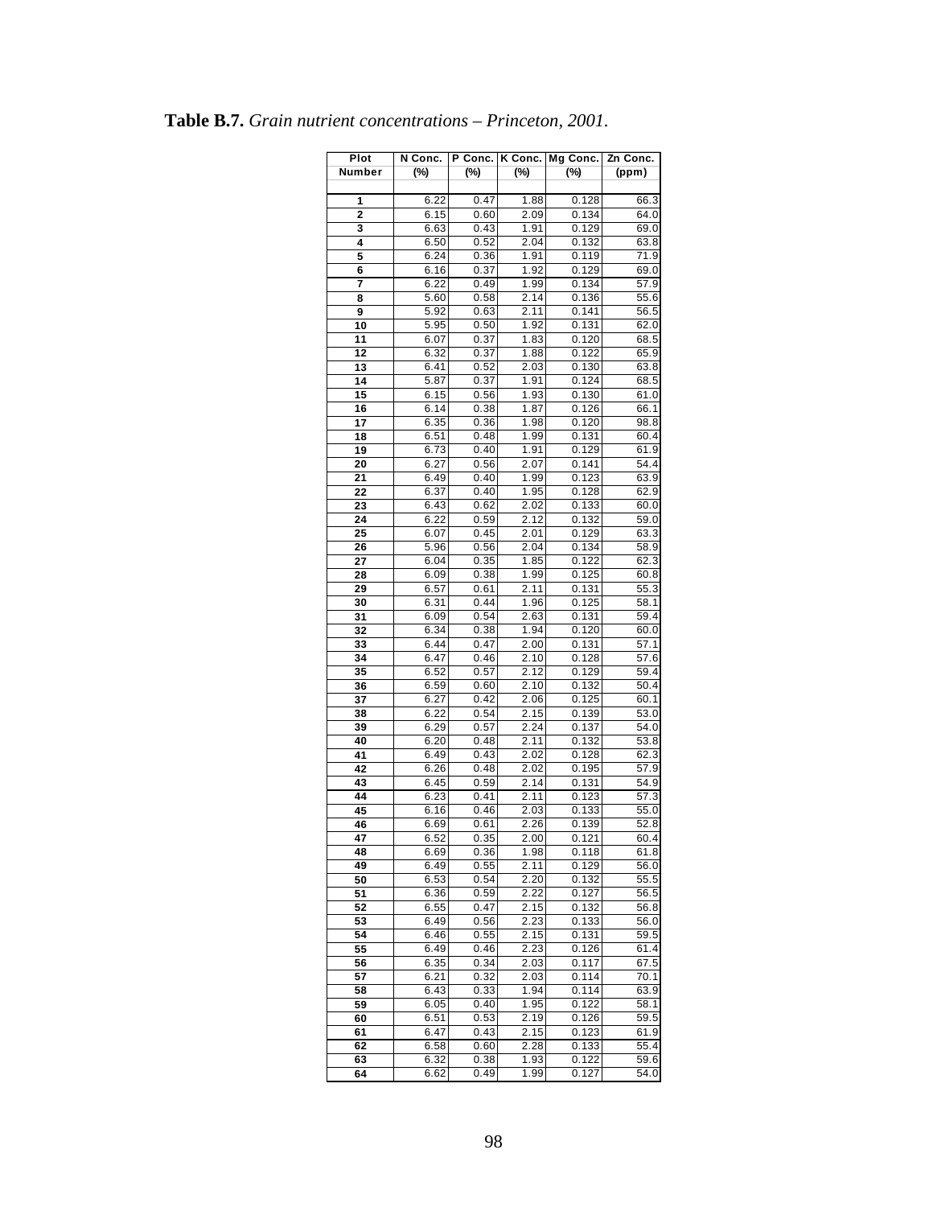**Table B.7.** *Grain nutrient concentrations – Princeton, 2001.*

| Plot Number | N Conc. (%) | P Conc. (%) | K Conc. (%) | Mg Conc. (%) | Zn Conc. (ppm) |
|---|---|---|---|---|---|
| 1 | 6.22 | 0.47 | 1.88 | 0.128 | 66.3 |
| 2 | 6.15 | 0.60 | 2.09 | 0.134 | 64.0 |
| 3 | 6.63 | 0.43 | 1.91 | 0.129 | 69.0 |
| 4 | 6.50 | 0.52 | 2.04 | 0.132 | 63.8 |
| 5 | 6.24 | 0.36 | 1.91 | 0.119 | 71.9 |
| 6 | 6.16 | 0.37 | 1.92 | 0.129 | 69.0 |
| 7 | 6.22 | 0.49 | 1.99 | 0.134 | 57.9 |
| 8 | 5.60 | 0.58 | 2.14 | 0.136 | 55.6 |
| 9 | 5.92 | 0.63 | 2.11 | 0.141 | 56.5 |
| 10 | 5.95 | 0.50 | 1.92 | 0.131 | 62.0 |
| 11 | 6.07 | 0.37 | 1.83 | 0.120 | 68.5 |
| 12 | 6.32 | 0.37 | 1.88 | 0.122 | 65.9 |
| 13 | 6.41 | 0.52 | 2.03 | 0.130 | 63.8 |
| 14 | 5.87 | 0.37 | 1.91 | 0.124 | 68.5 |
| 15 | 6.15 | 0.56 | 1.93 | 0.130 | 61.0 |
| 16 | 6.14 | 0.38 | 1.87 | 0.126 | 66.1 |
| 17 | 6.35 | 0.36 | 1.98 | 0.120 | 98.8 |
| 18 | 6.51 | 0.48 | 1.99 | 0.131 | 60.4 |
| 19 | 6.73 | 0.40 | 1.91 | 0.129 | 61.9 |
| 20 | 6.27 | 0.56 | 2.07 | 0.141 | 54.4 |
| 21 | 6.49 | 0.40 | 1.99 | 0.123 | 63.9 |
| 22 | 6.37 | 0.40 | 1.95 | 0.128 | 62.9 |
| 23 | 6.43 | 0.62 | 2.02 | 0.133 | 60.0 |
| 24 | 6.22 | 0.59 | 2.12 | 0.132 | 59.0 |
| 25 | 6.07 | 0.45 | 2.01 | 0.129 | 63.3 |
| 26 | 5.96 | 0.56 | 2.04 | 0.134 | 58.9 |
| 27 | 6.04 | 0.35 | 1.85 | 0.122 | 62.3 |
| 28 | 6.09 | 0.38 | 1.99 | 0.125 | 60.8 |
| 29 | 6.57 | 0.61 | 2.11 | 0.131 | 55.3 |
| 30 | 6.31 | 0.44 | 1.96 | 0.125 | 58.1 |
| 31 | 6.09 | 0.54 | 2.63 | 0.131 | 59.4 |
| 32 | 6.34 | 0.38 | 1.94 | 0.120 | 60.0 |
| 33 | 6.44 | 0.47 | 2.00 | 0.131 | 57.1 |
| 34 | 6.47 | 0.46 | 2.10 | 0.128 | 57.6 |
| 35 | 6.52 | 0.57 | 2.12 | 0.129 | 59.4 |
| 36 | 6.59 | 0.60 | 2.10 | 0.132 | 50.4 |
| 37 | 6.27 | 0.42 | 2.06 | 0.125 | 60.1 |
| 38 | 6.22 | 0.54 | 2.15 | 0.139 | 53.0 |
| 39 | 6.29 | 0.57 | 2.24 | 0.137 | 54.0 |
| 40 | 6.20 | 0.48 | 2.11 | 0.132 | 53.8 |
| 41 | 6.49 | 0.43 | 2.02 | 0.128 | 62.3 |
| 42 | 6.26 | 0.48 | 2.02 | 0.195 | 57.9 |
| 43 | 6.45 | 0.59 | 2.14 | 0.131 | 54.9 |
| 44 | 6.23 | 0.41 | 2.11 | 0.123 | 57.3 |
| 45 | 6.16 | 0.46 | 2.03 | 0.133 | 55.0 |
| 46 | 6.69 | 0.61 | 2.26 | 0.139 | 52.8 |
| 47 | 6.52 | 0.35 | 2.00 | 0.121 | 60.4 |
| 48 | 6.69 | 0.36 | 1.98 | 0.118 | 61.8 |
| 49 | 6.49 | 0.55 | 2.11 | 0.129 | 56.0 |
| 50 | 6.53 | 0.54 | 2.20 | 0.132 | 55.5 |
| 51 | 6.36 | 0.59 | 2.22 | 0.127 | 56.5 |
| 52 | 6.55 | 0.47 | 2.15 | 0.132 | 56.8 |
| 53 | 6.49 | 0.56 | 2.23 | 0.133 | 56.0 |
| 54 | 6.46 | 0.55 | 2.15 | 0.131 | 59.5 |
| 55 | 6.49 | 0.46 | 2.23 | 0.126 | 61.4 |
| 56 | 6.35 | 0.34 | 2.03 | 0.117 | 67.5 |
| 57 | 6.21 | 0.32 | 2.03 | 0.114 | 70.1 |
| 58 | 6.43 | 0.33 | 1.94 | 0.114 | 63.9 |
| 59 | 6.05 | 0.40 | 1.95 | 0.122 | 58.1 |
| 60 | 6.51 | 0.53 | 2.19 | 0.126 | 59.5 |
| 61 | 6.47 | 0.43 | 2.15 | 0.123 | 61.9 |
| 62 | 6.58 | 0.60 | 2.28 | 0.133 | 55.4 |
| 63 | 6.32 | 0.38 | 1.93 | 0.122 | 59.6 |
| 64 | 6.62 | 0.49 | 1.99 | 0.127 | 54.0 |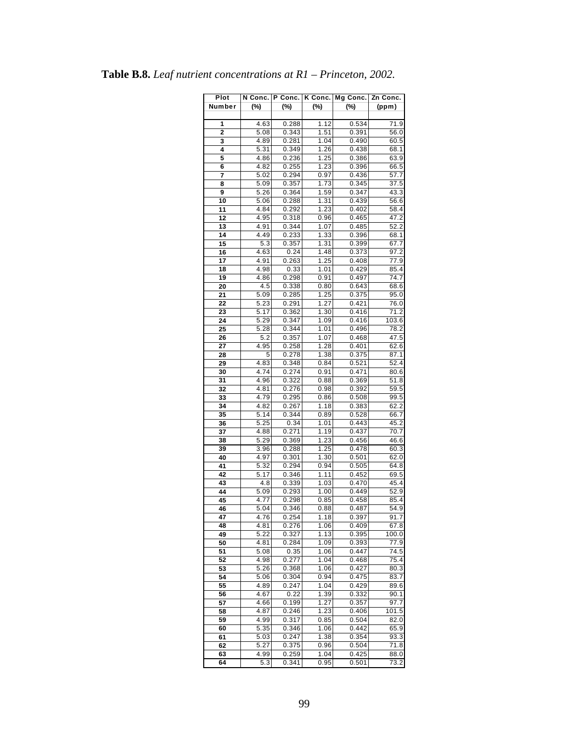**Table B.8.** *Leaf nutrient concentrations at R1 – Princeton, 2002.*

| Plot Number | N Conc. (%) | P Conc. (%) | K Conc. (%) | Mg Conc. (%) | Zn Conc. (ppm) |
|---|---|---|---|---|---|
| 1 | 4.63 | 0.288 | 1.12 | 0.534 | 71.9 |
| 2 | 5.08 | 0.343 | 1.51 | 0.391 | 56.0 |
| 3 | 4.89 | 0.281 | 1.04 | 0.490 | 60.5 |
| 4 | 5.31 | 0.349 | 1.26 | 0.438 | 68.1 |
| 5 | 4.86 | 0.236 | 1.25 | 0.386 | 63.9 |
| 6 | 4.82 | 0.255 | 1.23 | 0.396 | 66.5 |
| 7 | 5.02 | 0.294 | 0.97 | 0.436 | 57.7 |
| 8 | 5.09 | 0.357 | 1.73 | 0.345 | 37.5 |
| 9 | 5.26 | 0.364 | 1.59 | 0.347 | 43.3 |
| 10 | 5.06 | 0.288 | 1.31 | 0.439 | 56.6 |
| 11 | 4.84 | 0.292 | 1.23 | 0.402 | 58.4 |
| 12 | 4.95 | 0.318 | 0.96 | 0.465 | 47.2 |
| 13 | 4.91 | 0.344 | 1.07 | 0.485 | 52.2 |
| 14 | 4.49 | 0.233 | 1.33 | 0.396 | 68.1 |
| 15 | 5.3 | 0.357 | 1.31 | 0.399 | 67.7 |
| 16 | 4.63 | 0.24 | 1.48 | 0.373 | 97.2 |
| 17 | 4.91 | 0.263 | 1.25 | 0.408 | 77.9 |
| 18 | 4.98 | 0.33 | 1.01 | 0.429 | 85.4 |
| 19 | 4.86 | 0.298 | 0.91 | 0.497 | 74.7 |
| 20 | 4.5 | 0.338 | 0.80 | 0.643 | 68.6 |
| 21 | 5.09 | 0.285 | 1.25 | 0.375 | 95.0 |
| 22 | 5.23 | 0.291 | 1.27 | 0.421 | 76.0 |
| 23 | 5.17 | 0.362 | 1.30 | 0.416 | 71.2 |
| 24 | 5.29 | 0.347 | 1.09 | 0.416 | 103.6 |
| 25 | 5.28 | 0.344 | 1.01 | 0.496 | 78.2 |
| 26 | 5.2 | 0.357 | 1.07 | 0.468 | 47.5 |
| 27 | 4.95 | 0.258 | 1.28 | 0.401 | 62.6 |
| 28 | 5 | 0.278 | 1.38 | 0.375 | 87.1 |
| 29 | 4.83 | 0.348 | 0.84 | 0.521 | 52.4 |
| 30 | 4.74 | 0.274 | 0.91 | 0.471 | 80.6 |
| 31 | 4.96 | 0.322 | 0.88 | 0.369 | 51.8 |
| 32 | 4.81 | 0.276 | 0.98 | 0.392 | 59.5 |
| 33 | 4.79 | 0.295 | 0.86 | 0.508 | 99.5 |
| 34 | 4.82 | 0.267 | 1.18 | 0.383 | 62.2 |
| 35 | 5.14 | 0.344 | 0.89 | 0.528 | 66.7 |
| 36 | 5.25 | 0.34 | 1.01 | 0.443 | 45.2 |
| 37 | 4.88 | 0.271 | 1.19 | 0.437 | 70.7 |
| 38 | 5.29 | 0.369 | 1.23 | 0.456 | 46.6 |
| 39 | 3.96 | 0.288 | 1.25 | 0.478 | 60.3 |
| 40 | 4.97 | 0.301 | 1.30 | 0.501 | 62.0 |
| 41 | 5.32 | 0.294 | 0.94 | 0.505 | 64.8 |
| 42 | 5.17 | 0.346 | 1.11 | 0.452 | 69.5 |
| 43 | 4.8 | 0.339 | 1.03 | 0.470 | 45.4 |
| 44 | 5.09 | 0.293 | 1.00 | 0.449 | 52.9 |
| 45 | 4.77 | 0.298 | 0.85 | 0.458 | 85.4 |
| 46 | 5.04 | 0.346 | 0.88 | 0.487 | 54.9 |
| 47 | 4.76 | 0.254 | 1.18 | 0.397 | 91.7 |
| 48 | 4.81 | 0.276 | 1.06 | 0.409 | 67.8 |
| 49 | 5.22 | 0.327 | 1.13 | 0.395 | 100.0 |
| 50 | 4.81 | 0.284 | 1.09 | 0.393 | 77.9 |
| 51 | 5.08 | 0.35 | 1.06 | 0.447 | 74.5 |
| 52 | 4.98 | 0.277 | 1.04 | 0.468 | 75.4 |
| 53 | 5.26 | 0.368 | 1.06 | 0.427 | 80.3 |
| 54 | 5.06 | 0.304 | 0.94 | 0.475 | 83.7 |
| 55 | 4.89 | 0.247 | 1.04 | 0.429 | 89.6 |
| 56 | 4.67 | 0.22 | 1.39 | 0.332 | 90.1 |
| 57 | 4.66 | 0.199 | 1.27 | 0.357 | 97.7 |
| 58 | 4.87 | 0.246 | 1.23 | 0.406 | 101.5 |
| 59 | 4.99 | 0.317 | 0.85 | 0.504 | 82.0 |
| 60 | 5.35 | 0.346 | 1.06 | 0.442 | 65.9 |
| 61 | 5.03 | 0.247 | 1.38 | 0.354 | 93.3 |
| 62 | 5.27 | 0.375 | 0.96 | 0.504 | 71.8 |
| 63 | 4.99 | 0.259 | 1.04 | 0.425 | 88.0 |
| 64 | 5.3 | 0.341 | 0.95 | 0.501 | 73.2 |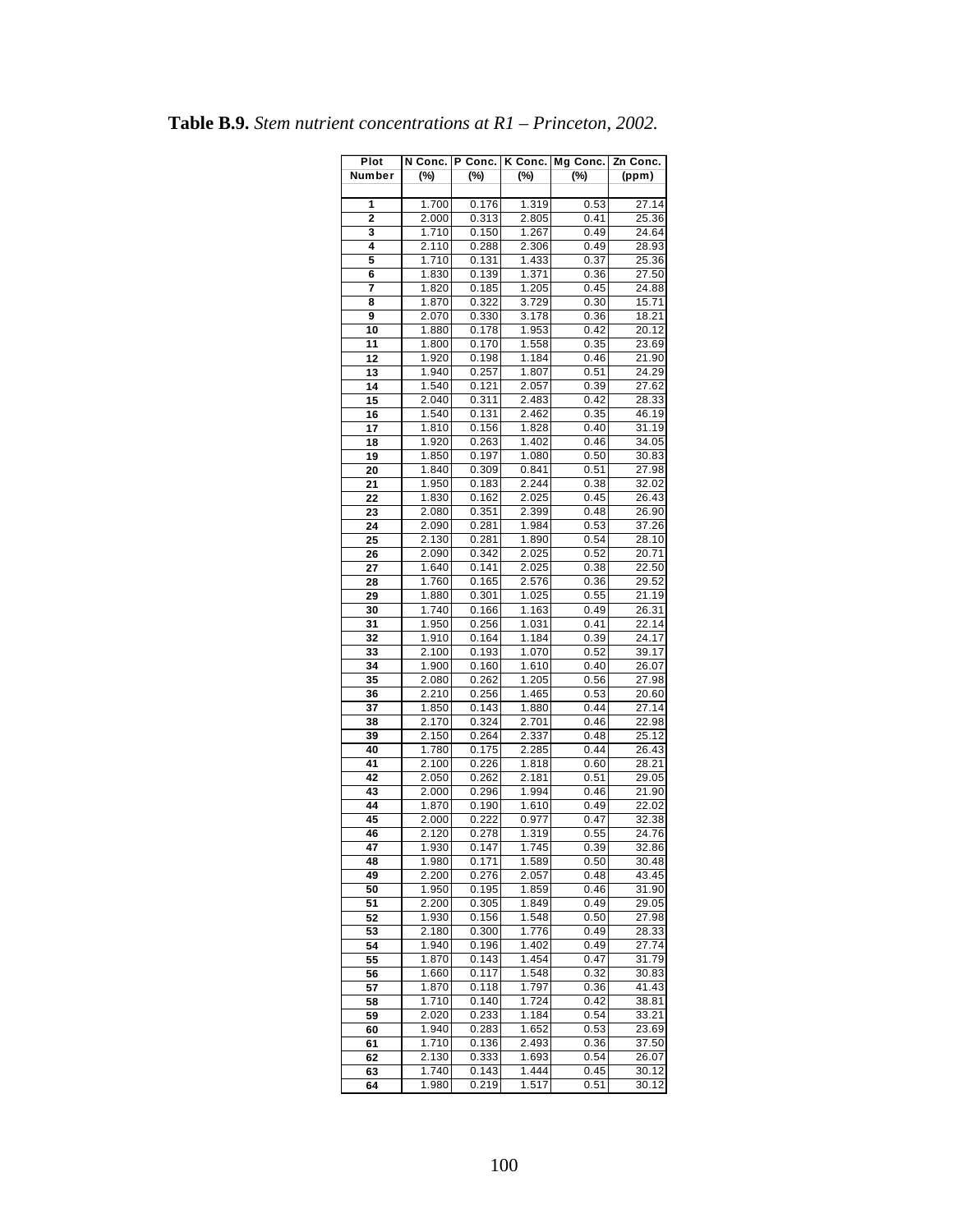**Table B.9.** *Stem nutrient concentrations at R1 – Princeton, 2002.*

| Plot Number | N Conc. (%) | P Conc. (%) | K Conc. (%) | Mg Conc. (%) | Zn Conc. (ppm) |
|---|---|---|---|---|---|
| 1 | 1.700 | 0.176 | 1.319 | 0.53 | 27.14 |
| 2 | 2.000 | 0.313 | 2.805 | 0.41 | 25.36 |
| 3 | 1.710 | 0.150 | 1.267 | 0.49 | 24.64 |
| 4 | 2.110 | 0.288 | 2.306 | 0.49 | 28.93 |
| 5 | 1.710 | 0.131 | 1.433 | 0.37 | 25.36 |
| 6 | 1.830 | 0.139 | 1.371 | 0.36 | 27.50 |
| 7 | 1.820 | 0.185 | 1.205 | 0.45 | 24.88 |
| 8 | 1.870 | 0.322 | 3.729 | 0.30 | 15.71 |
| 9 | 2.070 | 0.330 | 3.178 | 0.36 | 18.21 |
| 10 | 1.880 | 0.178 | 1.953 | 0.42 | 20.12 |
| 11 | 1.800 | 0.170 | 1.558 | 0.35 | 23.69 |
| 12 | 1.920 | 0.198 | 1.184 | 0.46 | 21.90 |
| 13 | 1.940 | 0.257 | 1.807 | 0.51 | 24.29 |
| 14 | 1.540 | 0.121 | 2.057 | 0.39 | 27.62 |
| 15 | 2.040 | 0.311 | 2.483 | 0.42 | 28.33 |
| 16 | 1.540 | 0.131 | 2.462 | 0.35 | 46.19 |
| 17 | 1.810 | 0.156 | 1.828 | 0.40 | 31.19 |
| 18 | 1.920 | 0.263 | 1.402 | 0.46 | 34.05 |
| 19 | 1.850 | 0.197 | 1.080 | 0.50 | 30.83 |
| 20 | 1.840 | 0.309 | 0.841 | 0.51 | 27.98 |
| 21 | 1.950 | 0.183 | 2.244 | 0.38 | 32.02 |
| 22 | 1.830 | 0.162 | 2.025 | 0.45 | 26.43 |
| 23 | 2.080 | 0.351 | 2.399 | 0.48 | 26.90 |
| 24 | 2.090 | 0.281 | 1.984 | 0.53 | 37.26 |
| 25 | 2.130 | 0.281 | 1.890 | 0.54 | 28.10 |
| 26 | 2.090 | 0.342 | 2.025 | 0.52 | 20.71 |
| 27 | 1.640 | 0.141 | 2.025 | 0.38 | 22.50 |
| 28 | 1.760 | 0.165 | 2.576 | 0.36 | 29.52 |
| 29 | 1.880 | 0.301 | 1.025 | 0.55 | 21.19 |
| 30 | 1.740 | 0.166 | 1.163 | 0.49 | 26.31 |
| 31 | 1.950 | 0.256 | 1.031 | 0.41 | 22.14 |
| 32 | 1.910 | 0.164 | 1.184 | 0.39 | 24.17 |
| 33 | 2.100 | 0.193 | 1.070 | 0.52 | 39.17 |
| 34 | 1.900 | 0.160 | 1.610 | 0.40 | 26.07 |
| 35 | 2.080 | 0.262 | 1.205 | 0.56 | 27.98 |
| 36 | 2.210 | 0.256 | 1.465 | 0.53 | 20.60 |
| 37 | 1.850 | 0.143 | 1.880 | 0.44 | 27.14 |
| 38 | 2.170 | 0.324 | 2.701 | 0.46 | 22.98 |
| 39 | 2.150 | 0.264 | 2.337 | 0.48 | 25.12 |
| 40 | 1.780 | 0.175 | 2.285 | 0.44 | 26.43 |
| 41 | 2.100 | 0.226 | 1.818 | 0.60 | 28.21 |
| 42 | 2.050 | 0.262 | 2.181 | 0.51 | 29.05 |
| 43 | 2.000 | 0.296 | 1.994 | 0.46 | 21.90 |
| 44 | 1.870 | 0.190 | 1.610 | 0.49 | 22.02 |
| 45 | 2.000 | 0.222 | 0.977 | 0.47 | 32.38 |
| 46 | 2.120 | 0.278 | 1.319 | 0.55 | 24.76 |
| 47 | 1.930 | 0.147 | 1.745 | 0.39 | 32.86 |
| 48 | 1.980 | 0.171 | 1.589 | 0.50 | 30.48 |
| 49 | 2.200 | 0.276 | 2.057 | 0.48 | 43.45 |
| 50 | 1.950 | 0.195 | 1.859 | 0.46 | 31.90 |
| 51 | 2.200 | 0.305 | 1.849 | 0.49 | 29.05 |
| 52 | 1.930 | 0.156 | 1.548 | 0.50 | 27.98 |
| 53 | 2.180 | 0.300 | 1.776 | 0.49 | 28.33 |
| 54 | 1.940 | 0.196 | 1.402 | 0.49 | 27.74 |
| 55 | 1.870 | 0.143 | 1.454 | 0.47 | 31.79 |
| 56 | 1.660 | 0.117 | 1.548 | 0.32 | 30.83 |
| 57 | 1.870 | 0.118 | 1.797 | 0.36 | 41.43 |
| 58 | 1.710 | 0.140 | 1.724 | 0.42 | 38.81 |
| 59 | 2.020 | 0.233 | 1.184 | 0.54 | 33.21 |
| 60 | 1.940 | 0.283 | 1.652 | 0.53 | 23.69 |
| 61 | 1.710 | 0.136 | 2.493 | 0.36 | 37.50 |
| 62 | 2.130 | 0.333 | 1.693 | 0.54 | 26.07 |
| 63 | 1.740 | 0.143 | 1.444 | 0.45 | 30.12 |
| 64 | 1.980 | 0.219 | 1.517 | 0.51 | 30.12 |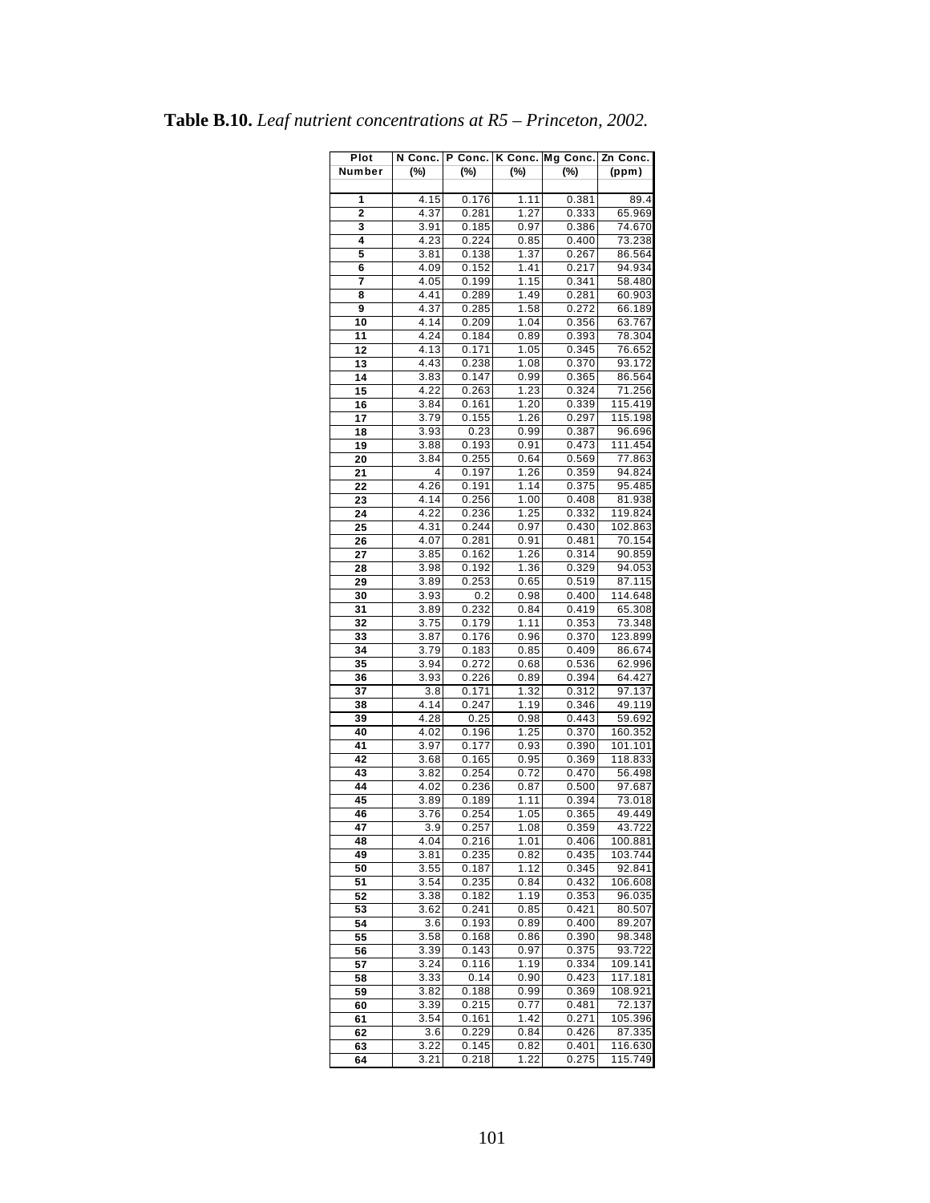**Table B.10.** *Leaf nutrient concentrations at R5 – Princeton, 2002.*

| Plot Number | N Conc. (%) | P Conc. (%) | K Conc. (%) | Mg Conc. (%) | Zn Conc. (ppm) |
|---|---|---|---|---|---|
| 1 | 4.15 | 0.176 | 1.11 | 0.381 | 89.4 |
| 2 | 4.37 | 0.281 | 1.27 | 0.333 | 65.969 |
| 3 | 3.91 | 0.185 | 0.97 | 0.386 | 74.670 |
| 4 | 4.23 | 0.224 | 0.85 | 0.400 | 73.238 |
| 5 | 3.81 | 0.138 | 1.37 | 0.267 | 86.564 |
| 6 | 4.09 | 0.152 | 1.41 | 0.217 | 94.934 |
| 7 | 4.05 | 0.199 | 1.15 | 0.341 | 58.480 |
| 8 | 4.41 | 0.289 | 1.49 | 0.281 | 60.903 |
| 9 | 4.37 | 0.285 | 1.58 | 0.272 | 66.189 |
| 10 | 4.14 | 0.209 | 1.04 | 0.356 | 63.767 |
| 11 | 4.24 | 0.184 | 0.89 | 0.393 | 78.304 |
| 12 | 4.13 | 0.171 | 1.05 | 0.345 | 76.652 |
| 13 | 4.43 | 0.238 | 1.08 | 0.370 | 93.172 |
| 14 | 3.83 | 0.147 | 0.99 | 0.365 | 86.564 |
| 15 | 4.22 | 0.263 | 1.23 | 0.324 | 71.256 |
| 16 | 3.84 | 0.161 | 1.20 | 0.339 | 115.419 |
| 17 | 3.79 | 0.155 | 1.26 | 0.297 | 115.198 |
| 18 | 3.93 | 0.23 | 0.99 | 0.387 | 96.696 |
| 19 | 3.88 | 0.193 | 0.91 | 0.473 | 111.454 |
| 20 | 3.84 | 0.255 | 0.64 | 0.569 | 77.863 |
| 21 | 4 | 0.197 | 1.26 | 0.359 | 94.824 |
| 22 | 4.26 | 0.191 | 1.14 | 0.375 | 95.485 |
| 23 | 4.14 | 0.256 | 1.00 | 0.408 | 81.938 |
| 24 | 4.22 | 0.236 | 1.25 | 0.332 | 119.824 |
| 25 | 4.31 | 0.244 | 0.97 | 0.430 | 102.863 |
| 26 | 4.07 | 0.281 | 0.91 | 0.481 | 70.154 |
| 27 | 3.85 | 0.162 | 1.26 | 0.314 | 90.859 |
| 28 | 3.98 | 0.192 | 1.36 | 0.329 | 94.053 |
| 29 | 3.89 | 0.253 | 0.65 | 0.519 | 87.115 |
| 30 | 3.93 | 0.2 | 0.98 | 0.400 | 114.648 |
| 31 | 3.89 | 0.232 | 0.84 | 0.419 | 65.308 |
| 32 | 3.75 | 0.179 | 1.11 | 0.353 | 73.348 |
| 33 | 3.87 | 0.176 | 0.96 | 0.370 | 123.899 |
| 34 | 3.79 | 0.183 | 0.85 | 0.409 | 86.674 |
| 35 | 3.94 | 0.272 | 0.68 | 0.536 | 62.996 |
| 36 | 3.93 | 0.226 | 0.89 | 0.394 | 64.427 |
| 37 | 3.8 | 0.171 | 1.32 | 0.312 | 97.137 |
| 38 | 4.14 | 0.247 | 1.19 | 0.346 | 49.119 |
| 39 | 4.28 | 0.25 | 0.98 | 0.443 | 59.692 |
| 40 | 4.02 | 0.196 | 1.25 | 0.370 | 160.352 |
| 41 | 3.97 | 0.177 | 0.93 | 0.390 | 101.101 |
| 42 | 3.68 | 0.165 | 0.95 | 0.369 | 118.833 |
| 43 | 3.82 | 0.254 | 0.72 | 0.470 | 56.498 |
| 44 | 4.02 | 0.236 | 0.87 | 0.500 | 97.687 |
| 45 | 3.89 | 0.189 | 1.11 | 0.394 | 73.018 |
| 46 | 3.76 | 0.254 | 1.05 | 0.365 | 49.449 |
| 47 | 3.9 | 0.257 | 1.08 | 0.359 | 43.722 |
| 48 | 4.04 | 0.216 | 1.01 | 0.406 | 100.881 |
| 49 | 3.81 | 0.235 | 0.82 | 0.435 | 103.744 |
| 50 | 3.55 | 0.187 | 1.12 | 0.345 | 92.841 |
| 51 | 3.54 | 0.235 | 0.84 | 0.432 | 106.608 |
| 52 | 3.38 | 0.182 | 1.19 | 0.353 | 96.035 |
| 53 | 3.62 | 0.241 | 0.85 | 0.421 | 80.507 |
| 54 | 3.6 | 0.193 | 0.89 | 0.400 | 89.207 |
| 55 | 3.58 | 0.168 | 0.86 | 0.390 | 98.348 |
| 56 | 3.39 | 0.143 | 0.97 | 0.375 | 93.722 |
| 57 | 3.24 | 0.116 | 1.19 | 0.334 | 109.141 |
| 58 | 3.33 | 0.14 | 0.90 | 0.423 | 117.181 |
| 59 | 3.82 | 0.188 | 0.99 | 0.369 | 108.921 |
| 60 | 3.39 | 0.215 | 0.77 | 0.481 | 72.137 |
| 61 | 3.54 | 0.161 | 1.42 | 0.271 | 105.396 |
| 62 | 3.6 | 0.229 | 0.84 | 0.426 | 87.335 |
| 63 | 3.22 | 0.145 | 0.82 | 0.401 | 116.630 |
| 64 | 3.21 | 0.218 | 1.22 | 0.275 | 115.749 |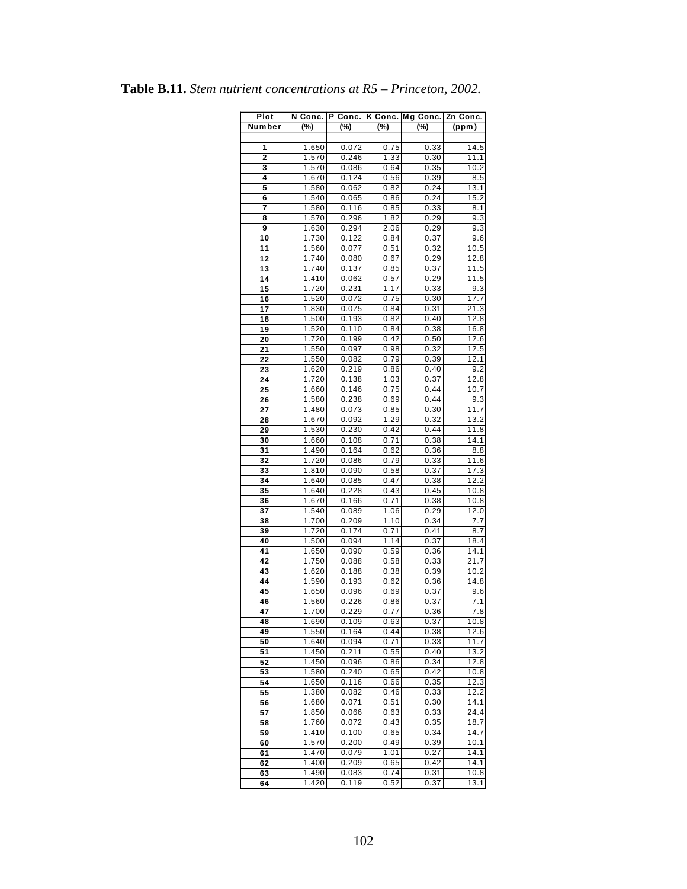**Table B.11.** *Stem nutrient concentrations at R5 – Princeton, 2002.*

| Plot Number | N Conc. (%) | P Conc. (%) | K Conc. (%) | Mg Conc. (%) | Zn Conc. (ppm) |
|---|---|---|---|---|---|
| 1 | 1.650 | 0.072 | 0.75 | 0.33 | 14.5 |
| 2 | 1.570 | 0.246 | 1.33 | 0.30 | 11.1 |
| 3 | 1.570 | 0.086 | 0.64 | 0.35 | 10.2 |
| 4 | 1.670 | 0.124 | 0.56 | 0.39 | 8.5 |
| 5 | 1.580 | 0.062 | 0.82 | 0.24 | 13.1 |
| 6 | 1.540 | 0.065 | 0.86 | 0.24 | 15.2 |
| 7 | 1.580 | 0.116 | 0.85 | 0.33 | 8.1 |
| 8 | 1.570 | 0.296 | 1.82 | 0.29 | 9.3 |
| 9 | 1.630 | 0.294 | 2.06 | 0.29 | 9.3 |
| 10 | 1.730 | 0.122 | 0.84 | 0.37 | 9.6 |
| 11 | 1.560 | 0.077 | 0.51 | 0.32 | 10.5 |
| 12 | 1.740 | 0.080 | 0.67 | 0.29 | 12.8 |
| 13 | 1.740 | 0.137 | 0.85 | 0.37 | 11.5 |
| 14 | 1.410 | 0.062 | 0.57 | 0.29 | 11.5 |
| 15 | 1.720 | 0.231 | 1.17 | 0.33 | 9.3 |
| 16 | 1.520 | 0.072 | 0.75 | 0.30 | 17.7 |
| 17 | 1.830 | 0.075 | 0.84 | 0.31 | 21.3 |
| 18 | 1.500 | 0.193 | 0.82 | 0.40 | 12.8 |
| 19 | 1.520 | 0.110 | 0.84 | 0.38 | 16.8 |
| 20 | 1.720 | 0.199 | 0.42 | 0.50 | 12.6 |
| 21 | 1.550 | 0.097 | 0.98 | 0.32 | 12.5 |
| 22 | 1.550 | 0.082 | 0.79 | 0.39 | 12.1 |
| 23 | 1.620 | 0.219 | 0.86 | 0.40 | 9.2 |
| 24 | 1.720 | 0.138 | 1.03 | 0.37 | 12.8 |
| 25 | 1.660 | 0.146 | 0.75 | 0.44 | 10.7 |
| 26 | 1.580 | 0.238 | 0.69 | 0.44 | 9.3 |
| 27 | 1.480 | 0.073 | 0.85 | 0.30 | 11.7 |
| 28 | 1.670 | 0.092 | 1.29 | 0.32 | 13.2 |
| 29 | 1.530 | 0.230 | 0.42 | 0.44 | 11.8 |
| 30 | 1.660 | 0.108 | 0.71 | 0.38 | 14.1 |
| 31 | 1.490 | 0.164 | 0.62 | 0.36 | 8.8 |
| 32 | 1.720 | 0.086 | 0.79 | 0.33 | 11.6 |
| 33 | 1.810 | 0.090 | 0.58 | 0.37 | 17.3 |
| 34 | 1.640 | 0.085 | 0.47 | 0.38 | 12.2 |
| 35 | 1.640 | 0.228 | 0.43 | 0.45 | 10.8 |
| 36 | 1.670 | 0.166 | 0.71 | 0.38 | 10.8 |
| 37 | 1.540 | 0.089 | 1.06 | 0.29 | 12.0 |
| 38 | 1.700 | 0.209 | 1.10 | 0.34 | 7.7 |
| 39 | 1.720 | 0.174 | 0.71 | 0.41 | 8.7 |
| 40 | 1.500 | 0.094 | 1.14 | 0.37 | 18.4 |
| 41 | 1.650 | 0.090 | 0.59 | 0.36 | 14.1 |
| 42 | 1.750 | 0.088 | 0.58 | 0.33 | 21.7 |
| 43 | 1.620 | 0.188 | 0.38 | 0.39 | 10.2 |
| 44 | 1.590 | 0.193 | 0.62 | 0.36 | 14.8 |
| 45 | 1.650 | 0.096 | 0.69 | 0.37 | 9.6 |
| 46 | 1.560 | 0.226 | 0.86 | 0.37 | 7.1 |
| 47 | 1.700 | 0.229 | 0.77 | 0.36 | 7.8 |
| 48 | 1.690 | 0.109 | 0.63 | 0.37 | 10.8 |
| 49 | 1.550 | 0.164 | 0.44 | 0.38 | 12.6 |
| 50 | 1.640 | 0.094 | 0.71 | 0.33 | 11.7 |
| 51 | 1.450 | 0.211 | 0.55 | 0.40 | 13.2 |
| 52 | 1.450 | 0.096 | 0.86 | 0.34 | 12.8 |
| 53 | 1.580 | 0.240 | 0.65 | 0.42 | 10.8 |
| 54 | 1.650 | 0.116 | 0.66 | 0.35 | 12.3 |
| 55 | 1.380 | 0.082 | 0.46 | 0.33 | 12.2 |
| 56 | 1.680 | 0.071 | 0.51 | 0.30 | 14.1 |
| 57 | 1.850 | 0.066 | 0.63 | 0.33 | 24.4 |
| 58 | 1.760 | 0.072 | 0.43 | 0.35 | 18.7 |
| 59 | 1.410 | 0.100 | 0.65 | 0.34 | 14.7 |
| 60 | 1.570 | 0.200 | 0.49 | 0.39 | 10.1 |
| 61 | 1.470 | 0.079 | 1.01 | 0.27 | 14.1 |
| 62 | 1.400 | 0.209 | 0.65 | 0.42 | 14.1 |
| 63 | 1.490 | 0.083 | 0.74 | 0.31 | 10.8 |
| 64 | 1.420 | 0.119 | 0.52 | 0.37 | 13.1 |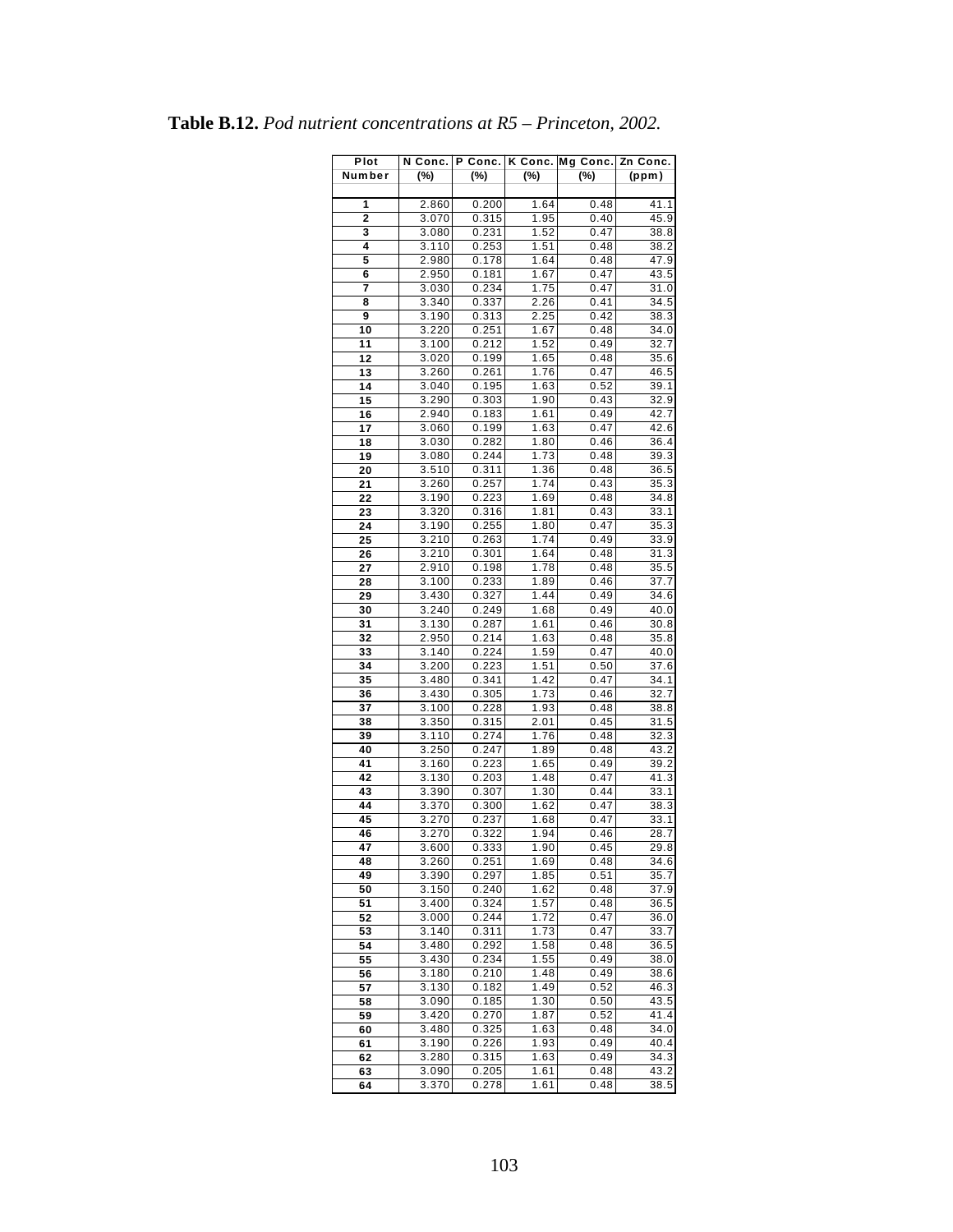**Table B.12.** *Pod nutrient concentrations at R5 – Princeton, 2002.*

| Plot Number | N Conc. (%) | P Conc. (%) | K Conc. (%) | Mg Conc. (%) | Zn Conc. (ppm) |
|---|---|---|---|---|---|
| 1 | 2.860 | 0.200 | 1.64 | 0.48 | 41.1 |
| 2 | 3.070 | 0.315 | 1.95 | 0.40 | 45.9 |
| 3 | 3.080 | 0.231 | 1.52 | 0.47 | 38.8 |
| 4 | 3.110 | 0.253 | 1.51 | 0.48 | 38.2 |
| 5 | 2.980 | 0.178 | 1.64 | 0.48 | 47.9 |
| 6 | 2.950 | 0.181 | 1.67 | 0.47 | 43.5 |
| 7 | 3.030 | 0.234 | 1.75 | 0.47 | 31.0 |
| 8 | 3.340 | 0.337 | 2.26 | 0.41 | 34.5 |
| 9 | 3.190 | 0.313 | 2.25 | 0.42 | 38.3 |
| 10 | 3.220 | 0.251 | 1.67 | 0.48 | 34.0 |
| 11 | 3.100 | 0.212 | 1.52 | 0.49 | 32.7 |
| 12 | 3.020 | 0.199 | 1.65 | 0.48 | 35.6 |
| 13 | 3.260 | 0.261 | 1.76 | 0.47 | 46.5 |
| 14 | 3.040 | 0.195 | 1.63 | 0.52 | 39.1 |
| 15 | 3.290 | 0.303 | 1.90 | 0.43 | 32.9 |
| 16 | 2.940 | 0.183 | 1.61 | 0.49 | 42.7 |
| 17 | 3.060 | 0.199 | 1.63 | 0.47 | 42.6 |
| 18 | 3.030 | 0.282 | 1.80 | 0.46 | 36.4 |
| 19 | 3.080 | 0.244 | 1.73 | 0.48 | 39.3 |
| 20 | 3.510 | 0.311 | 1.36 | 0.48 | 36.5 |
| 21 | 3.260 | 0.257 | 1.74 | 0.43 | 35.3 |
| 22 | 3.190 | 0.223 | 1.69 | 0.48 | 34.8 |
| 23 | 3.320 | 0.316 | 1.81 | 0.43 | 33.1 |
| 24 | 3.190 | 0.255 | 1.80 | 0.47 | 35.3 |
| 25 | 3.210 | 0.263 | 1.74 | 0.49 | 33.9 |
| 26 | 3.210 | 0.301 | 1.64 | 0.48 | 31.3 |
| 27 | 2.910 | 0.198 | 1.78 | 0.48 | 35.5 |
| 28 | 3.100 | 0.233 | 1.89 | 0.46 | 37.7 |
| 29 | 3.430 | 0.327 | 1.44 | 0.49 | 34.6 |
| 30 | 3.240 | 0.249 | 1.68 | 0.49 | 40.0 |
| 31 | 3.130 | 0.287 | 1.61 | 0.46 | 30.8 |
| 32 | 2.950 | 0.214 | 1.63 | 0.48 | 35.8 |
| 33 | 3.140 | 0.224 | 1.59 | 0.47 | 40.0 |
| 34 | 3.200 | 0.223 | 1.51 | 0.50 | 37.6 |
| 35 | 3.480 | 0.341 | 1.42 | 0.47 | 34.1 |
| 36 | 3.430 | 0.305 | 1.73 | 0.46 | 32.7 |
| 37 | 3.100 | 0.228 | 1.93 | 0.48 | 38.8 |
| 38 | 3.350 | 0.315 | 2.01 | 0.45 | 31.5 |
| 39 | 3.110 | 0.274 | 1.76 | 0.48 | 32.3 |
| 40 | 3.250 | 0.247 | 1.89 | 0.48 | 43.2 |
| 41 | 3.160 | 0.223 | 1.65 | 0.49 | 39.2 |
| 42 | 3.130 | 0.203 | 1.48 | 0.47 | 41.3 |
| 43 | 3.390 | 0.307 | 1.30 | 0.44 | 33.1 |
| 44 | 3.370 | 0.300 | 1.62 | 0.47 | 38.3 |
| 45 | 3.270 | 0.237 | 1.68 | 0.47 | 33.1 |
| 46 | 3.270 | 0.322 | 1.94 | 0.46 | 28.7 |
| 47 | 3.600 | 0.333 | 1.90 | 0.45 | 29.8 |
| 48 | 3.260 | 0.251 | 1.69 | 0.48 | 34.6 |
| 49 | 3.390 | 0.297 | 1.85 | 0.51 | 35.7 |
| 50 | 3.150 | 0.240 | 1.62 | 0.48 | 37.9 |
| 51 | 3.400 | 0.324 | 1.57 | 0.48 | 36.5 |
| 52 | 3.000 | 0.244 | 1.72 | 0.47 | 36.0 |
| 53 | 3.140 | 0.311 | 1.73 | 0.47 | 33.7 |
| 54 | 3.480 | 0.292 | 1.58 | 0.48 | 36.5 |
| 55 | 3.430 | 0.234 | 1.55 | 0.49 | 38.0 |
| 56 | 3.180 | 0.210 | 1.48 | 0.49 | 38.6 |
| 57 | 3.130 | 0.182 | 1.49 | 0.52 | 46.3 |
| 58 | 3.090 | 0.185 | 1.30 | 0.50 | 43.5 |
| 59 | 3.420 | 0.270 | 1.87 | 0.52 | 41.4 |
| 60 | 3.480 | 0.325 | 1.63 | 0.48 | 34.0 |
| 61 | 3.190 | 0.226 | 1.93 | 0.49 | 40.4 |
| 62 | 3.280 | 0.315 | 1.63 | 0.49 | 34.3 |
| 63 | 3.090 | 0.205 | 1.61 | 0.48 | 43.2 |
| 64 | 3.370 | 0.278 | 1.61 | 0.48 | 38.5 |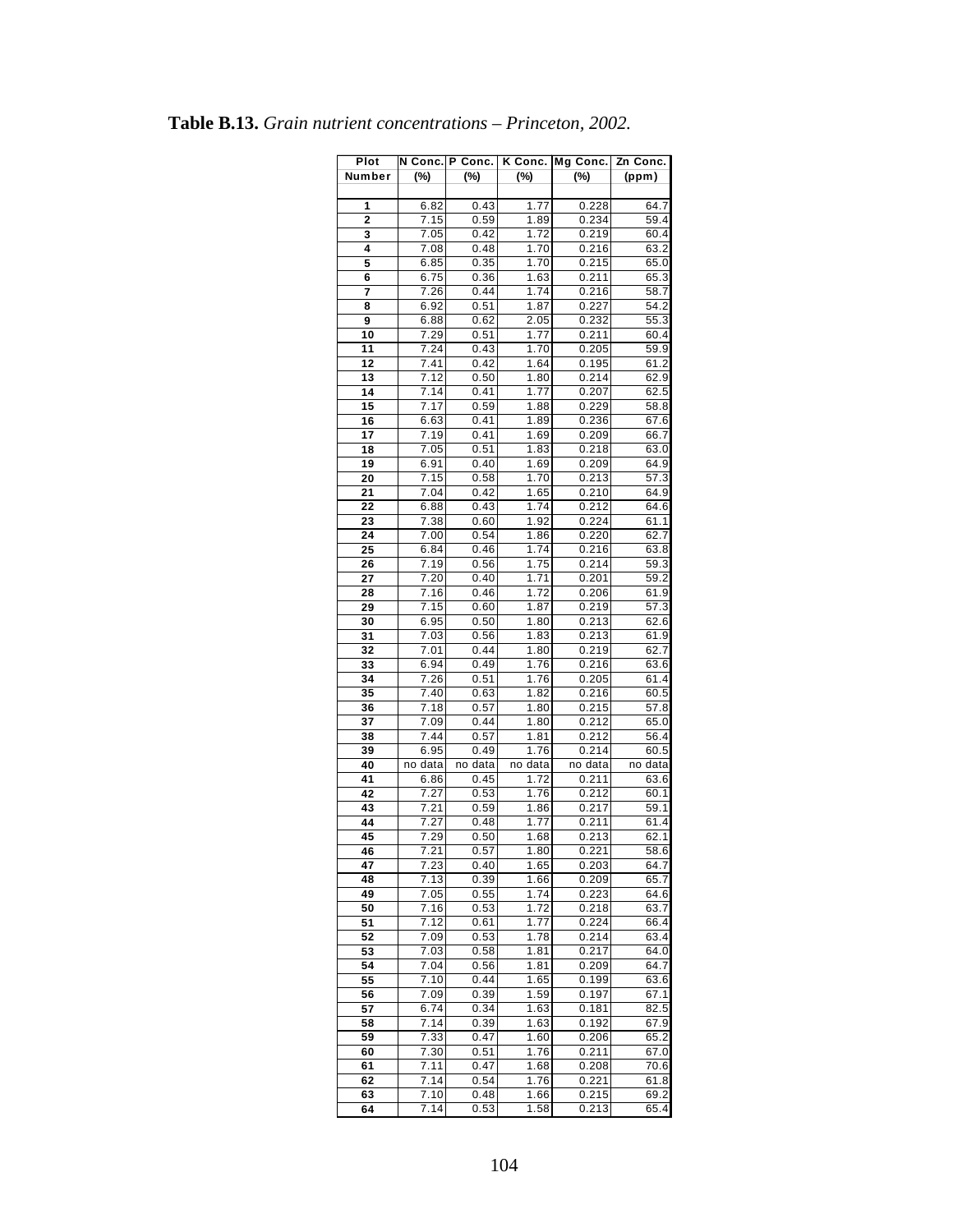**Table B.13.** *Grain nutrient concentrations – Princeton, 2002.*

| Plot Number | N Conc. (%) | P Conc. (%) | K Conc. (%) | Mg Conc. (%) | Zn Conc. (ppm) |
|---|---|---|---|---|---|
| 1 | 6.82 | 0.43 | 1.77 | 0.228 | 64.7 |
| 2 | 7.15 | 0.59 | 1.89 | 0.234 | 59.4 |
| 3 | 7.05 | 0.42 | 1.72 | 0.219 | 60.4 |
| 4 | 7.08 | 0.48 | 1.70 | 0.216 | 63.2 |
| 5 | 6.85 | 0.35 | 1.70 | 0.215 | 65.0 |
| 6 | 6.75 | 0.36 | 1.63 | 0.211 | 65.3 |
| 7 | 7.26 | 0.44 | 1.74 | 0.216 | 58.7 |
| 8 | 6.92 | 0.51 | 1.87 | 0.227 | 54.2 |
| 9 | 6.88 | 0.62 | 2.05 | 0.232 | 55.3 |
| 10 | 7.29 | 0.51 | 1.77 | 0.211 | 60.4 |
| 11 | 7.24 | 0.43 | 1.70 | 0.205 | 59.9 |
| 12 | 7.41 | 0.42 | 1.64 | 0.195 | 61.2 |
| 13 | 7.12 | 0.50 | 1.80 | 0.214 | 62.9 |
| 14 | 7.14 | 0.41 | 1.77 | 0.207 | 62.5 |
| 15 | 7.17 | 0.59 | 1.88 | 0.229 | 58.8 |
| 16 | 6.63 | 0.41 | 1.89 | 0.236 | 67.6 |
| 17 | 7.19 | 0.41 | 1.69 | 0.209 | 66.7 |
| 18 | 7.05 | 0.51 | 1.83 | 0.218 | 63.0 |
| 19 | 6.91 | 0.40 | 1.69 | 0.209 | 64.9 |
| 20 | 7.15 | 0.58 | 1.70 | 0.213 | 57.3 |
| 21 | 7.04 | 0.42 | 1.65 | 0.210 | 64.9 |
| 22 | 6.88 | 0.43 | 1.74 | 0.212 | 64.6 |
| 23 | 7.38 | 0.60 | 1.92 | 0.224 | 61.1 |
| 24 | 7.00 | 0.54 | 1.86 | 0.220 | 62.7 |
| 25 | 6.84 | 0.46 | 1.74 | 0.216 | 63.8 |
| 26 | 7.19 | 0.56 | 1.75 | 0.214 | 59.3 |
| 27 | 7.20 | 0.40 | 1.71 | 0.201 | 59.2 |
| 28 | 7.16 | 0.46 | 1.72 | 0.206 | 61.9 |
| 29 | 7.15 | 0.60 | 1.87 | 0.219 | 57.3 |
| 30 | 6.95 | 0.50 | 1.80 | 0.213 | 62.6 |
| 31 | 7.03 | 0.56 | 1.83 | 0.213 | 61.9 |
| 32 | 7.01 | 0.44 | 1.80 | 0.219 | 62.7 |
| 33 | 6.94 | 0.49 | 1.76 | 0.216 | 63.6 |
| 34 | 7.26 | 0.51 | 1.76 | 0.205 | 61.4 |
| 35 | 7.40 | 0.63 | 1.82 | 0.216 | 60.5 |
| 36 | 7.18 | 0.57 | 1.80 | 0.215 | 57.8 |
| 37 | 7.09 | 0.44 | 1.80 | 0.212 | 65.0 |
| 38 | 7.44 | 0.57 | 1.81 | 0.212 | 56.4 |
| 39 | 6.95 | 0.49 | 1.76 | 0.214 | 60.5 |
| 40 | no data | no data | no data | no data | no data |
| 41 | 6.86 | 0.45 | 1.72 | 0.211 | 63.6 |
| 42 | 7.27 | 0.53 | 1.76 | 0.212 | 60.1 |
| 43 | 7.21 | 0.59 | 1.86 | 0.217 | 59.1 |
| 44 | 7.27 | 0.48 | 1.77 | 0.211 | 61.4 |
| 45 | 7.29 | 0.50 | 1.68 | 0.213 | 62.1 |
| 46 | 7.21 | 0.57 | 1.80 | 0.221 | 58.6 |
| 47 | 7.23 | 0.40 | 1.65 | 0.203 | 64.7 |
| 48 | 7.13 | 0.39 | 1.66 | 0.209 | 65.7 |
| 49 | 7.05 | 0.55 | 1.74 | 0.223 | 64.6 |
| 50 | 7.16 | 0.53 | 1.72 | 0.218 | 63.7 |
| 51 | 7.12 | 0.61 | 1.77 | 0.224 | 66.4 |
| 52 | 7.09 | 0.53 | 1.78 | 0.214 | 63.4 |
| 53 | 7.03 | 0.58 | 1.81 | 0.217 | 64.0 |
| 54 | 7.04 | 0.56 | 1.81 | 0.209 | 64.7 |
| 55 | 7.10 | 0.44 | 1.65 | 0.199 | 63.6 |
| 56 | 7.09 | 0.39 | 1.59 | 0.197 | 67.1 |
| 57 | 6.74 | 0.34 | 1.63 | 0.181 | 82.5 |
| 58 | 7.14 | 0.39 | 1.63 | 0.192 | 67.9 |
| 59 | 7.33 | 0.47 | 1.60 | 0.206 | 65.2 |
| 60 | 7.30 | 0.51 | 1.76 | 0.211 | 67.0 |
| 61 | 7.11 | 0.47 | 1.68 | 0.208 | 70.6 |
| 62 | 7.14 | 0.54 | 1.76 | 0.221 | 61.8 |
| 63 | 7.10 | 0.48 | 1.66 | 0.215 | 69.2 |
| 64 | 7.14 | 0.53 | 1.58 | 0.213 | 65.4 |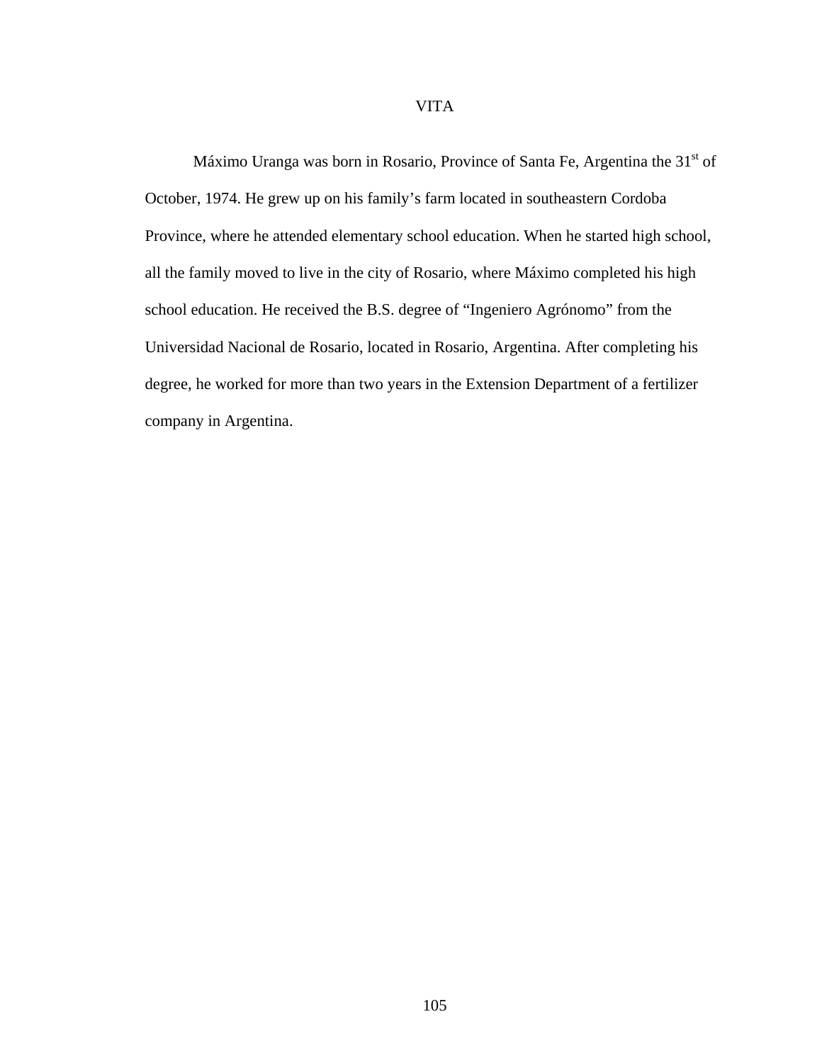# VITA

Máximo Uranga was born in Rosario, Province of Santa Fe, Argentina the 31st of October, 1974. He grew up on his family's farm located in southeastern Cordoba Province, where he attended elementary school education. When he started high school, all the family moved to live in the city of Rosario, where Máximo completed his high school education. He received the B.S. degree of "Ingeniero Agrónomo" from the Universidad Nacional de Rosario, located in Rosario, Argentina. After completing his degree, he worked for more than two years in the Extension Department of a fertilizer company in Argentina.